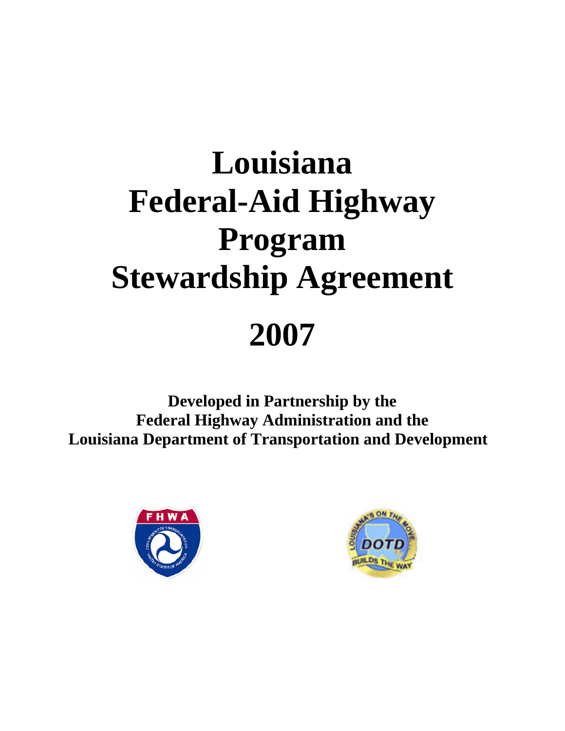# Louisiana Federal-Aid Highway Program Stewardship Agreement

# 2007

**Developed in Partnership by the Federal Highway Administration and the Louisiana Department of Transportation and Development**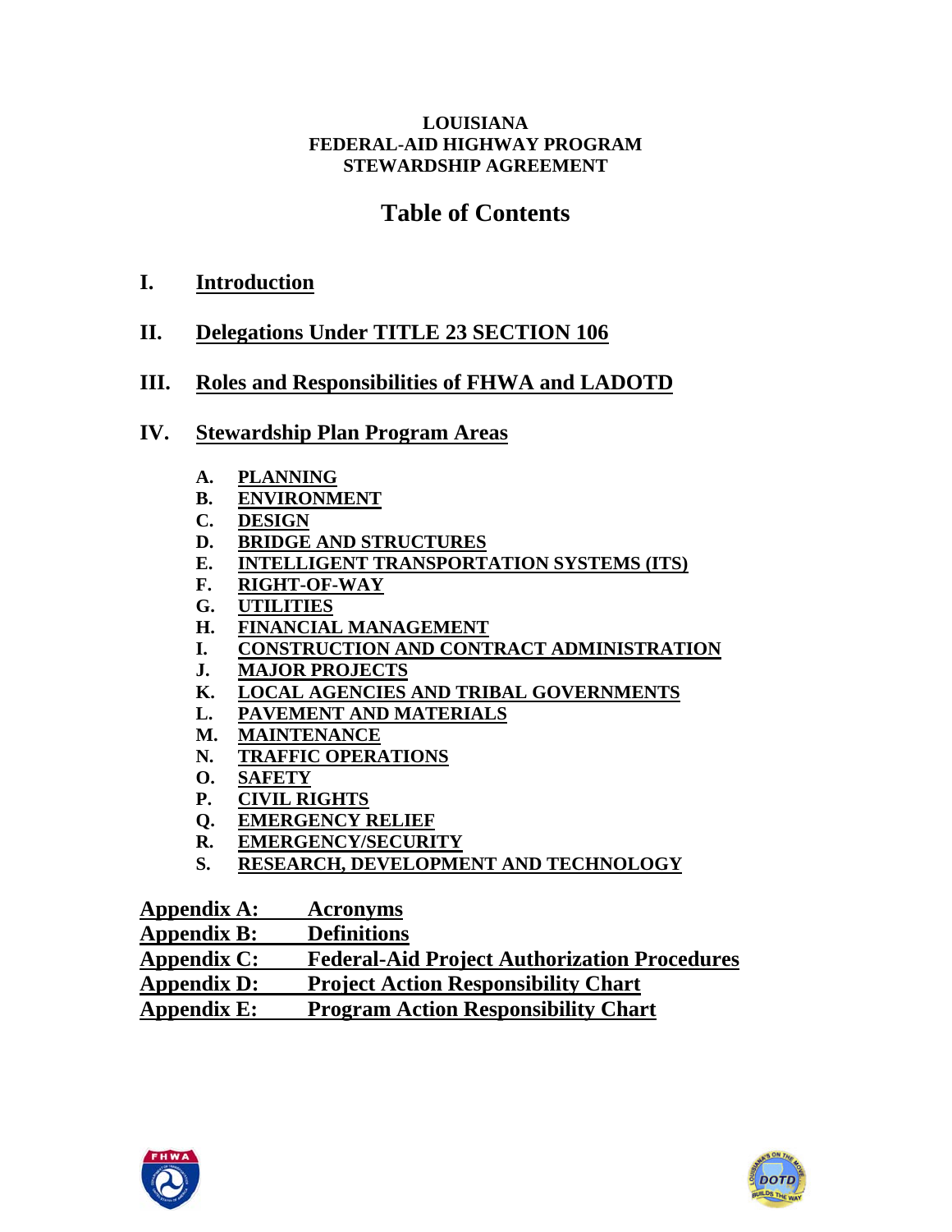**LOUISIANA**
**FEDERAL-AID HIGHWAY PROGRAM**
**STEWARDSHIP AGREEMENT**

# Table of Contents

**I. Introduction**

**II. Delegations Under TITLE 23 SECTION 106**

**III. Roles and Responsibilities of FHWA and LADOTD**

**IV. Stewardship Plan Program Areas**

- **A. PLANNING**
- **B. ENVIRONMENT**
- **C. DESIGN**
- **D. BRIDGE AND STRUCTURES**
- **E. INTELLIGENT TRANSPORTATION SYSTEMS (ITS)**
- **F. RIGHT-OF-WAY**
- **G. UTILITIES**
- **H. FINANCIAL MANAGEMENT**
- **I. CONSTRUCTION AND CONTRACT ADMINISTRATION**
- **J. MAJOR PROJECTS**
- **K. LOCAL AGENCIES AND TRIBAL GOVERNMENTS**
- **L. PAVEMENT AND MATERIALS**
- **M. MAINTENANCE**
- **N. TRAFFIC OPERATIONS**
- **O. SAFETY**
- **P. CIVIL RIGHTS**
- **Q. EMERGENCY RELIEF**
- **R. EMERGENCY/SECURITY**
- **S. RESEARCH, DEVELOPMENT AND TECHNOLOGY**

**Appendix A: Acronyms**
**Appendix B: Definitions**
**Appendix C: Federal-Aid Project Authorization Procedures**
**Appendix D: Project Action Responsibility Chart**
**Appendix E: Program Action Responsibility Chart**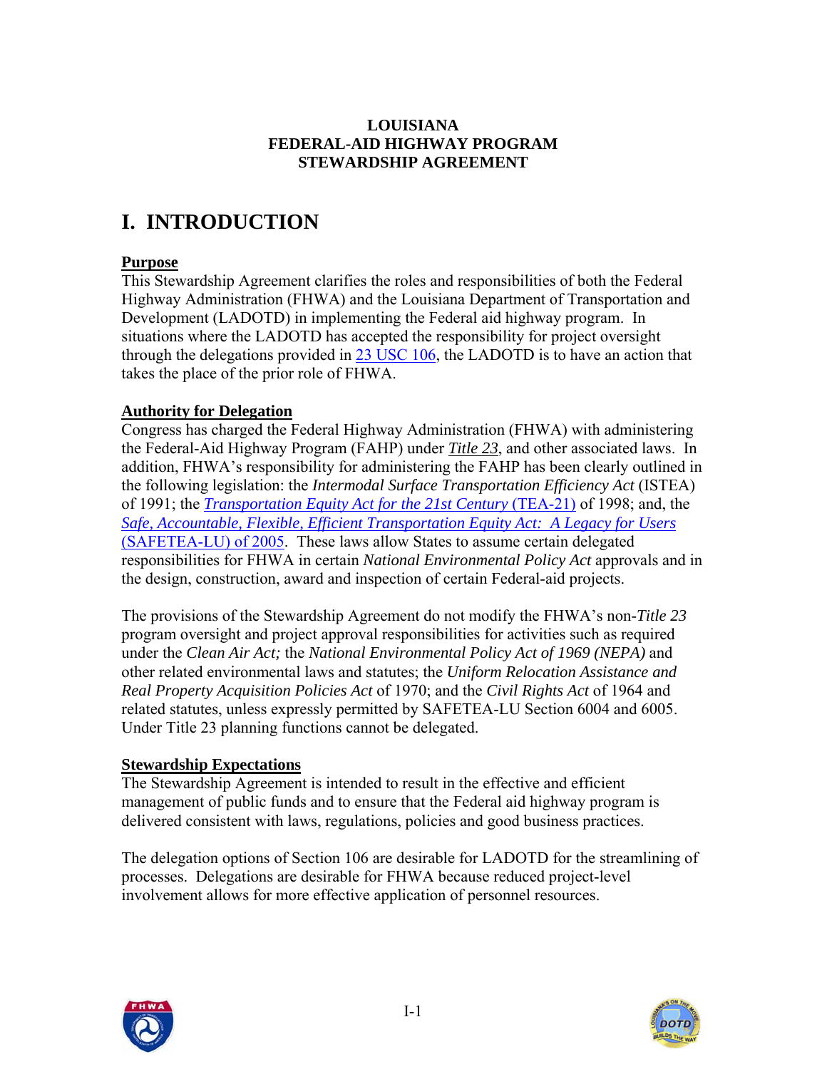**LOUISIANA**
**FEDERAL-AID HIGHWAY PROGRAM**
**STEWARDSHIP AGREEMENT**

# I. INTRODUCTION

**Purpose**

This Stewardship Agreement clarifies the roles and responsibilities of both the Federal Highway Administration (FHWA) and the Louisiana Department of Transportation and Development (LADOTD) in implementing the Federal aid highway program. In situations where the LADOTD has accepted the responsibility for project oversight through the delegations provided in 23 USC 106, the LADOTD is to have an action that takes the place of the prior role of FHWA.

**Authority for Delegation**

Congress has charged the Federal Highway Administration (FHWA) with administering the Federal-Aid Highway Program (FAHP) under *Title 23*, and other associated laws. In addition, FHWA's responsibility for administering the FAHP has been clearly outlined in the following legislation: the *Intermodal Surface Transportation Efficiency Act* (ISTEA) of 1991; the *Transportation Equity Act for the 21st Century* (TEA-21) of 1998; and, the *Safe, Accountable, Flexible, Efficient Transportation Equity Act: A Legacy for Users* (SAFETEA-LU) of 2005. These laws allow States to assume certain delegated responsibilities for FHWA in certain *National Environmental Policy Act* approvals and in the design, construction, award and inspection of certain Federal-aid projects.

The provisions of the Stewardship Agreement do not modify the FHWA's non-*Title 23* program oversight and project approval responsibilities for activities such as required under the *Clean Air Act;* the *National Environmental Policy Act of 1969 (NEPA)* and other related environmental laws and statutes; the *Uniform Relocation Assistance and Real Property Acquisition Policies Act* of 1970; and the *Civil Rights Act* of 1964 and related statutes, unless expressly permitted by SAFETEA-LU Section 6004 and 6005. Under Title 23 planning functions cannot be delegated.

**Stewardship Expectations**

The Stewardship Agreement is intended to result in the effective and efficient management of public funds and to ensure that the Federal aid highway program is delivered consistent with laws, regulations, policies and good business practices.

The delegation options of Section 106 are desirable for LADOTD for the streamlining of processes. Delegations are desirable for FHWA because reduced project-level involvement allows for more effective application of personnel resources.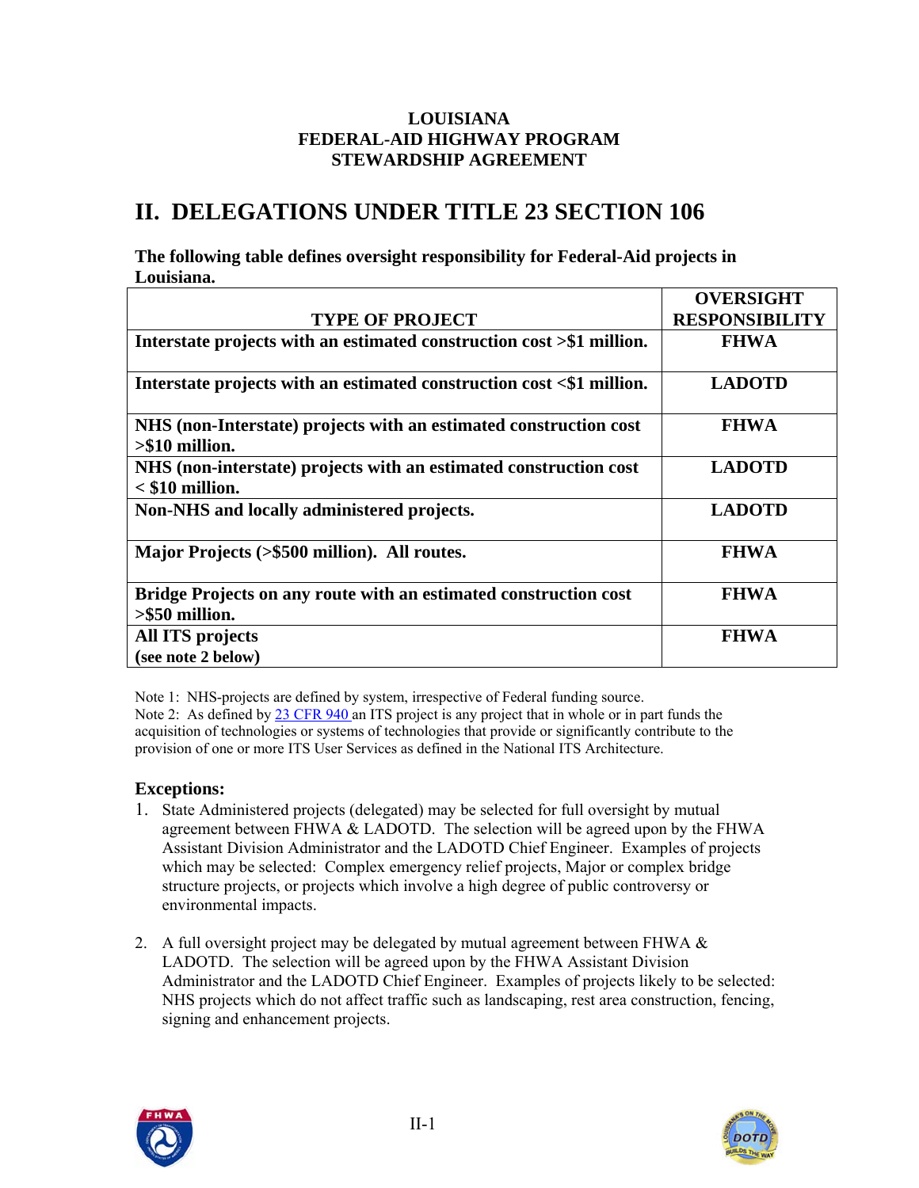**LOUISIANA**
**FEDERAL-AID HIGHWAY PROGRAM**
**STEWARDSHIP AGREEMENT**

# II. DELEGATIONS UNDER TITLE 23 SECTION 106

**The following table defines oversight responsibility for Federal-Aid projects in Louisiana.**

| TYPE OF PROJECT | OVERSIGHT RESPONSIBILITY |
|---|---|
| **Interstate projects with an estimated construction cost >$1 million.** | **FHWA** |
| **Interstate projects with an estimated construction cost <$1 million.** | **LADOTD** |
| **NHS (non-Interstate) projects with an estimated construction cost >$10 million.** | **FHWA** |
| **NHS (non-interstate) projects with an estimated construction cost < $10 million.** | **LADOTD** |
| **Non-NHS and locally administered projects.** | **LADOTD** |
| **Major Projects (>$500 million). All routes.** | **FHWA** |
| **Bridge Projects on any route with an estimated construction cost >$50 million.** | **FHWA** |
| **All ITS projects (see note 2 below)** | **FHWA** |

Note 1: NHS-projects are defined by system, irrespective of Federal funding source.
Note 2: As defined by 23 CFR 940 an ITS project is any project that in whole or in part funds the acquisition of technologies or systems of technologies that provide or significantly contribute to the provision of one or more ITS User Services as defined in the National ITS Architecture.

### Exceptions:

1. State Administered projects (delegated) may be selected for full oversight by mutual agreement between FHWA & LADOTD. The selection will be agreed upon by the FHWA Assistant Division Administrator and the LADOTD Chief Engineer. Examples of projects which may be selected: Complex emergency relief projects, Major or complex bridge structure projects, or projects which involve a high degree of public controversy or environmental impacts.

2. A full oversight project may be delegated by mutual agreement between FHWA & LADOTD. The selection will be agreed upon by the FHWA Assistant Division Administrator and the LADOTD Chief Engineer. Examples of projects likely to be selected: NHS projects which do not affect traffic such as landscaping, rest area construction, fencing, signing and enhancement projects.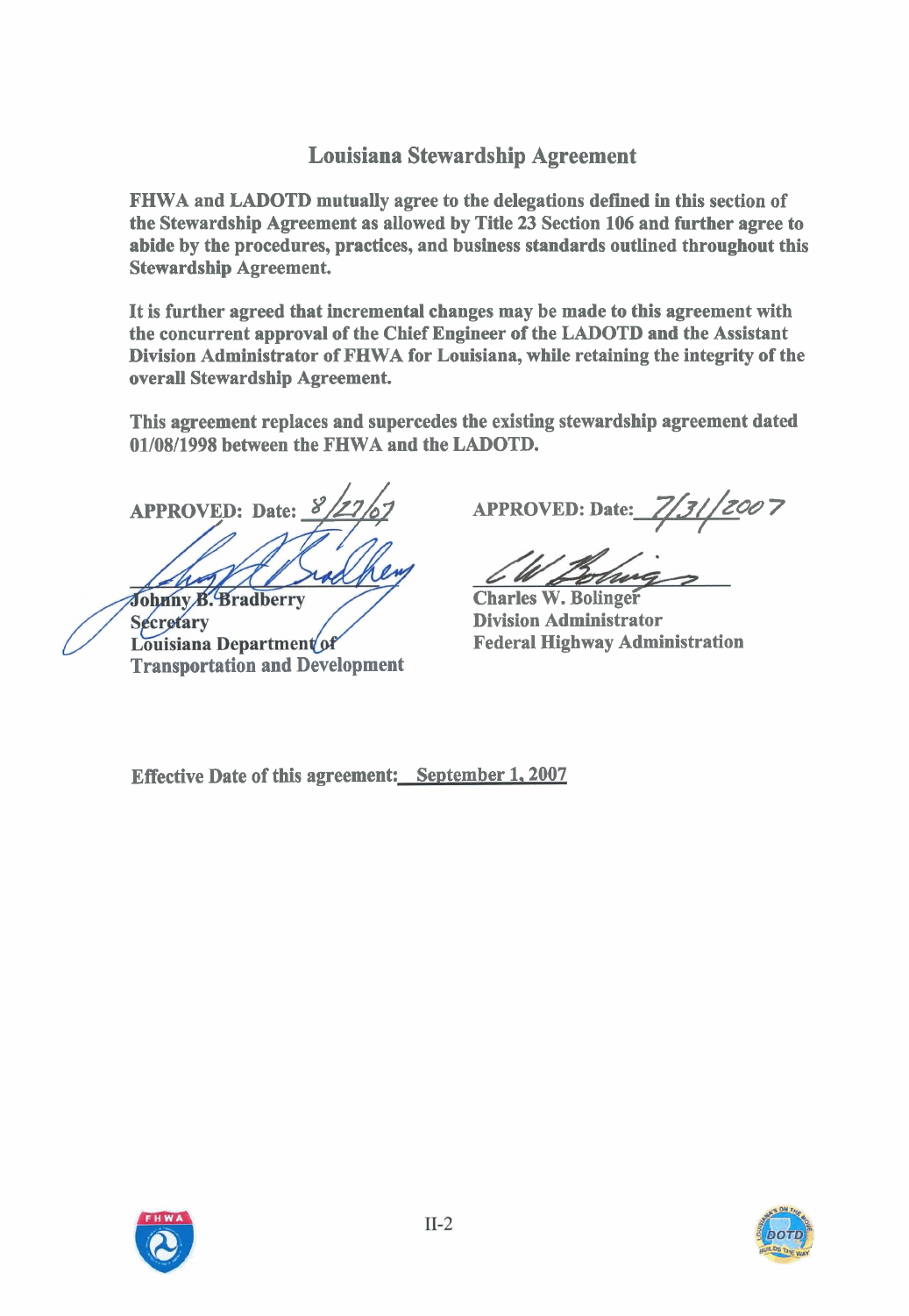## Louisiana Stewardship Agreement

**FHWA and LADOTD mutually agree to the delegations defined in this section of the Stewardship Agreement as allowed by Title 23 Section 106 and further agree to abide by the procedures, practices, and business standards outlined throughout this Stewardship Agreement.**

**It is further agreed that incremental changes may be made to this agreement with the concurrent approval of the Chief Engineer of the LADOTD and the Assistant Division Administrator of FHWA for Louisiana, while retaining the integrity of the overall Stewardship Agreement.**

**This agreement replaces and supercedes the existing stewardship agreement dated 01/08/1998 between the FHWA and the LADOTD.**

**APPROVED: Date:** 8/27/07

**Johnny B. Bradberry**
**Secretary**
**Louisiana Department of Transportation and Development**

**APPROVED: Date:** 7/31/2007

**Charles W. Bolinger**
**Division Administrator**
**Federal Highway Administration**

**Effective Date of this agreement:** September 1, 2007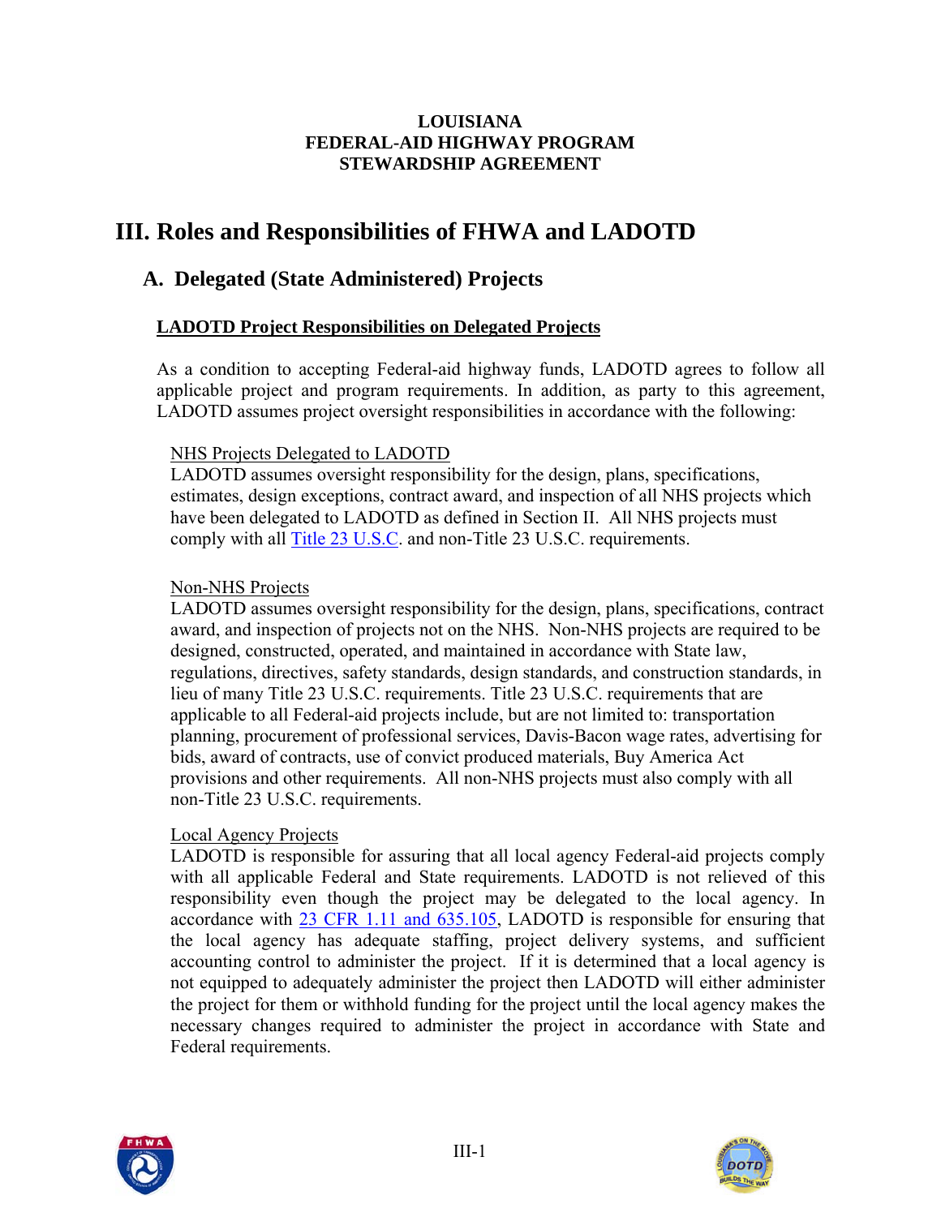**LOUISIANA**
**FEDERAL-AID HIGHWAY PROGRAM**
**STEWARDSHIP AGREEMENT**

# III. Roles and Responsibilities of FHWA and LADOTD

## A. Delegated (State Administered) Projects

### LADOTD Project Responsibilities on Delegated Projects

As a condition to accepting Federal-aid highway funds, LADOTD agrees to follow all applicable project and program requirements. In addition, as party to this agreement, LADOTD assumes project oversight responsibilities in accordance with the following:

#### NHS Projects Delegated to LADOTD

LADOTD assumes oversight responsibility for the design, plans, specifications, estimates, design exceptions, contract award, and inspection of all NHS projects which have been delegated to LADOTD as defined in Section II. All NHS projects must comply with all Title 23 U.S.C. and non-Title 23 U.S.C. requirements.

#### Non-NHS Projects

LADOTD assumes oversight responsibility for the design, plans, specifications, contract award, and inspection of projects not on the NHS. Non-NHS projects are required to be designed, constructed, operated, and maintained in accordance with State law, regulations, directives, safety standards, design standards, and construction standards, in lieu of many Title 23 U.S.C. requirements. Title 23 U.S.C. requirements that are applicable to all Federal-aid projects include, but are not limited to: transportation planning, procurement of professional services, Davis-Bacon wage rates, advertising for bids, award of contracts, use of convict produced materials, Buy America Act provisions and other requirements. All non-NHS projects must also comply with all non-Title 23 U.S.C. requirements.

#### Local Agency Projects

LADOTD is responsible for assuring that all local agency Federal-aid projects comply with all applicable Federal and State requirements. LADOTD is not relieved of this responsibility even though the project may be delegated to the local agency. In accordance with 23 CFR 1.11 and 635.105, LADOTD is responsible for ensuring that the local agency has adequate staffing, project delivery systems, and sufficient accounting control to administer the project. If it is determined that a local agency is not equipped to adequately administer the project then LADOTD will either administer the project for them or withhold funding for the project until the local agency makes the necessary changes required to administer the project in accordance with State and Federal requirements.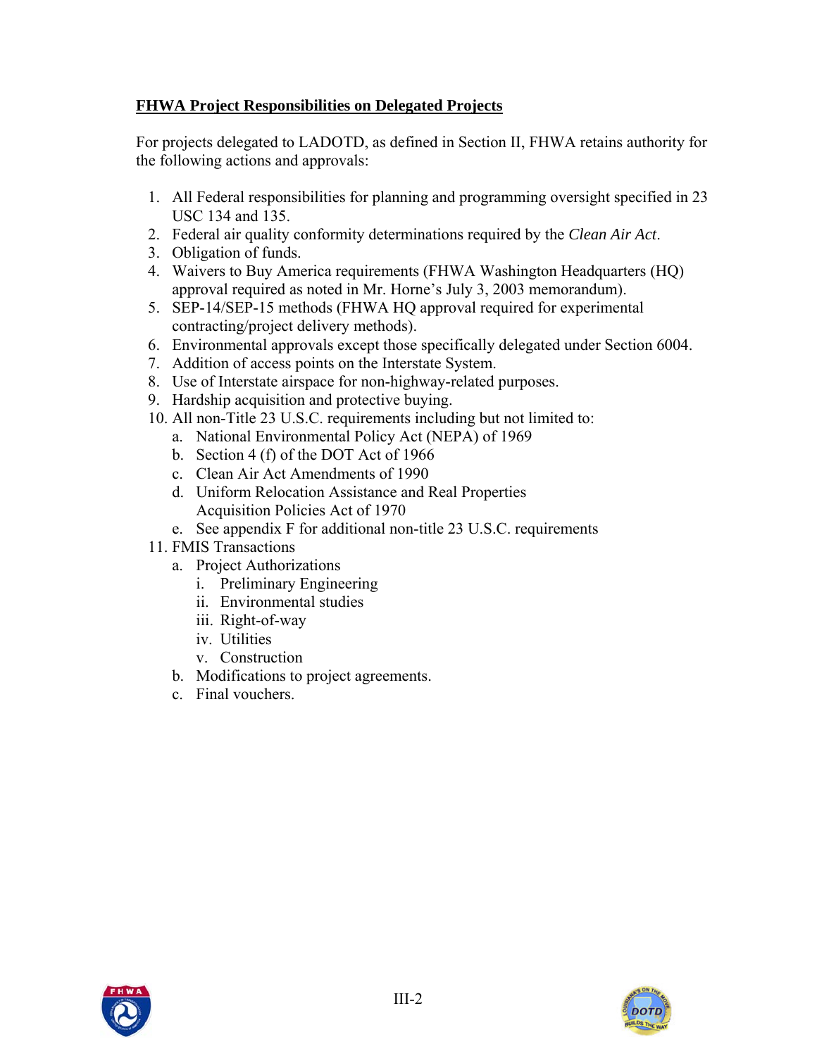**FHWA Project Responsibilities on Delegated Projects**

For projects delegated to LADOTD, as defined in Section II, FHWA retains authority for the following actions and approvals:

1. All Federal responsibilities for planning and programming oversight specified in 23 USC 134 and 135.
2. Federal air quality conformity determinations required by the *Clean Air Act*.
3. Obligation of funds.
4. Waivers to Buy America requirements (FHWA Washington Headquarters (HQ) approval required as noted in Mr. Horne's July 3, 2003 memorandum).
5. SEP-14/SEP-15 methods (FHWA HQ approval required for experimental contracting/project delivery methods).
6. Environmental approvals except those specifically delegated under Section 6004.
7. Addition of access points on the Interstate System.
8. Use of Interstate airspace for non-highway-related purposes.
9. Hardship acquisition and protective buying.
10. All non-Title 23 U.S.C. requirements including but not limited to:
    a. National Environmental Policy Act (NEPA) of 1969
    b. Section 4 (f) of the DOT Act of 1966
    c. Clean Air Act Amendments of 1990
    d. Uniform Relocation Assistance and Real Properties Acquisition Policies Act of 1970
    e. See appendix F for additional non-title 23 U.S.C. requirements
11. FMIS Transactions
    a. Project Authorizations
        i. Preliminary Engineering
        ii. Environmental studies
        iii. Right-of-way
        iv. Utilities
        v. Construction
    b. Modifications to project agreements.
    c. Final vouchers.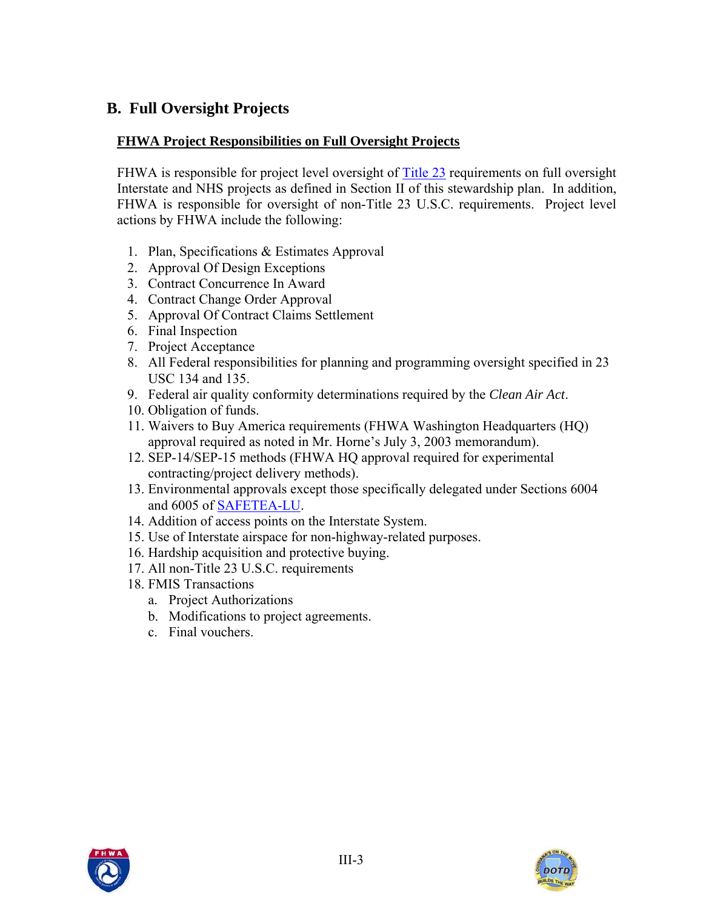## B. Full Oversight Projects

**FHWA Project Responsibilities on Full Oversight Projects**

FHWA is responsible for project level oversight of Title 23 requirements on full oversight Interstate and NHS projects as defined in Section II of this stewardship plan. In addition, FHWA is responsible for oversight of non-Title 23 U.S.C. requirements. Project level actions by FHWA include the following:

1. Plan, Specifications & Estimates Approval
2. Approval Of Design Exceptions
3. Contract Concurrence In Award
4. Contract Change Order Approval
5. Approval Of Contract Claims Settlement
6. Final Inspection
7. Project Acceptance
8. All Federal responsibilities for planning and programming oversight specified in 23 USC 134 and 135.
9. Federal air quality conformity determinations required by the *Clean Air Act*.
10. Obligation of funds.
11. Waivers to Buy America requirements (FHWA Washington Headquarters (HQ) approval required as noted in Mr. Horne's July 3, 2003 memorandum).
12. SEP-14/SEP-15 methods (FHWA HQ approval required for experimental contracting/project delivery methods).
13. Environmental approvals except those specifically delegated under Sections 6004 and 6005 of SAFETEA-LU.
14. Addition of access points on the Interstate System.
15. Use of Interstate airspace for non-highway-related purposes.
16. Hardship acquisition and protective buying.
17. All non-Title 23 U.S.C. requirements
18. FMIS Transactions
    a. Project Authorizations
    b. Modifications to project agreements.
    c. Final vouchers.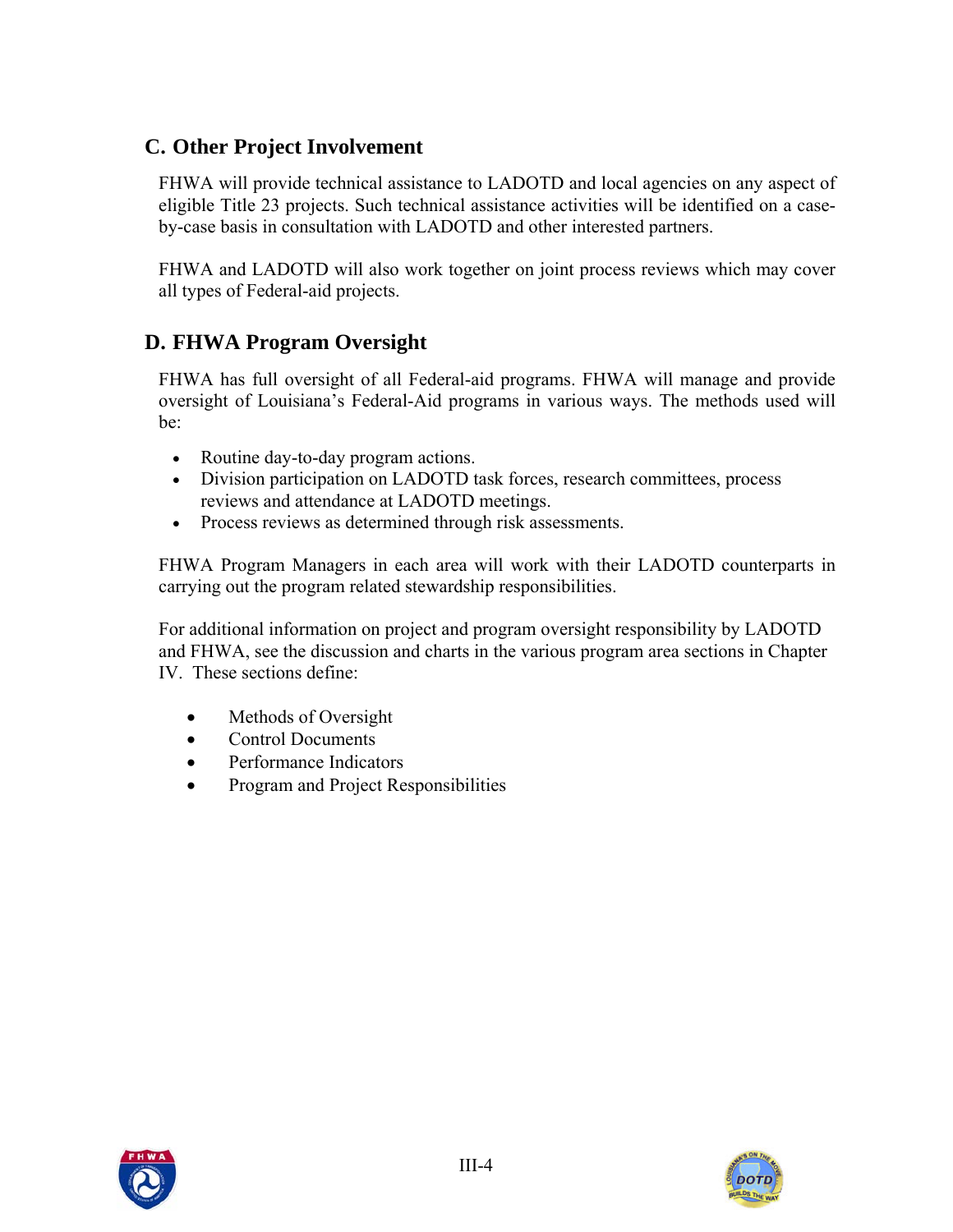## C. Other Project Involvement

FHWA will provide technical assistance to LADOTD and local agencies on any aspect of eligible Title 23 projects. Such technical assistance activities will be identified on a case-by-case basis in consultation with LADOTD and other interested partners.

FHWA and LADOTD will also work together on joint process reviews which may cover all types of Federal-aid projects.

## D. FHWA Program Oversight

FHWA has full oversight of all Federal-aid programs. FHWA will manage and provide oversight of Louisiana's Federal-Aid programs in various ways. The methods used will be:

- Routine day-to-day program actions.
- Division participation on LADOTD task forces, research committees, process reviews and attendance at LADOTD meetings.
- Process reviews as determined through risk assessments.

FHWA Program Managers in each area will work with their LADOTD counterparts in carrying out the program related stewardship responsibilities.

For additional information on project and program oversight responsibility by LADOTD and FHWA, see the discussion and charts in the various program area sections in Chapter IV. These sections define:

- Methods of Oversight
- Control Documents
- Performance Indicators
- Program and Project Responsibilities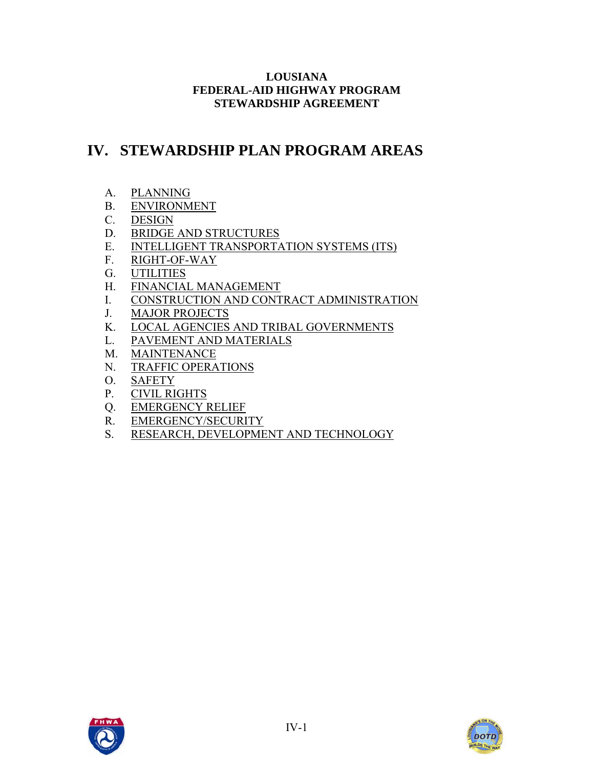**LOUSIANA**
**FEDERAL-AID HIGHWAY PROGRAM**
**STEWARDSHIP AGREEMENT**

# IV. STEWARDSHIP PLAN PROGRAM AREAS

A. PLANNING
B. ENVIRONMENT
C. DESIGN
D. BRIDGE AND STRUCTURES
E. INTELLIGENT TRANSPORTATION SYSTEMS (ITS)
F. RIGHT-OF-WAY
G. UTILITIES
H. FINANCIAL MANAGEMENT
I. CONSTRUCTION AND CONTRACT ADMINISTRATION
J. MAJOR PROJECTS
K. LOCAL AGENCIES AND TRIBAL GOVERNMENTS
L. PAVEMENT AND MATERIALS
M. MAINTENANCE
N. TRAFFIC OPERATIONS
O. SAFETY
P. CIVIL RIGHTS
Q. EMERGENCY RELIEF
R. EMERGENCY/SECURITY
S. RESEARCH, DEVELOPMENT AND TECHNOLOGY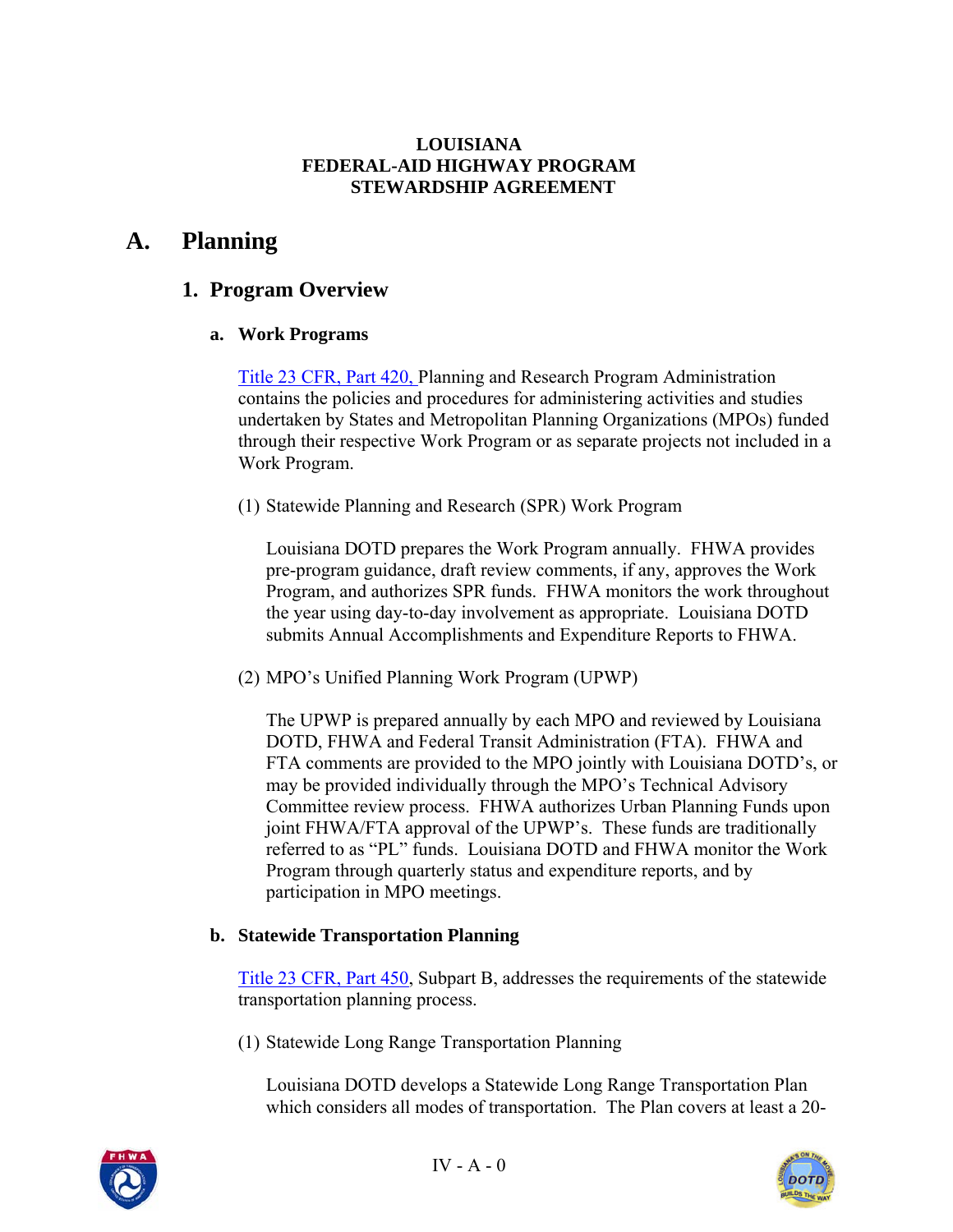**LOUISIANA**
**FEDERAL-AID HIGHWAY PROGRAM**
**STEWARDSHIP AGREEMENT**

# A. Planning

## 1. Program Overview

### a. Work Programs

Title 23 CFR, Part 420, Planning and Research Program Administration contains the policies and procedures for administering activities and studies undertaken by States and Metropolitan Planning Organizations (MPOs) funded through their respective Work Program or as separate projects not included in a Work Program.

(1) Statewide Planning and Research (SPR) Work Program

Louisiana DOTD prepares the Work Program annually. FHWA provides pre-program guidance, draft review comments, if any, approves the Work Program, and authorizes SPR funds. FHWA monitors the work throughout the year using day-to-day involvement as appropriate. Louisiana DOTD submits Annual Accomplishments and Expenditure Reports to FHWA.

(2) MPO's Unified Planning Work Program (UPWP)

The UPWP is prepared annually by each MPO and reviewed by Louisiana DOTD, FHWA and Federal Transit Administration (FTA). FHWA and FTA comments are provided to the MPO jointly with Louisiana DOTD's, or may be provided individually through the MPO's Technical Advisory Committee review process. FHWA authorizes Urban Planning Funds upon joint FHWA/FTA approval of the UPWP's. These funds are traditionally referred to as "PL" funds. Louisiana DOTD and FHWA monitor the Work Program through quarterly status and expenditure reports, and by participation in MPO meetings.

### b. Statewide Transportation Planning

Title 23 CFR, Part 450, Subpart B, addresses the requirements of the statewide transportation planning process.

(1) Statewide Long Range Transportation Planning

Louisiana DOTD develops a Statewide Long Range Transportation Plan which considers all modes of transportation. The Plan covers at least a 20-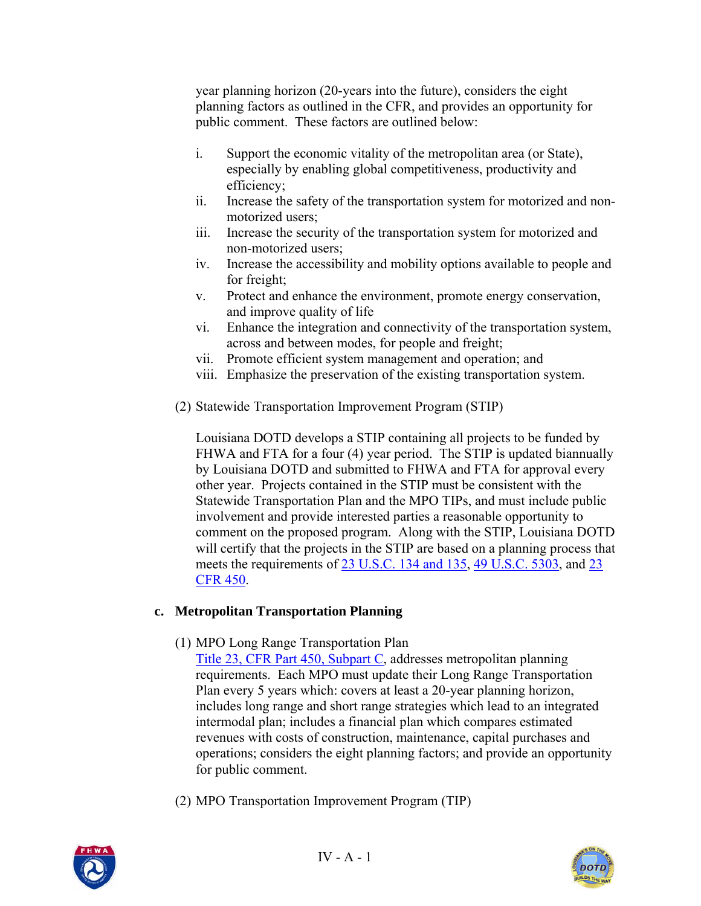year planning horizon (20-years into the future), considers the eight planning factors as outlined in the CFR, and provides an opportunity for public comment. These factors are outlined below:

i. Support the economic vitality of the metropolitan area (or State), especially by enabling global competitiveness, productivity and efficiency;
ii. Increase the safety of the transportation system for motorized and non-motorized users;
iii. Increase the security of the transportation system for motorized and non-motorized users;
iv. Increase the accessibility and mobility options available to people and for freight;
v. Protect and enhance the environment, promote energy conservation, and improve quality of life
vi. Enhance the integration and connectivity of the transportation system, across and between modes, for people and freight;
vii. Promote efficient system management and operation; and
viii. Emphasize the preservation of the existing transportation system.

(2) Statewide Transportation Improvement Program (STIP)

Louisiana DOTD develops a STIP containing all projects to be funded by FHWA and FTA for a four (4) year period. The STIP is updated biannually by Louisiana DOTD and submitted to FHWA and FTA for approval every other year. Projects contained in the STIP must be consistent with the Statewide Transportation Plan and the MPO TIPs, and must include public involvement and provide interested parties a reasonable opportunity to comment on the proposed program. Along with the STIP, Louisiana DOTD will certify that the projects in the STIP are based on a planning process that meets the requirements of 23 U.S.C. 134 and 135, 49 U.S.C. 5303, and 23 CFR 450.

### c. Metropolitan Transportation Planning

(1) MPO Long Range Transportation Plan

Title 23, CFR Part 450, Subpart C, addresses metropolitan planning requirements. Each MPO must update their Long Range Transportation Plan every 5 years which: covers at least a 20-year planning horizon, includes long range and short range strategies which lead to an integrated intermodal plan; includes a financial plan which compares estimated revenues with costs of construction, maintenance, capital purchases and operations; considers the eight planning factors; and provide an opportunity for public comment.

(2) MPO Transportation Improvement Program (TIP)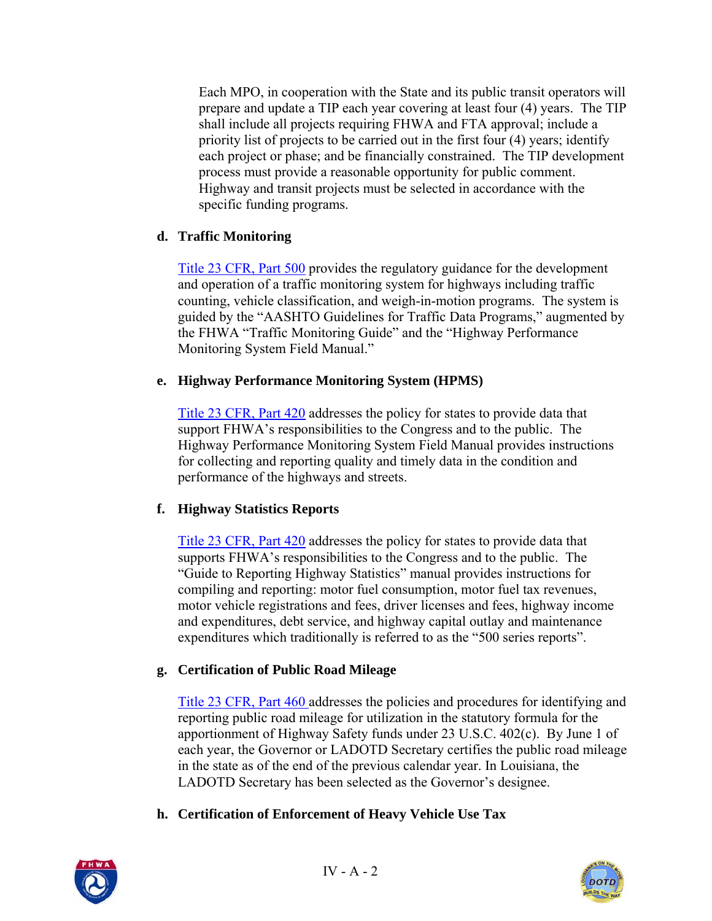Each MPO, in cooperation with the State and its public transit operators will prepare and update a TIP each year covering at least four (4) years. The TIP shall include all projects requiring FHWA and FTA approval; include a priority list of projects to be carried out in the first four (4) years; identify each project or phase; and be financially constrained. The TIP development process must provide a reasonable opportunity for public comment. Highway and transit projects must be selected in accordance with the specific funding programs.

**d. Traffic Monitoring**

Title 23 CFR, Part 500 provides the regulatory guidance for the development and operation of a traffic monitoring system for highways including traffic counting, vehicle classification, and weigh-in-motion programs. The system is guided by the "AASHTO Guidelines for Traffic Data Programs," augmented by the FHWA "Traffic Monitoring Guide" and the "Highway Performance Monitoring System Field Manual."

**e. Highway Performance Monitoring System (HPMS)**

Title 23 CFR, Part 420 addresses the policy for states to provide data that support FHWA's responsibilities to the Congress and to the public. The Highway Performance Monitoring System Field Manual provides instructions for collecting and reporting quality and timely data in the condition and performance of the highways and streets.

**f. Highway Statistics Reports**

Title 23 CFR, Part 420 addresses the policy for states to provide data that supports FHWA's responsibilities to the Congress and to the public. The "Guide to Reporting Highway Statistics" manual provides instructions for compiling and reporting: motor fuel consumption, motor fuel tax revenues, motor vehicle registrations and fees, driver licenses and fees, highway income and expenditures, debt service, and highway capital outlay and maintenance expenditures which traditionally is referred to as the "500 series reports".

**g. Certification of Public Road Mileage**

Title 23 CFR, Part 460 addresses the policies and procedures for identifying and reporting public road mileage for utilization in the statutory formula for the apportionment of Highway Safety funds under 23 U.S.C. 402(c). By June 1 of each year, the Governor or LADOTD Secretary certifies the public road mileage in the state as of the end of the previous calendar year. In Louisiana, the LADOTD Secretary has been selected as the Governor's designee.

**h. Certification of Enforcement of Heavy Vehicle Use Tax**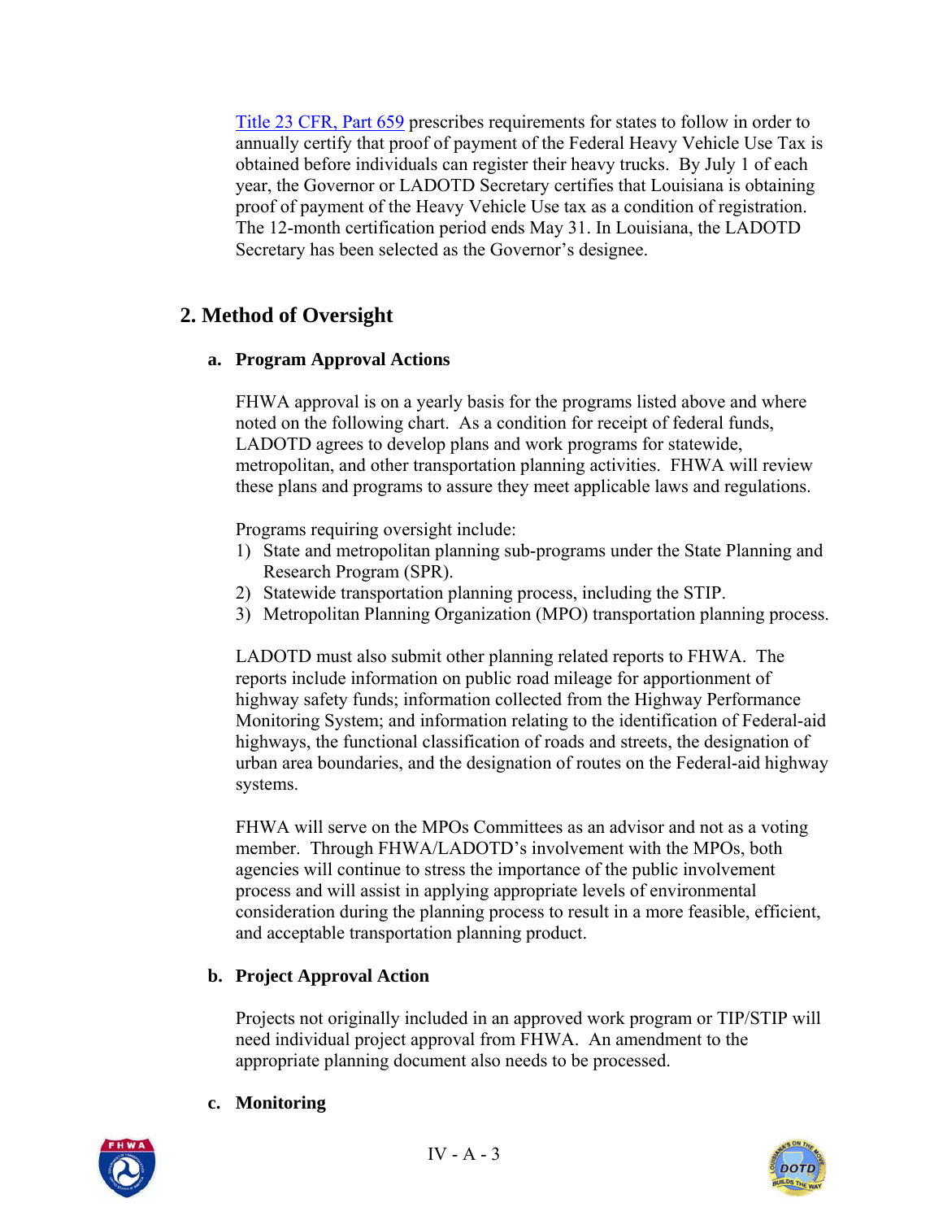[Title 23 CFR, Part 659](#) prescribes requirements for states to follow in order to annually certify that proof of payment of the Federal Heavy Vehicle Use Tax is obtained before individuals can register their heavy trucks. By July 1 of each year, the Governor or LADOTD Secretary certifies that Louisiana is obtaining proof of payment of the Heavy Vehicle Use tax as a condition of registration. The 12-month certification period ends May 31. In Louisiana, the LADOTD Secretary has been selected as the Governor's designee.

## 2. Method of Oversight

### a. Program Approval Actions

FHWA approval is on a yearly basis for the programs listed above and where noted on the following chart. As a condition for receipt of federal funds, LADOTD agrees to develop plans and work programs for statewide, metropolitan, and other transportation planning activities. FHWA will review these plans and programs to assure they meet applicable laws and regulations.

Programs requiring oversight include:

1) State and metropolitan planning sub-programs under the State Planning and Research Program (SPR).
2) Statewide transportation planning process, including the STIP.
3) Metropolitan Planning Organization (MPO) transportation planning process.

LADOTD must also submit other planning related reports to FHWA. The reports include information on public road mileage for apportionment of highway safety funds; information collected from the Highway Performance Monitoring System; and information relating to the identification of Federal-aid highways, the functional classification of roads and streets, the designation of urban area boundaries, and the designation of routes on the Federal-aid highway systems.

FHWA will serve on the MPOs Committees as an advisor and not as a voting member. Through FHWA/LADOTD's involvement with the MPOs, both agencies will continue to stress the importance of the public involvement process and will assist in applying appropriate levels of environmental consideration during the planning process to result in a more feasible, efficient, and acceptable transportation planning product.

### b. Project Approval Action

Projects not originally included in an approved work program or TIP/STIP will need individual project approval from FHWA. An amendment to the appropriate planning document also needs to be processed.

### c. Monitoring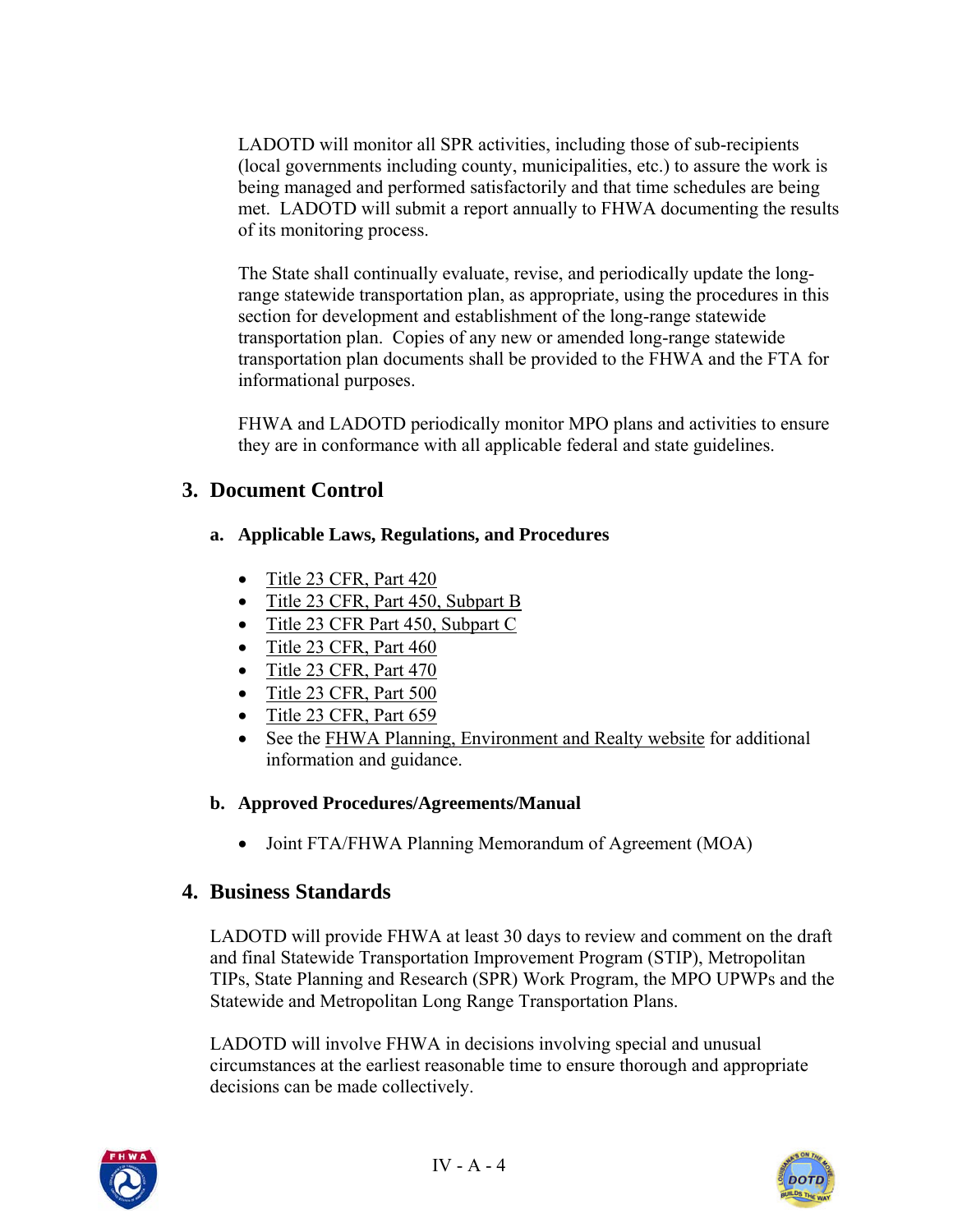LADOTD will monitor all SPR activities, including those of sub-recipients (local governments including county, municipalities, etc.) to assure the work is being managed and performed satisfactorily and that time schedules are being met. LADOTD will submit a report annually to FHWA documenting the results of its monitoring process.

The State shall continually evaluate, revise, and periodically update the long-range statewide transportation plan, as appropriate, using the procedures in this section for development and establishment of the long-range statewide transportation plan. Copies of any new or amended long-range statewide transportation plan documents shall be provided to the FHWA and the FTA for informational purposes.

FHWA and LADOTD periodically monitor MPO plans and activities to ensure they are in conformance with all applicable federal and state guidelines.

## 3. Document Control

### a. Applicable Laws, Regulations, and Procedures

- Title 23 CFR, Part 420
- Title 23 CFR, Part 450, Subpart B
- Title 23 CFR Part 450, Subpart C
- Title 23 CFR, Part 460
- Title 23 CFR, Part 470
- Title 23 CFR, Part 500
- Title 23 CFR, Part 659
- See the FHWA Planning, Environment and Realty website for additional information and guidance.

### b. Approved Procedures/Agreements/Manual

- Joint FTA/FHWA Planning Memorandum of Agreement (MOA)

## 4. Business Standards

LADOTD will provide FHWA at least 30 days to review and comment on the draft and final Statewide Transportation Improvement Program (STIP), Metropolitan TIPs, State Planning and Research (SPR) Work Program, the MPO UPWPs and the Statewide and Metropolitan Long Range Transportation Plans.

LADOTD will involve FHWA in decisions involving special and unusual circumstances at the earliest reasonable time to ensure thorough and appropriate decisions can be made collectively.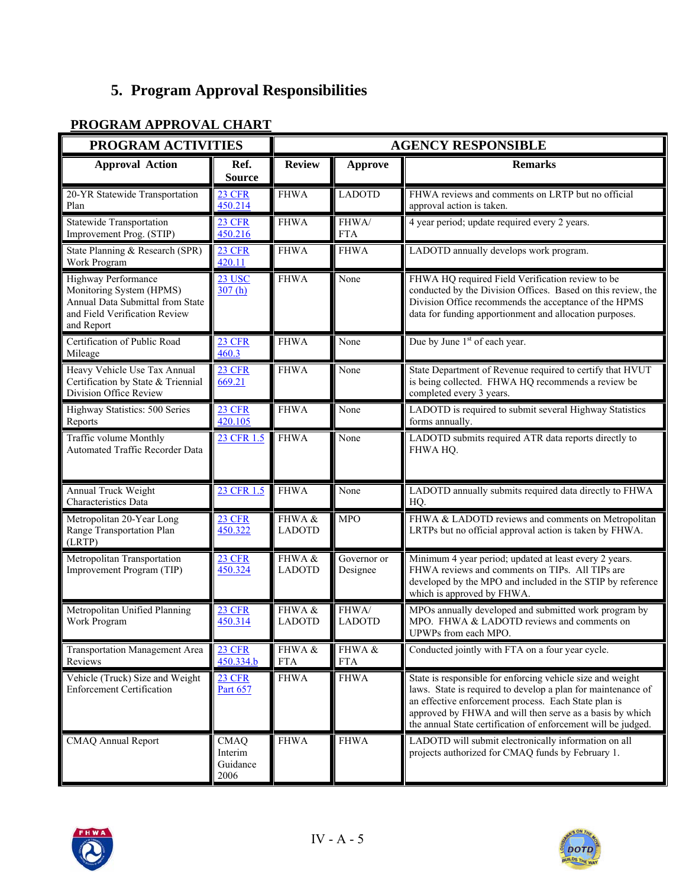## 5. Program Approval Responsibilities

**PROGRAM APPROVAL CHART**

| PROGRAM ACTIVITIES | | AGENCY RESPONSIBLE | | |
|---|---|---|---|---|
| **Approval Action** | **Ref. Source** | **Review** | **Approve** | **Remarks** |
| 20-YR Statewide Transportation Plan | 23 CFR 450.214 | FHWA | LADOTD | FHWA reviews and comments on LRTP but no official approval action is taken. |
| Statewide Transportation Improvement Prog. (STIP) | 23 CFR 450.216 | FHWA | FHWA/ FTA | 4 year period; update required every 2 years. |
| State Planning & Research (SPR) Work Program | 23 CFR 420.11 | FHWA | FHWA | LADOTD annually develops work program. |
| Highway Performance Monitoring System (HPMS) Annual Data Submittal from State and Field Verification Review and Report | 23 USC 307 (h) | FHWA | None | FHWA HQ required Field Verification review to be conducted by the Division Offices. Based on this review, the Division Office recommends the acceptance of the HPMS data for funding apportionment and allocation purposes. |
| Certification of Public Road Mileage | 23 CFR 460.3 | FHWA | None | Due by June 1st of each year. |
| Heavy Vehicle Use Tax Annual Certification by State & Triennial Division Office Review | 23 CFR 669.21 | FHWA | None | State Department of Revenue required to certify that HVUT is being collected. FHWA HQ recommends a review be completed every 3 years. |
| Highway Statistics: 500 Series Reports | 23 CFR 420.105 | FHWA | None | LADOTD is required to submit several Highway Statistics forms annually. |
| Traffic volume Monthly Automated Traffic Recorder Data | 23 CFR 1.5 | FHWA | None | LADOTD submits required ATR data reports directly to FHWA HQ. |
| Annual Truck Weight Characteristics Data | 23 CFR 1.5 | FHWA | None | LADOTD annually submits required data directly to FHWA HQ. |
| Metropolitan 20-Year Long Range Transportation Plan (LRTP) | 23 CFR 450.322 | FHWA & LADOTD | MPO | FHWA & LADOTD reviews and comments on Metropolitan LRTPs but no official approval action is taken by FHWA. |
| Metropolitan Transportation Improvement Program (TIP) | 23 CFR 450.324 | FHWA & LADOTD | Governor or Designee | Minimum 4 year period; updated at least every 2 years. FHWA reviews and comments on TIPs. All TIPs are developed by the MPO and included in the STIP by reference which is approved by FHWA. |
| Metropolitan Unified Planning Work Program | 23 CFR 450.314 | FHWA & LADOTD | FHWA/ LADOTD | MPOs annually developed and submitted work program by MPO. FHWA & LADOTD reviews and comments on UPWPs from each MPO. |
| Transportation Management Area Reviews | 23 CFR 450.334.b | FHWA & FTA | FHWA & FTA | Conducted jointly with FTA on a four year cycle. |
| Vehicle (Truck) Size and Weight Enforcement Certification | 23 CFR Part 657 | FHWA | FHWA | State is responsible for enforcing vehicle size and weight laws. State is required to develop a plan for maintenance of an effective enforcement process. Each State plan is approved by FHWA and will then serve as a basis by which the annual State certification of enforcement will be judged. |
| CMAQ Annual Report | CMAQ Interim Guidance 2006 | FHWA | FHWA | LADOTD will submit electronically information on all projects authorized for CMAQ funds by February 1. |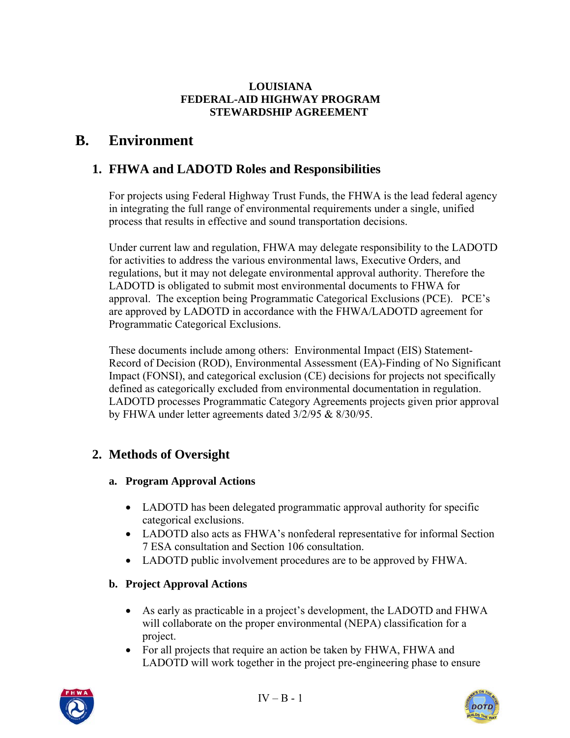**LOUISIANA**
**FEDERAL-AID HIGHWAY PROGRAM**
**STEWARDSHIP AGREEMENT**

# B. Environment

## 1. FHWA and LADOTD Roles and Responsibilities

For projects using Federal Highway Trust Funds, the FHWA is the lead federal agency in integrating the full range of environmental requirements under a single, unified process that results in effective and sound transportation decisions.

Under current law and regulation, FHWA may delegate responsibility to the LADOTD for activities to address the various environmental laws, Executive Orders, and regulations, but it may not delegate environmental approval authority. Therefore the LADOTD is obligated to submit most environmental documents to FHWA for approval. The exception being Programmatic Categorical Exclusions (PCE). PCE's are approved by LADOTD in accordance with the FHWA/LADOTD agreement for Programmatic Categorical Exclusions.

These documents include among others: Environmental Impact (EIS) Statement-Record of Decision (ROD), Environmental Assessment (EA)-Finding of No Significant Impact (FONSI), and categorical exclusion (CE) decisions for projects not specifically defined as categorically excluded from environmental documentation in regulation. LADOTD processes Programmatic Category Agreements projects given prior approval by FHWA under letter agreements dated 3/2/95 & 8/30/95.

## 2. Methods of Oversight

### a. Program Approval Actions

- LADOTD has been delegated programmatic approval authority for specific categorical exclusions.
- LADOTD also acts as FHWA's nonfederal representative for informal Section 7 ESA consultation and Section 106 consultation.
- LADOTD public involvement procedures are to be approved by FHWA.

### b. Project Approval Actions

- As early as practicable in a project's development, the LADOTD and FHWA will collaborate on the proper environmental (NEPA) classification for a project.
- For all projects that require an action be taken by FHWA, FHWA and LADOTD will work together in the project pre-engineering phase to ensure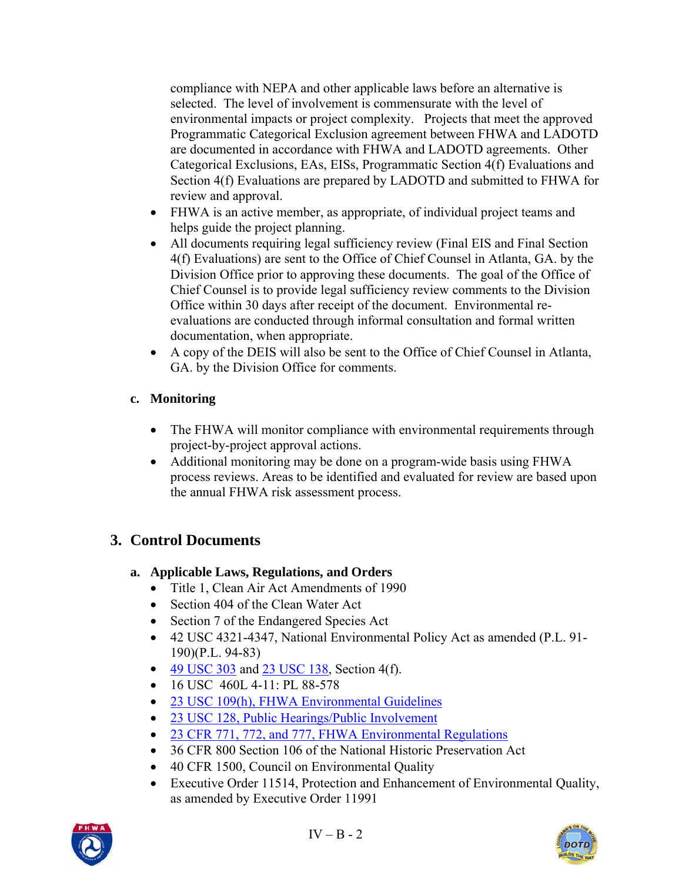compliance with NEPA and other applicable laws before an alternative is selected. The level of involvement is commensurate with the level of environmental impacts or project complexity. Projects that meet the approved Programmatic Categorical Exclusion agreement between FHWA and LADOTD are documented in accordance with FHWA and LADOTD agreements. Other Categorical Exclusions, EAs, EISs, Programmatic Section 4(f) Evaluations and Section 4(f) Evaluations are prepared by LADOTD and submitted to FHWA for review and approval.

- FHWA is an active member, as appropriate, of individual project teams and helps guide the project planning.
- All documents requiring legal sufficiency review (Final EIS and Final Section 4(f) Evaluations) are sent to the Office of Chief Counsel in Atlanta, GA. by the Division Office prior to approving these documents. The goal of the Office of Chief Counsel is to provide legal sufficiency review comments to the Division Office within 30 days after receipt of the document. Environmental re-evaluations are conducted through informal consultation and formal written documentation, when appropriate.
- A copy of the DEIS will also be sent to the Office of Chief Counsel in Atlanta, GA. by the Division Office for comments.

**c. Monitoring**

- The FHWA will monitor compliance with environmental requirements through project-by-project approval actions.
- Additional monitoring may be done on a program-wide basis using FHWA process reviews. Areas to be identified and evaluated for review are based upon the annual FHWA risk assessment process.

## 3. Control Documents

**a. Applicable Laws, Regulations, and Orders**

- Title 1, Clean Air Act Amendments of 1990
- Section 404 of the Clean Water Act
- Section 7 of the Endangered Species Act
- 42 USC 4321-4347, National Environmental Policy Act as amended (P.L. 91-190)(P.L. 94-83)
- 49 USC 303 and 23 USC 138, Section 4(f).
- 16 USC 460L 4-11: PL 88-578
- 23 USC 109(h), FHWA Environmental Guidelines
- 23 USC 128, Public Hearings/Public Involvement
- 23 CFR 771, 772, and 777, FHWA Environmental Regulations
- 36 CFR 800 Section 106 of the National Historic Preservation Act
- 40 CFR 1500, Council on Environmental Quality
- Executive Order 11514, Protection and Enhancement of Environmental Quality, as amended by Executive Order 11991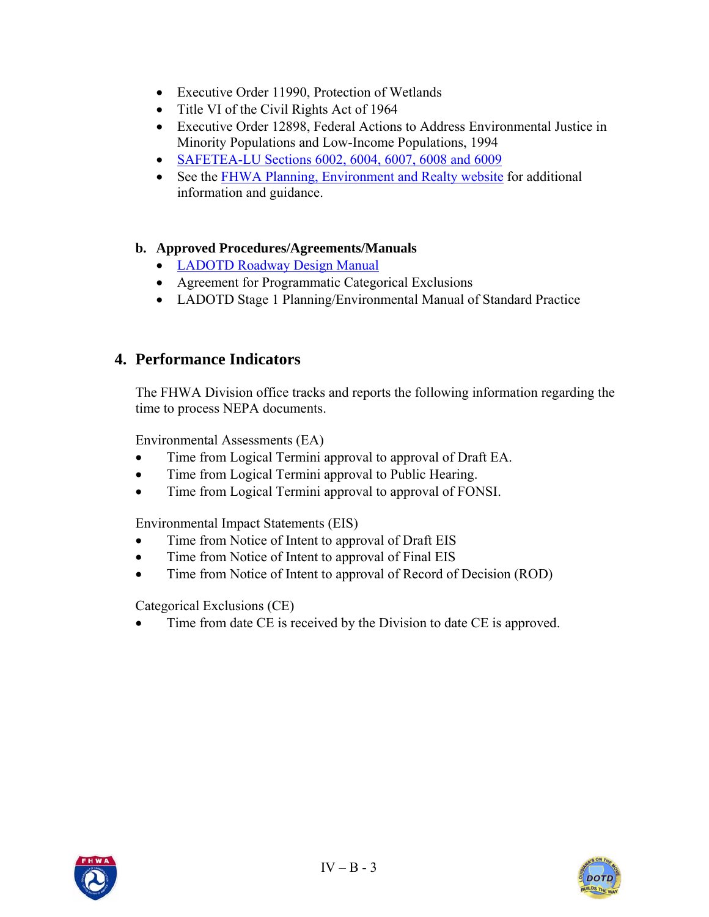- Executive Order 11990, Protection of Wetlands
- Title VI of the Civil Rights Act of 1964
- Executive Order 12898, Federal Actions to Address Environmental Justice in Minority Populations and Low-Income Populations, 1994
- SAFETEA-LU Sections 6002, 6004, 6007, 6008 and 6009
- See the FHWA Planning, Environment and Realty website for additional information and guidance.

**b. Approved Procedures/Agreements/Manuals**

- LADOTD Roadway Design Manual
- Agreement for Programmatic Categorical Exclusions
- LADOTD Stage 1 Planning/Environmental Manual of Standard Practice

## 4. Performance Indicators

The FHWA Division office tracks and reports the following information regarding the time to process NEPA documents.

Environmental Assessments (EA)

- Time from Logical Termini approval to approval of Draft EA.
- Time from Logical Termini approval to Public Hearing.
- Time from Logical Termini approval to approval of FONSI.

Environmental Impact Statements (EIS)

- Time from Notice of Intent to approval of Draft EIS
- Time from Notice of Intent to approval of Final EIS
- Time from Notice of Intent to approval of Record of Decision (ROD)

Categorical Exclusions (CE)

- Time from date CE is received by the Division to date CE is approved.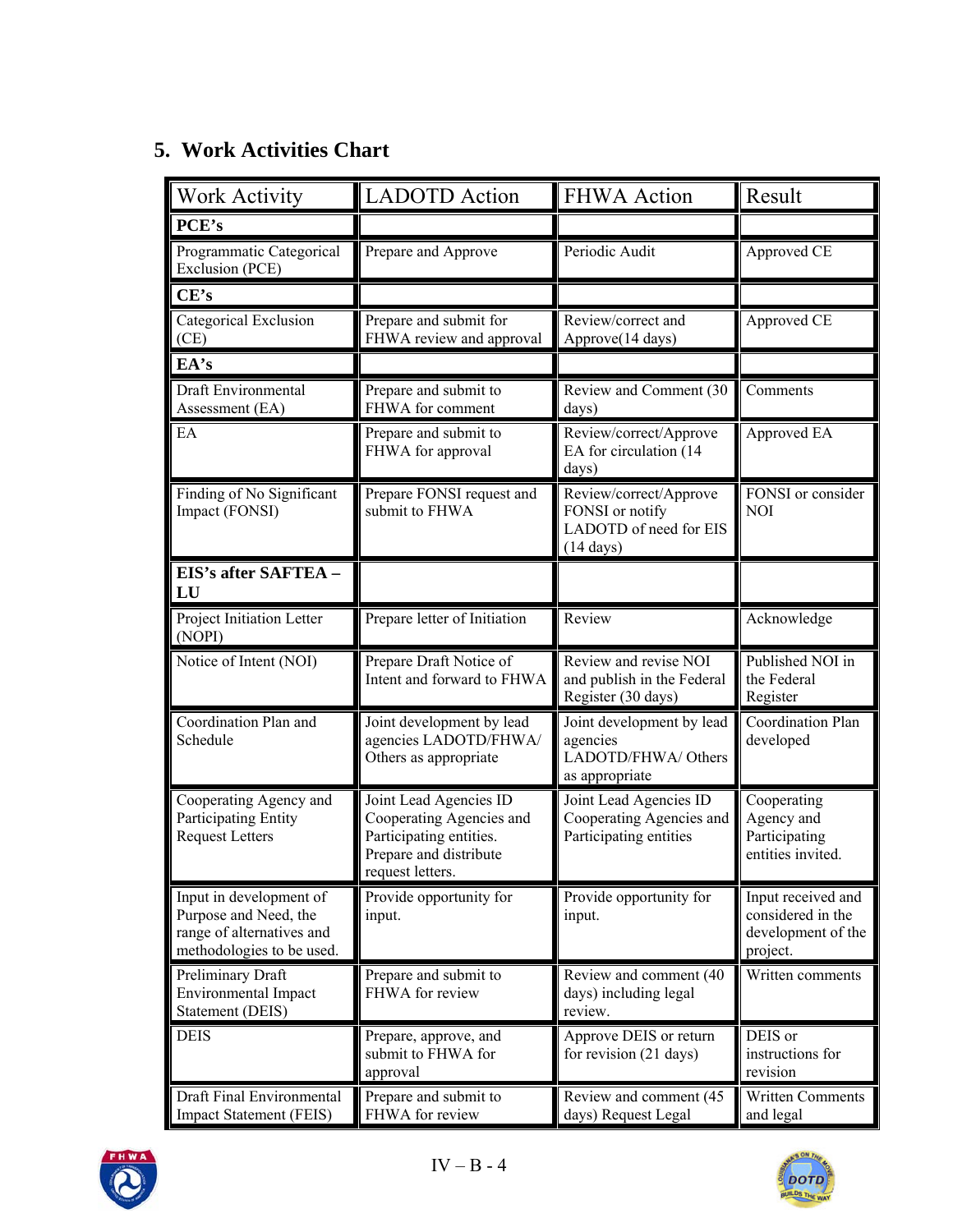## 5. Work Activities Chart

| Work Activity | LADOTD Action | FHWA Action | Result |
|---|---|---|---|
| **PCE's** | | | |
| Programmatic Categorical Exclusion (PCE) | Prepare and Approve | Periodic Audit | Approved CE |
| **CE's** | | | |
| Categorical Exclusion (CE) | Prepare and submit for FHWA review and approval | Review/correct and Approve(14 days) | Approved CE |
| **EA's** | | | |
| Draft Environmental Assessment (EA) | Prepare and submit to FHWA for comment | Review and Comment (30 days) | Comments |
| EA | Prepare and submit to FHWA for approval | Review/correct/Approve EA for circulation (14 days) | Approved EA |
| Finding of No Significant Impact (FONSI) | Prepare FONSI request and submit to FHWA | Review/correct/Approve FONSI or notify LADOTD of need for EIS (14 days) | FONSI or consider NOI |
| **EIS's after SAFTEA – LU** | | | |
| Project Initiation Letter (NOPI) | Prepare letter of Initiation | Review | Acknowledge |
| Notice of Intent (NOI) | Prepare Draft Notice of Intent and forward to FHWA | Review and revise NOI and publish in the Federal Register (30 days) | Published NOI in the Federal Register |
| Coordination Plan and Schedule | Joint development by lead agencies LADOTD/FHWA/ Others as appropriate | Joint development by lead agencies LADOTD/FHWA/ Others as appropriate | Coordination Plan developed |
| Cooperating Agency and Participating Entity Request Letters | Joint Lead Agencies ID Cooperating Agencies and Participating entities. Prepare and distribute request letters. | Joint Lead Agencies ID Cooperating Agencies and Participating entities | Cooperating Agency and Participating entities invited. |
| Input in development of Purpose and Need, the range of alternatives and methodologies to be used. | Provide opportunity for input. | Provide opportunity for input. | Input received and considered in the development of the project. |
| Preliminary Draft Environmental Impact Statement (DEIS) | Prepare and submit to FHWA for review | Review and comment (40 days) including legal review. | Written comments |
| DEIS | Prepare, approve, and submit to FHWA for approval | Approve DEIS or return for revision (21 days) | DEIS or instructions for revision |
| Draft Final Environmental Impact Statement (FEIS) | Prepare and submit to FHWA for review | Review and comment (45 days) Request Legal | Written Comments and legal |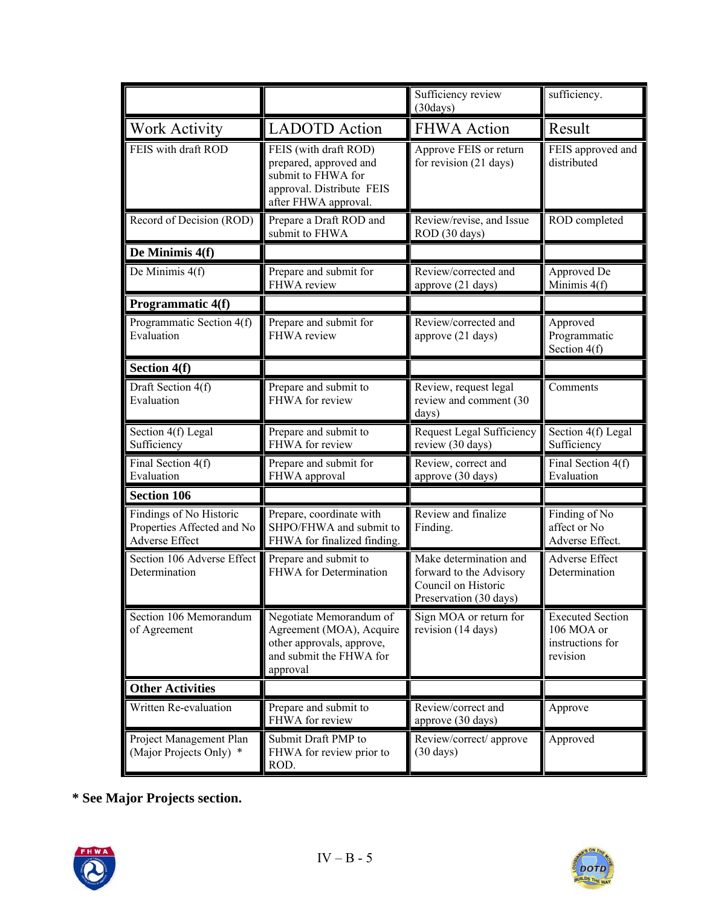| | | Sufficiency review (30days) | sufficiency. |
|---|---|---|---|
| **Work Activity** | **LADOTD Action** | **FHWA Action** | **Result** |
| FEIS with draft ROD | FEIS (with draft ROD) prepared, approved and submit to FHWA for approval. Distribute FEIS after FHWA approval. | Approve FEIS or return for revision (21 days) | FEIS approved and distributed |
| Record of Decision (ROD) | Prepare a Draft ROD and submit to FHWA | Review/revise, and Issue ROD (30 days) | ROD completed |
| **De Minimis 4(f)** | | | |
| De Minimis 4(f) | Prepare and submit for FHWA review | Review/corrected and approve (21 days) | Approved De Minimis 4(f) |
| **Programmatic 4(f)** | | | |
| Programmatic Section 4(f) Evaluation | Prepare and submit for FHWA review | Review/corrected and approve (21 days) | Approved Programmatic Section 4(f) |
| **Section 4(f)** | | | |
| Draft Section 4(f) Evaluation | Prepare and submit to FHWA for review | Review, request legal review and comment (30 days) | Comments |
| Section 4(f) Legal Sufficiency | Prepare and submit to FHWA for review | Request Legal Sufficiency review (30 days) | Section 4(f) Legal Sufficiency |
| Final Section 4(f) Evaluation | Prepare and submit for FHWA approval | Review, correct and approve (30 days) | Final Section 4(f) Evaluation |
| **Section 106** | | | |
| Findings of No Historic Properties Affected and No Adverse Effect | Prepare, coordinate with SHPO/FHWA and submit to FHWA for finalized finding. | Review and finalize Finding. | Finding of No affect or No Adverse Effect. |
| Section 106 Adverse Effect Determination | Prepare and submit to FHWA for Determination | Make determination and forward to the Advisory Council on Historic Preservation (30 days) | Adverse Effect Determination |
| Section 106 Memorandum of Agreement | Negotiate Memorandum of Agreement (MOA), Acquire other approvals, approve, and submit the FHWA for approval | Sign MOA or return for revision (14 days) | Executed Section 106 MOA or instructions for revision |
| **Other Activities** | | | |
| Written Re-evaluation | Prepare and submit to FHWA for review | Review/correct and approve (30 days) | Approve |
| Project Management Plan (Major Projects Only) * | Submit Draft PMP to FHWA for review prior to ROD. | Review/correct/ approve (30 days) | Approved |

**\* See Major Projects section.**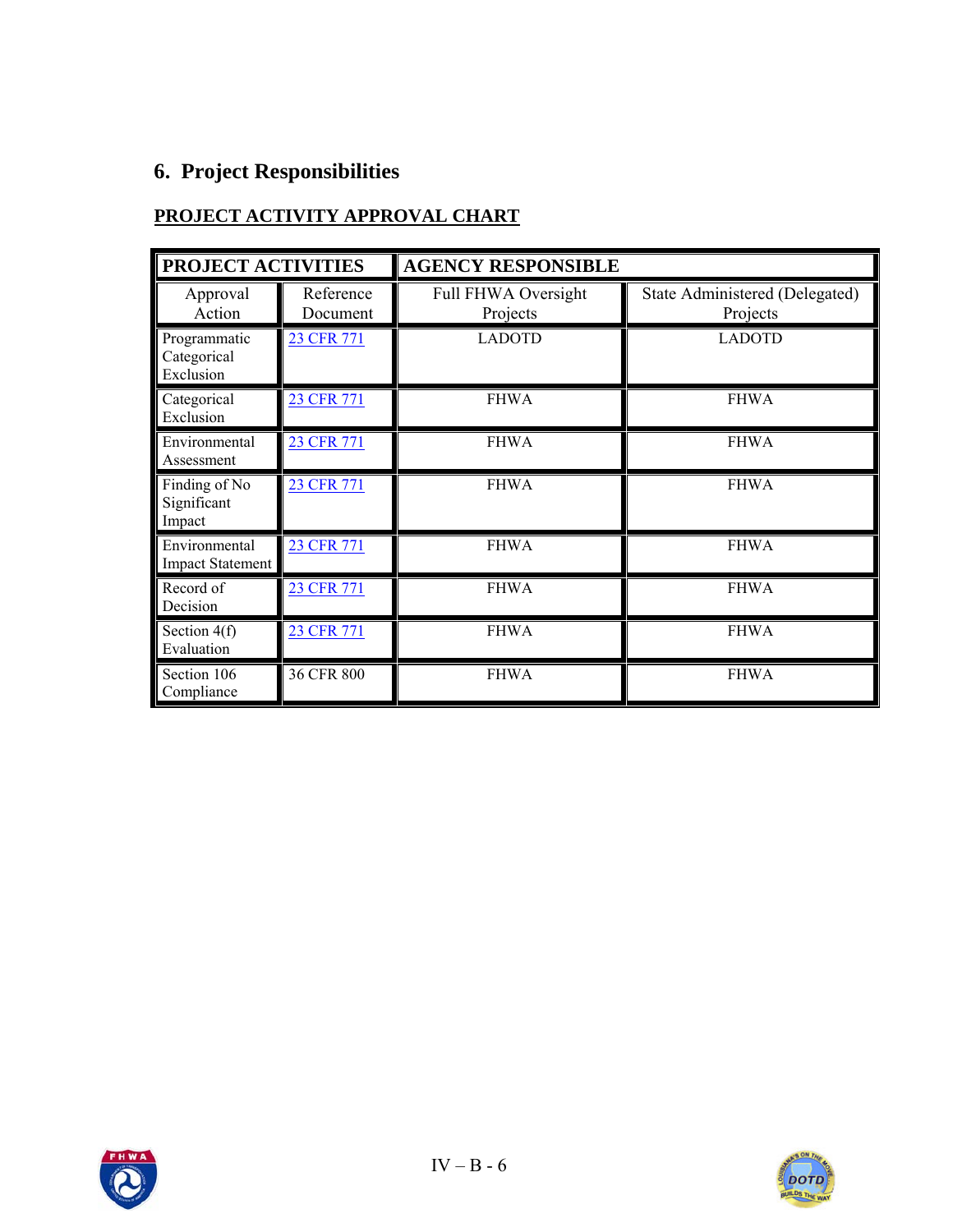## 6. Project Responsibilities

**PROJECT ACTIVITY APPROVAL CHART**

| PROJECT ACTIVITIES | | AGENCY RESPONSIBLE | |
|---|---|---|---|
| Approval Action | Reference Document | Full FHWA Oversight Projects | State Administered (Delegated) Projects |
| Programmatic Categorical Exclusion | 23 CFR 771 | LADOTD | LADOTD |
| Categorical Exclusion | 23 CFR 771 | FHWA | FHWA |
| Environmental Assessment | 23 CFR 771 | FHWA | FHWA |
| Finding of No Significant Impact | 23 CFR 771 | FHWA | FHWA |
| Environmental Impact Statement | 23 CFR 771 | FHWA | FHWA |
| Record of Decision | 23 CFR 771 | FHWA | FHWA |
| Section 4(f) Evaluation | 23 CFR 771 | FHWA | FHWA |
| Section 106 Compliance | 36 CFR 800 | FHWA | FHWA |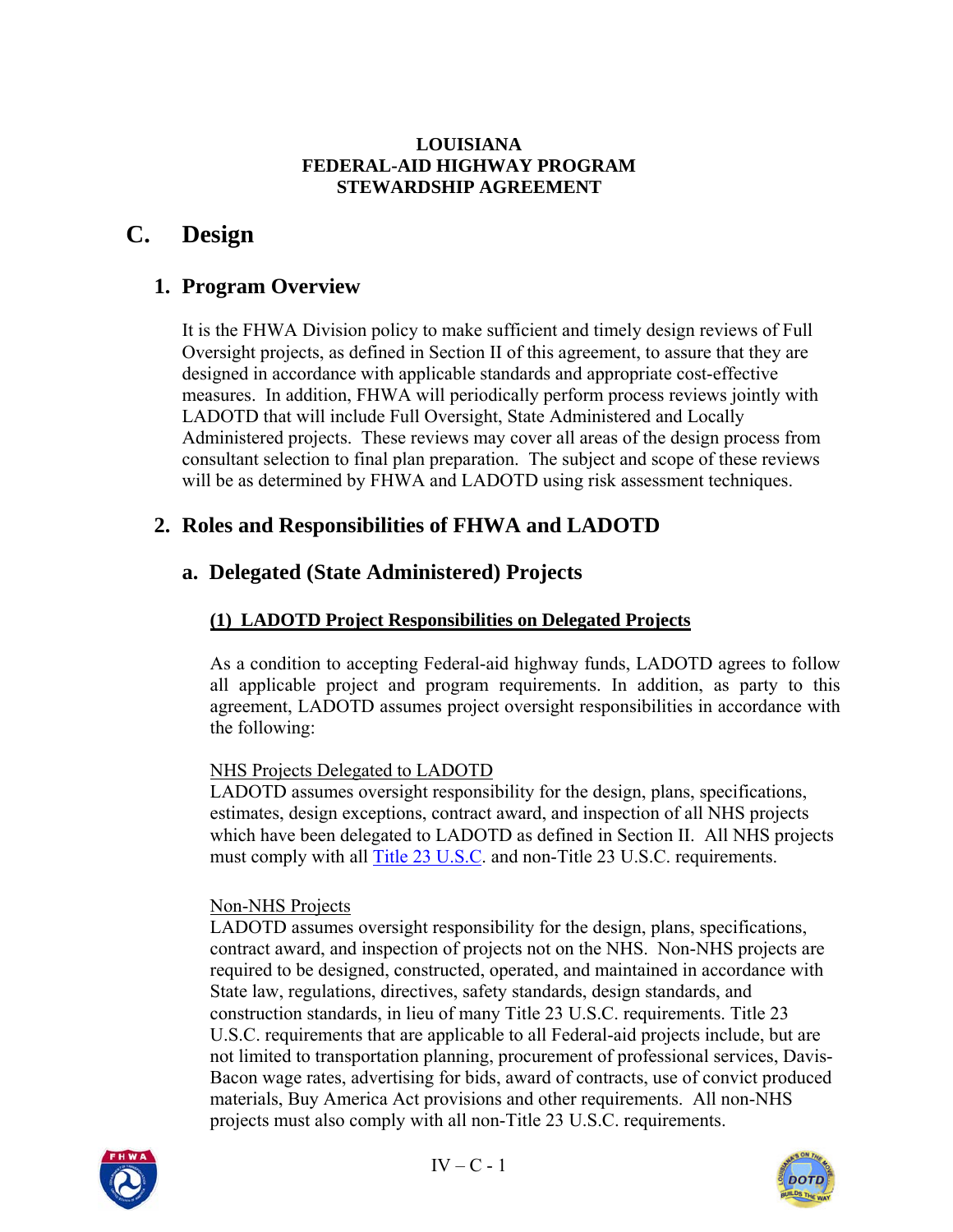**LOUISIANA**
**FEDERAL-AID HIGHWAY PROGRAM**
**STEWARDSHIP AGREEMENT**

# C. Design

## 1. Program Overview

It is the FHWA Division policy to make sufficient and timely design reviews of Full Oversight projects, as defined in Section II of this agreement, to assure that they are designed in accordance with applicable standards and appropriate cost-effective measures. In addition, FHWA will periodically perform process reviews jointly with LADOTD that will include Full Oversight, State Administered and Locally Administered projects. These reviews may cover all areas of the design process from consultant selection to final plan preparation. The subject and scope of these reviews will be as determined by FHWA and LADOTD using risk assessment techniques.

## 2. Roles and Responsibilities of FHWA and LADOTD

### a. Delegated (State Administered) Projects

#### (1) LADOTD Project Responsibilities on Delegated Projects

As a condition to accepting Federal-aid highway funds, LADOTD agrees to follow all applicable project and program requirements. In addition, as party to this agreement, LADOTD assumes project oversight responsibilities in accordance with the following:

NHS Projects Delegated to LADOTD
LADOTD assumes oversight responsibility for the design, plans, specifications, estimates, design exceptions, contract award, and inspection of all NHS projects which have been delegated to LADOTD as defined in Section II. All NHS projects must comply with all Title 23 U.S.C. and non-Title 23 U.S.C. requirements.

Non-NHS Projects
LADOTD assumes oversight responsibility for the design, plans, specifications, contract award, and inspection of projects not on the NHS. Non-NHS projects are required to be designed, constructed, operated, and maintained in accordance with State law, regulations, directives, safety standards, design standards, and construction standards, in lieu of many Title 23 U.S.C. requirements. Title 23 U.S.C. requirements that are applicable to all Federal-aid projects include, but are not limited to transportation planning, procurement of professional services, Davis-Bacon wage rates, advertising for bids, award of contracts, use of convict produced materials, Buy America Act provisions and other requirements. All non-NHS projects must also comply with all non-Title 23 U.S.C. requirements.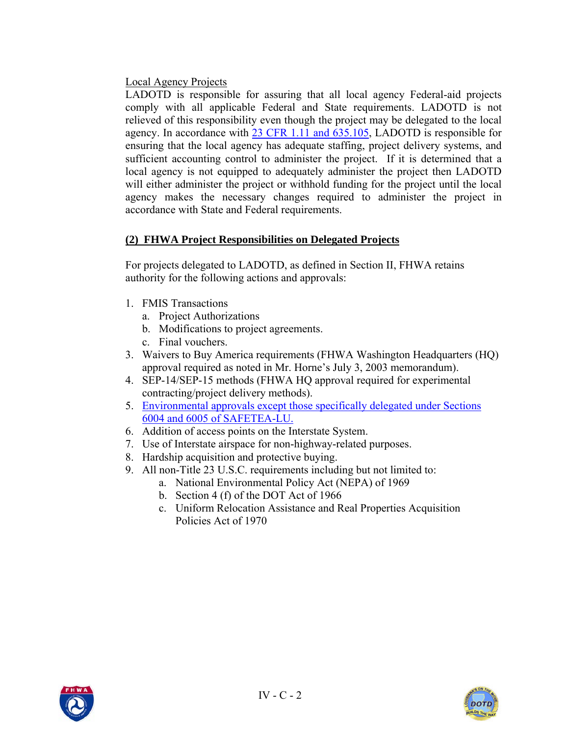Local Agency Projects

LADOTD is responsible for assuring that all local agency Federal-aid projects comply with all applicable Federal and State requirements. LADOTD is not relieved of this responsibility even though the project may be delegated to the local agency. In accordance with 23 CFR 1.11 and 635.105, LADOTD is responsible for ensuring that the local agency has adequate staffing, project delivery systems, and sufficient accounting control to administer the project. If it is determined that a local agency is not equipped to adequately administer the project then LADOTD will either administer the project or withhold funding for the project until the local agency makes the necessary changes required to administer the project in accordance with State and Federal requirements.

## (2) FHWA Project Responsibilities on Delegated Projects

For projects delegated to LADOTD, as defined in Section II, FHWA retains authority for the following actions and approvals:

1. FMIS Transactions
   a. Project Authorizations
   b. Modifications to project agreements.
   c. Final vouchers.
3. Waivers to Buy America requirements (FHWA Washington Headquarters (HQ) approval required as noted in Mr. Horne's July 3, 2003 memorandum).
4. SEP-14/SEP-15 methods (FHWA HQ approval required for experimental contracting/project delivery methods).
5. Environmental approvals except those specifically delegated under Sections 6004 and 6005 of SAFETEA-LU.
6. Addition of access points on the Interstate System.
7. Use of Interstate airspace for non-highway-related purposes.
8. Hardship acquisition and protective buying.
9. All non-Title 23 U.S.C. requirements including but not limited to:
   a. National Environmental Policy Act (NEPA) of 1969
   b. Section 4 (f) of the DOT Act of 1966
   c. Uniform Relocation Assistance and Real Properties Acquisition Policies Act of 1970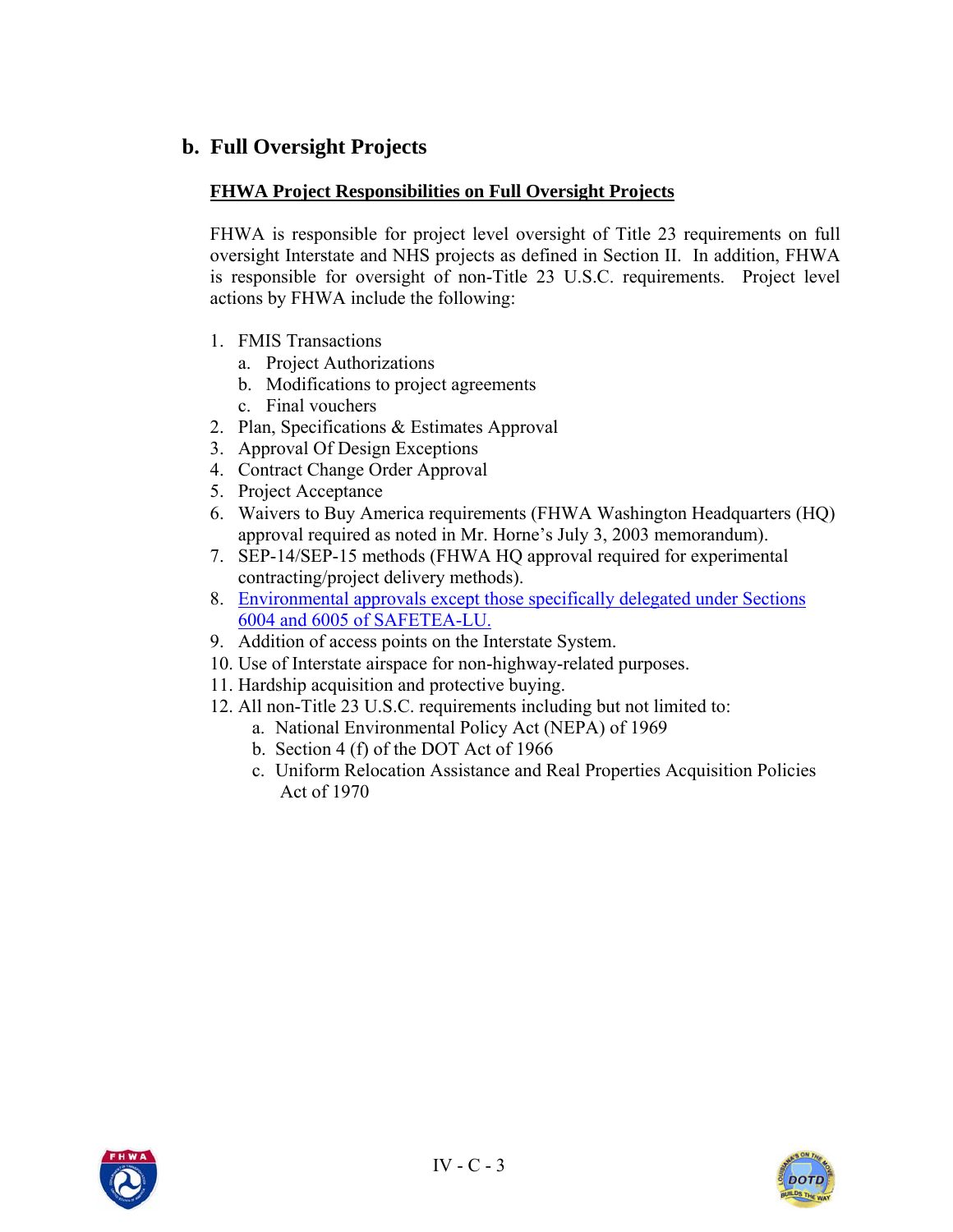## b. Full Oversight Projects

**FHWA Project Responsibilities on Full Oversight Projects**

FHWA is responsible for project level oversight of Title 23 requirements on full oversight Interstate and NHS projects as defined in Section II. In addition, FHWA is responsible for oversight of non-Title 23 U.S.C. requirements. Project level actions by FHWA include the following:

1. FMIS Transactions
   a. Project Authorizations
   b. Modifications to project agreements
   c. Final vouchers
2. Plan, Specifications & Estimates Approval
3. Approval Of Design Exceptions
4. Contract Change Order Approval
5. Project Acceptance
6. Waivers to Buy America requirements (FHWA Washington Headquarters (HQ) approval required as noted in Mr. Horne's July 3, 2003 memorandum).
7. SEP-14/SEP-15 methods (FHWA HQ approval required for experimental contracting/project delivery methods).
8. Environmental approvals except those specifically delegated under Sections 6004 and 6005 of SAFETEA-LU.
9. Addition of access points on the Interstate System.
10. Use of Interstate airspace for non-highway-related purposes.
11. Hardship acquisition and protective buying.
12. All non-Title 23 U.S.C. requirements including but not limited to:
    a. National Environmental Policy Act (NEPA) of 1969
    b. Section 4 (f) of the DOT Act of 1966
    c. Uniform Relocation Assistance and Real Properties Acquisition Policies Act of 1970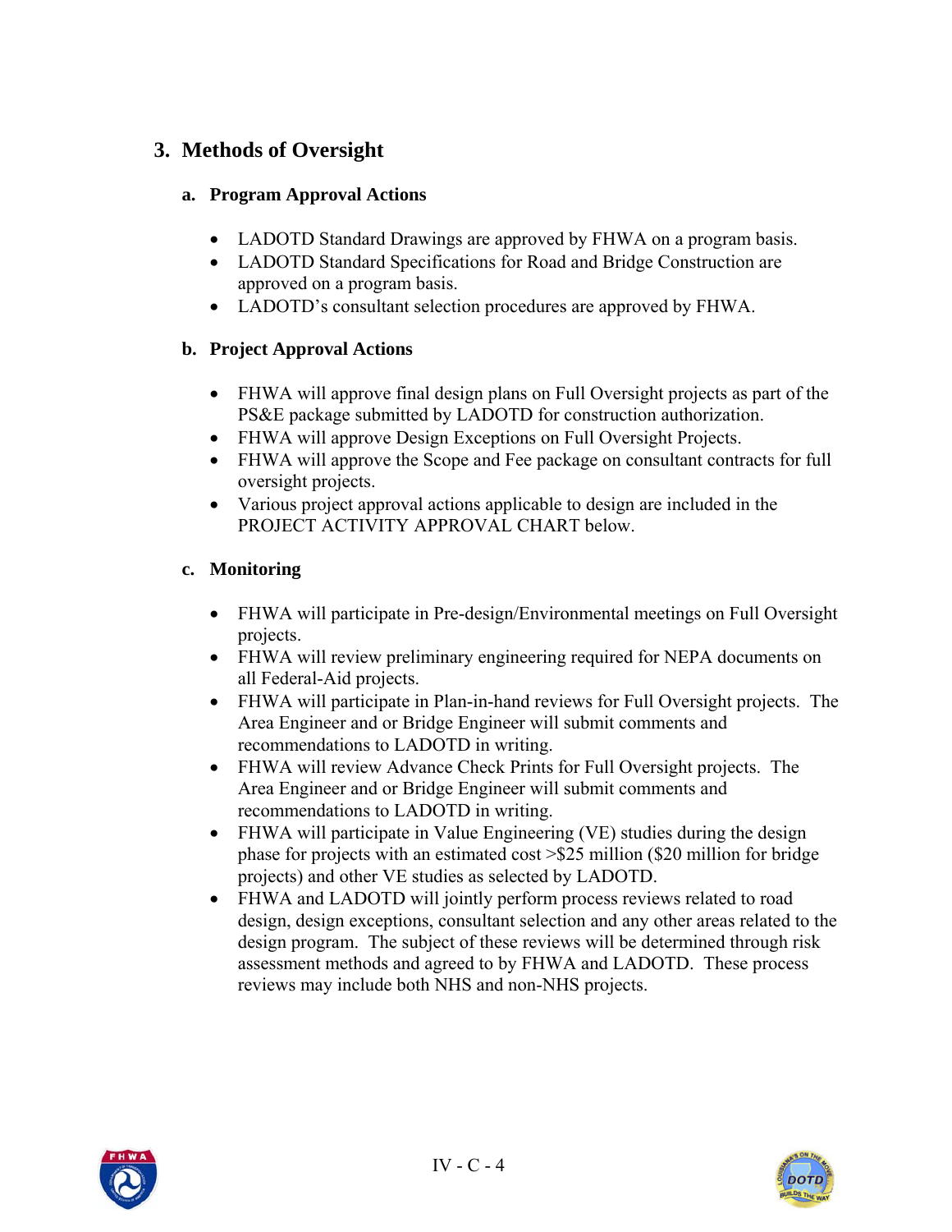## 3. Methods of Oversight

### a. Program Approval Actions

- LADOTD Standard Drawings are approved by FHWA on a program basis.
- LADOTD Standard Specifications for Road and Bridge Construction are approved on a program basis.
- LADOTD's consultant selection procedures are approved by FHWA.

### b. Project Approval Actions

- FHWA will approve final design plans on Full Oversight projects as part of the PS&E package submitted by LADOTD for construction authorization.
- FHWA will approve Design Exceptions on Full Oversight Projects.
- FHWA will approve the Scope and Fee package on consultant contracts for full oversight projects.
- Various project approval actions applicable to design are included in the PROJECT ACTIVITY APPROVAL CHART below.

### c. Monitoring

- FHWA will participate in Pre-design/Environmental meetings on Full Oversight projects.
- FHWA will review preliminary engineering required for NEPA documents on all Federal-Aid projects.
- FHWA will participate in Plan-in-hand reviews for Full Oversight projects. The Area Engineer and or Bridge Engineer will submit comments and recommendations to LADOTD in writing.
- FHWA will review Advance Check Prints for Full Oversight projects. The Area Engineer and or Bridge Engineer will submit comments and recommendations to LADOTD in writing.
- FHWA will participate in Value Engineering (VE) studies during the design phase for projects with an estimated cost >$25 million ($20 million for bridge projects) and other VE studies as selected by LADOTD.
- FHWA and LADOTD will jointly perform process reviews related to road design, design exceptions, consultant selection and any other areas related to the design program. The subject of these reviews will be determined through risk assessment methods and agreed to by FHWA and LADOTD. These process reviews may include both NHS and non-NHS projects.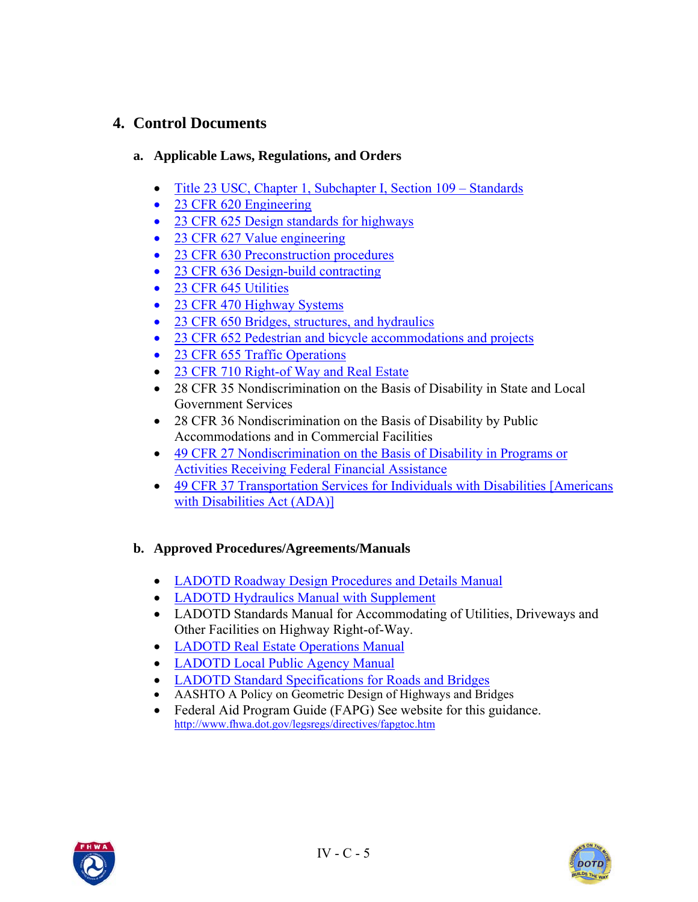## 4. Control Documents

### a. Applicable Laws, Regulations, and Orders

- Title 23 USC, Chapter 1, Subchapter I, Section 109 – Standards
- 23 CFR 620 Engineering
- 23 CFR 625 Design standards for highways
- 23 CFR 627 Value engineering
- 23 CFR 630 Preconstruction procedures
- 23 CFR 636 Design-build contracting
- 23 CFR 645 Utilities
- 23 CFR 470 Highway Systems
- 23 CFR 650 Bridges, structures, and hydraulics
- 23 CFR 652 Pedestrian and bicycle accommodations and projects
- 23 CFR 655 Traffic Operations
- 23 CFR 710 Right-of Way and Real Estate
- 28 CFR 35 Nondiscrimination on the Basis of Disability in State and Local Government Services
- 28 CFR 36 Nondiscrimination on the Basis of Disability by Public Accommodations and in Commercial Facilities
- 49 CFR 27 Nondiscrimination on the Basis of Disability in Programs or Activities Receiving Federal Financial Assistance
- 49 CFR 37 Transportation Services for Individuals with Disabilities [Americans with Disabilities Act (ADA)]

### b. Approved Procedures/Agreements/Manuals

- LADOTD Roadway Design Procedures and Details Manual
- LADOTD Hydraulics Manual with Supplement
- LADOTD Standards Manual for Accommodating of Utilities, Driveways and Other Facilities on Highway Right-of-Way.
- LADOTD Real Estate Operations Manual
- LADOTD Local Public Agency Manual
- LADOTD Standard Specifications for Roads and Bridges
- AASHTO A Policy on Geometric Design of Highways and Bridges
- Federal Aid Program Guide (FAPG) See website for this guidance. http://www.fhwa.dot.gov/legsregs/directives/fapgtoc.htm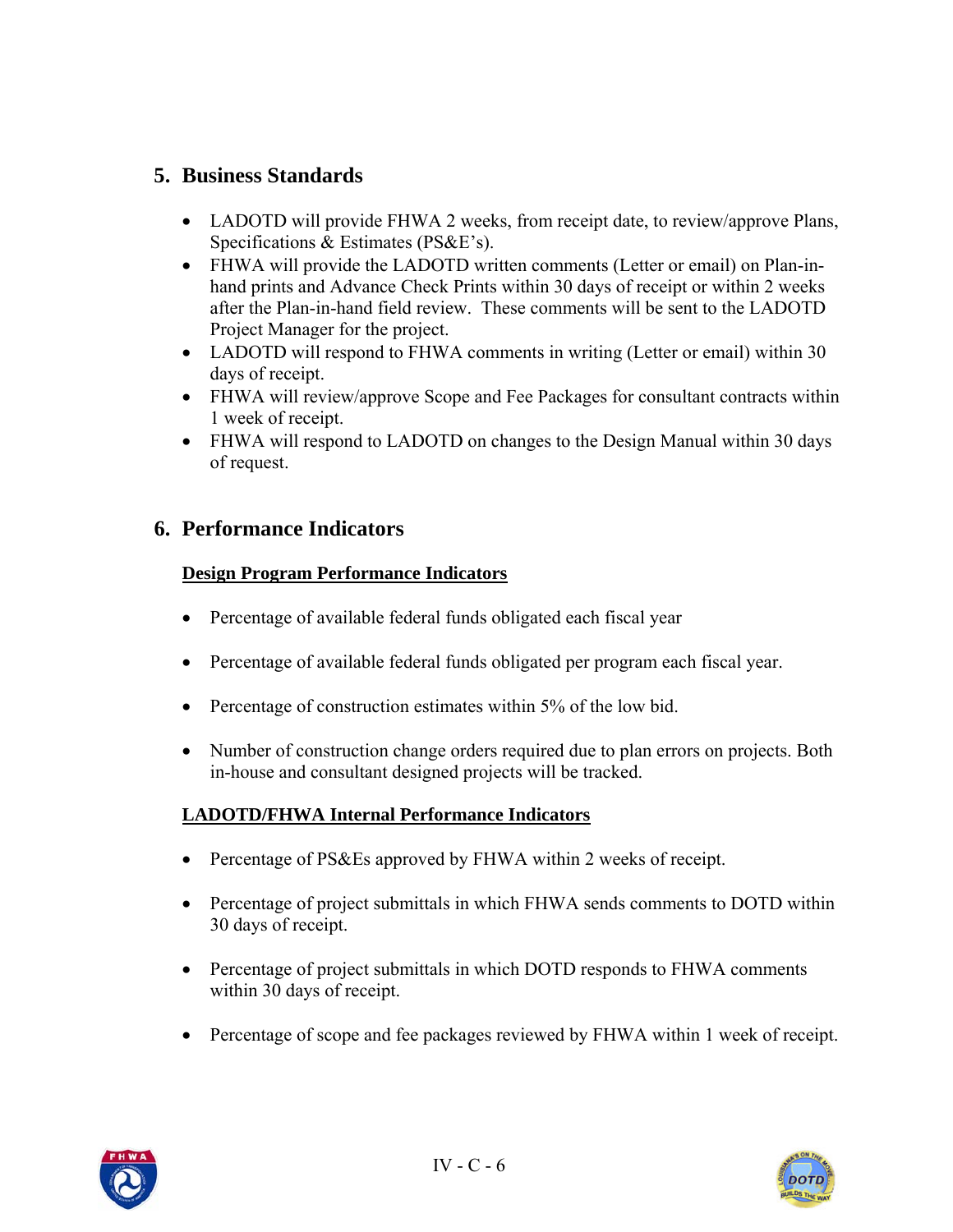## 5. Business Standards

- LADOTD will provide FHWA 2 weeks, from receipt date, to review/approve Plans, Specifications & Estimates (PS&E's).
- FHWA will provide the LADOTD written comments (Letter or email) on Plan-in-hand prints and Advance Check Prints within 30 days of receipt or within 2 weeks after the Plan-in-hand field review. These comments will be sent to the LADOTD Project Manager for the project.
- LADOTD will respond to FHWA comments in writing (Letter or email) within 30 days of receipt.
- FHWA will review/approve Scope and Fee Packages for consultant contracts within 1 week of receipt.
- FHWA will respond to LADOTD on changes to the Design Manual within 30 days of request.

## 6. Performance Indicators

**Design Program Performance Indicators**

- Percentage of available federal funds obligated each fiscal year
- Percentage of available federal funds obligated per program each fiscal year.
- Percentage of construction estimates within 5% of the low bid.
- Number of construction change orders required due to plan errors on projects. Both in-house and consultant designed projects will be tracked.

**LADOTD/FHWA Internal Performance Indicators**

- Percentage of PS&Es approved by FHWA within 2 weeks of receipt.
- Percentage of project submittals in which FHWA sends comments to DOTD within 30 days of receipt.
- Percentage of project submittals in which DOTD responds to FHWA comments within 30 days of receipt.
- Percentage of scope and fee packages reviewed by FHWA within 1 week of receipt.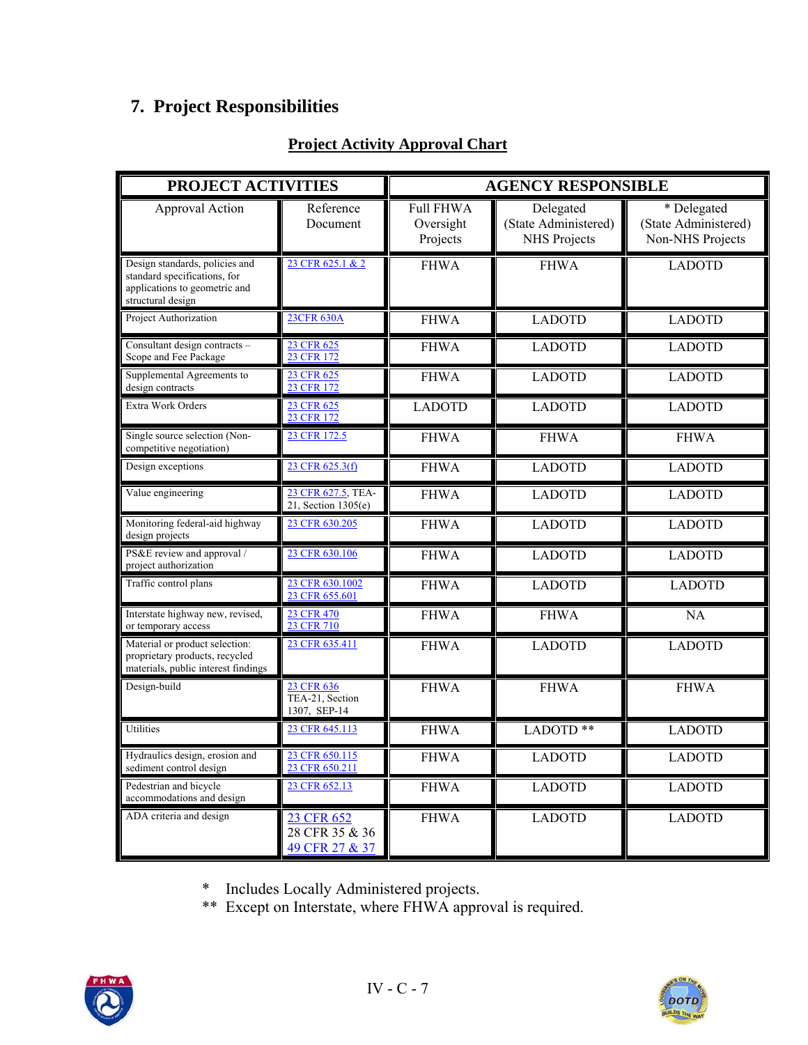## 7. Project Responsibilities

**Project Activity Approval Chart**

| PROJECT ACTIVITIES | | AGENCY RESPONSIBLE | | |
|---|---|---|---|---|
| Approval Action | Reference Document | Full FHWA Oversight Projects | Delegated (State Administered) NHS Projects | * Delegated (State Administered) Non-NHS Projects |
| Design standards, policies and standard specifications, for applications to geometric and structural design | 23 CFR 625.1 & 2 | FHWA | FHWA | LADOTD |
| Project Authorization | 23CFR 630A | FHWA | LADOTD | LADOTD |
| Consultant design contracts – Scope and Fee Package | 23 CFR 625<br>23 CFR 172 | FHWA | LADOTD | LADOTD |
| Supplemental Agreements to design contracts | 23 CFR 625<br>23 CFR 172 | FHWA | LADOTD | LADOTD |
| Extra Work Orders | 23 CFR 625<br>23 CFR 172 | LADOTD | LADOTD | LADOTD |
| Single source selection (Non-competitive negotiation) | 23 CFR 172.5 | FHWA | FHWA | FHWA |
| Design exceptions | 23 CFR 625.3(f) | FHWA | LADOTD | LADOTD |
| Value engineering | 23 CFR 627.5, TEA-21, Section 1305(e) | FHWA | LADOTD | LADOTD |
| Monitoring federal-aid highway design projects | 23 CFR 630.205 | FHWA | LADOTD | LADOTD |
| PS&E review and approval / project authorization | 23 CFR 630.106 | FHWA | LADOTD | LADOTD |
| Traffic control plans | 23 CFR 630.1002<br>23 CFR 655.601 | FHWA | LADOTD | LADOTD |
| Interstate highway new, revised, or temporary access | 23 CFR 470<br>23 CFR 710 | FHWA | FHWA | NA |
| Material or product selection: proprietary products, recycled materials, public interest findings | 23 CFR 635.411 | FHWA | LADOTD | LADOTD |
| Design-build | 23 CFR 636<br>TEA-21, Section 1307, SEP-14 | FHWA | FHWA | FHWA |
| Utilities | 23 CFR 645.113 | FHWA | LADOTD ** | LADOTD |
| Hydraulics design, erosion and sediment control design | 23 CFR 650.115<br>23 CFR 650.211 | FHWA | LADOTD | LADOTD |
| Pedestrian and bicycle accommodations and design | 23 CFR 652.13 | FHWA | LADOTD | LADOTD |
| ADA criteria and design | 23 CFR 652<br>28 CFR 35 & 36<br>49 CFR 27 & 37 | FHWA | LADOTD | LADOTD |

\* Includes Locally Administered projects.
** Except on Interstate, where FHWA approval is required.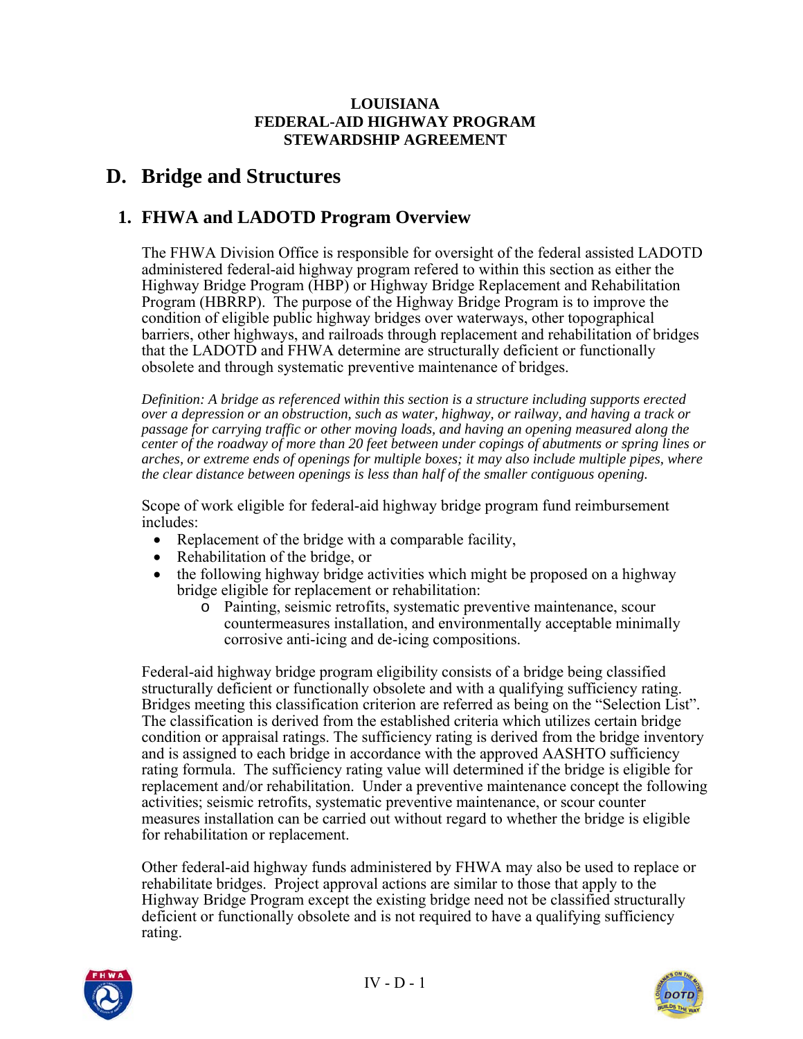**LOUISIANA**
**FEDERAL-AID HIGHWAY PROGRAM**
**STEWARDSHIP AGREEMENT**

# D. Bridge and Structures

## 1. FHWA and LADOTD Program Overview

The FHWA Division Office is responsible for oversight of the federal assisted LADOTD administered federal-aid highway program refered to within this section as either the Highway Bridge Program (HBP) or Highway Bridge Replacement and Rehabilitation Program (HBRRP). The purpose of the Highway Bridge Program is to improve the condition of eligible public highway bridges over waterways, other topographical barriers, other highways, and railroads through replacement and rehabilitation of bridges that the LADOTD and FHWA determine are structurally deficient or functionally obsolete and through systematic preventive maintenance of bridges.

*Definition: A bridge as referenced within this section is a structure including supports erected over a depression or an obstruction, such as water, highway, or railway, and having a track or passage for carrying traffic or other moving loads, and having an opening measured along the center of the roadway of more than 20 feet between under copings of abutments or spring lines or arches, or extreme ends of openings for multiple boxes; it may also include multiple pipes, where the clear distance between openings is less than half of the smaller contiguous opening.*

Scope of work eligible for federal-aid highway bridge program fund reimbursement includes:

- Replacement of the bridge with a comparable facility,
- Rehabilitation of the bridge, or
- the following highway bridge activities which might be proposed on a highway bridge eligible for replacement or rehabilitation:
  - Painting, seismic retrofits, systematic preventive maintenance, scour countermeasures installation, and environmentally acceptable minimally corrosive anti-icing and de-icing compositions.

Federal-aid highway bridge program eligibility consists of a bridge being classified structurally deficient or functionally obsolete and with a qualifying sufficiency rating. Bridges meeting this classification criterion are referred as being on the "Selection List". The classification is derived from the established criteria which utilizes certain bridge condition or appraisal ratings. The sufficiency rating is derived from the bridge inventory and is assigned to each bridge in accordance with the approved AASHTO sufficiency rating formula. The sufficiency rating value will determined if the bridge is eligible for replacement and/or rehabilitation. Under a preventive maintenance concept the following activities; seismic retrofits, systematic preventive maintenance, or scour counter measures installation can be carried out without regard to whether the bridge is eligible for rehabilitation or replacement.

Other federal-aid highway funds administered by FHWA may also be used to replace or rehabilitate bridges. Project approval actions are similar to those that apply to the Highway Bridge Program except the existing bridge need not be classified structurally deficient or functionally obsolete and is not required to have a qualifying sufficiency rating.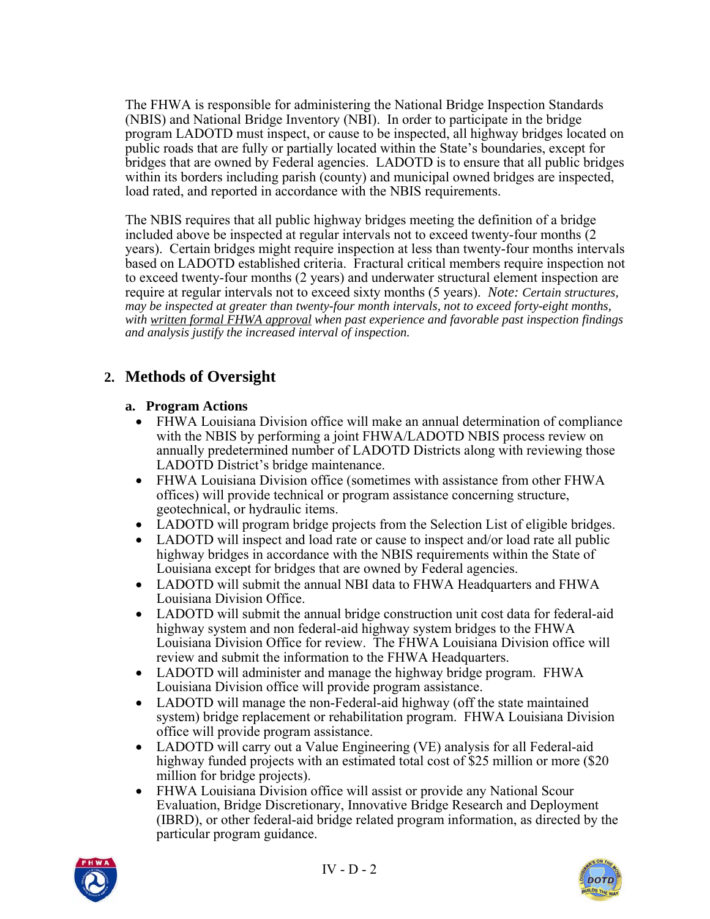The FHWA is responsible for administering the National Bridge Inspection Standards (NBIS) and National Bridge Inventory (NBI). In order to participate in the bridge program LADOTD must inspect, or cause to be inspected, all highway bridges located on public roads that are fully or partially located within the State's boundaries, except for bridges that are owned by Federal agencies. LADOTD is to ensure that all public bridges within its borders including parish (county) and municipal owned bridges are inspected, load rated, and reported in accordance with the NBIS requirements.

The NBIS requires that all public highway bridges meeting the definition of a bridge included above be inspected at regular intervals not to exceed twenty-four months (2 years). Certain bridges might require inspection at less than twenty-four months intervals based on LADOTD established criteria. Fractural critical members require inspection not to exceed twenty-four months (2 years) and underwater structural element inspection are require at regular intervals not to exceed sixty months (5 years). *Note: Certain structures, may be inspected at greater than twenty-four month intervals, not to exceed forty-eight months, with <u>written formal FHWA approval</u> when past experience and favorable past inspection findings and analysis justify the increased interval of inspection.*

## 2. Methods of Oversight

### a. Program Actions

- FHWA Louisiana Division office will make an annual determination of compliance with the NBIS by performing a joint FHWA/LADOTD NBIS process review on annually predetermined number of LADOTD Districts along with reviewing those LADOTD District's bridge maintenance.
- FHWA Louisiana Division office (sometimes with assistance from other FHWA offices) will provide technical or program assistance concerning structure, geotechnical, or hydraulic items.
- LADOTD will program bridge projects from the Selection List of eligible bridges.
- LADOTD will inspect and load rate or cause to inspect and/or load rate all public highway bridges in accordance with the NBIS requirements within the State of Louisiana except for bridges that are owned by Federal agencies.
- LADOTD will submit the annual NBI data to FHWA Headquarters and FHWA Louisiana Division Office.
- LADOTD will submit the annual bridge construction unit cost data for federal-aid highway system and non federal-aid highway system bridges to the FHWA Louisiana Division Office for review. The FHWA Louisiana Division office will review and submit the information to the FHWA Headquarters.
- LADOTD will administer and manage the highway bridge program. FHWA Louisiana Division office will provide program assistance.
- LADOTD will manage the non-Federal-aid highway (off the state maintained system) bridge replacement or rehabilitation program. FHWA Louisiana Division office will provide program assistance.
- LADOTD will carry out a Value Engineering (VE) analysis for all Federal-aid highway funded projects with an estimated total cost of $25 million or more ($20 million for bridge projects).
- FHWA Louisiana Division office will assist or provide any National Scour Evaluation, Bridge Discretionary, Innovative Bridge Research and Deployment (IBRD), or other federal-aid bridge related program information, as directed by the particular program guidance.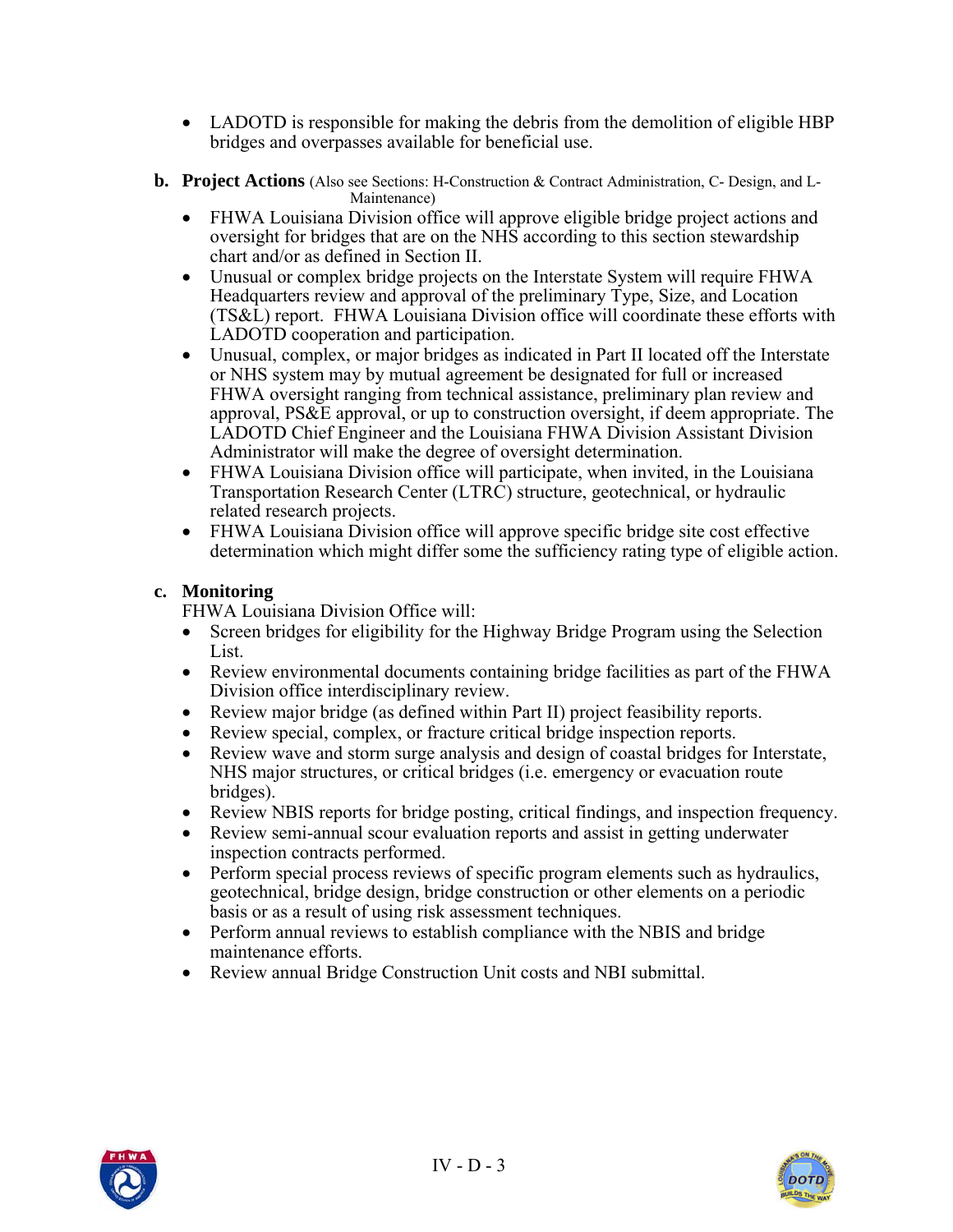- LADOTD is responsible for making the debris from the demolition of eligible HBP bridges and overpasses available for beneficial use.

**b. Project Actions** (Also see Sections: H-Construction & Contract Administration, C- Design, and L-Maintenance)

- FHWA Louisiana Division office will approve eligible bridge project actions and oversight for bridges that are on the NHS according to this section stewardship chart and/or as defined in Section II.
- Unusual or complex bridge projects on the Interstate System will require FHWA Headquarters review and approval of the preliminary Type, Size, and Location (TS&L) report. FHWA Louisiana Division office will coordinate these efforts with LADOTD cooperation and participation.
- Unusual, complex, or major bridges as indicated in Part II located off the Interstate or NHS system may by mutual agreement be designated for full or increased FHWA oversight ranging from technical assistance, preliminary plan review and approval, PS&E approval, or up to construction oversight, if deem appropriate. The LADOTD Chief Engineer and the Louisiana FHWA Division Assistant Division Administrator will make the degree of oversight determination.
- FHWA Louisiana Division office will participate, when invited, in the Louisiana Transportation Research Center (LTRC) structure, geotechnical, or hydraulic related research projects.
- FHWA Louisiana Division office will approve specific bridge site cost effective determination which might differ some the sufficiency rating type of eligible action.

**c. Monitoring**

FHWA Louisiana Division Office will:

- Screen bridges for eligibility for the Highway Bridge Program using the Selection List.
- Review environmental documents containing bridge facilities as part of the FHWA Division office interdisciplinary review.
- Review major bridge (as defined within Part II) project feasibility reports.
- Review special, complex, or fracture critical bridge inspection reports.
- Review wave and storm surge analysis and design of coastal bridges for Interstate, NHS major structures, or critical bridges (i.e. emergency or evacuation route bridges).
- Review NBIS reports for bridge posting, critical findings, and inspection frequency.
- Review semi-annual scour evaluation reports and assist in getting underwater inspection contracts performed.
- Perform special process reviews of specific program elements such as hydraulics, geotechnical, bridge design, bridge construction or other elements on a periodic basis or as a result of using risk assessment techniques.
- Perform annual reviews to establish compliance with the NBIS and bridge maintenance efforts.
- Review annual Bridge Construction Unit costs and NBI submittal.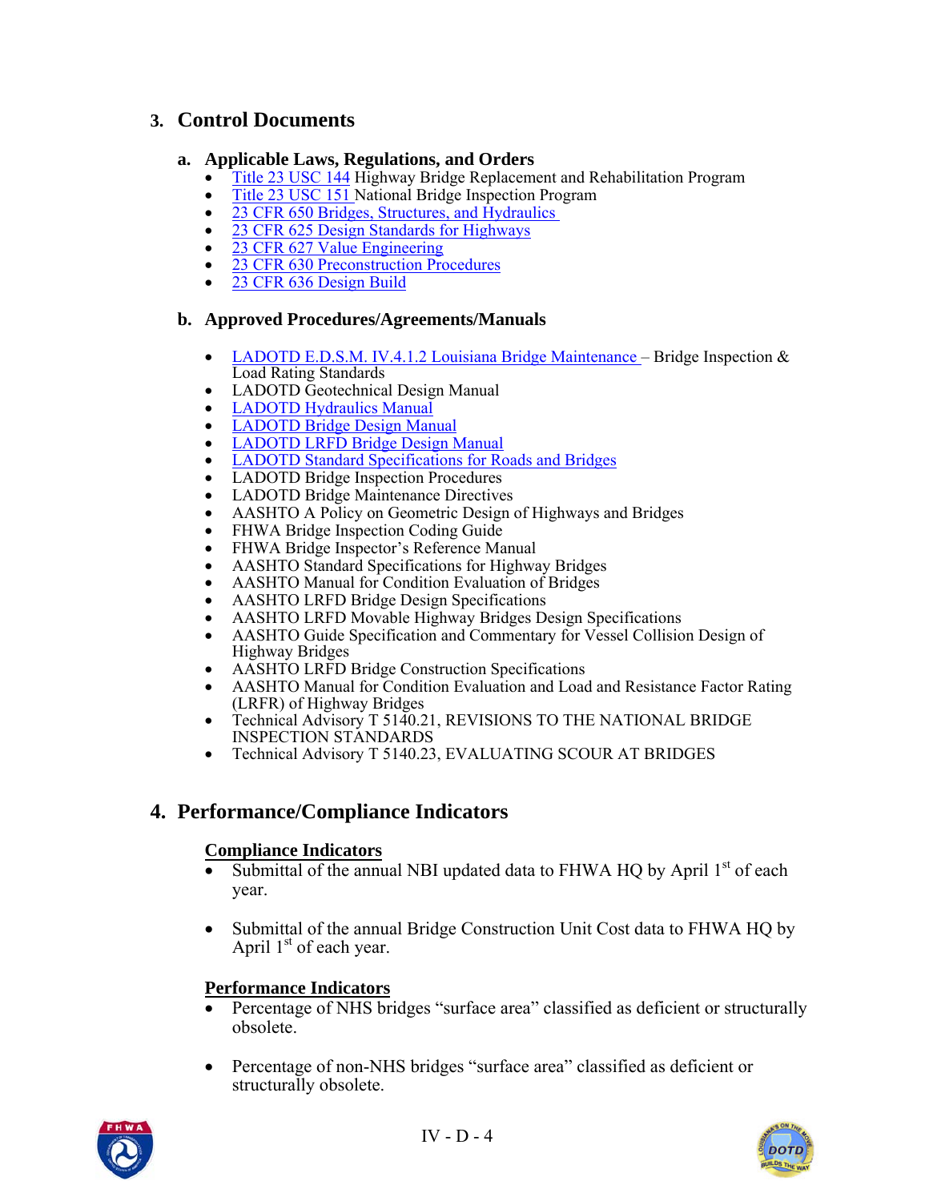## 3. Control Documents

### a. Applicable Laws, Regulations, and Orders

- Title 23 USC 144 Highway Bridge Replacement and Rehabilitation Program
- Title 23 USC 151 National Bridge Inspection Program
- 23 CFR 650 Bridges, Structures, and Hydraulics
- 23 CFR 625 Design Standards for Highways
- 23 CFR 627 Value Engineering
- 23 CFR 630 Preconstruction Procedures
- 23 CFR 636 Design Build

### b. Approved Procedures/Agreements/Manuals

- LADOTD E.D.S.M. IV.4.1.2 Louisiana Bridge Maintenance – Bridge Inspection & Load Rating Standards
- LADOTD Geotechnical Design Manual
- LADOTD Hydraulics Manual
- LADOTD Bridge Design Manual
- LADOTD LRFD Bridge Design Manual
- LADOTD Standard Specifications for Roads and Bridges
- LADOTD Bridge Inspection Procedures
- LADOTD Bridge Maintenance Directives
- AASHTO A Policy on Geometric Design of Highways and Bridges
- FHWA Bridge Inspection Coding Guide
- FHWA Bridge Inspector's Reference Manual
- AASHTO Standard Specifications for Highway Bridges
- AASHTO Manual for Condition Evaluation of Bridges
- AASHTO LRFD Bridge Design Specifications
- AASHTO LRFD Movable Highway Bridges Design Specifications
- AASHTO Guide Specification and Commentary for Vessel Collision Design of Highway Bridges
- AASHTO LRFD Bridge Construction Specifications
- AASHTO Manual for Condition Evaluation and Load and Resistance Factor Rating (LRFR) of Highway Bridges
- Technical Advisory T 5140.21, REVISIONS TO THE NATIONAL BRIDGE INSPECTION STANDARDS
- Technical Advisory T 5140.23, EVALUATING SCOUR AT BRIDGES

## 4. Performance/Compliance Indicators

**Compliance Indicators**

- Submittal of the annual NBI updated data to FHWA HQ by April 1st of each year.

- Submittal of the annual Bridge Construction Unit Cost data to FHWA HQ by April 1st of each year.

**Performance Indicators**

- Percentage of NHS bridges "surface area" classified as deficient or structurally obsolete.

- Percentage of non-NHS bridges "surface area" classified as deficient or structurally obsolete.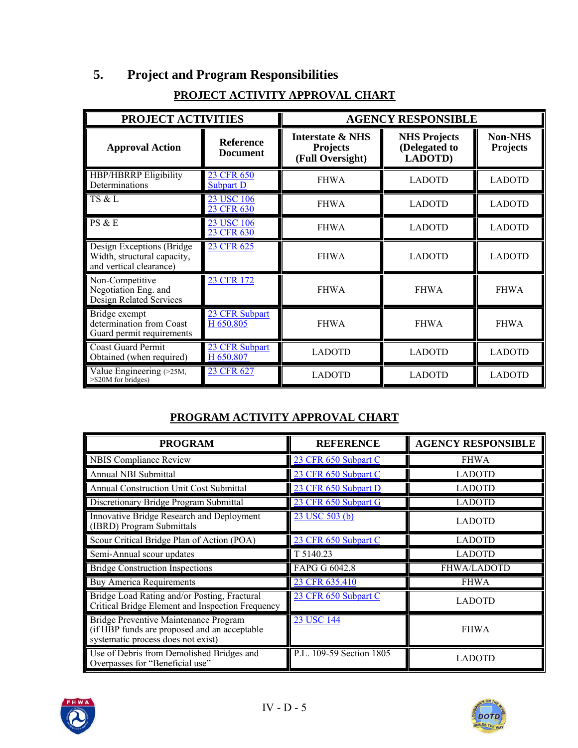## 5. Project and Program Responsibilities

### PROJECT ACTIVITY APPROVAL CHART

| PROJECT ACTIVITIES | | AGENCY RESPONSIBLE | | |
|---|---|---|---|---|
| **Approval Action** | **Reference Document** | **Interstate & NHS Projects (Full Oversight)** | **NHS Projects (Delegated to LADOTD)** | **Non-NHS Projects** |
| HBP/HBRRP Eligibility Determinations | 23 CFR 650 Subpart D | FHWA | LADOTD | LADOTD |
| TS & L | 23 USC 106 23 CFR 630 | FHWA | LADOTD | LADOTD |
| PS & E | 23 USC 106 23 CFR 630 | FHWA | LADOTD | LADOTD |
| Design Exceptions (Bridge Width, structural capacity, and vertical clearance) | 23 CFR 625 | FHWA | LADOTD | LADOTD |
| Non-Competitive Negotiation Eng. and Design Related Services | 23 CFR 172 | FHWA | FHWA | FHWA |
| Bridge exempt determination from Coast Guard permit requirements | 23 CFR Subpart H 650.805 | FHWA | FHWA | FHWA |
| Coast Guard Permit Obtained (when required) | 23 CFR Subpart H 650.807 | LADOTD | LADOTD | LADOTD |
| Value Engineering (>25M, >$20M for bridges) | 23 CFR 627 | LADOTD | LADOTD | LADOTD |

### PROGRAM ACTIVITY APPROVAL CHART

| PROGRAM | REFERENCE | AGENCY RESPONSIBLE |
|---|---|---|
| NBIS Compliance Review | 23 CFR 650 Subpart C | FHWA |
| Annual NBI Submittal | 23 CFR 650 Subpart C | LADOTD |
| Annual Construction Unit Cost Submittal | 23 CFR 650 Subpart D | LADOTD |
| Discretionary Bridge Program Submittal | 23 CFR 650 Subpart G | LADOTD |
| Innovative Bridge Research and Deployment (IBRD) Program Submittals | 23 USC 503 (b) | LADOTD |
| Scour Critical Bridge Plan of Action (POA) | 23 CFR 650 Subpart C | LADOTD |
| Semi-Annual scour updates | T 5140.23 | LADOTD |
| Bridge Construction Inspections | FAPG G 6042.8 | FHWA/LADOTD |
| Buy America Requirements | 23 CFR 635.410 | FHWA |
| Bridge Load Rating and/or Posting, Fractural Critical Bridge Element and Inspection Frequency | 23 CFR 650 Subpart C | LADOTD |
| Bridge Preventive Maintenance Program (if HBP funds are proposed and an acceptable systematic process does not exist) | 23 USC 144 | FHWA |
| Use of Debris from Demolished Bridges and Overpasses for "Beneficial use" | P.L. 109-59 Section 1805 | LADOTD |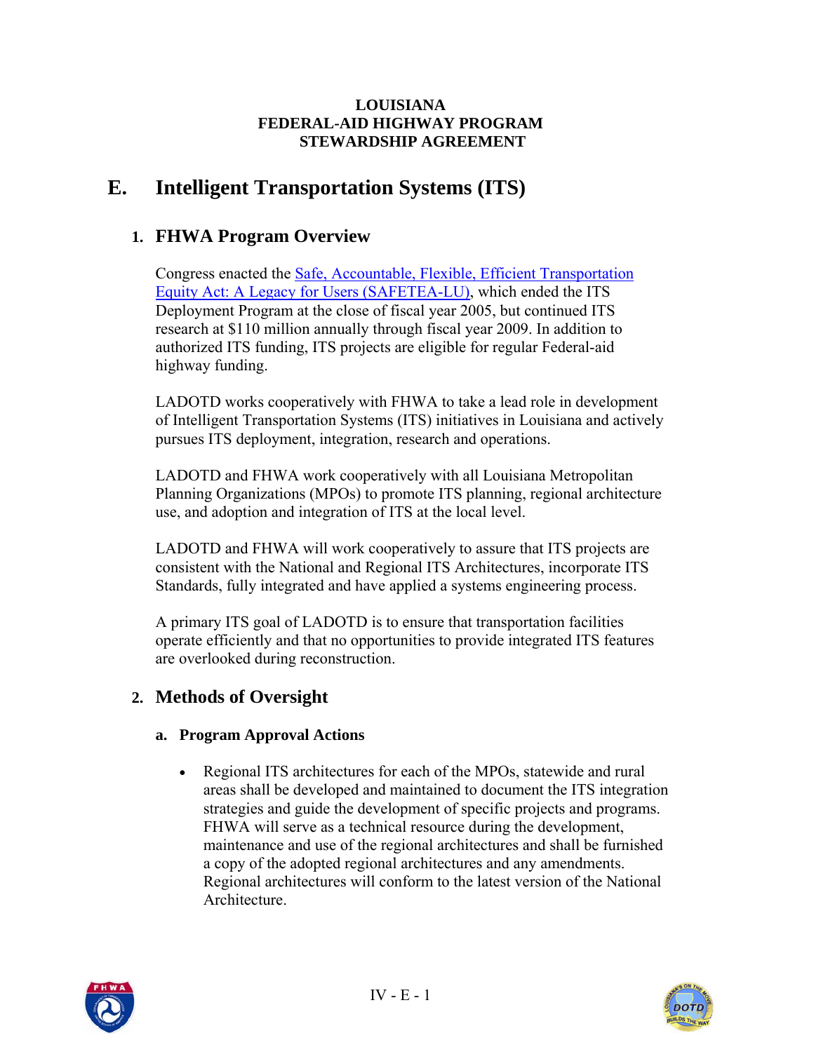# E. Intelligent Transportation Systems (ITS)

## 1. FHWA Program Overview

Congress enacted the Safe, Accountable, Flexible, Efficient Transportation Equity Act: A Legacy for Users (SAFETEA-LU), which ended the ITS Deployment Program at the close of fiscal year 2005, but continued ITS research at $110 million annually through fiscal year 2009. In addition to authorized ITS funding, ITS projects are eligible for regular Federal-aid highway funding.

LADOTD works cooperatively with FHWA to take a lead role in development of Intelligent Transportation Systems (ITS) initiatives in Louisiana and actively pursues ITS deployment, integration, research and operations.

LADOTD and FHWA work cooperatively with all Louisiana Metropolitan Planning Organizations (MPOs) to promote ITS planning, regional architecture use, and adoption and integration of ITS at the local level.

LADOTD and FHWA will work cooperatively to assure that ITS projects are consistent with the National and Regional ITS Architectures, incorporate ITS Standards, fully integrated and have applied a systems engineering process.

A primary ITS goal of LADOTD is to ensure that transportation facilities operate efficiently and that no opportunities to provide integrated ITS features are overlooked during reconstruction.

## 2. Methods of Oversight

### a. Program Approval Actions

- Regional ITS architectures for each of the MPOs, statewide and rural areas shall be developed and maintained to document the ITS integration strategies and guide the development of specific projects and programs. FHWA will serve as a technical resource during the development, maintenance and use of the regional architectures and shall be furnished a copy of the adopted regional architectures and any amendments. Regional architectures will conform to the latest version of the National Architecture.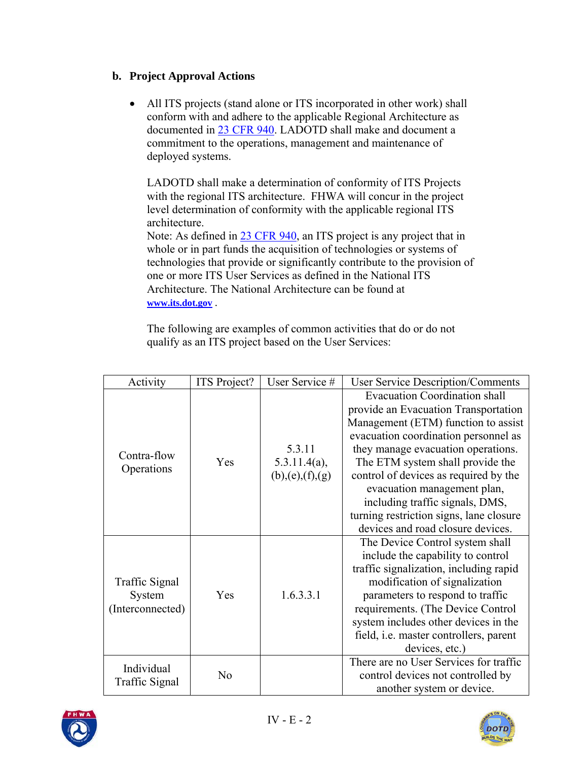### b. Project Approval Actions

- All ITS projects (stand alone or ITS incorporated in other work) shall conform with and adhere to the applicable Regional Architecture as documented in [23 CFR 940](23 CFR 940). LADOTD shall make and document a commitment to the operations, management and maintenance of deployed systems.

  LADOTD shall make a determination of conformity of ITS Projects with the regional ITS architecture. FHWA will concur in the project level determination of conformity with the applicable regional ITS architecture.
  Note: As defined in 23 CFR 940, an ITS project is any project that in whole or in part funds the acquisition of technologies or systems of technologies that provide or significantly contribute to the provision of one or more ITS User Services as defined in the National ITS Architecture. The National Architecture can be found at **www.its.dot.gov** .

  The following are examples of common activities that do or do not qualify as an ITS project based on the User Services:

| Activity | ITS Project? | User Service # | User Service Description/Comments |
|---|---|---|---|
| Contra-flow Operations | Yes | 5.3.11<br>5.3.11.4(a),(b),(e),(f),(g) | Evacuation Coordination shall provide an Evacuation Transportation Management (ETM) function to assist evacuation coordination personnel as they manage evacuation operations. The ETM system shall provide the control of devices as required by the evacuation management plan, including traffic signals, DMS, turning restriction signs, lane closure devices and road closure devices. |
| Traffic Signal System (Interconnected) | Yes | 1.6.3.3.1 | The Device Control system shall include the capability to control traffic signalization, including rapid modification of signalization parameters to respond to traffic requirements. (The Device Control system includes other devices in the field, i.e. master controllers, parent devices, etc.) |
| Individual Traffic Signal | No | | There are no User Services for traffic control devices not controlled by another system or device. |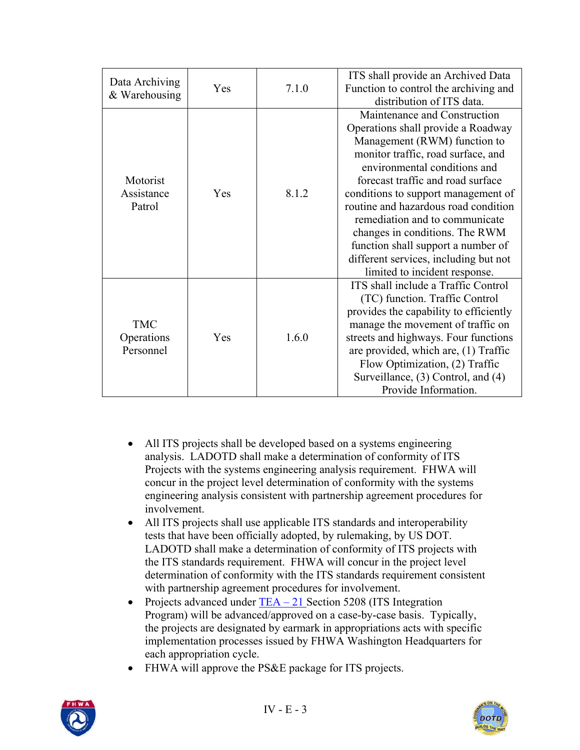| | | | |
|---|---|---|---|
| Data Archiving & Warehousing | Yes | 7.1.0 | ITS shall provide an Archived Data Function to control the archiving and distribution of ITS data. |
| Motorist Assistance Patrol | Yes | 8.1.2 | Maintenance and Construction Operations shall provide a Roadway Management (RWM) function to monitor traffic, road surface, and environmental conditions and forecast traffic and road surface conditions to support management of routine and hazardous road condition remediation and to communicate changes in conditions. The RWM function shall support a number of different services, including but not limited to incident response. |
| TMC Operations Personnel | Yes | 1.6.0 | ITS shall include a Traffic Control (TC) function. Traffic Control provides the capability to efficiently manage the movement of traffic on streets and highways. Four functions are provided, which are, (1) Traffic Flow Optimization, (2) Traffic Surveillance, (3) Control, and (4) Provide Information. |

- All ITS projects shall be developed based on a systems engineering analysis. LADOTD shall make a determination of conformity of ITS Projects with the systems engineering analysis requirement. FHWA will concur in the project level determination of conformity with the systems engineering analysis consistent with partnership agreement procedures for involvement.
- All ITS projects shall use applicable ITS standards and interoperability tests that have been officially adopted, by rulemaking, by US DOT. LADOTD shall make a determination of conformity of ITS projects with the ITS standards requirement. FHWA will concur in the project level determination of conformity with the ITS standards requirement consistent with partnership agreement procedures for involvement.
- Projects advanced under TEA – 21 Section 5208 (ITS Integration Program) will be advanced/approved on a case-by-case basis. Typically, the projects are designated by earmark in appropriations acts with specific implementation processes issued by FHWA Washington Headquarters for each appropriation cycle.
- FHWA will approve the PS&E package for ITS projects.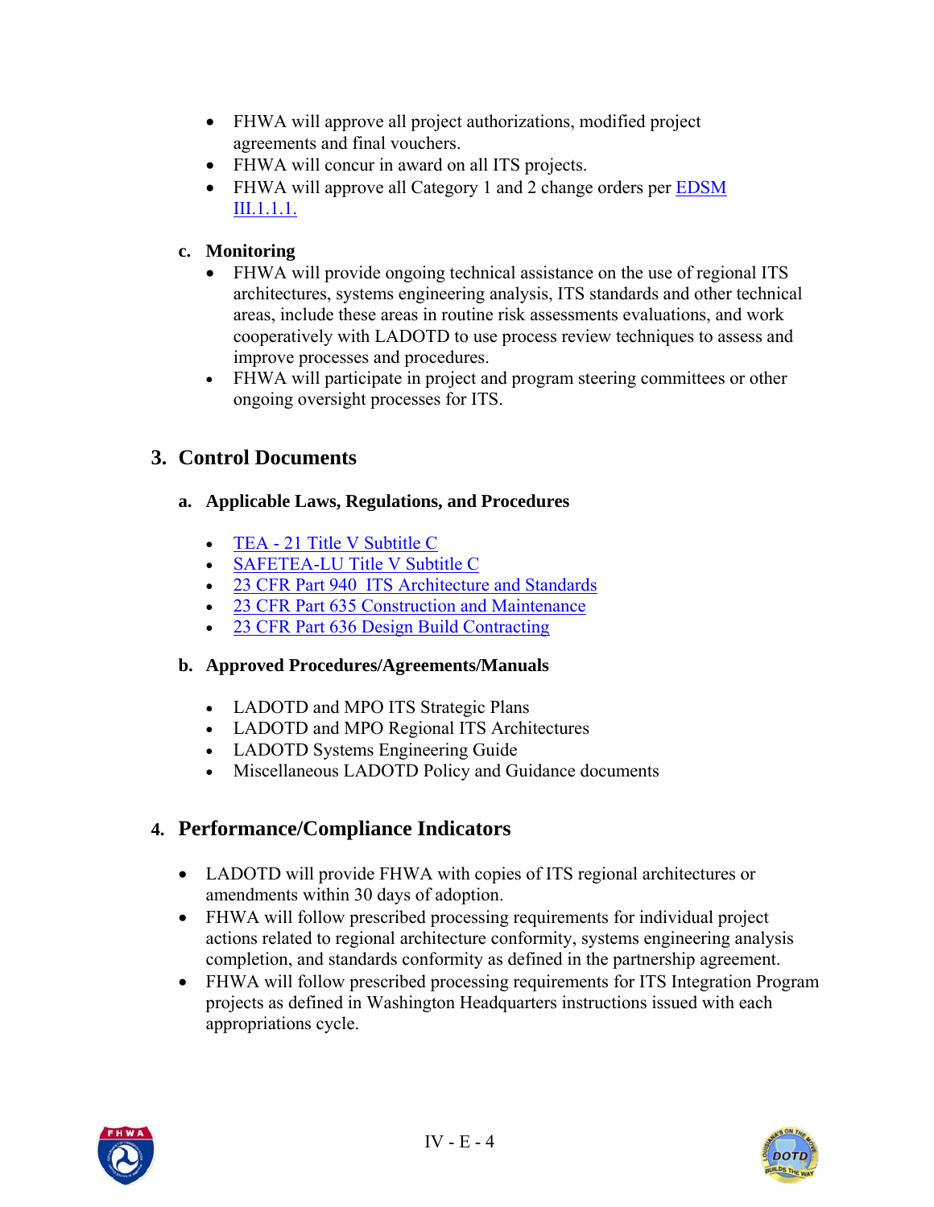- FHWA will approve all project authorizations, modified project agreements and final vouchers.
- FHWA will concur in award on all ITS projects.
- FHWA will approve all Category 1 and 2 change orders per EDSM III.1.1.1.

**c. Monitoring**

- FHWA will provide ongoing technical assistance on the use of regional ITS architectures, systems engineering analysis, ITS standards and other technical areas, include these areas in routine risk assessments evaluations, and work cooperatively with LADOTD to use process review techniques to assess and improve processes and procedures.
- FHWA will participate in project and program steering committees or other ongoing oversight processes for ITS.

## 3. Control Documents

### a. Applicable Laws, Regulations, and Procedures

- TEA - 21 Title V Subtitle C
- SAFETEA-LU Title V Subtitle C
- 23 CFR Part 940 ITS Architecture and Standards
- 23 CFR Part 635 Construction and Maintenance
- 23 CFR Part 636 Design Build Contracting

### b. Approved Procedures/Agreements/Manuals

- LADOTD and MPO ITS Strategic Plans
- LADOTD and MPO Regional ITS Architectures
- LADOTD Systems Engineering Guide
- Miscellaneous LADOTD Policy and Guidance documents

## 4. Performance/Compliance Indicators

- LADOTD will provide FHWA with copies of ITS regional architectures or amendments within 30 days of adoption.
- FHWA will follow prescribed processing requirements for individual project actions related to regional architecture conformity, systems engineering analysis completion, and standards conformity as defined in the partnership agreement.
- FHWA will follow prescribed processing requirements for ITS Integration Program projects as defined in Washington Headquarters instructions issued with each appropriations cycle.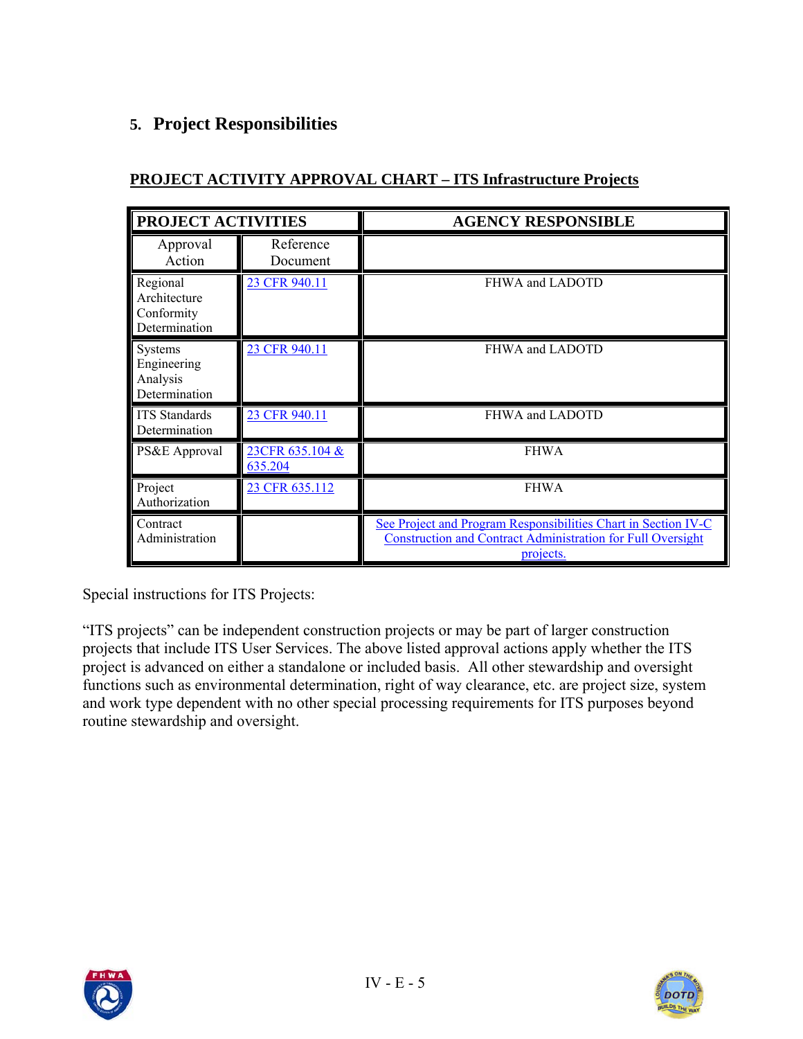## 5. Project Responsibilities

**PROJECT ACTIVITY APPROVAL CHART – ITS Infrastructure Projects**

| PROJECT ACTIVITIES | | AGENCY RESPONSIBLE |
|---|---|---|
| Approval Action | Reference Document | |
| Regional Architecture Conformity Determination | 23 CFR 940.11 | FHWA and LADOTD |
| Systems Engineering Analysis Determination | 23 CFR 940.11 | FHWA and LADOTD |
| ITS Standards Determination | 23 CFR 940.11 | FHWA and LADOTD |
| PS&E Approval | 23CFR 635.104 & 635.204 | FHWA |
| Project Authorization | 23 CFR 635.112 | FHWA |
| Contract Administration | | See Project and Program Responsibilities Chart in Section IV-C Construction and Contract Administration for Full Oversight projects. |

Special instructions for ITS Projects:

"ITS projects" can be independent construction projects or may be part of larger construction projects that include ITS User Services. The above listed approval actions apply whether the ITS project is advanced on either a standalone or included basis. All other stewardship and oversight functions such as environmental determination, right of way clearance, etc. are project size, system and work type dependent with no other special processing requirements for ITS purposes beyond routine stewardship and oversight.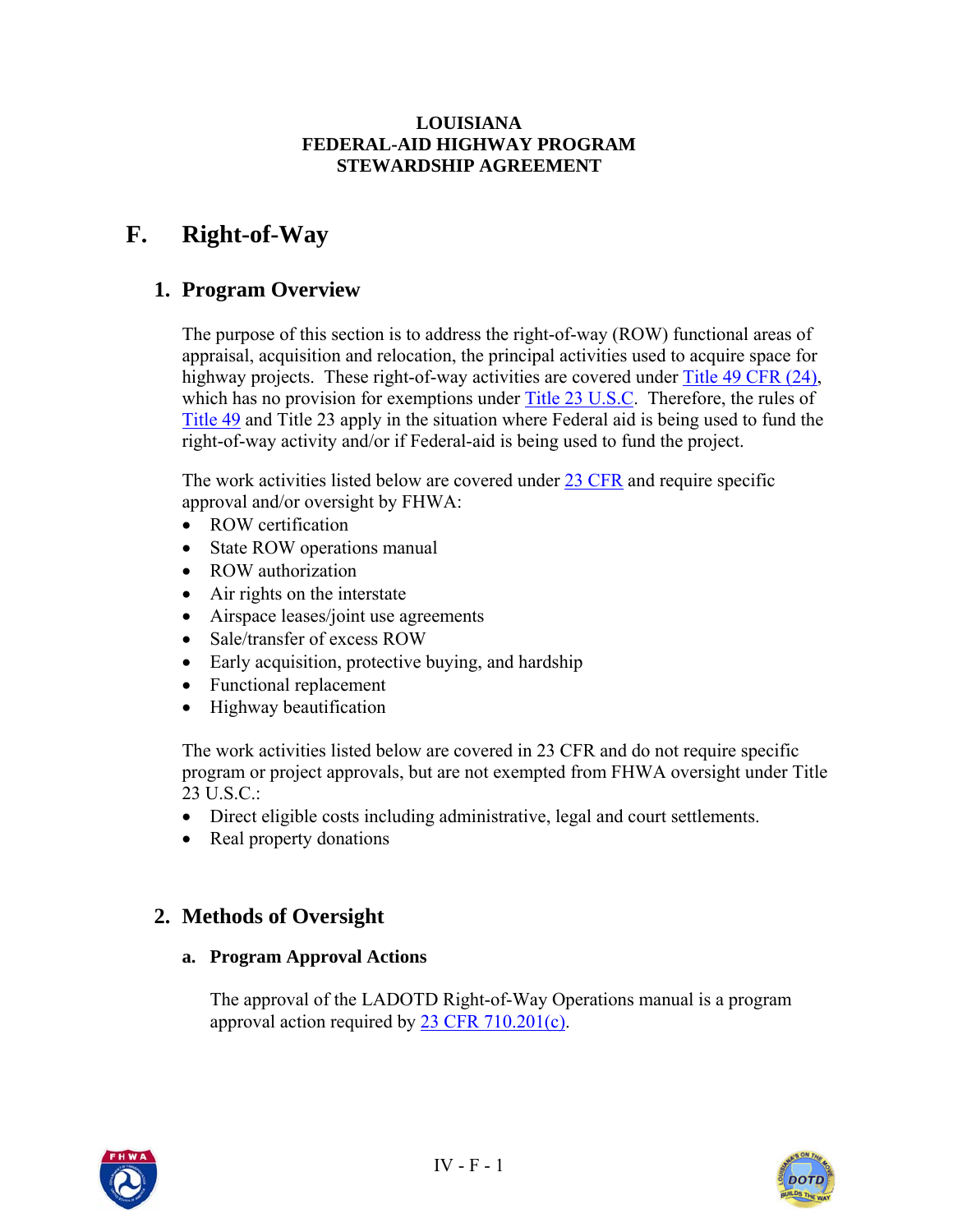**LOUISIANA**
**FEDERAL-AID HIGHWAY PROGRAM**
**STEWARDSHIP AGREEMENT**

# F. Right-of-Way

## 1. Program Overview

The purpose of this section is to address the right-of-way (ROW) functional areas of appraisal, acquisition and relocation, the principal activities used to acquire space for highway projects. These right-of-way activities are covered under Title 49 CFR (24), which has no provision for exemptions under Title 23 U.S.C. Therefore, the rules of Title 49 and Title 23 apply in the situation where Federal aid is being used to fund the right-of-way activity and/or if Federal-aid is being used to fund the project.

The work activities listed below are covered under 23 CFR and require specific approval and/or oversight by FHWA:

- ROW certification
- State ROW operations manual
- ROW authorization
- Air rights on the interstate
- Airspace leases/joint use agreements
- Sale/transfer of excess ROW
- Early acquisition, protective buying, and hardship
- Functional replacement
- Highway beautification

The work activities listed below are covered in 23 CFR and do not require specific program or project approvals, but are not exempted from FHWA oversight under Title 23 U.S.C.:

- Direct eligible costs including administrative, legal and court settlements.
- Real property donations

## 2. Methods of Oversight

### a. Program Approval Actions

The approval of the LADOTD Right-of-Way Operations manual is a program approval action required by 23 CFR 710.201(c).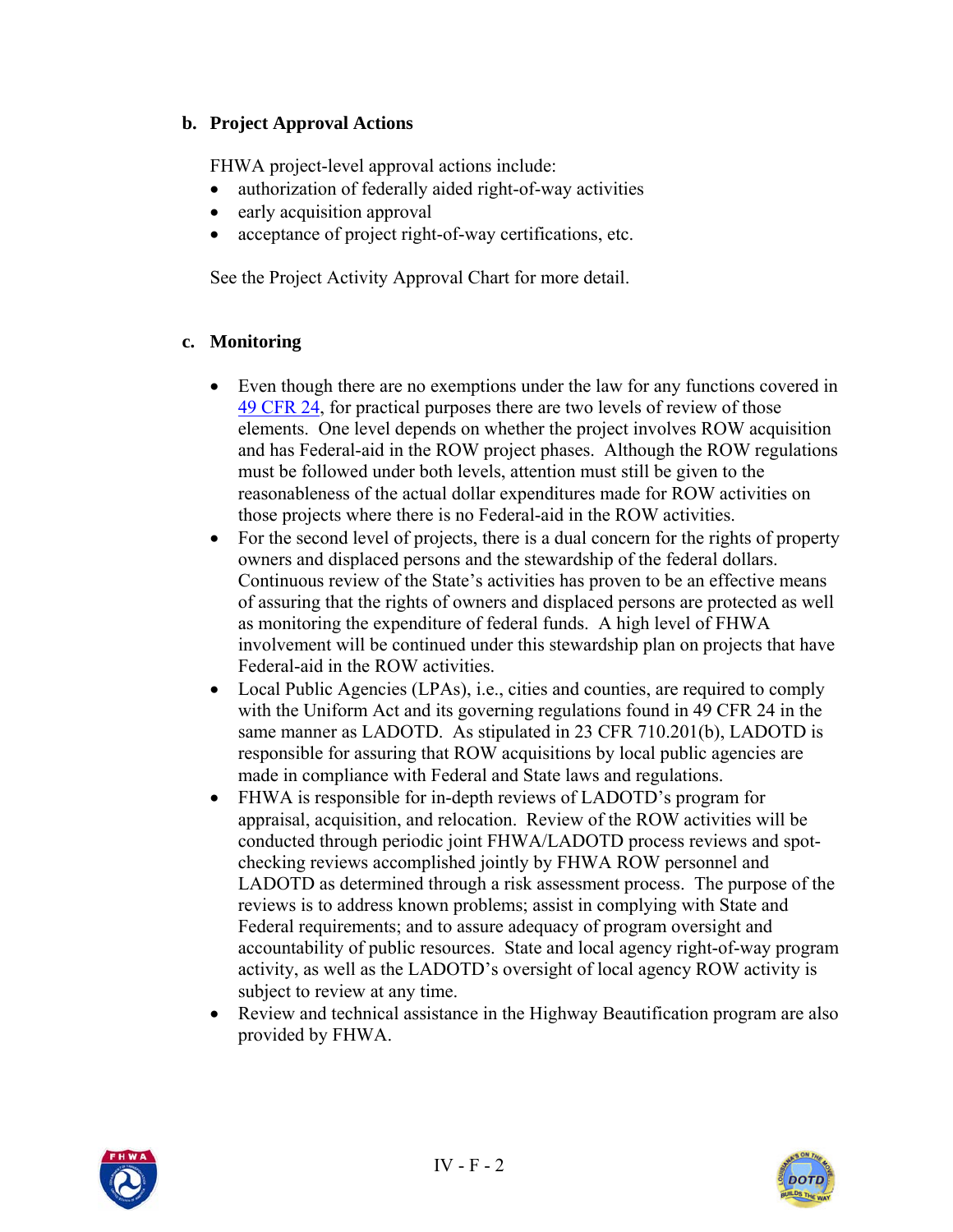### b. Project Approval Actions

FHWA project-level approval actions include:

- authorization of federally aided right-of-way activities
- early acquisition approval
- acceptance of project right-of-way certifications, etc.

See the Project Activity Approval Chart for more detail.

### c. Monitoring

- Even though there are no exemptions under the law for any functions covered in 49 CFR 24, for practical purposes there are two levels of review of those elements. One level depends on whether the project involves ROW acquisition and has Federal-aid in the ROW project phases. Although the ROW regulations must be followed under both levels, attention must still be given to the reasonableness of the actual dollar expenditures made for ROW activities on those projects where there is no Federal-aid in the ROW activities.
- For the second level of projects, there is a dual concern for the rights of property owners and displaced persons and the stewardship of the federal dollars. Continuous review of the State's activities has proven to be an effective means of assuring that the rights of owners and displaced persons are protected as well as monitoring the expenditure of federal funds. A high level of FHWA involvement will be continued under this stewardship plan on projects that have Federal-aid in the ROW activities.
- Local Public Agencies (LPAs), i.e., cities and counties, are required to comply with the Uniform Act and its governing regulations found in 49 CFR 24 in the same manner as LADOTD. As stipulated in 23 CFR 710.201(b), LADOTD is responsible for assuring that ROW acquisitions by local public agencies are made in compliance with Federal and State laws and regulations.
- FHWA is responsible for in-depth reviews of LADOTD's program for appraisal, acquisition, and relocation. Review of the ROW activities will be conducted through periodic joint FHWA/LADOTD process reviews and spot-checking reviews accomplished jointly by FHWA ROW personnel and LADOTD as determined through a risk assessment process. The purpose of the reviews is to address known problems; assist in complying with State and Federal requirements; and to assure adequacy of program oversight and accountability of public resources. State and local agency right-of-way program activity, as well as the LADOTD's oversight of local agency ROW activity is subject to review at any time.
- Review and technical assistance in the Highway Beautification program are also provided by FHWA.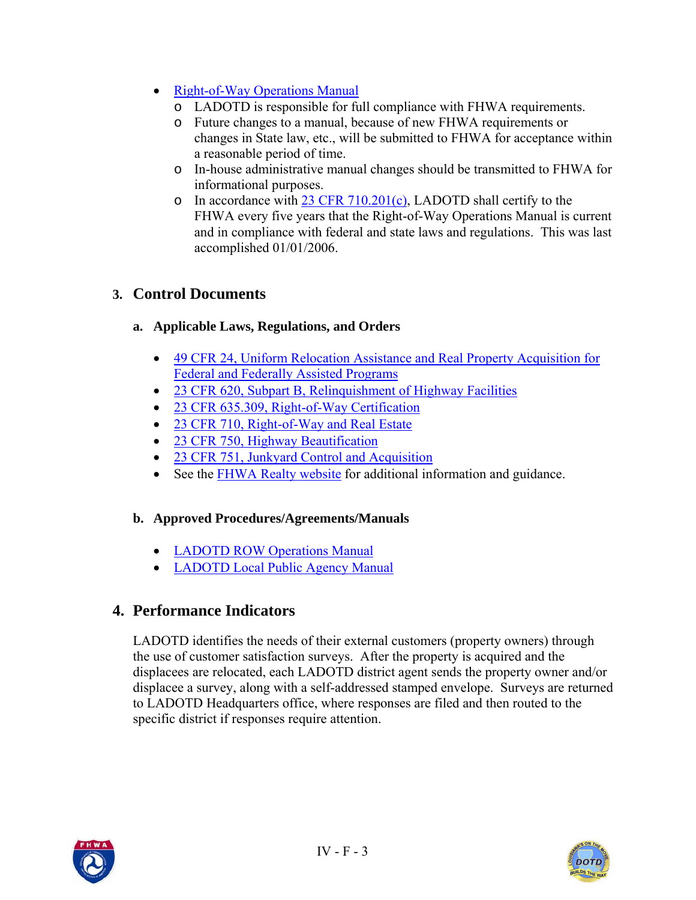- Right-of-Way Operations Manual
  - LADOTD is responsible for full compliance with FHWA requirements.
  - Future changes to a manual, because of new FHWA requirements or changes in State law, etc., will be submitted to FHWA for acceptance within a reasonable period of time.
  - In-house administrative manual changes should be transmitted to FHWA for informational purposes.
  - In accordance with 23 CFR 710.201(c), LADOTD shall certify to the FHWA every five years that the Right-of-Way Operations Manual is current and in compliance with federal and state laws and regulations. This was last accomplished 01/01/2006.

## 3. Control Documents

### a. Applicable Laws, Regulations, and Orders

- 49 CFR 24, Uniform Relocation Assistance and Real Property Acquisition for Federal and Federally Assisted Programs
- 23 CFR 620, Subpart B, Relinquishment of Highway Facilities
- 23 CFR 635.309, Right-of-Way Certification
- 23 CFR 710, Right-of-Way and Real Estate
- 23 CFR 750, Highway Beautification
- 23 CFR 751, Junkyard Control and Acquisition
- See the FHWA Realty website for additional information and guidance.

### b. Approved Procedures/Agreements/Manuals

- LADOTD ROW Operations Manual
- LADOTD Local Public Agency Manual

## 4. Performance Indicators

LADOTD identifies the needs of their external customers (property owners) through the use of customer satisfaction surveys. After the property is acquired and the displacees are relocated, each LADOTD district agent sends the property owner and/or displacee a survey, along with a self-addressed stamped envelope. Surveys are returned to LADOTD Headquarters office, where responses are filed and then routed to the specific district if responses require attention.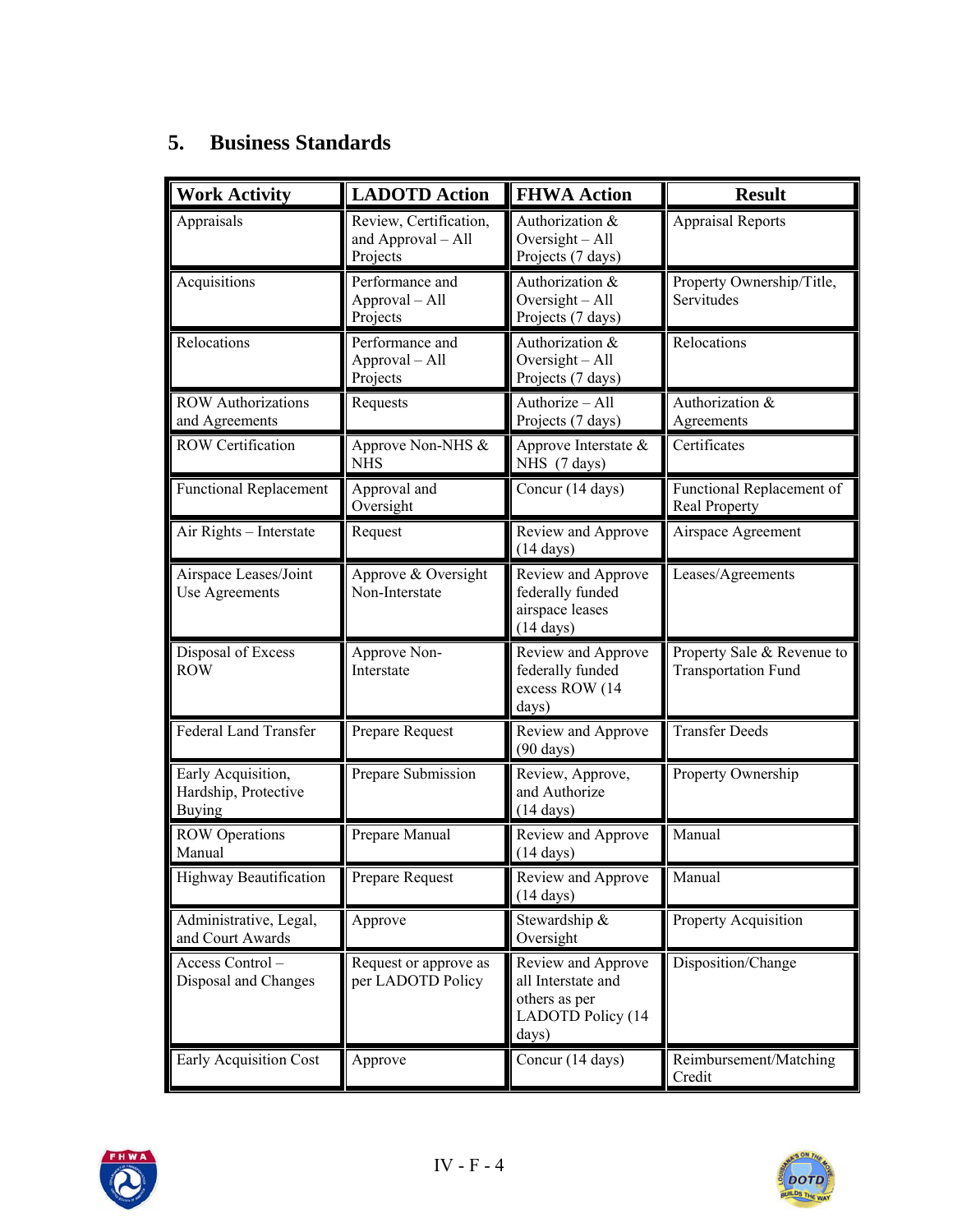## 5. Business Standards

| Work Activity | LADOTD Action | FHWA Action | Result |
|---|---|---|---|
| Appraisals | Review, Certification, and Approval – All Projects | Authorization & Oversight – All Projects (7 days) | Appraisal Reports |
| Acquisitions | Performance and Approval – All Projects | Authorization & Oversight – All Projects (7 days) | Property Ownership/Title, Servitudes |
| Relocations | Performance and Approval – All Projects | Authorization & Oversight – All Projects (7 days) | Relocations |
| ROW Authorizations and Agreements | Requests | Authorize – All Projects (7 days) | Authorization & Agreements |
| ROW Certification | Approve Non-NHS & NHS | Approve Interstate & NHS (7 days) | Certificates |
| Functional Replacement | Approval and Oversight | Concur (14 days) | Functional Replacement of Real Property |
| Air Rights – Interstate | Request | Review and Approve (14 days) | Airspace Agreement |
| Airspace Leases/Joint Use Agreements | Approve & Oversight Non-Interstate | Review and Approve federally funded airspace leases (14 days) | Leases/Agreements |
| Disposal of Excess ROW | Approve Non-Interstate | Review and Approve federally funded excess ROW (14 days) | Property Sale & Revenue to Transportation Fund |
| Federal Land Transfer | Prepare Request | Review and Approve (90 days) | Transfer Deeds |
| Early Acquisition, Hardship, Protective Buying | Prepare Submission | Review, Approve, and Authorize (14 days) | Property Ownership |
| ROW Operations Manual | Prepare Manual | Review and Approve (14 days) | Manual |
| Highway Beautification | Prepare Request | Review and Approve (14 days) | Manual |
| Administrative, Legal, and Court Awards | Approve | Stewardship & Oversight | Property Acquisition |
| Access Control – Disposal and Changes | Request or approve as per LADOTD Policy | Review and Approve all Interstate and others as per LADOTD Policy (14 days) | Disposition/Change |
| Early Acquisition Cost | Approve | Concur (14 days) | Reimbursement/Matching Credit |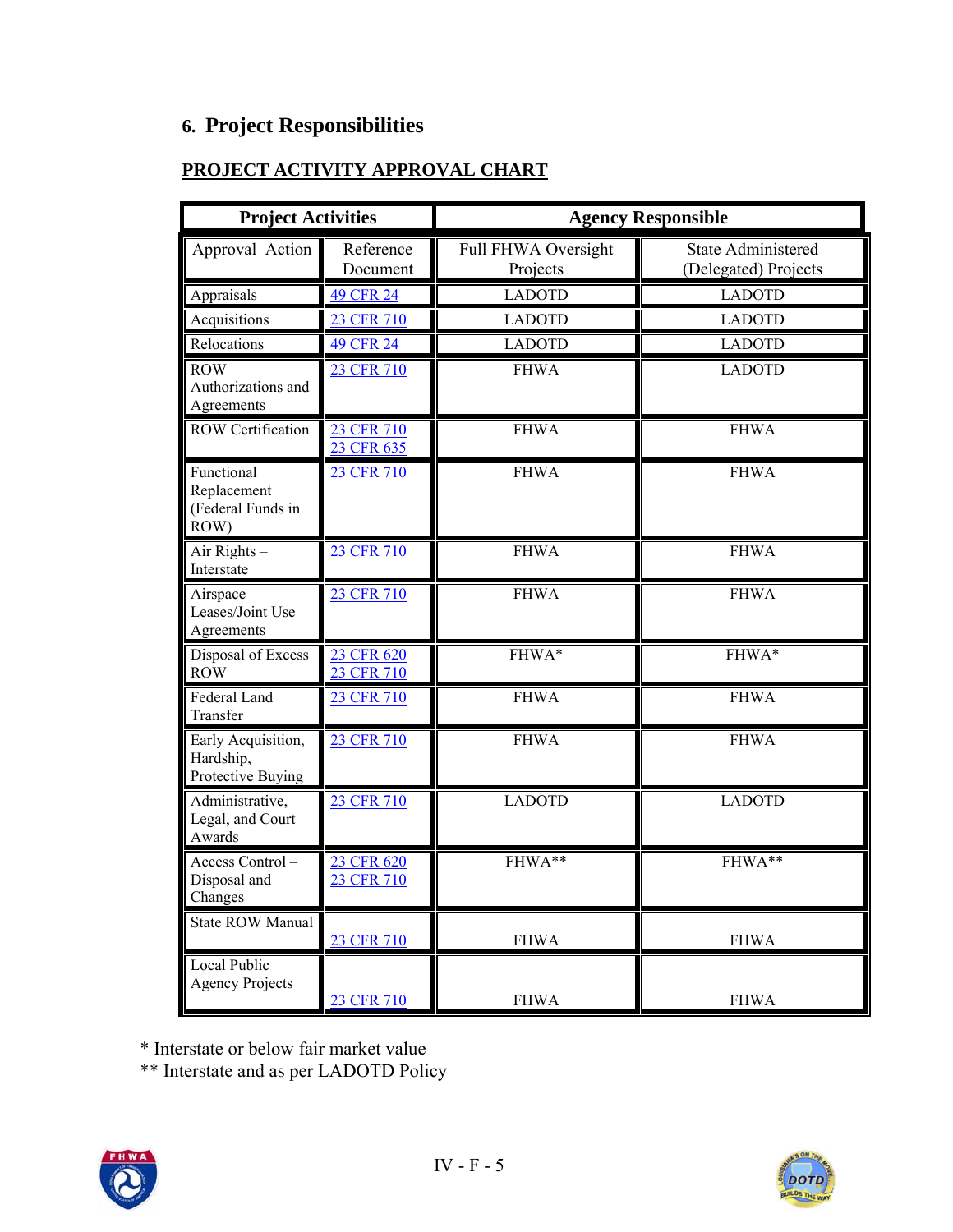## 6. Project Responsibilities

**PROJECT ACTIVITY APPROVAL CHART**

| Project Activities | | Agency Responsible | |
|---|---|---|---|
| Approval Action | Reference Document | Full FHWA Oversight Projects | State Administered (Delegated) Projects |
| Appraisals | 49 CFR 24 | LADOTD | LADOTD |
| Acquisitions | 23 CFR 710 | LADOTD | LADOTD |
| Relocations | 49 CFR 24 | LADOTD | LADOTD |
| ROW Authorizations and Agreements | 23 CFR 710 | FHWA | LADOTD |
| ROW Certification | 23 CFR 710<br>23 CFR 635 | FHWA | FHWA |
| Functional Replacement (Federal Funds in ROW) | 23 CFR 710 | FHWA | FHWA |
| Air Rights – Interstate | 23 CFR 710 | FHWA | FHWA |
| Airspace Leases/Joint Use Agreements | 23 CFR 710 | FHWA | FHWA |
| Disposal of Excess ROW | 23 CFR 620<br>23 CFR 710 | FHWA* | FHWA* |
| Federal Land Transfer | 23 CFR 710 | FHWA | FHWA |
| Early Acquisition, Hardship, Protective Buying | 23 CFR 710 | FHWA | FHWA |
| Administrative, Legal, and Court Awards | 23 CFR 710 | LADOTD | LADOTD |
| Access Control – Disposal and Changes | 23 CFR 620<br>23 CFR 710 | FHWA** | FHWA** |
| State ROW Manual | 23 CFR 710 | FHWA | FHWA |
| Local Public Agency Projects | 23 CFR 710 | FHWA | FHWA |

* Interstate or below fair market value
** Interstate and as per LADOTD Policy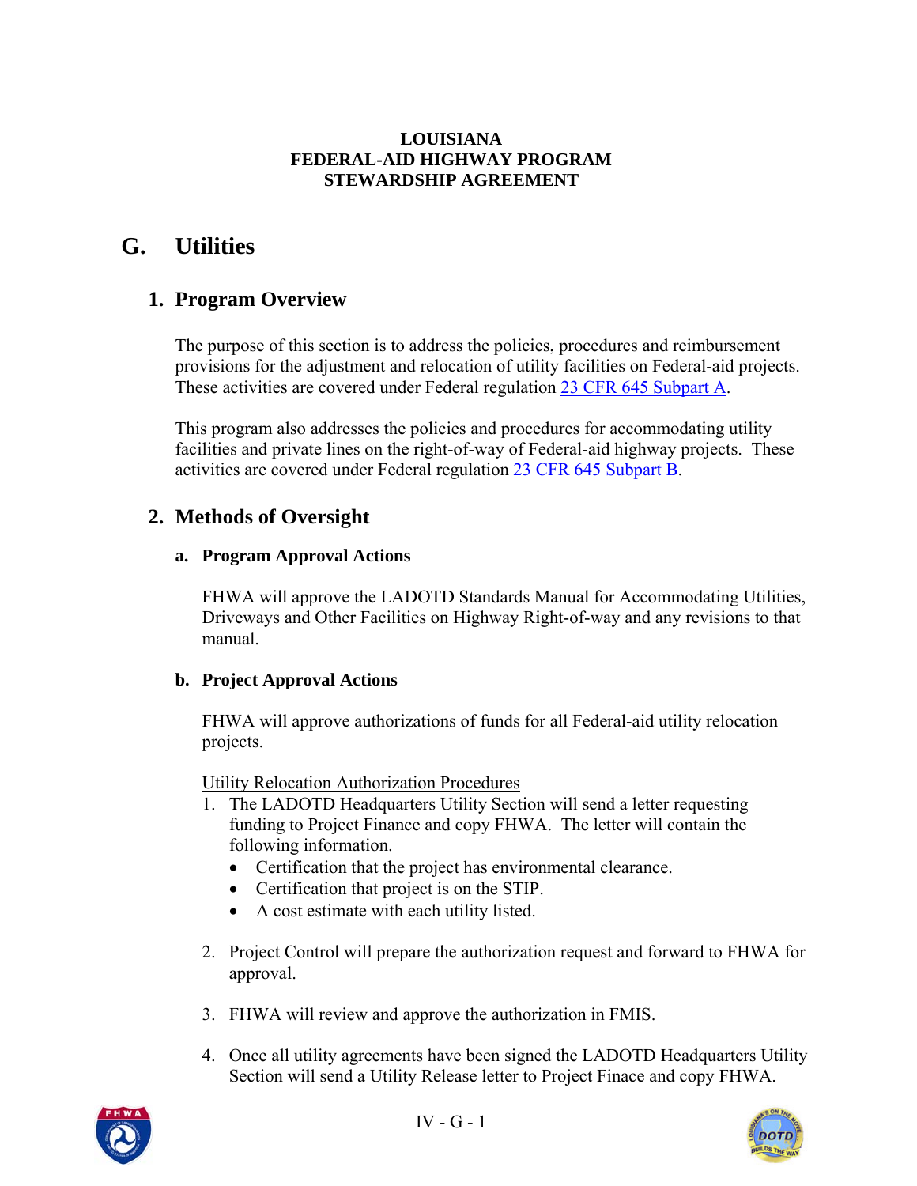**LOUISIANA**
**FEDERAL-AID HIGHWAY PROGRAM**
**STEWARDSHIP AGREEMENT**

# G. Utilities

## 1. Program Overview

The purpose of this section is to address the policies, procedures and reimbursement provisions for the adjustment and relocation of utility facilities on Federal-aid projects. These activities are covered under Federal regulation 23 CFR 645 Subpart A.

This program also addresses the policies and procedures for accommodating utility facilities and private lines on the right-of-way of Federal-aid highway projects. These activities are covered under Federal regulation 23 CFR 645 Subpart B.

## 2. Methods of Oversight

### a. Program Approval Actions

FHWA will approve the LADOTD Standards Manual for Accommodating Utilities, Driveways and Other Facilities on Highway Right-of-way and any revisions to that manual.

### b. Project Approval Actions

FHWA will approve authorizations of funds for all Federal-aid utility relocation projects.

Utility Relocation Authorization Procedures

1. The LADOTD Headquarters Utility Section will send a letter requesting funding to Project Finance and copy FHWA. The letter will contain the following information.
   - Certification that the project has environmental clearance.
   - Certification that project is on the STIP.
   - A cost estimate with each utility listed.

2. Project Control will prepare the authorization request and forward to FHWA for approval.

3. FHWA will review and approve the authorization in FMIS.

4. Once all utility agreements have been signed the LADOTD Headquarters Utility Section will send a Utility Release letter to Project Finace and copy FHWA.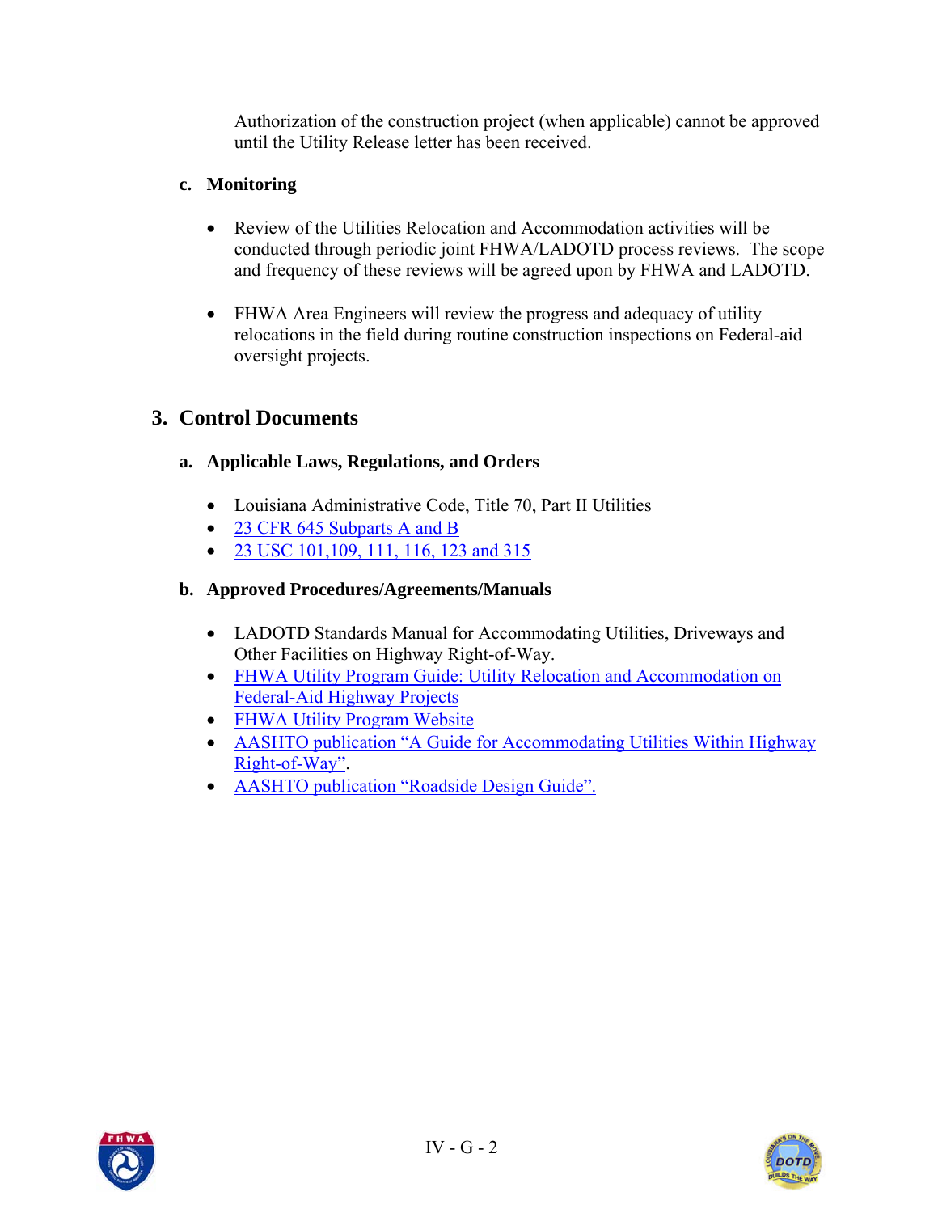Authorization of the construction project (when applicable) cannot be approved until the Utility Release letter has been received.

### c. Monitoring

- Review of the Utilities Relocation and Accommodation activities will be conducted through periodic joint FHWA/LADOTD process reviews. The scope and frequency of these reviews will be agreed upon by FHWA and LADOTD.

- FHWA Area Engineers will review the progress and adequacy of utility relocations in the field during routine construction inspections on Federal-aid oversight projects.

## 3. Control Documents

### a. Applicable Laws, Regulations, and Orders

- Louisiana Administrative Code, Title 70, Part II Utilities
- 23 CFR 645 Subparts A and B
- 23 USC 101,109, 111, 116, 123 and 315

### b. Approved Procedures/Agreements/Manuals

- LADOTD Standards Manual for Accommodating Utilities, Driveways and Other Facilities on Highway Right-of-Way.
- FHWA Utility Program Guide: Utility Relocation and Accommodation on Federal-Aid Highway Projects
- FHWA Utility Program Website
- AASHTO publication "A Guide for Accommodating Utilities Within Highway Right-of-Way".
- AASHTO publication "Roadside Design Guide".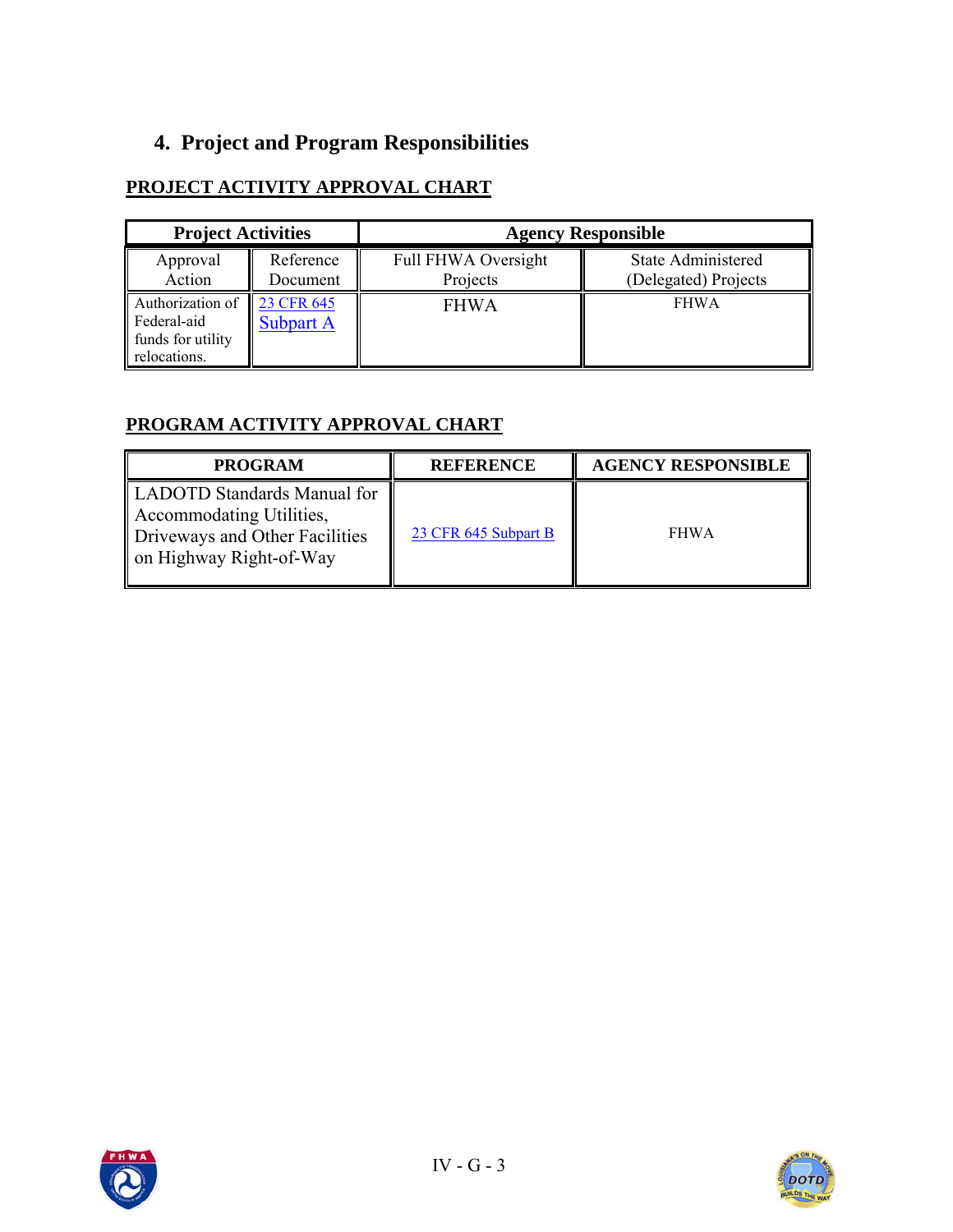## 4. Project and Program Responsibilities

**PROJECT ACTIVITY APPROVAL CHART**

| Project Activities | | Agency Responsible | |
|---|---|---|---|
| Approval Action | Reference Document | Full FHWA Oversight Projects | State Administered (Delegated) Projects |
| Authorization of Federal-aid funds for utility relocations. | 23 CFR 645 Subpart A | FHWA | FHWA |

**PROGRAM ACTIVITY APPROVAL CHART**

| PROGRAM | REFERENCE | AGENCY RESPONSIBLE |
|---|---|---|
| LADOTD Standards Manual for Accommodating Utilities, Driveways and Other Facilities on Highway Right-of-Way | 23 CFR 645 Subpart B | FHWA |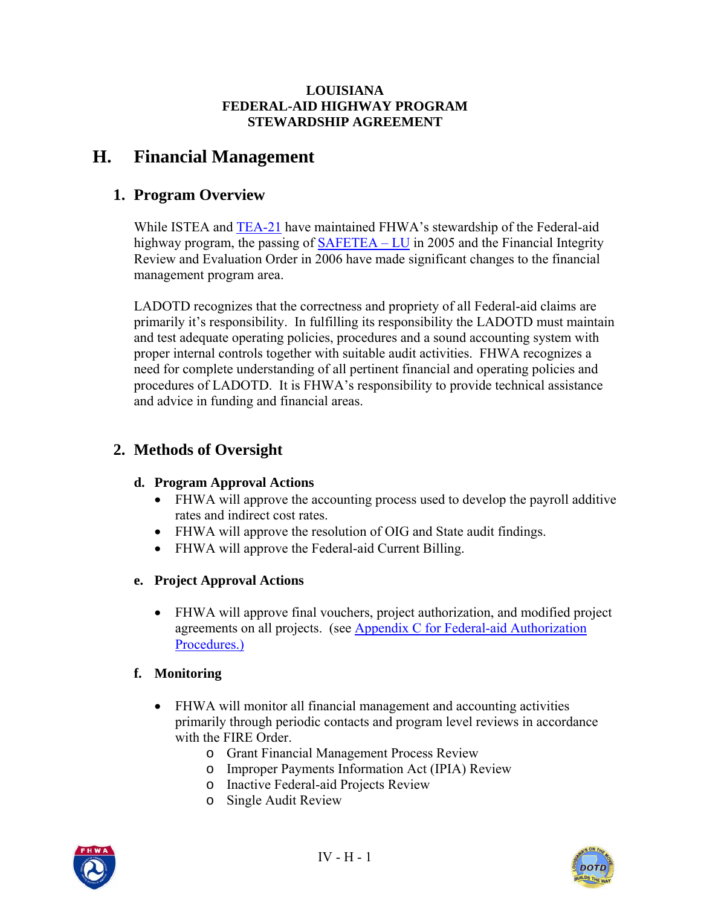**LOUISIANA**
**FEDERAL-AID HIGHWAY PROGRAM**
**STEWARDSHIP AGREEMENT**

# H. Financial Management

## 1. Program Overview

While ISTEA and TEA-21 have maintained FHWA's stewardship of the Federal-aid highway program, the passing of SAFETEA – LU in 2005 and the Financial Integrity Review and Evaluation Order in 2006 have made significant changes to the financial management program area.

LADOTD recognizes that the correctness and propriety of all Federal-aid claims are primarily it's responsibility. In fulfilling its responsibility the LADOTD must maintain and test adequate operating policies, procedures and a sound accounting system with proper internal controls together with suitable audit activities. FHWA recognizes a need for complete understanding of all pertinent financial and operating policies and procedures of LADOTD. It is FHWA's responsibility to provide technical assistance and advice in funding and financial areas.

## 2. Methods of Oversight

### d. Program Approval Actions

- FHWA will approve the accounting process used to develop the payroll additive rates and indirect cost rates.
- FHWA will approve the resolution of OIG and State audit findings.
- FHWA will approve the Federal-aid Current Billing.

### e. Project Approval Actions

- FHWA will approve final vouchers, project authorization, and modified project agreements on all projects. (see Appendix C for Federal-aid Authorization Procedures.)

### f. Monitoring

- FHWA will monitor all financial management and accounting activities primarily through periodic contacts and program level reviews in accordance with the FIRE Order.
  - Grant Financial Management Process Review
  - Improper Payments Information Act (IPIA) Review
  - Inactive Federal-aid Projects Review
  - Single Audit Review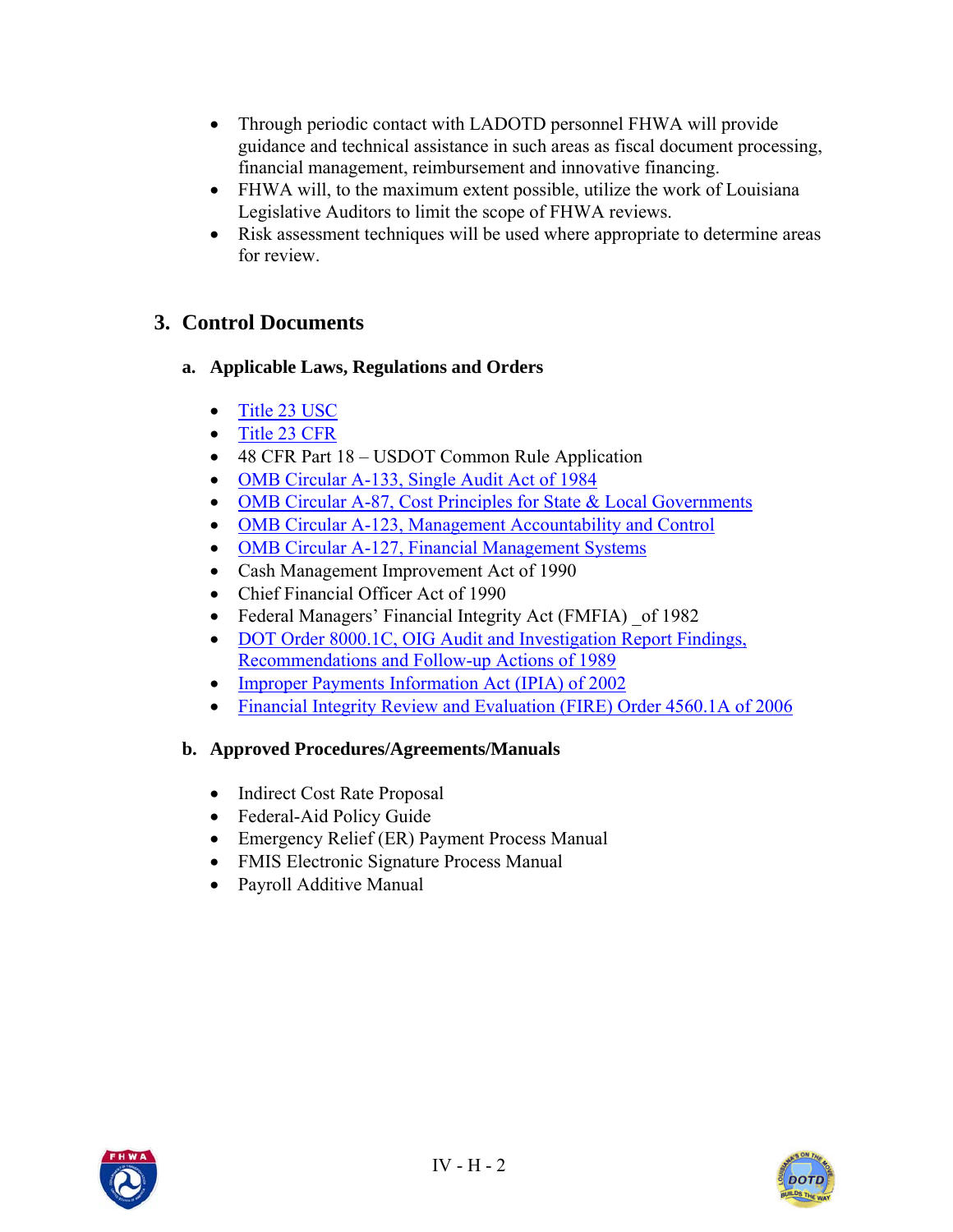- Through periodic contact with LADOTD personnel FHWA will provide guidance and technical assistance in such areas as fiscal document processing, financial management, reimbursement and innovative financing.
- FHWA will, to the maximum extent possible, utilize the work of Louisiana Legislative Auditors to limit the scope of FHWA reviews.
- Risk assessment techniques will be used where appropriate to determine areas for review.

## 3. Control Documents

### a. Applicable Laws, Regulations and Orders

- Title 23 USC
- Title 23 CFR
- 48 CFR Part 18 – USDOT Common Rule Application
- OMB Circular A-133, Single Audit Act of 1984
- OMB Circular A-87, Cost Principles for State & Local Governments
- OMB Circular A-123, Management Accountability and Control
- OMB Circular A-127, Financial Management Systems
- Cash Management Improvement Act of 1990
- Chief Financial Officer Act of 1990
- Federal Managers' Financial Integrity Act (FMFIA) _of 1982
- DOT Order 8000.1C, OIG Audit and Investigation Report Findings, Recommendations and Follow-up Actions of 1989
- Improper Payments Information Act (IPIA) of 2002
- Financial Integrity Review and Evaluation (FIRE) Order 4560.1A of 2006

### b. Approved Procedures/Agreements/Manuals

- Indirect Cost Rate Proposal
- Federal-Aid Policy Guide
- Emergency Relief (ER) Payment Process Manual
- FMIS Electronic Signature Process Manual
- Payroll Additive Manual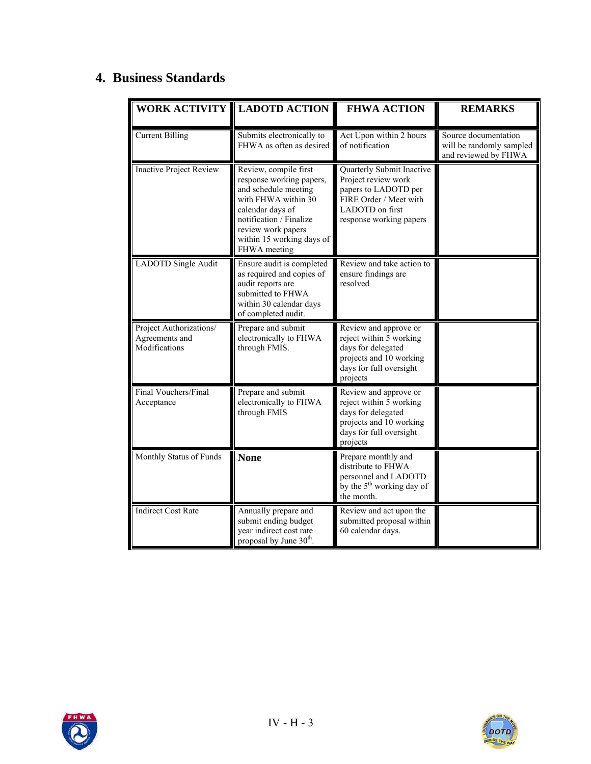## 4. Business Standards

| WORK ACTIVITY | LADOTD ACTION | FHWA ACTION | REMARKS |
|---|---|---|---|
| Current Billing | Submits electronically to FHWA as often as desired | Act Upon within 2 hours of notification | Source documentation will be randomly sampled and reviewed by FHWA |
| Inactive Project Review | Review, compile first response working papers, and schedule meeting with FHWA within 30 calendar days of notification / Finalize review work papers within 15 working days of FHWA meeting | Quarterly Submit Inactive Project review work papers to LADOTD per FIRE Order / Meet with LADOTD on first response working papers | |
| LADOTD Single Audit | Ensure audit is completed as required and copies of audit reports are submitted to FHWA within 30 calendar days of completed audit. | Review and take action to ensure findings are resolved | |
| Project Authorizations/ Agreements and Modifications | Prepare and submit electronically to FHWA through FMIS. | Review and approve or reject within 5 working days for delegated projects and 10 working days for full oversight projects | |
| Final Vouchers/Final Acceptance | Prepare and submit electronically to FHWA through FMIS | Review and approve or reject within 5 working days for delegated projects and 10 working days for full oversight projects | |
| Monthly Status of Funds | **None** | Prepare monthly and distribute to FHWA personnel and LADOTD by the 5th working day of the month. | |
| Indirect Cost Rate | Annually prepare and submit ending budget year indirect cost rate proposal by June 30th. | Review and act upon the submitted proposal within 60 calendar days. | |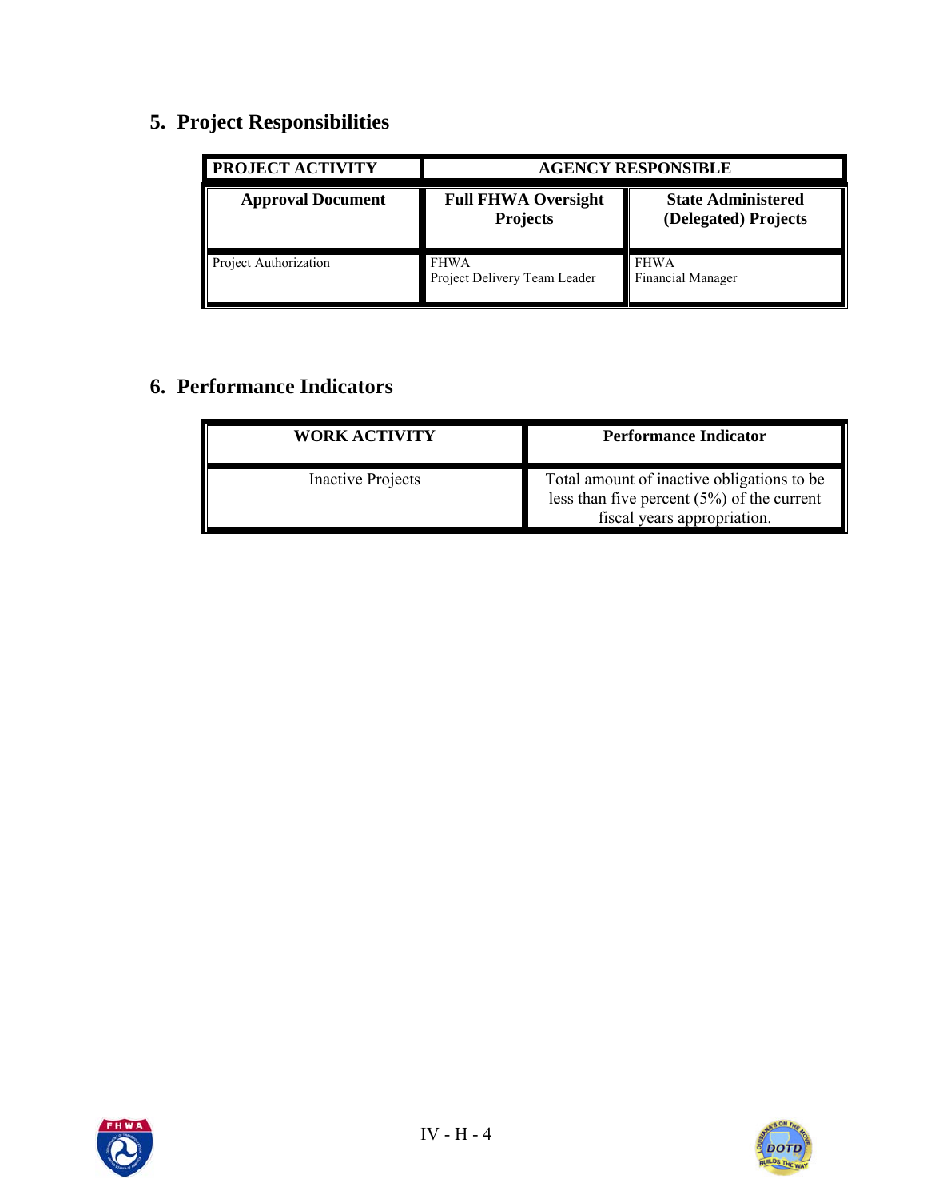## 5. Project Responsibilities

| PROJECT ACTIVITY | AGENCY RESPONSIBLE | |
|---|---|---|
| **Approval Document** | **Full FHWA Oversight Projects** | **State Administered (Delegated) Projects** |
| Project Authorization | FHWA<br>Project Delivery Team Leader | FHWA<br>Financial Manager |

## 6. Performance Indicators

| WORK ACTIVITY | Performance Indicator |
|---|---|
| Inactive Projects | Total amount of inactive obligations to be less than five percent (5%) of the current fiscal years appropriation. |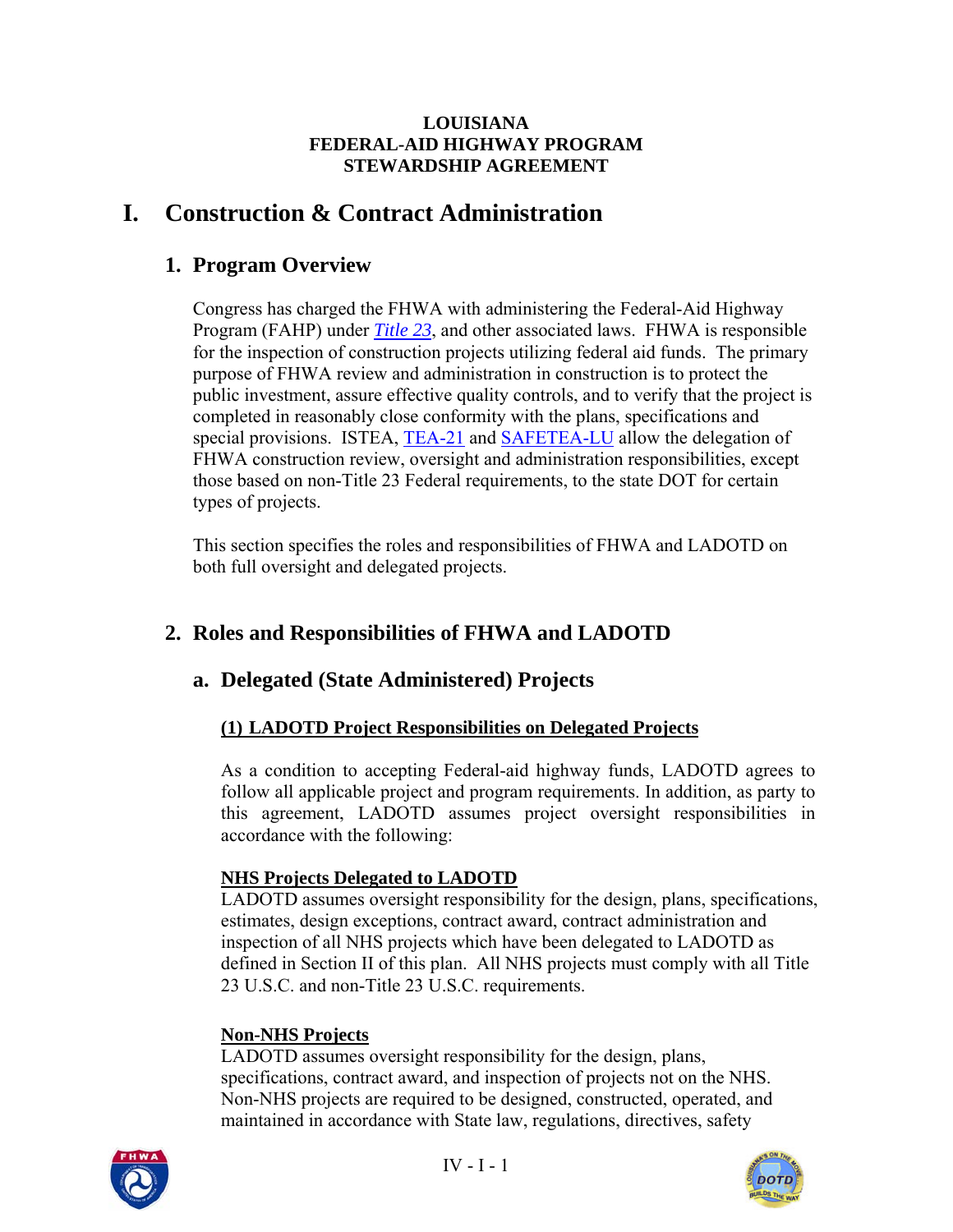**LOUISIANA**
**FEDERAL-AID HIGHWAY PROGRAM**
**STEWARDSHIP AGREEMENT**

# I. Construction & Contract Administration

## 1. Program Overview

Congress has charged the FHWA with administering the Federal-Aid Highway Program (FAHP) under *Title 23*, and other associated laws. FHWA is responsible for the inspection of construction projects utilizing federal aid funds. The primary purpose of FHWA review and administration in construction is to protect the public investment, assure effective quality controls, and to verify that the project is completed in reasonably close conformity with the plans, specifications and special provisions. ISTEA, TEA-21 and SAFETEA-LU allow the delegation of FHWA construction review, oversight and administration responsibilities, except those based on non-Title 23 Federal requirements, to the state DOT for certain types of projects.

This section specifies the roles and responsibilities of FHWA and LADOTD on both full oversight and delegated projects.

## 2. Roles and Responsibilities of FHWA and LADOTD

### a. Delegated (State Administered) Projects

#### (1) LADOTD Project Responsibilities on Delegated Projects

As a condition to accepting Federal-aid highway funds, LADOTD agrees to follow all applicable project and program requirements. In addition, as party to this agreement, LADOTD assumes project oversight responsibilities in accordance with the following:

**NHS Projects Delegated to LADOTD**

LADOTD assumes oversight responsibility for the design, plans, specifications, estimates, design exceptions, contract award, contract administration and inspection of all NHS projects which have been delegated to LADOTD as defined in Section II of this plan. All NHS projects must comply with all Title 23 U.S.C. and non-Title 23 U.S.C. requirements.

**Non-NHS Projects**

LADOTD assumes oversight responsibility for the design, plans, specifications, contract award, and inspection of projects not on the NHS. Non-NHS projects are required to be designed, constructed, operated, and maintained in accordance with State law, regulations, directives, safety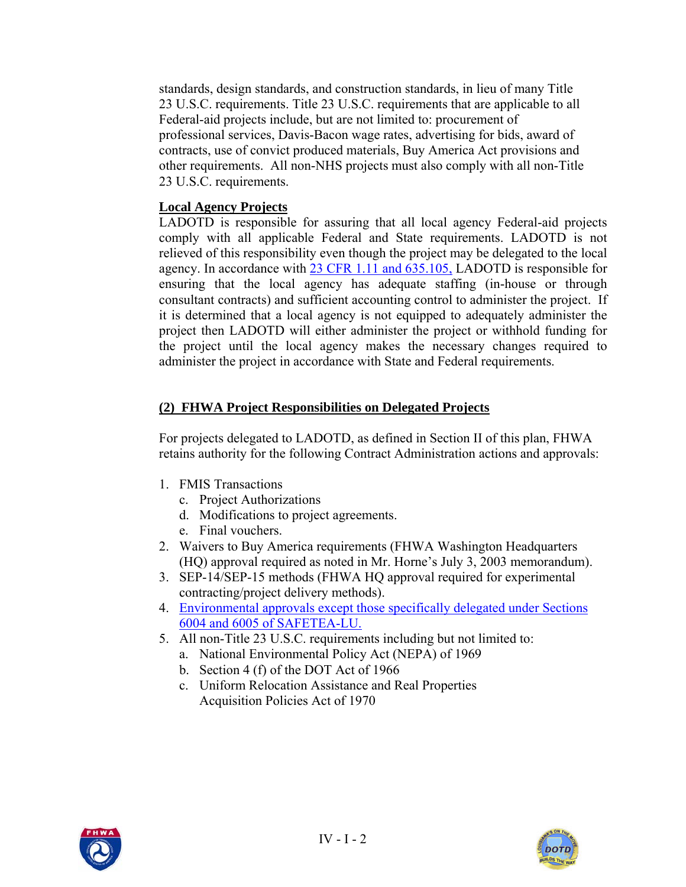standards, design standards, and construction standards, in lieu of many Title 23 U.S.C. requirements. Title 23 U.S.C. requirements that are applicable to all Federal-aid projects include, but are not limited to: procurement of professional services, Davis-Bacon wage rates, advertising for bids, award of contracts, use of convict produced materials, Buy America Act provisions and other requirements. All non-NHS projects must also comply with all non-Title 23 U.S.C. requirements.

**Local Agency Projects**

LADOTD is responsible for assuring that all local agency Federal-aid projects comply with all applicable Federal and State requirements. LADOTD is not relieved of this responsibility even though the project may be delegated to the local agency. In accordance with 23 CFR 1.11 and 635.105, LADOTD is responsible for ensuring that the local agency has adequate staffing (in-house or through consultant contracts) and sufficient accounting control to administer the project. If it is determined that a local agency is not equipped to adequately administer the project then LADOTD will either administer the project or withhold funding for the project until the local agency makes the necessary changes required to administer the project in accordance with State and Federal requirements.

## (2) FHWA Project Responsibilities on Delegated Projects

For projects delegated to LADOTD, as defined in Section II of this plan, FHWA retains authority for the following Contract Administration actions and approvals:

1. FMIS Transactions
   c. Project Authorizations
   d. Modifications to project agreements.
   e. Final vouchers.
2. Waivers to Buy America requirements (FHWA Washington Headquarters (HQ) approval required as noted in Mr. Horne's July 3, 2003 memorandum).
3. SEP-14/SEP-15 methods (FHWA HQ approval required for experimental contracting/project delivery methods).
4. Environmental approvals except those specifically delegated under Sections 6004 and 6005 of SAFETEA-LU.
5. All non-Title 23 U.S.C. requirements including but not limited to:
   a. National Environmental Policy Act (NEPA) of 1969
   b. Section 4 (f) of the DOT Act of 1966
   c. Uniform Relocation Assistance and Real Properties Acquisition Policies Act of 1970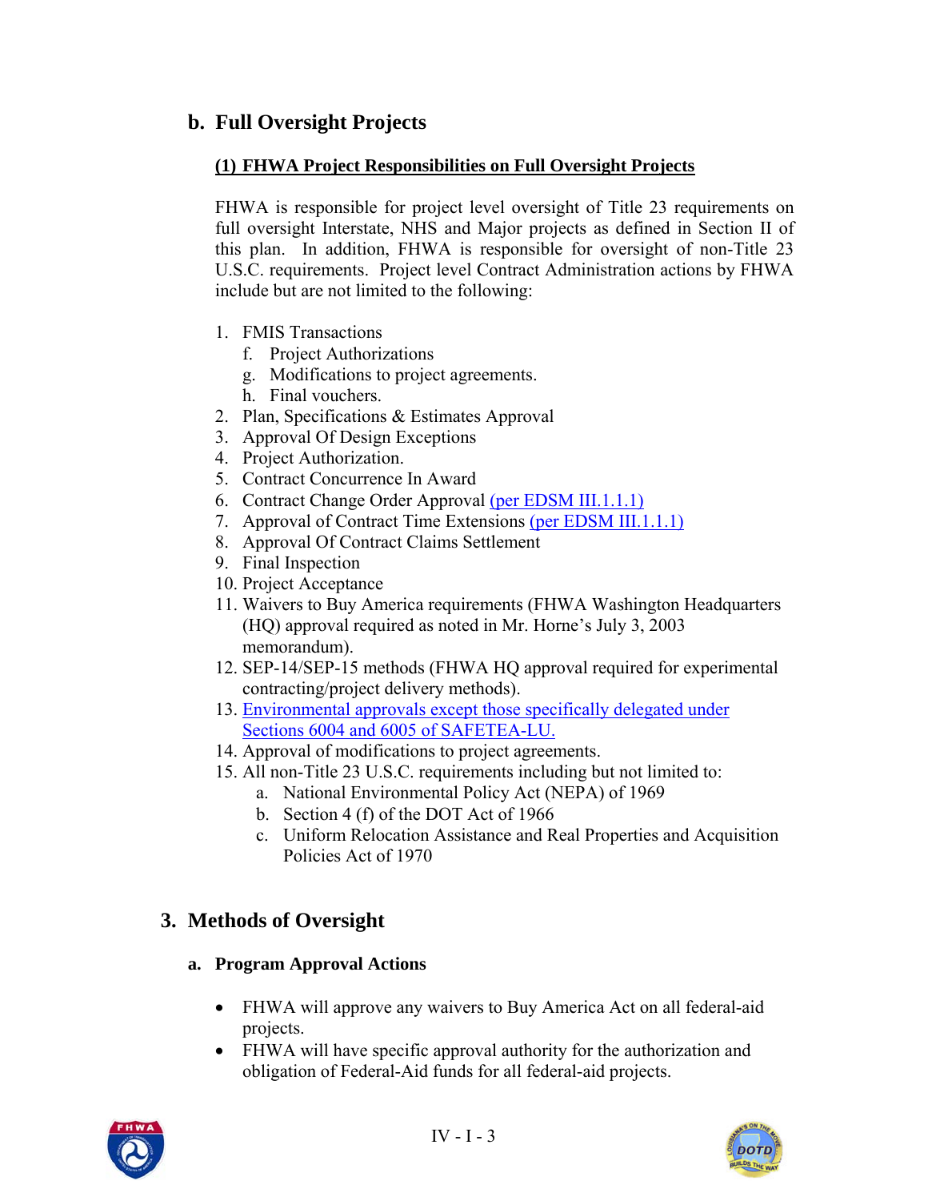## b. Full Oversight Projects

### (1) FHWA Project Responsibilities on Full Oversight Projects

FHWA is responsible for project level oversight of Title 23 requirements on full oversight Interstate, NHS and Major projects as defined in Section II of this plan. In addition, FHWA is responsible for oversight of non-Title 23 U.S.C. requirements. Project level Contract Administration actions by FHWA include but are not limited to the following:

1. FMIS Transactions
   f. Project Authorizations
   g. Modifications to project agreements.
   h. Final vouchers.
2. Plan, Specifications & Estimates Approval
3. Approval Of Design Exceptions
4. Project Authorization.
5. Contract Concurrence In Award
6. Contract Change Order Approval (per EDSM III.1.1.1)
7. Approval of Contract Time Extensions (per EDSM III.1.1.1)
8. Approval Of Contract Claims Settlement
9. Final Inspection
10. Project Acceptance
11. Waivers to Buy America requirements (FHWA Washington Headquarters (HQ) approval required as noted in Mr. Horne's July 3, 2003 memorandum).
12. SEP-14/SEP-15 methods (FHWA HQ approval required for experimental contracting/project delivery methods).
13. Environmental approvals except those specifically delegated under Sections 6004 and 6005 of SAFETEA-LU.
14. Approval of modifications to project agreements.
15. All non-Title 23 U.S.C. requirements including but not limited to:
    a. National Environmental Policy Act (NEPA) of 1969
    b. Section 4 (f) of the DOT Act of 1966
    c. Uniform Relocation Assistance and Real Properties and Acquisition Policies Act of 1970

# 3. Methods of Oversight

## a. Program Approval Actions

- FHWA will approve any waivers to Buy America Act on all federal-aid projects.
- FHWA will have specific approval authority for the authorization and obligation of Federal-Aid funds for all federal-aid projects.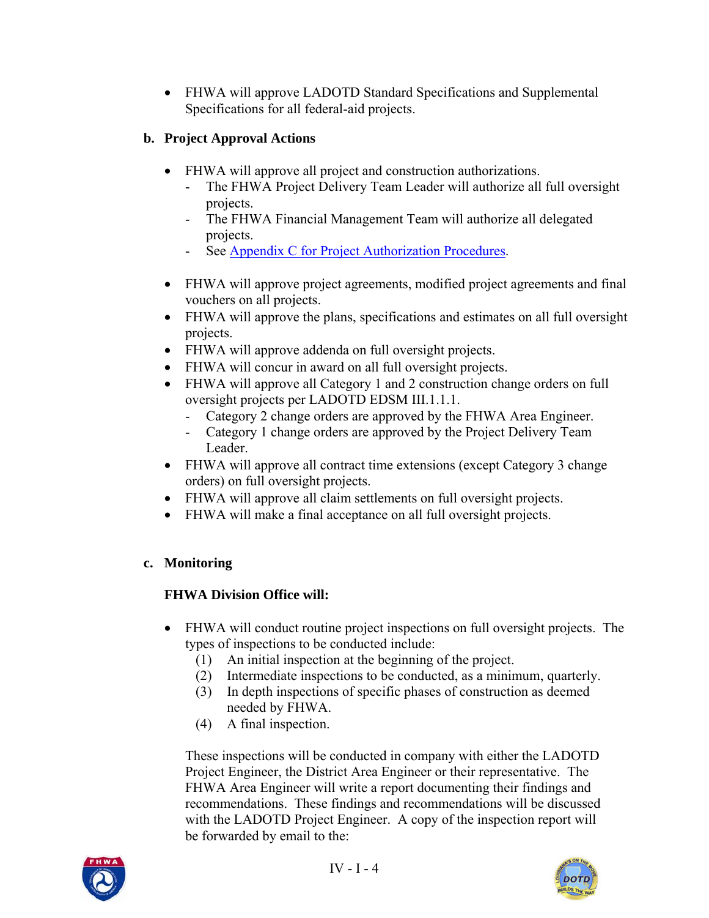- FHWA will approve LADOTD Standard Specifications and Supplemental Specifications for all federal-aid projects.

### b. Project Approval Actions

- FHWA will approve all project and construction authorizations.
  - The FHWA Project Delivery Team Leader will authorize all full oversight projects.
  - The FHWA Financial Management Team will authorize all delegated projects.
  - See Appendix C for Project Authorization Procedures.

- FHWA will approve project agreements, modified project agreements and final vouchers on all projects.
- FHWA will approve the plans, specifications and estimates on all full oversight projects.
- FHWA will approve addenda on full oversight projects.
- FHWA will concur in award on all full oversight projects.
- FHWA will approve all Category 1 and 2 construction change orders on full oversight projects per LADOTD EDSM III.1.1.1.
  - Category 2 change orders are approved by the FHWA Area Engineer.
  - Category 1 change orders are approved by the Project Delivery Team Leader.
- FHWA will approve all contract time extensions (except Category 3 change orders) on full oversight projects.
- FHWA will approve all claim settlements on full oversight projects.
- FHWA will make a final acceptance on all full oversight projects.

### c. Monitoring

**FHWA Division Office will:**

- FHWA will conduct routine project inspections on full oversight projects. The types of inspections to be conducted include:
  (1) An initial inspection at the beginning of the project.
  (2) Intermediate inspections to be conducted, as a minimum, quarterly.
  (3) In depth inspections of specific phases of construction as deemed needed by FHWA.
  (4) A final inspection.

  These inspections will be conducted in company with either the LADOTD Project Engineer, the District Area Engineer or their representative. The FHWA Area Engineer will write a report documenting their findings and recommendations. These findings and recommendations will be discussed with the LADOTD Project Engineer. A copy of the inspection report will be forwarded by email to the: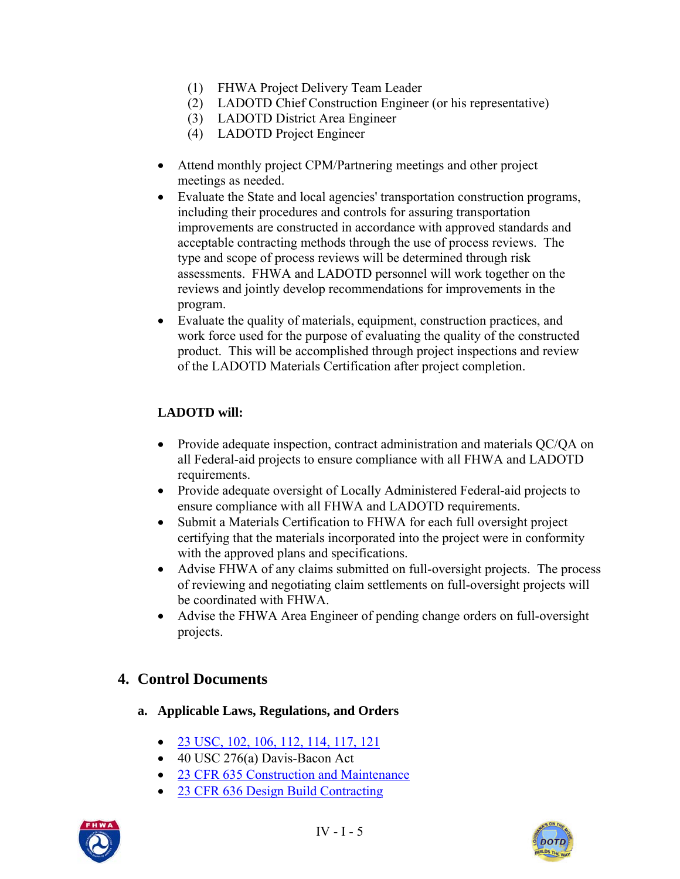(1) FHWA Project Delivery Team Leader
(2) LADOTD Chief Construction Engineer (or his representative)
(3) LADOTD District Area Engineer
(4) LADOTD Project Engineer

- Attend monthly project CPM/Partnering meetings and other project meetings as needed.
- Evaluate the State and local agencies' transportation construction programs, including their procedures and controls for assuring transportation improvements are constructed in accordance with approved standards and acceptable contracting methods through the use of process reviews. The type and scope of process reviews will be determined through risk assessments. FHWA and LADOTD personnel will work together on the reviews and jointly develop recommendations for improvements in the program.
- Evaluate the quality of materials, equipment, construction practices, and work force used for the purpose of evaluating the quality of the constructed product. This will be accomplished through project inspections and review of the LADOTD Materials Certification after project completion.

**LADOTD will:**

- Provide adequate inspection, contract administration and materials QC/QA on all Federal-aid projects to ensure compliance with all FHWA and LADOTD requirements.
- Provide adequate oversight of Locally Administered Federal-aid projects to ensure compliance with all FHWA and LADOTD requirements.
- Submit a Materials Certification to FHWA for each full oversight project certifying that the materials incorporated into the project were in conformity with the approved plans and specifications.
- Advise FHWA of any claims submitted on full-oversight projects. The process of reviewing and negotiating claim settlements on full-oversight projects will be coordinated with FHWA.
- Advise the FHWA Area Engineer of pending change orders on full-oversight projects.

## 4. Control Documents

### a. Applicable Laws, Regulations, and Orders

- 23 USC, 102, 106, 112, 114, 117, 121
- 40 USC 276(a) Davis-Bacon Act
- 23 CFR 635 Construction and Maintenance
- 23 CFR 636 Design Build Contracting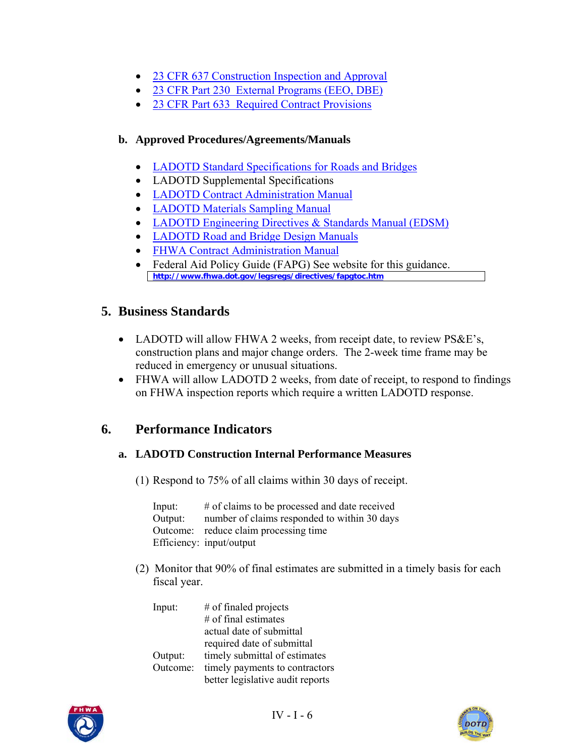- 23 CFR 637 Construction Inspection and Approval
- 23 CFR Part 230 External Programs (EEO, DBE)
- 23 CFR Part 633 Required Contract Provisions

**b. Approved Procedures/Agreements/Manuals**

- LADOTD Standard Specifications for Roads and Bridges
- LADOTD Supplemental Specifications
- LADOTD Contract Administration Manual
- LADOTD Materials Sampling Manual
- LADOTD Engineering Directives & Standards Manual (EDSM)
- LADOTD Road and Bridge Design Manuals
- FHWA Contract Administration Manual
- Federal Aid Policy Guide (FAPG) See website for this guidance. http://www.fhwa.dot.gov/legsregs/directives/fapgtoc.htm

## 5. Business Standards

- LADOTD will allow FHWA 2 weeks, from receipt date, to review PS&E's, construction plans and major change orders. The 2-week time frame may be reduced in emergency or unusual situations.
- FHWA will allow LADOTD 2 weeks, from date of receipt, to respond to findings on FHWA inspection reports which require a written LADOTD response.

## 6. Performance Indicators

### a. LADOTD Construction Internal Performance Measures

(1) Respond to 75% of all claims within 30 days of receipt.

Input: # of claims to be processed and date received
Output: number of claims responded to within 30 days
Outcome: reduce claim processing time
Efficiency: input/output

(2) Monitor that 90% of final estimates are submitted in a timely basis for each fiscal year.

Input: # of finaled projects
# of final estimates
actual date of submittal
required date of submittal
Output: timely submittal of estimates
Outcome: timely payments to contractors
better legislative audit reports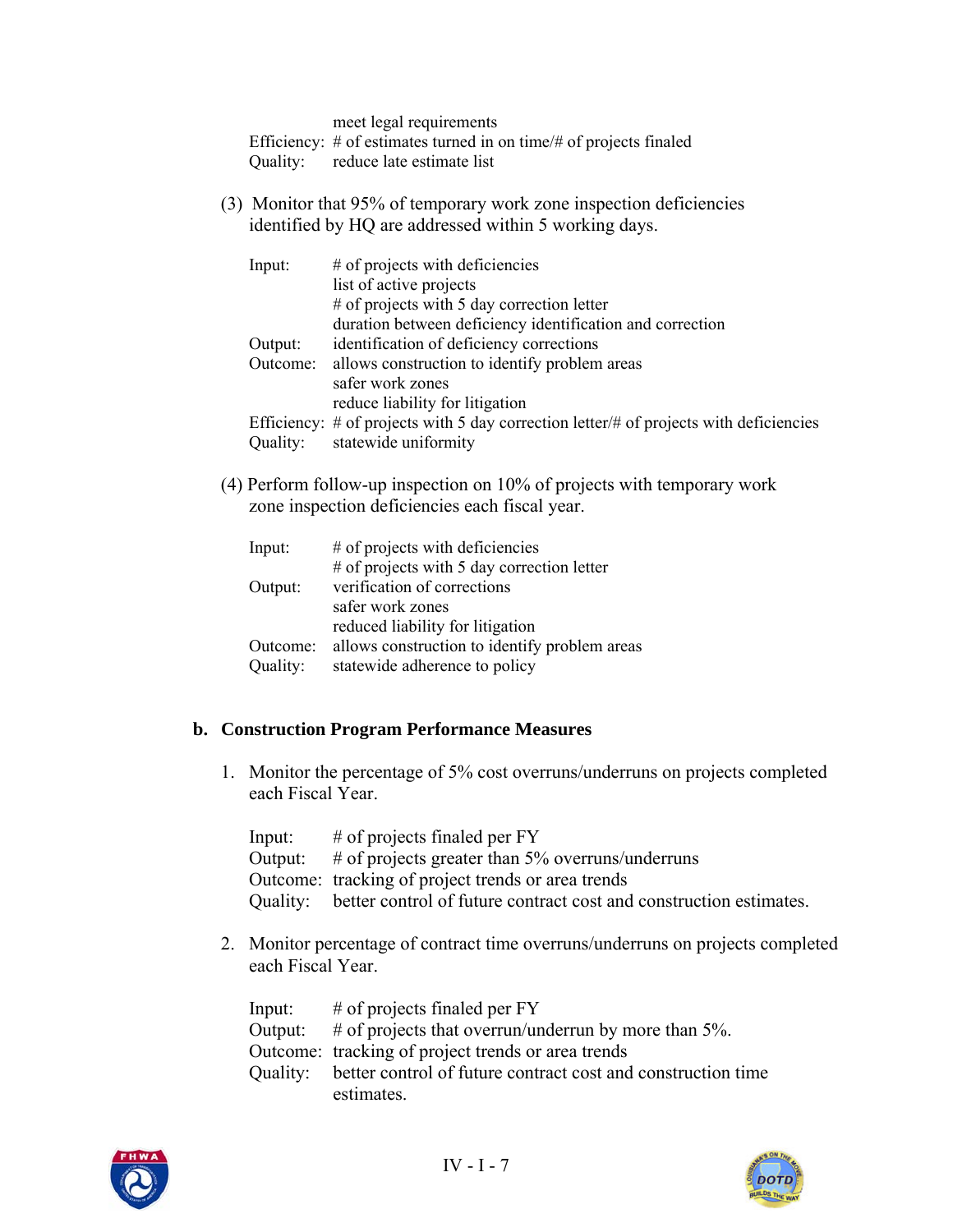meet legal requirements

Efficiency: # of estimates turned in on time/# of projects finaled

Quality: reduce late estimate list

(3) Monitor that 95% of temporary work zone inspection deficiencies identified by HQ are addressed within 5 working days.

Input: # of projects with deficiencies
list of active projects
# of projects with 5 day correction letter
duration between deficiency identification and correction

Output: identification of deficiency corrections

Outcome: allows construction to identify problem areas
safer work zones
reduce liability for litigation

Efficiency: # of projects with 5 day correction letter/# of projects with deficiencies

Quality: statewide uniformity

(4) Perform follow-up inspection on 10% of projects with temporary work zone inspection deficiencies each fiscal year.

Input: # of projects with deficiencies
# of projects with 5 day correction letter

Output: verification of corrections
safer work zones
reduced liability for litigation

Outcome: allows construction to identify problem areas

Quality: statewide adherence to policy

## b. Construction Program Performance Measures

1. Monitor the percentage of 5% cost overruns/underruns on projects completed each Fiscal Year.

   Input: # of projects finaled per FY

   Output: # of projects greater than 5% overruns/underruns

   Outcome: tracking of project trends or area trends

   Quality: better control of future contract cost and construction estimates.

2. Monitor percentage of contract time overruns/underruns on projects completed each Fiscal Year.

   Input: # of projects finaled per FY

   Output: # of projects that overrun/underrun by more than 5%.

   Outcome: tracking of project trends or area trends

   Quality: better control of future contract cost and construction time estimates.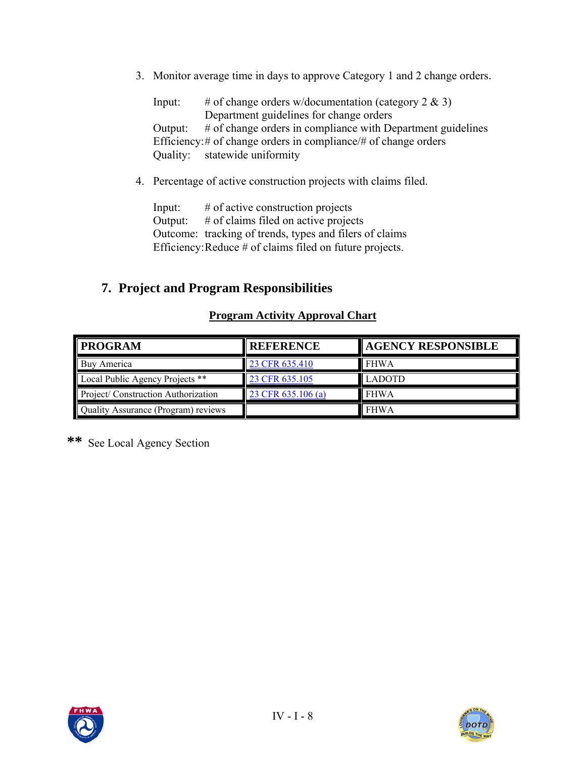3. Monitor average time in days to approve Category 1 and 2 change orders.

   Input: # of change orders w/documentation (category 2 & 3)
   Department guidelines for change orders
   Output: # of change orders in compliance with Department guidelines
   Efficiency: # of change orders in compliance/# of change orders
   Quality: statewide uniformity

4. Percentage of active construction projects with claims filed.

   Input: # of active construction projects
   Output: # of claims filed on active projects
   Outcome: tracking of trends, types and filers of claims
   Efficiency: Reduce # of claims filed on future projects.

## 7. Project and Program Responsibilities

**Program Activity Approval Chart**

| PROGRAM | REFERENCE | AGENCY RESPONSIBLE |
|---|---|---|
| Buy America | 23 CFR 635.410 | FHWA |
| Local Public Agency Projects ** | 23 CFR 635.105 | LADOTD |
| Project/ Construction Authorization | 23 CFR 635.106 (a) | FHWA |
| Quality Assurance (Program) reviews | | FHWA |

** See Local Agency Section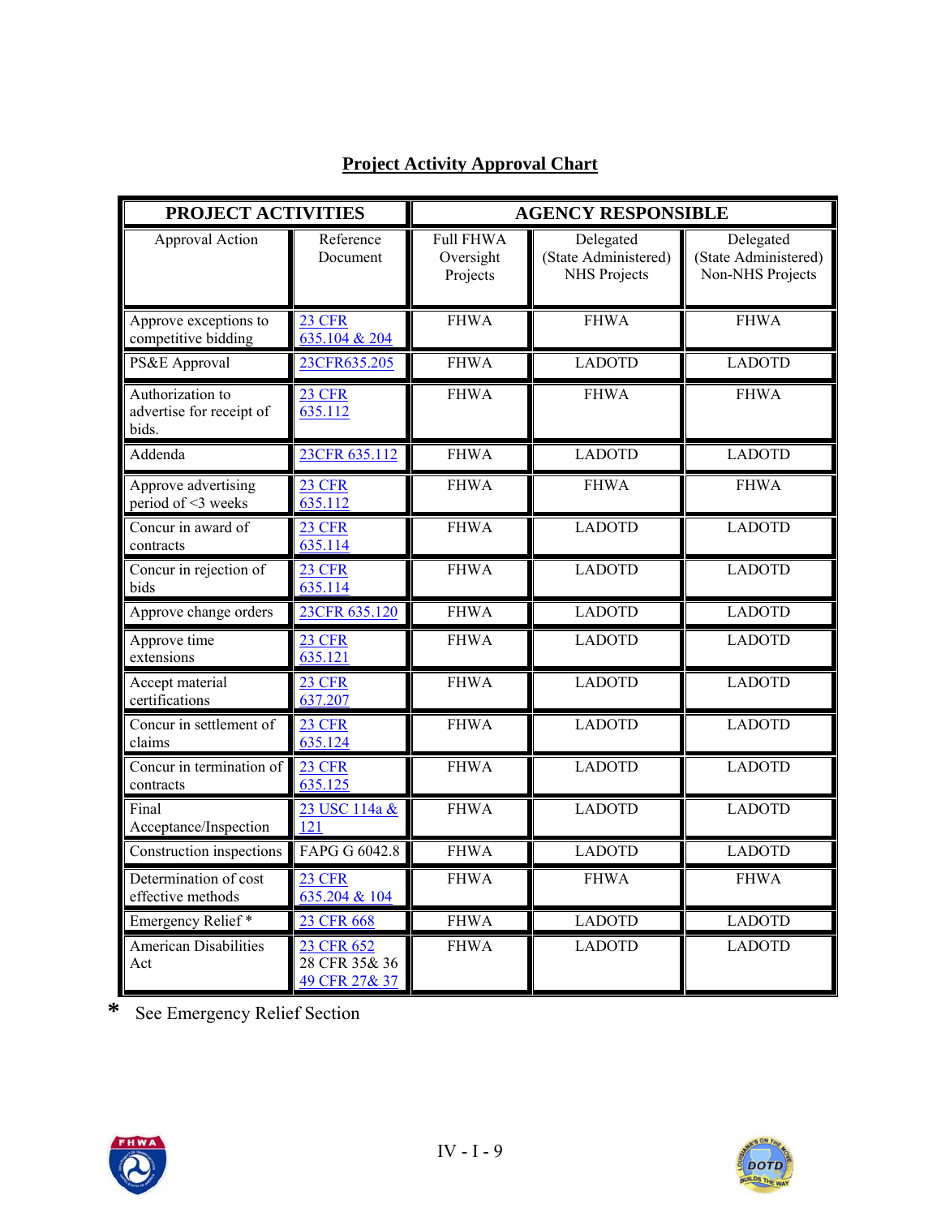# Project Activity Approval Chart

| PROJECT ACTIVITIES | | AGENCY RESPONSIBLE | | |
|---|---|---|---|---|
| Approval Action | Reference Document | Full FHWA Oversight Projects | Delegated (State Administered) NHS Projects | Delegated (State Administered) Non-NHS Projects |
| Approve exceptions to competitive bidding | 23 CFR 635.104 & 204 | FHWA | FHWA | FHWA |
| PS&E Approval | 23CFR635.205 | FHWA | LADOTD | LADOTD |
| Authorization to advertise for receipt of bids. | 23 CFR 635.112 | FHWA | FHWA | FHWA |
| Addenda | 23CFR 635.112 | FHWA | LADOTD | LADOTD |
| Approve advertising period of <3 weeks | 23 CFR 635.112 | FHWA | FHWA | FHWA |
| Concur in award of contracts | 23 CFR 635.114 | FHWA | LADOTD | LADOTD |
| Concur in rejection of bids | 23 CFR 635.114 | FHWA | LADOTD | LADOTD |
| Approve change orders | 23CFR 635.120 | FHWA | LADOTD | LADOTD |
| Approve time extensions | 23 CFR 635.121 | FHWA | LADOTD | LADOTD |
| Accept material certifications | 23 CFR 637.207 | FHWA | LADOTD | LADOTD |
| Concur in settlement of claims | 23 CFR 635.124 | FHWA | LADOTD | LADOTD |
| Concur in termination of contracts | 23 CFR 635.125 | FHWA | LADOTD | LADOTD |
| Final Acceptance/Inspection | 23 USC 114a & 121 | FHWA | LADOTD | LADOTD |
| Construction inspections | FAPG G 6042.8 | FHWA | LADOTD | LADOTD |
| Determination of cost effective methods | 23 CFR 635.204 & 104 | FHWA | FHWA | FHWA |
| Emergency Relief * | 23 CFR 668 | FHWA | LADOTD | LADOTD |
| American Disabilities Act | 23 CFR 652 28 CFR 35& 36 49 CFR 27& 37 | FHWA | LADOTD | LADOTD |

* See Emergency Relief Section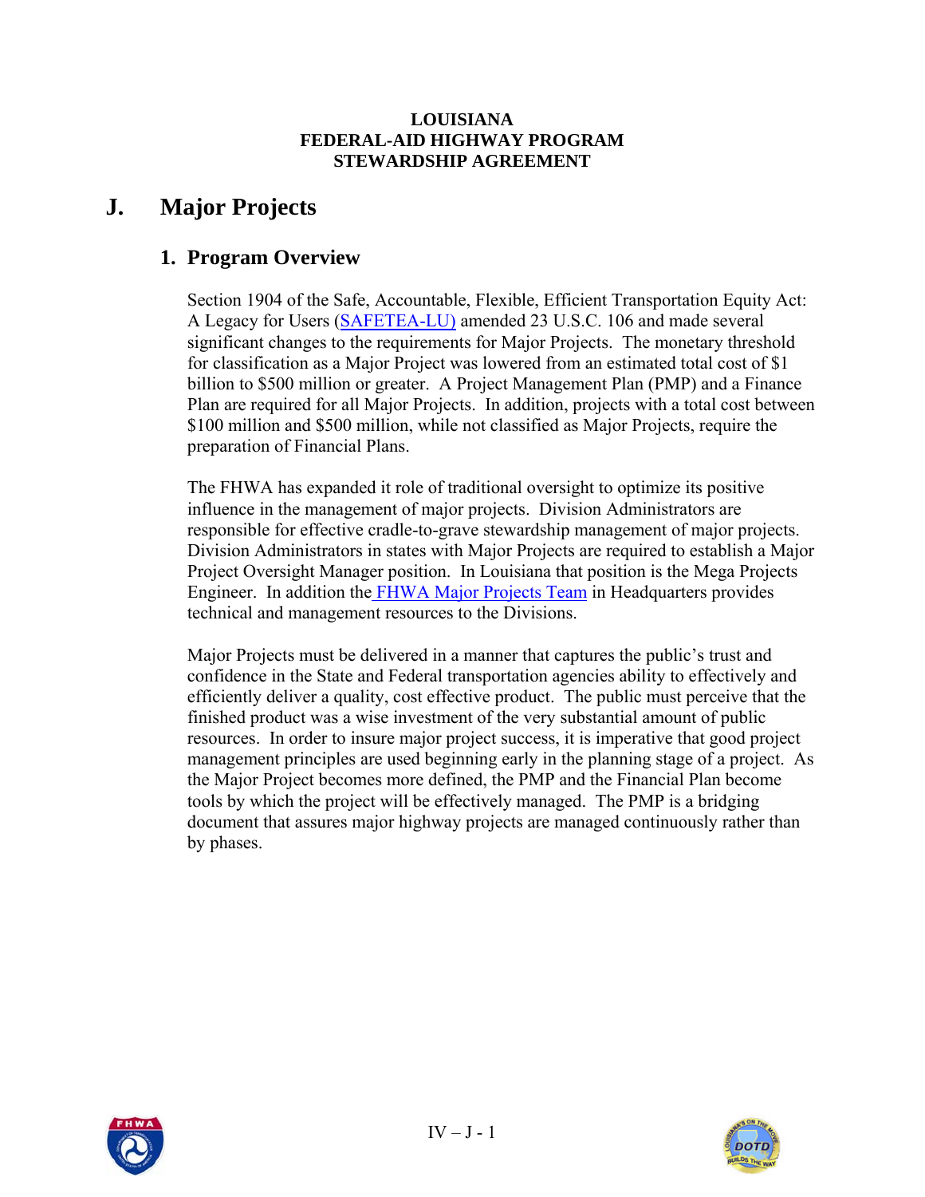**LOUISIANA**
**FEDERAL-AID HIGHWAY PROGRAM**
**STEWARDSHIP AGREEMENT**

# J. Major Projects

## 1. Program Overview

Section 1904 of the Safe, Accountable, Flexible, Efficient Transportation Equity Act: A Legacy for Users (SAFETEA-LU) amended 23 U.S.C. 106 and made several significant changes to the requirements for Major Projects. The monetary threshold for classification as a Major Project was lowered from an estimated total cost of $1 billion to $500 million or greater. A Project Management Plan (PMP) and a Finance Plan are required for all Major Projects. In addition, projects with a total cost between $100 million and $500 million, while not classified as Major Projects, require the preparation of Financial Plans.

The FHWA has expanded it role of traditional oversight to optimize its positive influence in the management of major projects. Division Administrators are responsible for effective cradle-to-grave stewardship management of major projects. Division Administrators in states with Major Projects are required to establish a Major Project Oversight Manager position. In Louisiana that position is the Mega Projects Engineer. In addition the FHWA Major Projects Team in Headquarters provides technical and management resources to the Divisions.

Major Projects must be delivered in a manner that captures the public's trust and confidence in the State and Federal transportation agencies ability to effectively and efficiently deliver a quality, cost effective product. The public must perceive that the finished product was a wise investment of the very substantial amount of public resources. In order to insure major project success, it is imperative that good project management principles are used beginning early in the planning stage of a project. As the Major Project becomes more defined, the PMP and the Financial Plan become tools by which the project will be effectively managed. The PMP is a bridging document that assures major highway projects are managed continuously rather than by phases.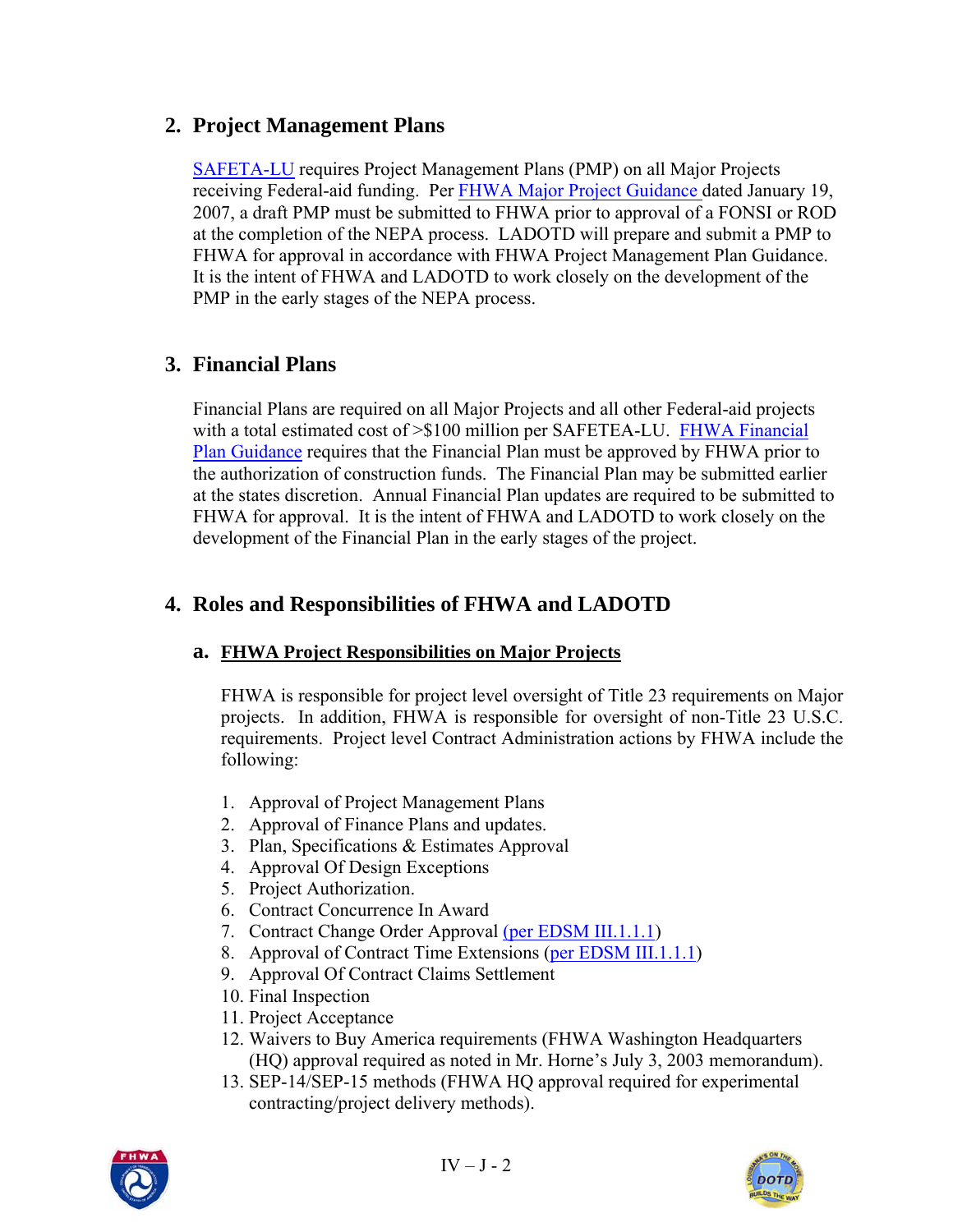## 2. Project Management Plans

SAFETA-LU requires Project Management Plans (PMP) on all Major Projects receiving Federal-aid funding. Per FHWA Major Project Guidance dated January 19, 2007, a draft PMP must be submitted to FHWA prior to approval of a FONSI or ROD at the completion of the NEPA process. LADOTD will prepare and submit a PMP to FHWA for approval in accordance with FHWA Project Management Plan Guidance. It is the intent of FHWA and LADOTD to work closely on the development of the PMP in the early stages of the NEPA process.

## 3. Financial Plans

Financial Plans are required on all Major Projects and all other Federal-aid projects with a total estimated cost of >$100 million per SAFETEA-LU. FHWA Financial Plan Guidance requires that the Financial Plan must be approved by FHWA prior to the authorization of construction funds. The Financial Plan may be submitted earlier at the states discretion. Annual Financial Plan updates are required to be submitted to FHWA for approval. It is the intent of FHWA and LADOTD to work closely on the development of the Financial Plan in the early stages of the project.

## 4. Roles and Responsibilities of FHWA and LADOTD

### a. FHWA Project Responsibilities on Major Projects

FHWA is responsible for project level oversight of Title 23 requirements on Major projects. In addition, FHWA is responsible for oversight of non-Title 23 U.S.C. requirements. Project level Contract Administration actions by FHWA include the following:

1. Approval of Project Management Plans
2. Approval of Finance Plans and updates.
3. Plan, Specifications & Estimates Approval
4. Approval Of Design Exceptions
5. Project Authorization.
6. Contract Concurrence In Award
7. Contract Change Order Approval (per EDSM III.1.1.1)
8. Approval of Contract Time Extensions (per EDSM III.1.1.1)
9. Approval Of Contract Claims Settlement
10. Final Inspection
11. Project Acceptance
12. Waivers to Buy America requirements (FHWA Washington Headquarters (HQ) approval required as noted in Mr. Horne's July 3, 2003 memorandum).
13. SEP-14/SEP-15 methods (FHWA HQ approval required for experimental contracting/project delivery methods).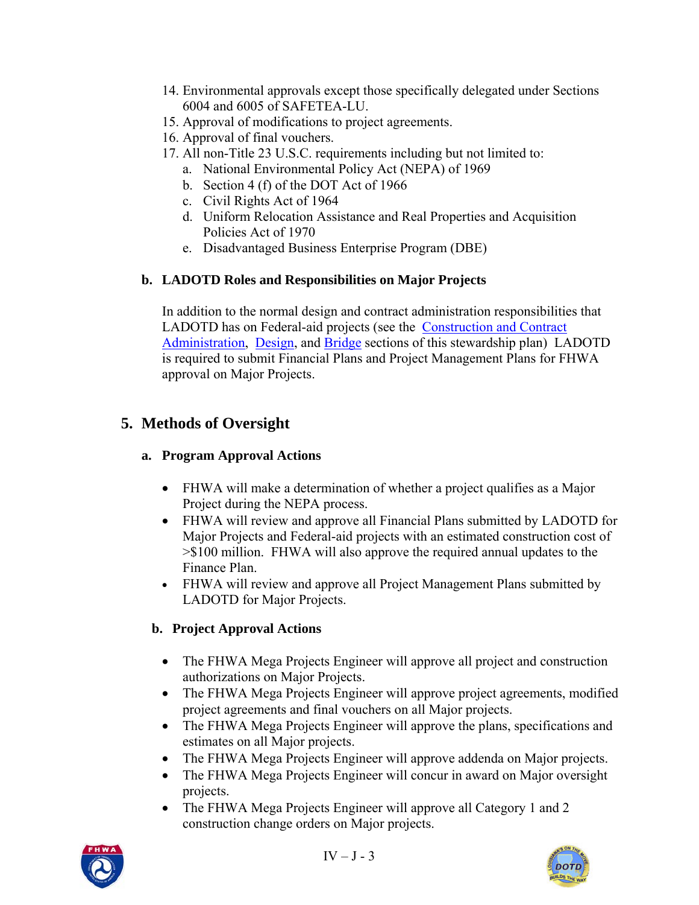14. Environmental approvals except those specifically delegated under Sections 6004 and 6005 of SAFETEA-LU.
15. Approval of modifications to project agreements.
16. Approval of final vouchers.
17. All non-Title 23 U.S.C. requirements including but not limited to:
    a. National Environmental Policy Act (NEPA) of 1969
    b. Section 4 (f) of the DOT Act of 1966
    c. Civil Rights Act of 1964
    d. Uniform Relocation Assistance and Real Properties and Acquisition Policies Act of 1970
    e. Disadvantaged Business Enterprise Program (DBE)

### b. LADOTD Roles and Responsibilities on Major Projects

In addition to the normal design and contract administration responsibilities that LADOTD has on Federal-aid projects (see the Construction and Contract Administration, Design, and Bridge sections of this stewardship plan) LADOTD is required to submit Financial Plans and Project Management Plans for FHWA approval on Major Projects.

## 5. Methods of Oversight

### a. Program Approval Actions

- FHWA will make a determination of whether a project qualifies as a Major Project during the NEPA process.
- FHWA will review and approve all Financial Plans submitted by LADOTD for Major Projects and Federal-aid projects with an estimated construction cost of >$100 million. FHWA will also approve the required annual updates to the Finance Plan.
- FHWA will review and approve all Project Management Plans submitted by LADOTD for Major Projects.

### b. Project Approval Actions

- The FHWA Mega Projects Engineer will approve all project and construction authorizations on Major Projects.
- The FHWA Mega Projects Engineer will approve project agreements, modified project agreements and final vouchers on all Major projects.
- The FHWA Mega Projects Engineer will approve the plans, specifications and estimates on all Major projects.
- The FHWA Mega Projects Engineer will approve addenda on Major projects.
- The FHWA Mega Projects Engineer will concur in award on Major oversight projects.
- The FHWA Mega Projects Engineer will approve all Category 1 and 2 construction change orders on Major projects.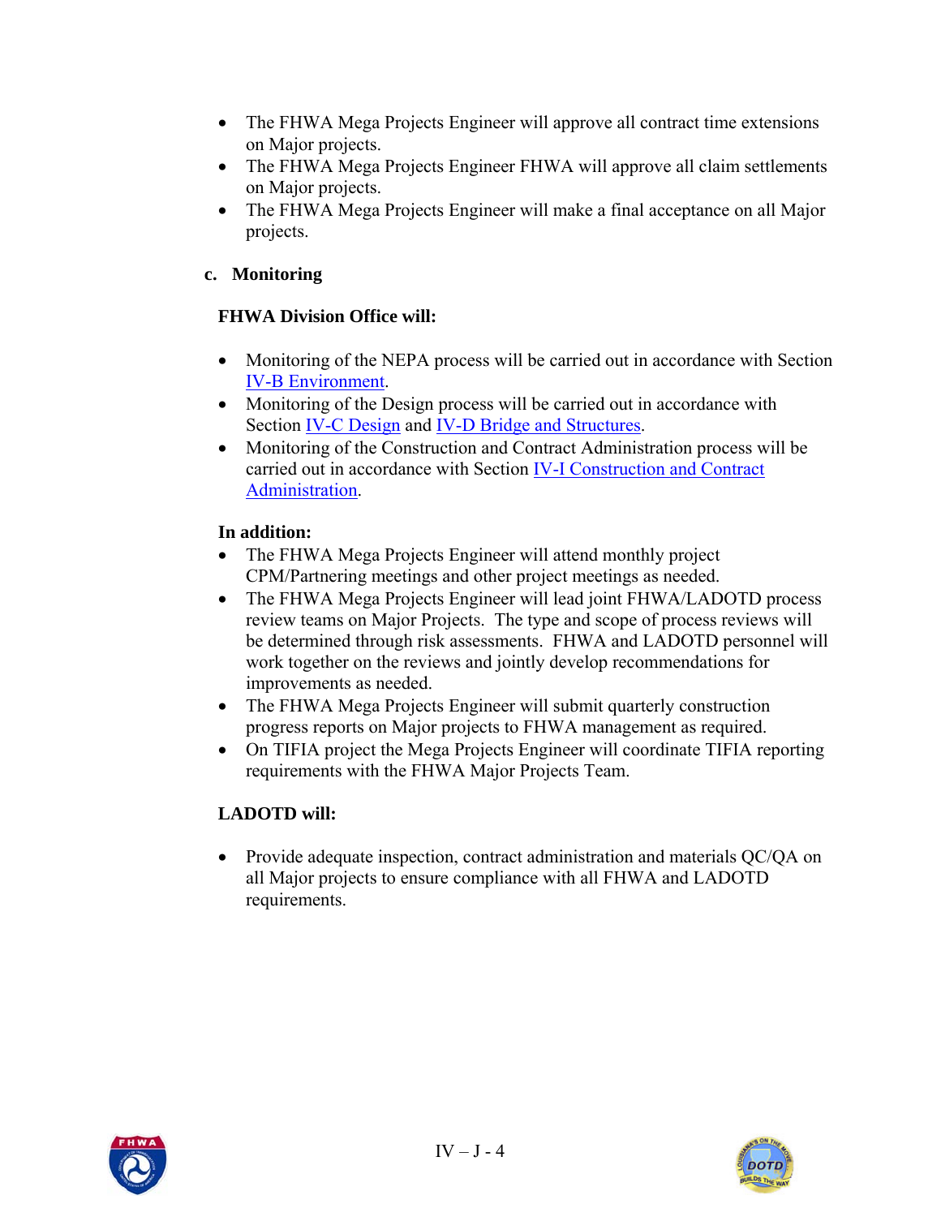- The FHWA Mega Projects Engineer will approve all contract time extensions on Major projects.
- The FHWA Mega Projects Engineer FHWA will approve all claim settlements on Major projects.
- The FHWA Mega Projects Engineer will make a final acceptance on all Major projects.

### c. Monitoring

**FHWA Division Office will:**

- Monitoring of the NEPA process will be carried out in accordance with Section IV-B Environment.
- Monitoring of the Design process will be carried out in accordance with Section IV-C Design and IV-D Bridge and Structures.
- Monitoring of the Construction and Contract Administration process will be carried out in accordance with Section IV-I Construction and Contract Administration.

**In addition:**

- The FHWA Mega Projects Engineer will attend monthly project CPM/Partnering meetings and other project meetings as needed.
- The FHWA Mega Projects Engineer will lead joint FHWA/LADOTD process review teams on Major Projects. The type and scope of process reviews will be determined through risk assessments. FHWA and LADOTD personnel will work together on the reviews and jointly develop recommendations for improvements as needed.
- The FHWA Mega Projects Engineer will submit quarterly construction progress reports on Major projects to FHWA management as required.
- On TIFIA project the Mega Projects Engineer will coordinate TIFIA reporting requirements with the FHWA Major Projects Team.

**LADOTD will:**

- Provide adequate inspection, contract administration and materials QC/QA on all Major projects to ensure compliance with all FHWA and LADOTD requirements.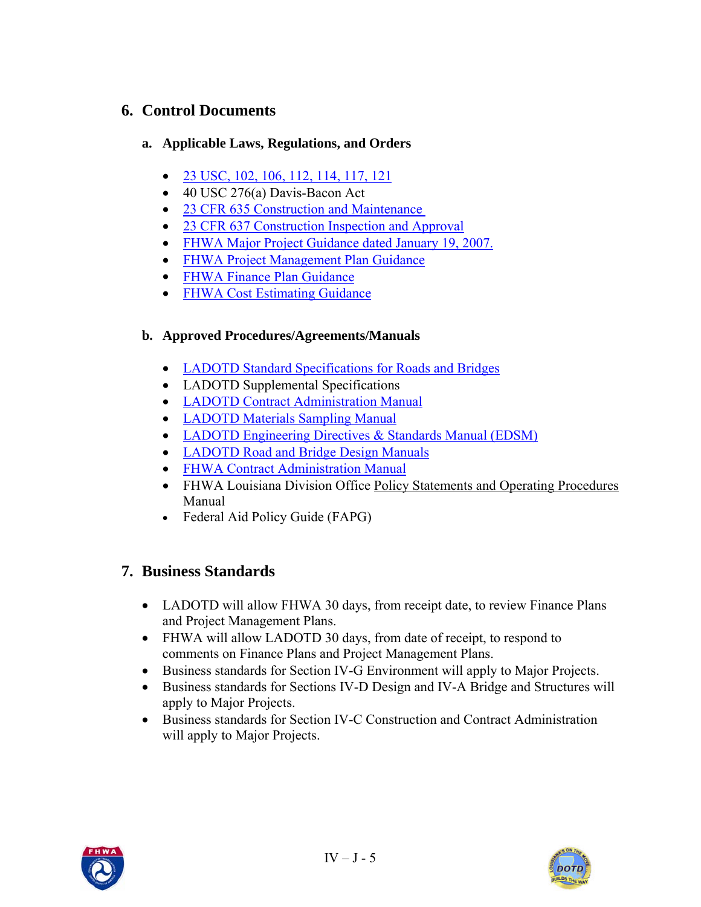## 6. Control Documents

### a. Applicable Laws, Regulations, and Orders

- 23 USC, 102, 106, 112, 114, 117, 121
- 40 USC 276(a) Davis-Bacon Act
- 23 CFR 635 Construction and Maintenance
- 23 CFR 637 Construction Inspection and Approval
- FHWA Major Project Guidance dated January 19, 2007.
- FHWA Project Management Plan Guidance
- FHWA Finance Plan Guidance
- FHWA Cost Estimating Guidance

### b. Approved Procedures/Agreements/Manuals

- LADOTD Standard Specifications for Roads and Bridges
- LADOTD Supplemental Specifications
- LADOTD Contract Administration Manual
- LADOTD Materials Sampling Manual
- LADOTD Engineering Directives & Standards Manual (EDSM)
- LADOTD Road and Bridge Design Manuals
- FHWA Contract Administration Manual
- FHWA Louisiana Division Office Policy Statements and Operating Procedures Manual
- Federal Aid Policy Guide (FAPG)

## 7. Business Standards

- LADOTD will allow FHWA 30 days, from receipt date, to review Finance Plans and Project Management Plans.
- FHWA will allow LADOTD 30 days, from date of receipt, to respond to comments on Finance Plans and Project Management Plans.
- Business standards for Section IV-G Environment will apply to Major Projects.
- Business standards for Sections IV-D Design and IV-A Bridge and Structures will apply to Major Projects.
- Business standards for Section IV-C Construction and Contract Administration will apply to Major Projects.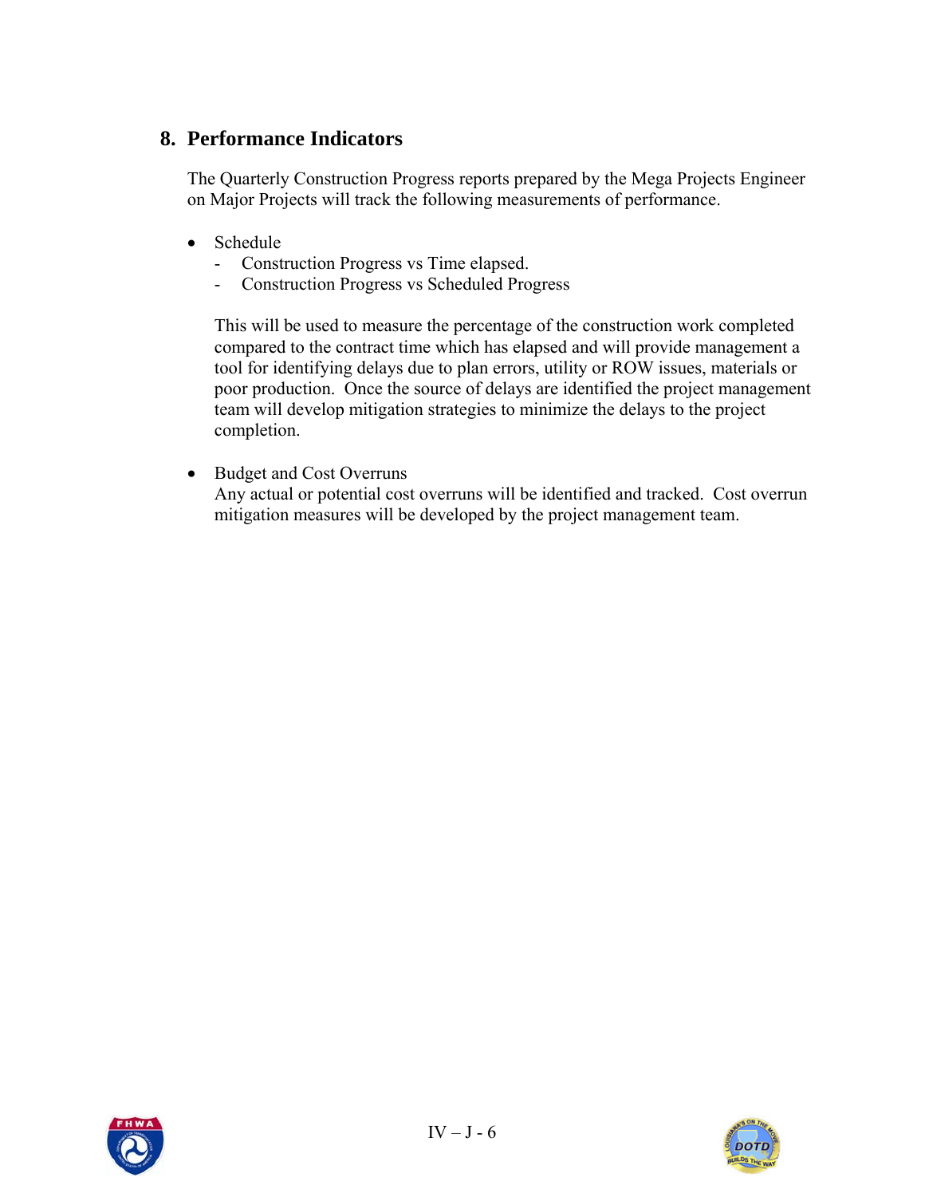## 8. Performance Indicators

The Quarterly Construction Progress reports prepared by the Mega Projects Engineer on Major Projects will track the following measurements of performance.

- Schedule
  - Construction Progress vs Time elapsed.
  - Construction Progress vs Scheduled Progress

  This will be used to measure the percentage of the construction work completed compared to the contract time which has elapsed and will provide management a tool for identifying delays due to plan errors, utility or ROW issues, materials or poor production. Once the source of delays are identified the project management team will develop mitigation strategies to minimize the delays to the project completion.

- Budget and Cost Overruns
  Any actual or potential cost overruns will be identified and tracked. Cost overrun mitigation measures will be developed by the project management team.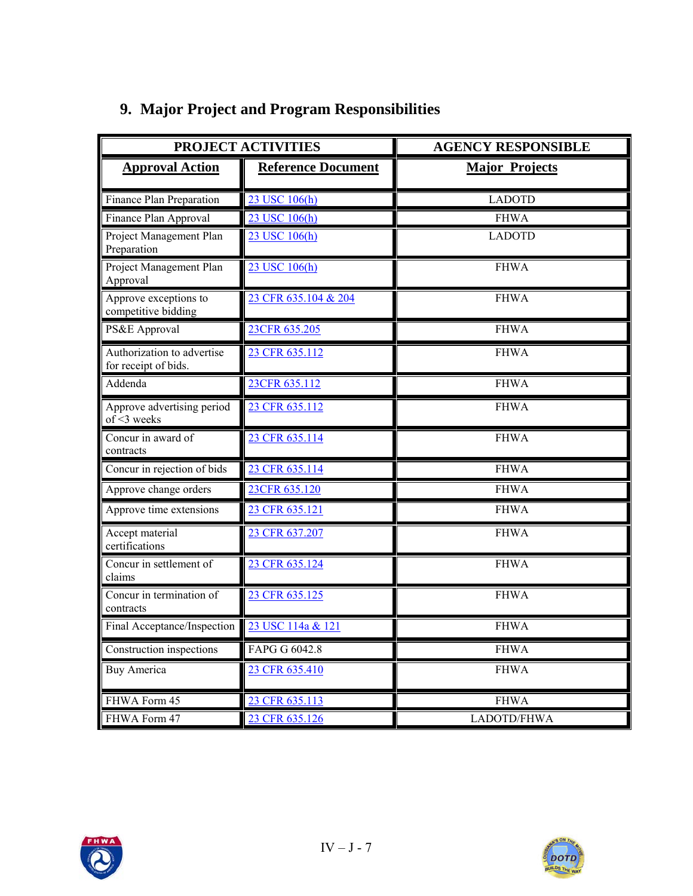## 9. Major Project and Program Responsibilities

| PROJECT ACTIVITIES | | AGENCY RESPONSIBLE |
|---|---|---|
| **Approval Action** | **Reference Document** | **Major Projects** |
| Finance Plan Preparation | 23 USC 106(h) | LADOTD |
| Finance Plan Approval | 23 USC 106(h) | FHWA |
| Project Management Plan Preparation | 23 USC 106(h) | LADOTD |
| Project Management Plan Approval | 23 USC 106(h) | FHWA |
| Approve exceptions to competitive bidding | 23 CFR 635.104 & 204 | FHWA |
| PS&E Approval | 23CFR 635.205 | FHWA |
| Authorization to advertise for receipt of bids. | 23 CFR 635.112 | FHWA |
| Addenda | 23CFR 635.112 | FHWA |
| Approve advertising period of <3 weeks | 23 CFR 635.112 | FHWA |
| Concur in award of contracts | 23 CFR 635.114 | FHWA |
| Concur in rejection of bids | 23 CFR 635.114 | FHWA |
| Approve change orders | 23CFR 635.120 | FHWA |
| Approve time extensions | 23 CFR 635.121 | FHWA |
| Accept material certifications | 23 CFR 637.207 | FHWA |
| Concur in settlement of claims | 23 CFR 635.124 | FHWA |
| Concur in termination of contracts | 23 CFR 635.125 | FHWA |
| Final Acceptance/Inspection | 23 USC 114a & 121 | FHWA |
| Construction inspections | FAPG G 6042.8 | FHWA |
| Buy America | 23 CFR 635.410 | FHWA |
| FHWA Form 45 | 23 CFR 635.113 | FHWA |
| FHWA Form 47 | 23 CFR 635.126 | LADOTD/FHWA |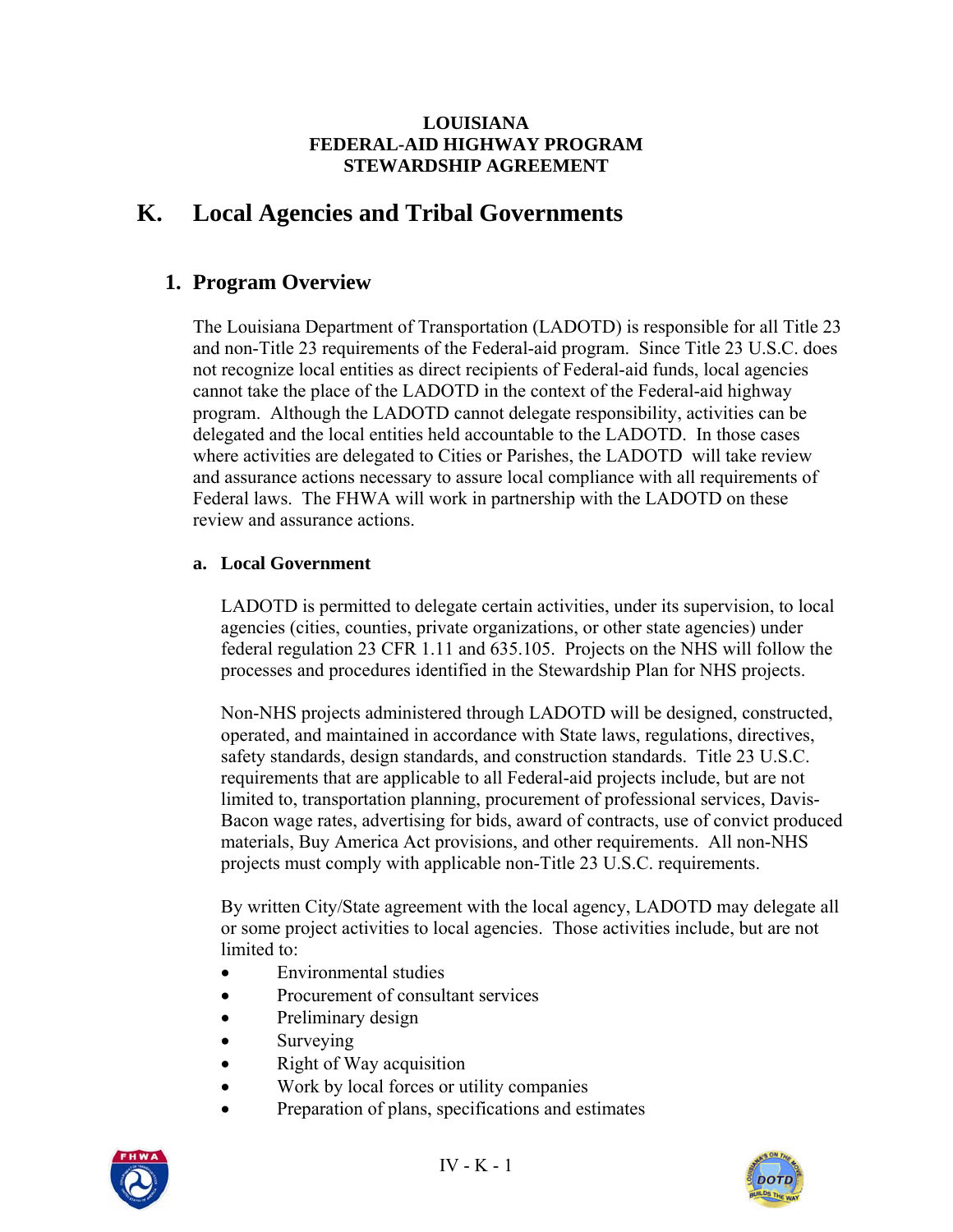**LOUISIANA**
**FEDERAL-AID HIGHWAY PROGRAM**
**STEWARDSHIP AGREEMENT**

# K. Local Agencies and Tribal Governments

## 1. Program Overview

The Louisiana Department of Transportation (LADOTD) is responsible for all Title 23 and non-Title 23 requirements of the Federal-aid program. Since Title 23 U.S.C. does not recognize local entities as direct recipients of Federal-aid funds, local agencies cannot take the place of the LADOTD in the context of the Federal-aid highway program. Although the LADOTD cannot delegate responsibility, activities can be delegated and the local entities held accountable to the LADOTD. In those cases where activities are delegated to Cities or Parishes, the LADOTD will take review and assurance actions necessary to assure local compliance with all requirements of Federal laws. The FHWA will work in partnership with the LADOTD on these review and assurance actions.

### a. Local Government

LADOTD is permitted to delegate certain activities, under its supervision, to local agencies (cities, counties, private organizations, or other state agencies) under federal regulation 23 CFR 1.11 and 635.105. Projects on the NHS will follow the processes and procedures identified in the Stewardship Plan for NHS projects.

Non-NHS projects administered through LADOTD will be designed, constructed, operated, and maintained in accordance with State laws, regulations, directives, safety standards, design standards, and construction standards. Title 23 U.S.C. requirements that are applicable to all Federal-aid projects include, but are not limited to, transportation planning, procurement of professional services, Davis-Bacon wage rates, advertising for bids, award of contracts, use of convict produced materials, Buy America Act provisions, and other requirements. All non-NHS projects must comply with applicable non-Title 23 U.S.C. requirements.

By written City/State agreement with the local agency, LADOTD may delegate all or some project activities to local agencies. Those activities include, but are not limited to:

- Environmental studies
- Procurement of consultant services
- Preliminary design
- Surveying
- Right of Way acquisition
- Work by local forces or utility companies
- Preparation of plans, specifications and estimates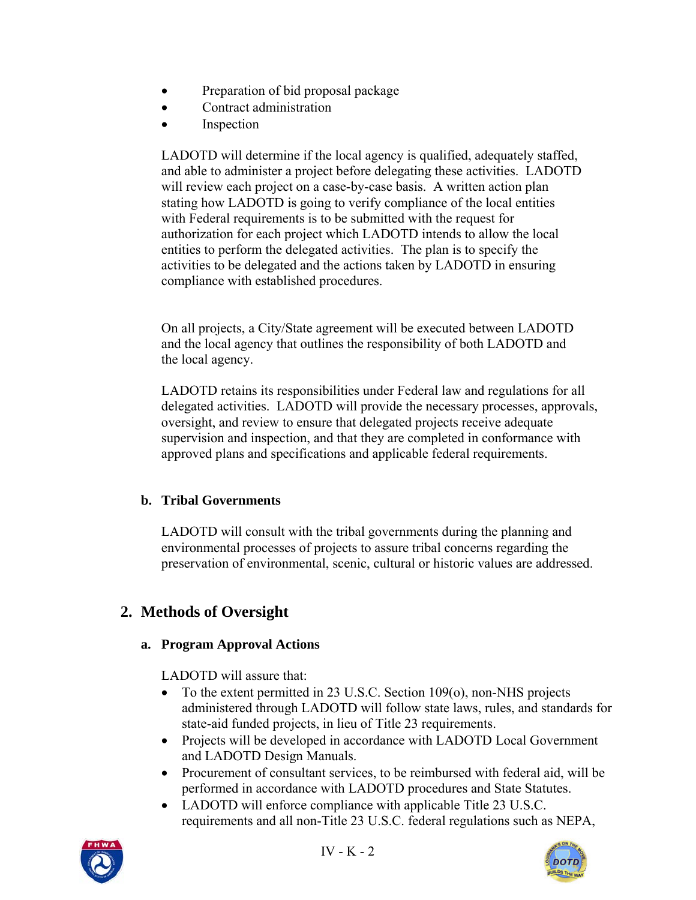- Preparation of bid proposal package
- Contract administration
- Inspection

LADOTD will determine if the local agency is qualified, adequately staffed, and able to administer a project before delegating these activities. LADOTD will review each project on a case-by-case basis. A written action plan stating how LADOTD is going to verify compliance of the local entities with Federal requirements is to be submitted with the request for authorization for each project which LADOTD intends to allow the local entities to perform the delegated activities. The plan is to specify the activities to be delegated and the actions taken by LADOTD in ensuring compliance with established procedures.

On all projects, a City/State agreement will be executed between LADOTD and the local agency that outlines the responsibility of both LADOTD and the local agency.

LADOTD retains its responsibilities under Federal law and regulations for all delegated activities. LADOTD will provide the necessary processes, approvals, oversight, and review to ensure that delegated projects receive adequate supervision and inspection, and that they are completed in conformance with approved plans and specifications and applicable federal requirements.

### b. Tribal Governments

LADOTD will consult with the tribal governments during the planning and environmental processes of projects to assure tribal concerns regarding the preservation of environmental, scenic, cultural or historic values are addressed.

## 2. Methods of Oversight

### a. Program Approval Actions

LADOTD will assure that:

- To the extent permitted in 23 U.S.C. Section 109(o), non-NHS projects administered through LADOTD will follow state laws, rules, and standards for state-aid funded projects, in lieu of Title 23 requirements.
- Projects will be developed in accordance with LADOTD Local Government and LADOTD Design Manuals.
- Procurement of consultant services, to be reimbursed with federal aid, will be performed in accordance with LADOTD procedures and State Statutes.
- LADOTD will enforce compliance with applicable Title 23 U.S.C. requirements and all non-Title 23 U.S.C. federal regulations such as NEPA,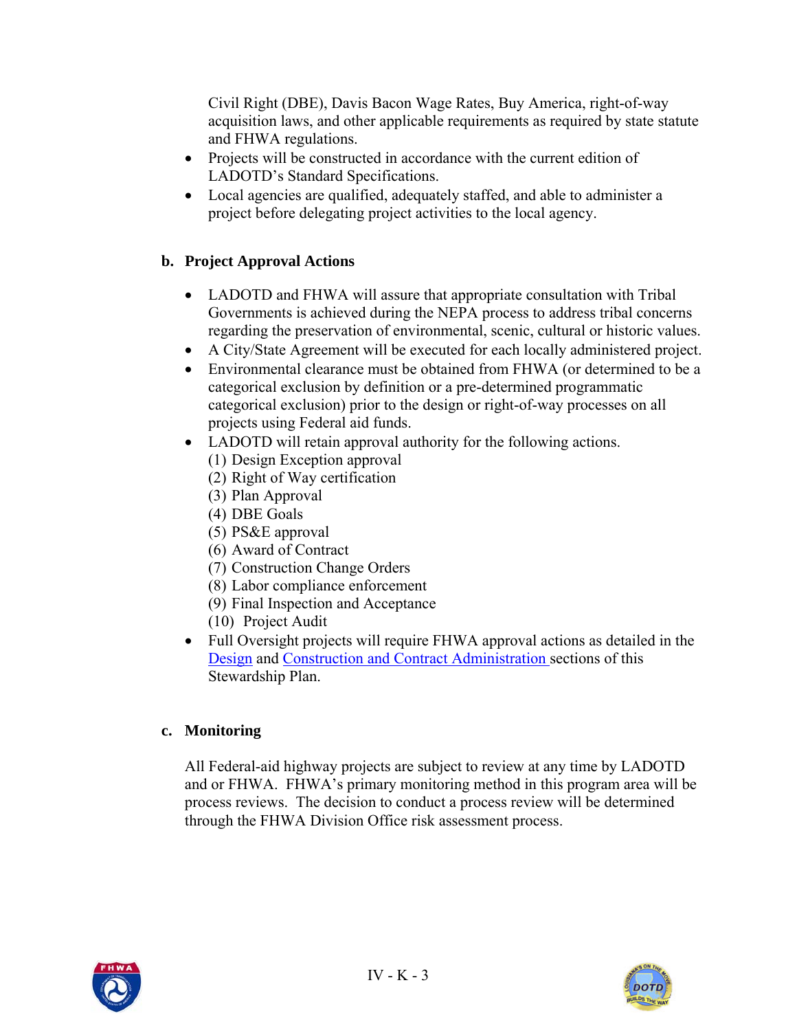Civil Right (DBE), Davis Bacon Wage Rates, Buy America, right-of-way acquisition laws, and other applicable requirements as required by state statute and FHWA regulations.

- Projects will be constructed in accordance with the current edition of LADOTD's Standard Specifications.
- Local agencies are qualified, adequately staffed, and able to administer a project before delegating project activities to the local agency.

### b. Project Approval Actions

- LADOTD and FHWA will assure that appropriate consultation with Tribal Governments is achieved during the NEPA process to address tribal concerns regarding the preservation of environmental, scenic, cultural or historic values.
- A City/State Agreement will be executed for each locally administered project.
- Environmental clearance must be obtained from FHWA (or determined to be a categorical exclusion by definition or a pre-determined programmatic categorical exclusion) prior to the design or right-of-way processes on all projects using Federal aid funds.
- LADOTD will retain approval authority for the following actions.
  (1) Design Exception approval
  (2) Right of Way certification
  (3) Plan Approval
  (4) DBE Goals
  (5) PS&E approval
  (6) Award of Contract
  (7) Construction Change Orders
  (8) Labor compliance enforcement
  (9) Final Inspection and Acceptance
  (10) Project Audit
- Full Oversight projects will require FHWA approval actions as detailed in the Design and Construction and Contract Administration sections of this Stewardship Plan.

### c. Monitoring

All Federal-aid highway projects are subject to review at any time by LADOTD and or FHWA. FHWA's primary monitoring method in this program area will be process reviews. The decision to conduct a process review will be determined through the FHWA Division Office risk assessment process.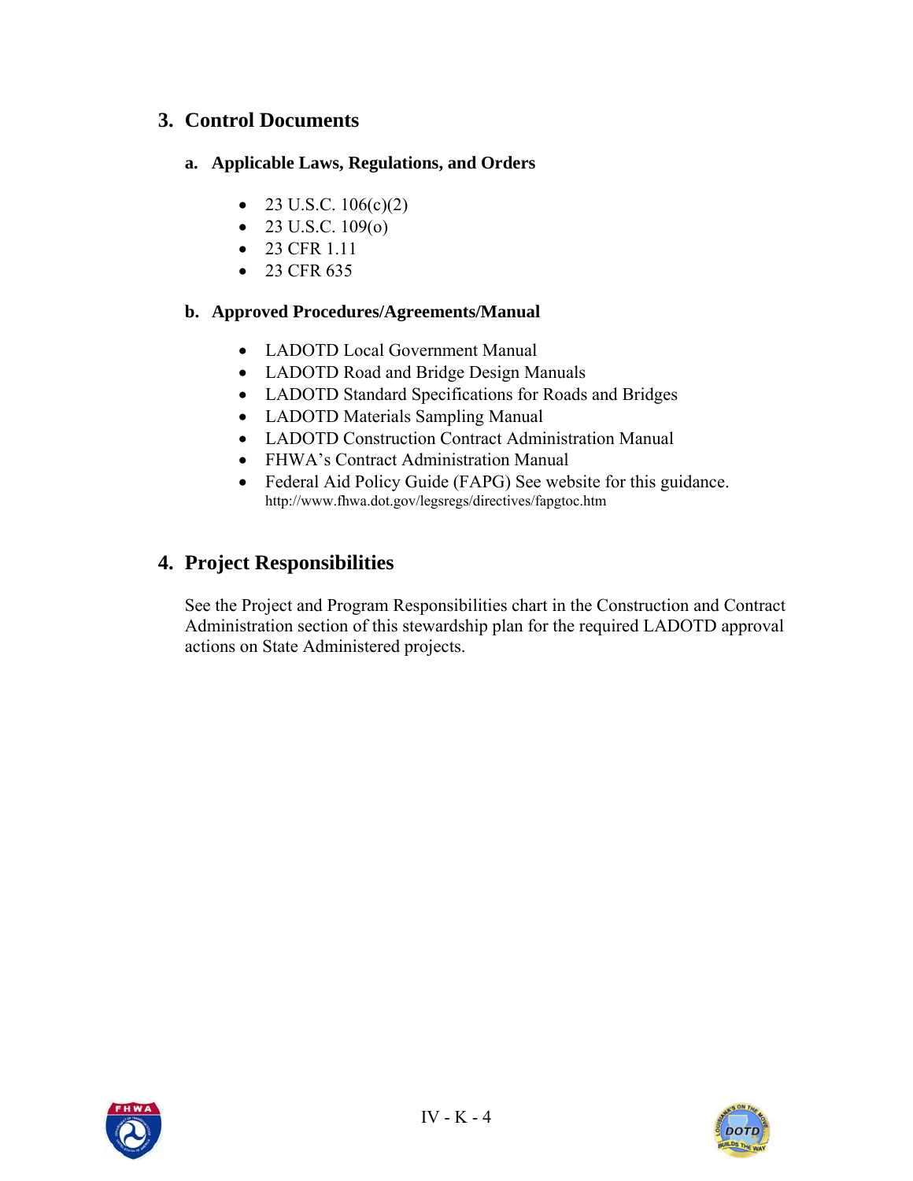## 3. Control Documents

### a. Applicable Laws, Regulations, and Orders

- 23 U.S.C. 106(c)(2)
- 23 U.S.C. 109(o)
- 23 CFR 1.11
- 23 CFR 635

### b. Approved Procedures/Agreements/Manual

- LADOTD Local Government Manual
- LADOTD Road and Bridge Design Manuals
- LADOTD Standard Specifications for Roads and Bridges
- LADOTD Materials Sampling Manual
- LADOTD Construction Contract Administration Manual
- FHWA's Contract Administration Manual
- Federal Aid Policy Guide (FAPG) See website for this guidance. http://www.fhwa.dot.gov/legsregs/directives/fapgtoc.htm

## 4. Project Responsibilities

See the Project and Program Responsibilities chart in the Construction and Contract Administration section of this stewardship plan for the required LADOTD approval actions on State Administered projects.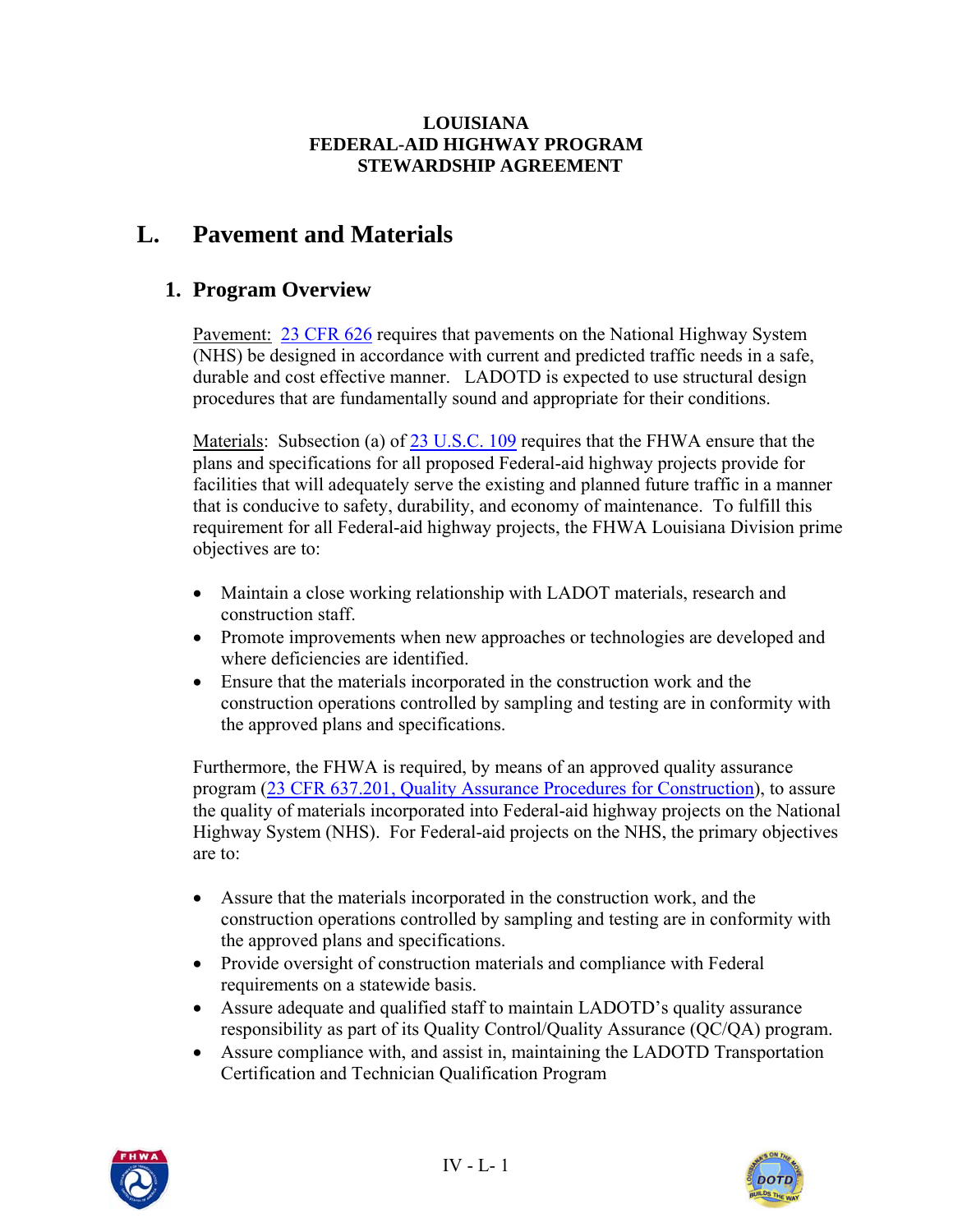**LOUISIANA**
**FEDERAL-AID HIGHWAY PROGRAM**
**STEWARDSHIP AGREEMENT**

# L. Pavement and Materials

## 1. Program Overview

Pavement: [23 CFR 626](23 CFR 626) requires that pavements on the National Highway System (NHS) be designed in accordance with current and predicted traffic needs in a safe, durable and cost effective manner. LADOTD is expected to use structural design procedures that are fundamentally sound and appropriate for their conditions.

Materials: Subsection (a) of [23 U.S.C. 109](23 U.S.C. 109) requires that the FHWA ensure that the plans and specifications for all proposed Federal-aid highway projects provide for facilities that will adequately serve the existing and planned future traffic in a manner that is conducive to safety, durability, and economy of maintenance. To fulfill this requirement for all Federal-aid highway projects, the FHWA Louisiana Division prime objectives are to:

- Maintain a close working relationship with LADOT materials, research and construction staff.
- Promote improvements when new approaches or technologies are developed and where deficiencies are identified.
- Ensure that the materials incorporated in the construction work and the construction operations controlled by sampling and testing are in conformity with the approved plans and specifications.

Furthermore, the FHWA is required, by means of an approved quality assurance program ([23 CFR 637.201, Quality Assurance Procedures for Construction](23 CFR 637.201, Quality Assurance Procedures for Construction)), to assure the quality of materials incorporated into Federal-aid highway projects on the National Highway System (NHS). For Federal-aid projects on the NHS, the primary objectives are to:

- Assure that the materials incorporated in the construction work, and the construction operations controlled by sampling and testing are in conformity with the approved plans and specifications.
- Provide oversight of construction materials and compliance with Federal requirements on a statewide basis.
- Assure adequate and qualified staff to maintain LADOTD's quality assurance responsibility as part of its Quality Control/Quality Assurance (QC/QA) program.
- Assure compliance with, and assist in, maintaining the LADOTD Transportation Certification and Technician Qualification Program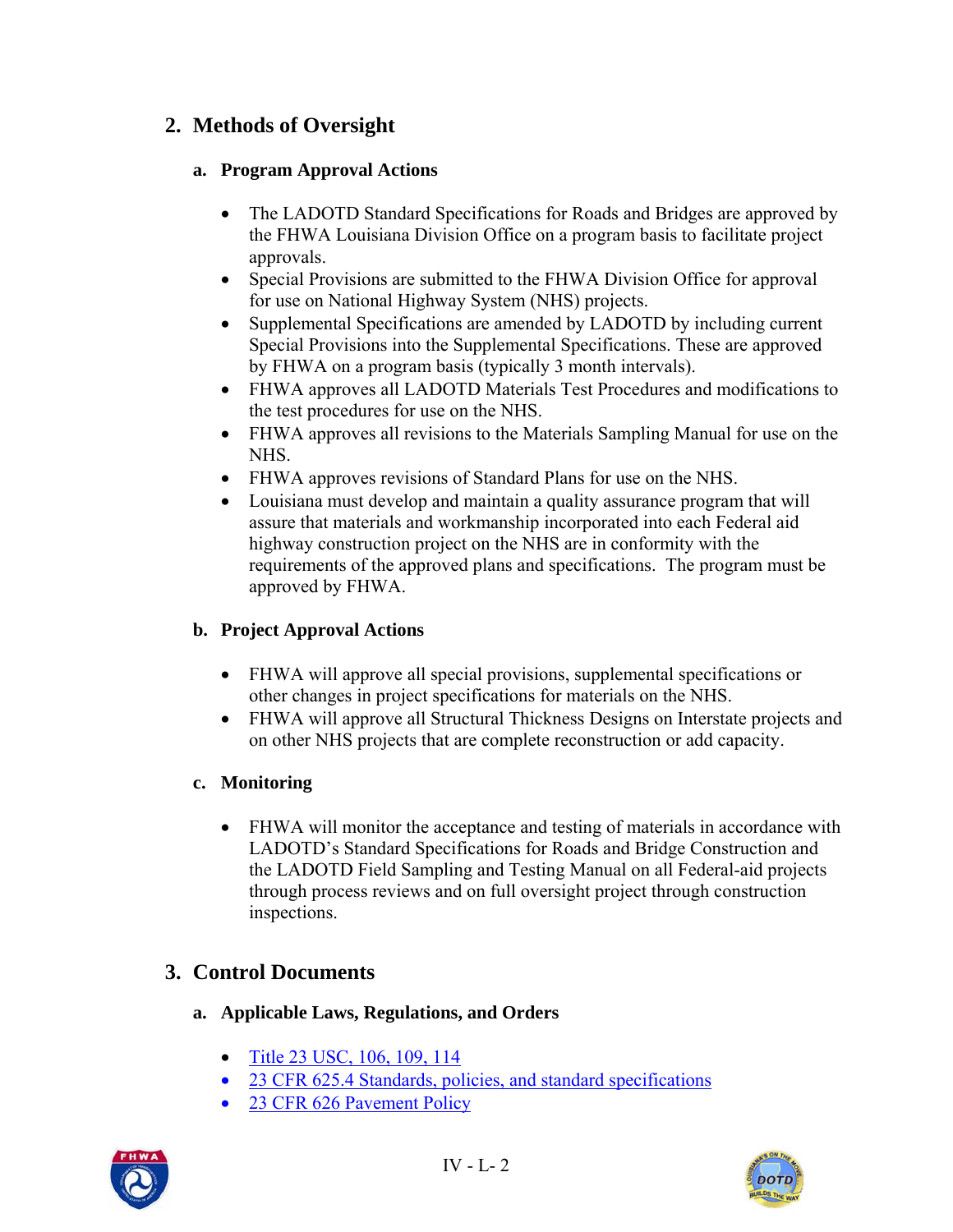## 2. Methods of Oversight

### a. Program Approval Actions

- The LADOTD Standard Specifications for Roads and Bridges are approved by the FHWA Louisiana Division Office on a program basis to facilitate project approvals.
- Special Provisions are submitted to the FHWA Division Office for approval for use on National Highway System (NHS) projects.
- Supplemental Specifications are amended by LADOTD by including current Special Provisions into the Supplemental Specifications. These are approved by FHWA on a program basis (typically 3 month intervals).
- FHWA approves all LADOTD Materials Test Procedures and modifications to the test procedures for use on the NHS.
- FHWA approves all revisions to the Materials Sampling Manual for use on the NHS.
- FHWA approves revisions of Standard Plans for use on the NHS.
- Louisiana must develop and maintain a quality assurance program that will assure that materials and workmanship incorporated into each Federal aid highway construction project on the NHS are in conformity with the requirements of the approved plans and specifications. The program must be approved by FHWA.

### b. Project Approval Actions

- FHWA will approve all special provisions, supplemental specifications or other changes in project specifications for materials on the NHS.
- FHWA will approve all Structural Thickness Designs on Interstate projects and on other NHS projects that are complete reconstruction or add capacity.

### c. Monitoring

- FHWA will monitor the acceptance and testing of materials in accordance with LADOTD's Standard Specifications for Roads and Bridge Construction and the LADOTD Field Sampling and Testing Manual on all Federal-aid projects through process reviews and on full oversight project through construction inspections.

## 3. Control Documents

### a. Applicable Laws, Regulations, and Orders

- Title 23 USC, 106, 109, 114
- 23 CFR 625.4 Standards, policies, and standard specifications
- 23 CFR 626 Pavement Policy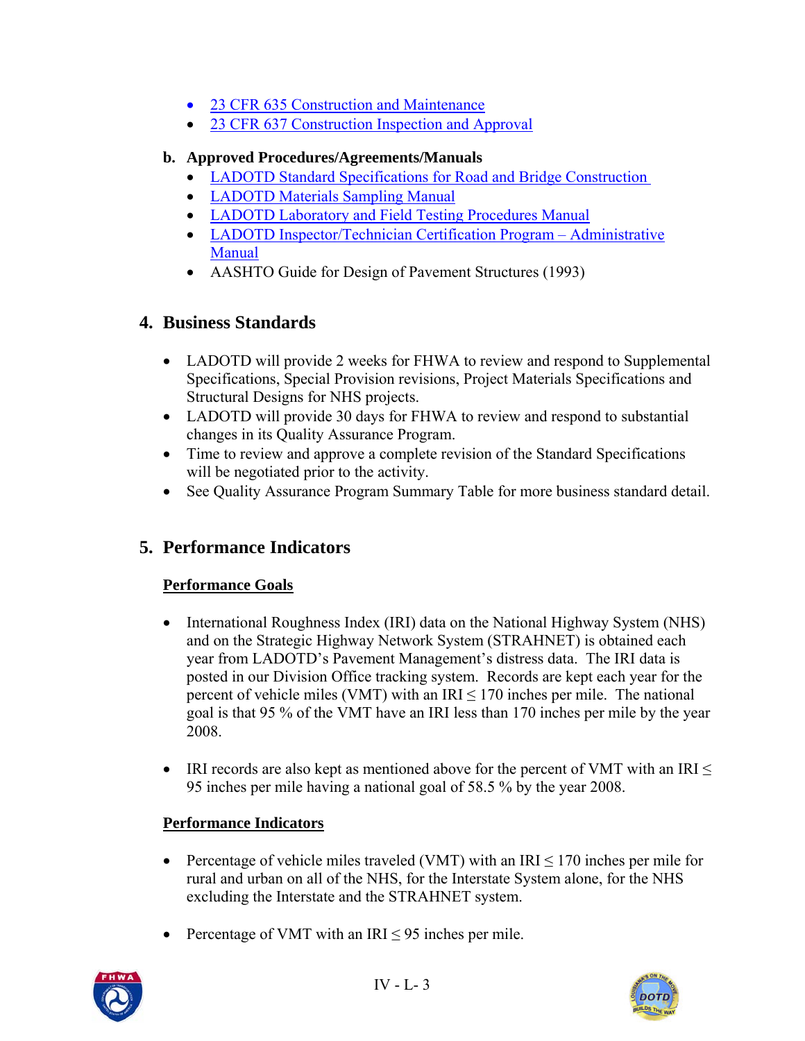- [23 CFR 635 Construction and Maintenance]
- [23 CFR 637 Construction Inspection and Approval]

**b. Approved Procedures/Agreements/Manuals**

- LADOTD Standard Specifications for Road and Bridge Construction
- LADOTD Materials Sampling Manual
- LADOTD Laboratory and Field Testing Procedures Manual
- LADOTD Inspector/Technician Certification Program – Administrative Manual
- AASHTO Guide for Design of Pavement Structures (1993)

## 4. Business Standards

- LADOTD will provide 2 weeks for FHWA to review and respond to Supplemental Specifications, Special Provision revisions, Project Materials Specifications and Structural Designs for NHS projects.
- LADOTD will provide 30 days for FHWA to review and respond to substantial changes in its Quality Assurance Program.
- Time to review and approve a complete revision of the Standard Specifications will be negotiated prior to the activity.
- See Quality Assurance Program Summary Table for more business standard detail.

## 5. Performance Indicators

**Performance Goals**

- International Roughness Index (IRI) data on the National Highway System (NHS) and on the Strategic Highway Network System (STRAHNET) is obtained each year from LADOTD's Pavement Management's distress data. The IRI data is posted in our Division Office tracking system. Records are kept each year for the percent of vehicle miles (VMT) with an IRI ≤ 170 inches per mile. The national goal is that 95 % of the VMT have an IRI less than 170 inches per mile by the year 2008.

- IRI records are also kept as mentioned above for the percent of VMT with an IRI ≤ 95 inches per mile having a national goal of 58.5 % by the year 2008.

**Performance Indicators**

- Percentage of vehicle miles traveled (VMT) with an IRI ≤ 170 inches per mile for rural and urban on all of the NHS, for the Interstate System alone, for the NHS excluding the Interstate and the STRAHNET system.

- Percentage of VMT with an IRI ≤ 95 inches per mile.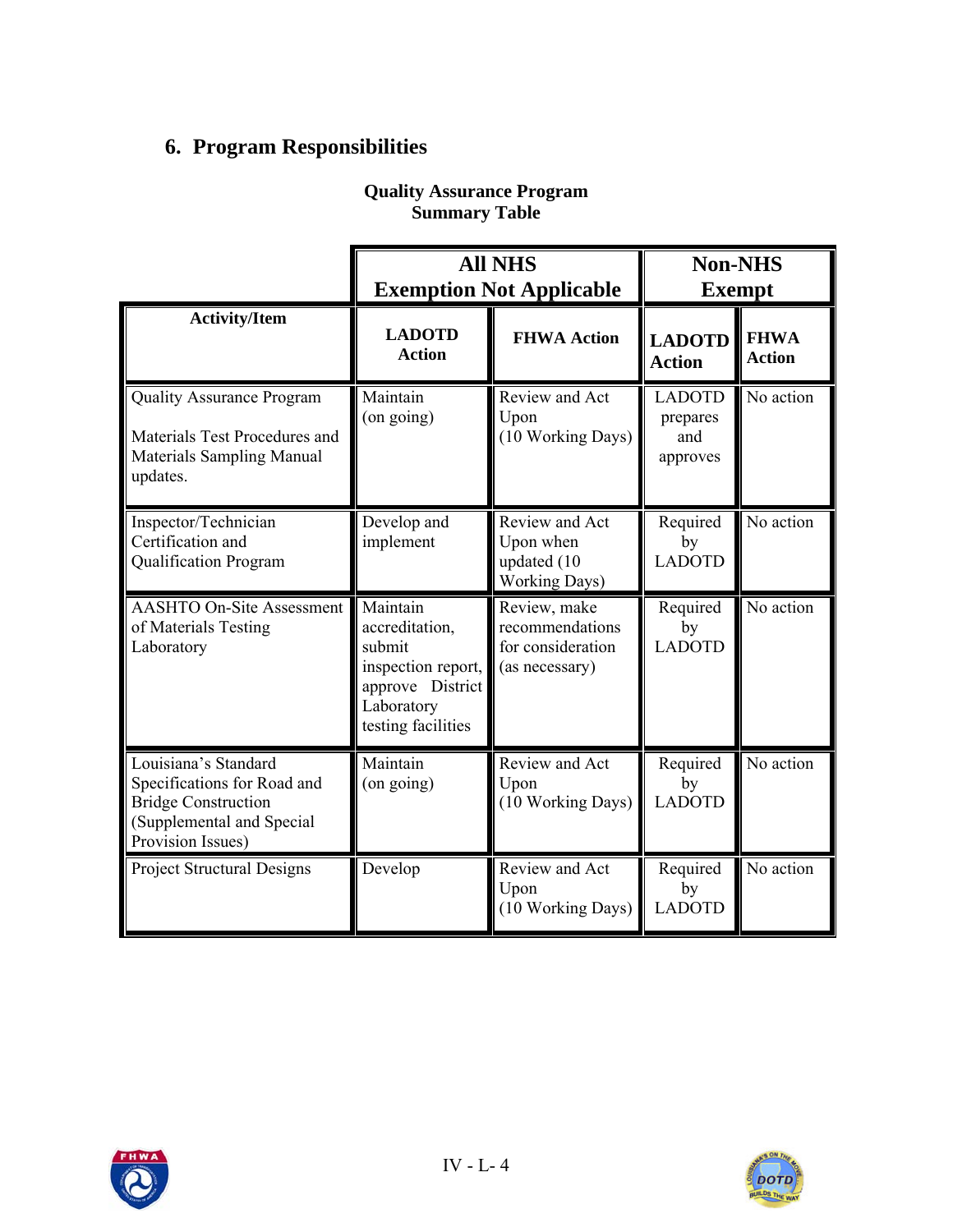## 6. Program Responsibilities

**Quality Assurance Program**
**Summary Table**

| | All NHS Exemption Not Applicable | | Non-NHS Exempt | |
|---|---|---|---|---|
| **Activity/Item** | **LADOTD Action** | **FHWA Action** | **LADOTD Action** | **FHWA Action** |
| Quality Assurance Program<br><br>Materials Test Procedures and Materials Sampling Manual updates. | Maintain (on going) | Review and Act Upon (10 Working Days) | LADOTD prepares and approves | No action |
| Inspector/Technician Certification and Qualification Program | Develop and implement | Review and Act Upon when updated (10 Working Days) | Required by LADOTD | No action |
| AASHTO On-Site Assessment of Materials Testing Laboratory | Maintain accreditation, submit inspection report, approve District Laboratory testing facilities | Review, make recommendations for consideration (as necessary) | Required by LADOTD | No action |
| Louisiana's Standard Specifications for Road and Bridge Construction (Supplemental and Special Provision Issues) | Maintain (on going) | Review and Act Upon (10 Working Days) | Required by LADOTD | No action |
| Project Structural Designs | Develop | Review and Act Upon (10 Working Days) | Required by LADOTD | No action |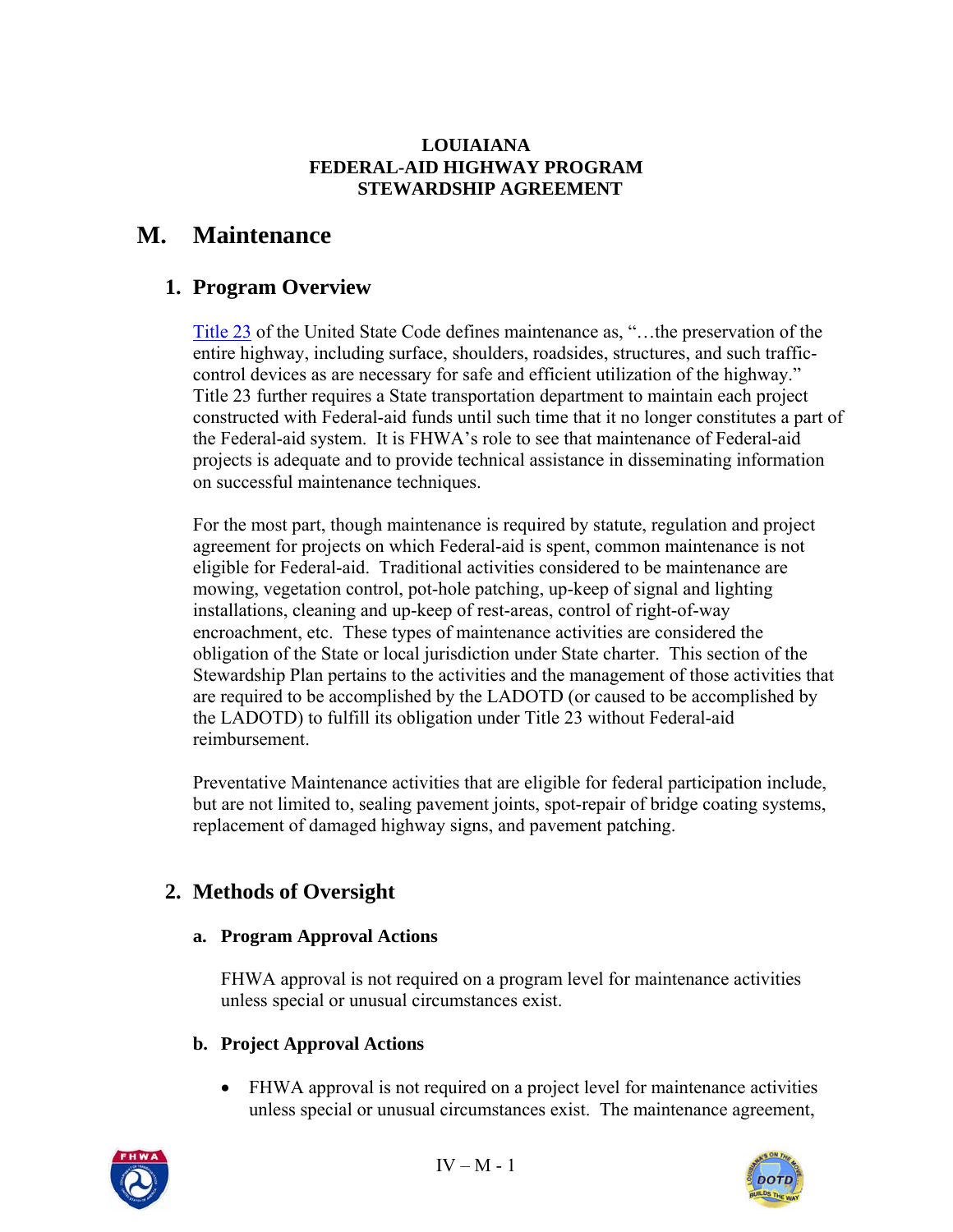**LOUIAIANA**
**FEDERAL-AID HIGHWAY PROGRAM**
**STEWARDSHIP AGREEMENT**

# M. Maintenance

## 1. Program Overview

Title 23 of the United State Code defines maintenance as, "…the preservation of the entire highway, including surface, shoulders, roadsides, structures, and such traffic-control devices as are necessary for safe and efficient utilization of the highway." Title 23 further requires a State transportation department to maintain each project constructed with Federal-aid funds until such time that it no longer constitutes a part of the Federal-aid system. It is FHWA's role to see that maintenance of Federal-aid projects is adequate and to provide technical assistance in disseminating information on successful maintenance techniques.

For the most part, though maintenance is required by statute, regulation and project agreement for projects on which Federal-aid is spent, common maintenance is not eligible for Federal-aid. Traditional activities considered to be maintenance are mowing, vegetation control, pot-hole patching, up-keep of signal and lighting installations, cleaning and up-keep of rest-areas, control of right-of-way encroachment, etc. These types of maintenance activities are considered the obligation of the State or local jurisdiction under State charter. This section of the Stewardship Plan pertains to the activities and the management of those activities that are required to be accomplished by the LADOTD (or caused to be accomplished by the LADOTD) to fulfill its obligation under Title 23 without Federal-aid reimbursement.

Preventative Maintenance activities that are eligible for federal participation include, but are not limited to, sealing pavement joints, spot-repair of bridge coating systems, replacement of damaged highway signs, and pavement patching.

## 2. Methods of Oversight

### a. Program Approval Actions

FHWA approval is not required on a program level for maintenance activities unless special or unusual circumstances exist.

### b. Project Approval Actions

- FHWA approval is not required on a project level for maintenance activities unless special or unusual circumstances exist. The maintenance agreement,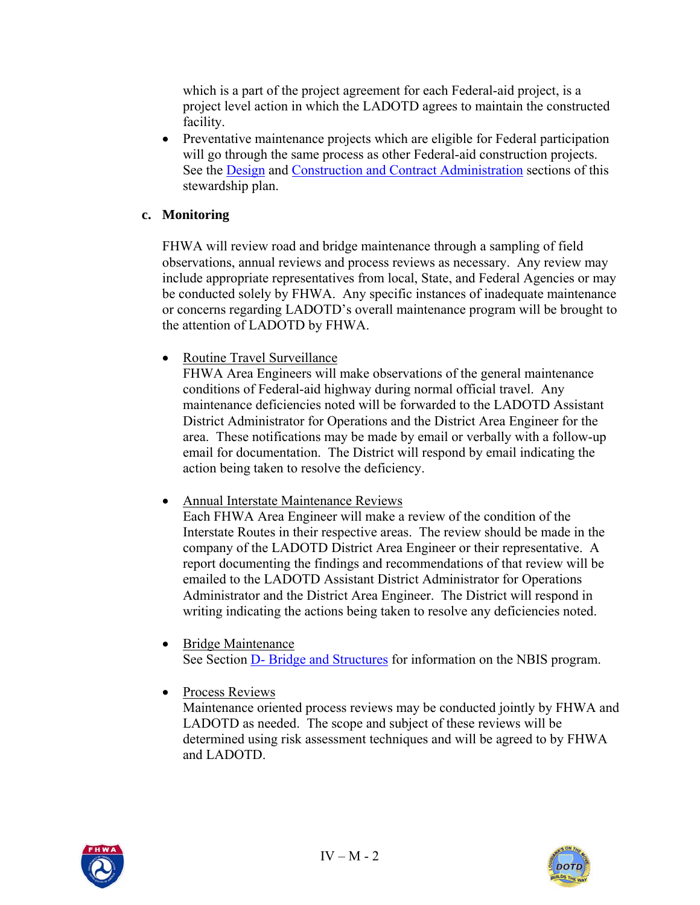which is a part of the project agreement for each Federal-aid project, is a project level action in which the LADOTD agrees to maintain the constructed facility.

- Preventative maintenance projects which are eligible for Federal participation will go through the same process as other Federal-aid construction projects. See the Design and Construction and Contract Administration sections of this stewardship plan.

**c. Monitoring**

FHWA will review road and bridge maintenance through a sampling of field observations, annual reviews and process reviews as necessary. Any review may include appropriate representatives from local, State, and Federal Agencies or may be conducted solely by FHWA. Any specific instances of inadequate maintenance or concerns regarding LADOTD's overall maintenance program will be brought to the attention of LADOTD by FHWA.

- Routine Travel Surveillance
  FHWA Area Engineers will make observations of the general maintenance conditions of Federal-aid highway during normal official travel. Any maintenance deficiencies noted will be forwarded to the LADOTD Assistant District Administrator for Operations and the District Area Engineer for the area. These notifications may be made by email or verbally with a follow-up email for documentation. The District will respond by email indicating the action being taken to resolve the deficiency.

- Annual Interstate Maintenance Reviews
  Each FHWA Area Engineer will make a review of the condition of the Interstate Routes in their respective areas. The review should be made in the company of the LADOTD District Area Engineer or their representative. A report documenting the findings and recommendations of that review will be emailed to the LADOTD Assistant District Administrator for Operations Administrator and the District Area Engineer. The District will respond in writing indicating the actions being taken to resolve any deficiencies noted.

- Bridge Maintenance
  See Section D- Bridge and Structures for information on the NBIS program.

- Process Reviews
  Maintenance oriented process reviews may be conducted jointly by FHWA and LADOTD as needed. The scope and subject of these reviews will be determined using risk assessment techniques and will be agreed to by FHWA and LADOTD.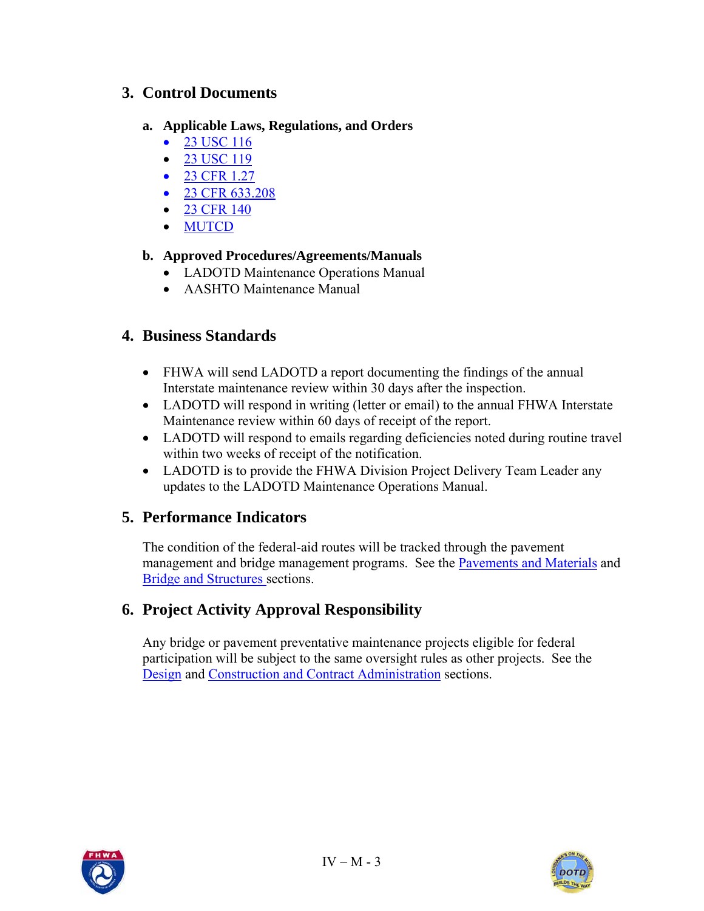## 3. Control Documents

### a. Applicable Laws, Regulations, and Orders

- 23 USC 116
- 23 USC 119
- 23 CFR 1.27
- 23 CFR 633.208
- 23 CFR 140
- MUTCD

### b. Approved Procedures/Agreements/Manuals

- LADOTD Maintenance Operations Manual
- AASHTO Maintenance Manual

## 4. Business Standards

- FHWA will send LADOTD a report documenting the findings of the annual Interstate maintenance review within 30 days after the inspection.
- LADOTD will respond in writing (letter or email) to the annual FHWA Interstate Maintenance review within 60 days of receipt of the report.
- LADOTD will respond to emails regarding deficiencies noted during routine travel within two weeks of receipt of the notification.
- LADOTD is to provide the FHWA Division Project Delivery Team Leader any updates to the LADOTD Maintenance Operations Manual.

## 5. Performance Indicators

The condition of the federal-aid routes will be tracked through the pavement management and bridge management programs. See the Pavements and Materials and Bridge and Structures sections.

## 6. Project Activity Approval Responsibility

Any bridge or pavement preventative maintenance projects eligible for federal participation will be subject to the same oversight rules as other projects. See the Design and Construction and Contract Administration sections.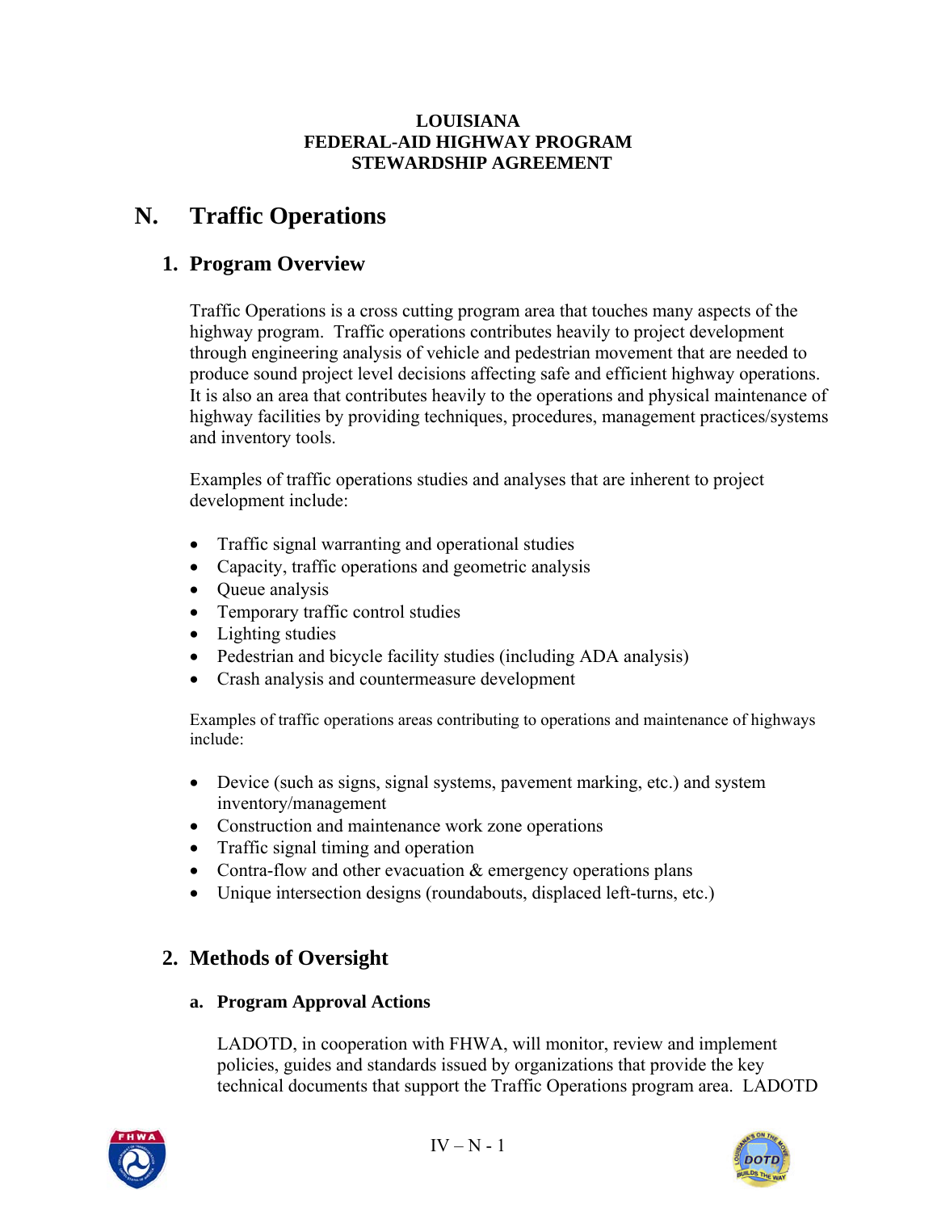**LOUISIANA**
**FEDERAL-AID HIGHWAY PROGRAM**
**STEWARDSHIP AGREEMENT**

# N. Traffic Operations

## 1. Program Overview

Traffic Operations is a cross cutting program area that touches many aspects of the highway program. Traffic operations contributes heavily to project development through engineering analysis of vehicle and pedestrian movement that are needed to produce sound project level decisions affecting safe and efficient highway operations. It is also an area that contributes heavily to the operations and physical maintenance of highway facilities by providing techniques, procedures, management practices/systems and inventory tools.

Examples of traffic operations studies and analyses that are inherent to project development include:

- Traffic signal warranting and operational studies
- Capacity, traffic operations and geometric analysis
- Queue analysis
- Temporary traffic control studies
- Lighting studies
- Pedestrian and bicycle facility studies (including ADA analysis)
- Crash analysis and countermeasure development

Examples of traffic operations areas contributing to operations and maintenance of highways include:

- Device (such as signs, signal systems, pavement marking, etc.) and system inventory/management
- Construction and maintenance work zone operations
- Traffic signal timing and operation
- Contra-flow and other evacuation & emergency operations plans
- Unique intersection designs (roundabouts, displaced left-turns, etc.)

## 2. Methods of Oversight

### a. Program Approval Actions

LADOTD, in cooperation with FHWA, will monitor, review and implement policies, guides and standards issued by organizations that provide the key technical documents that support the Traffic Operations program area. LADOTD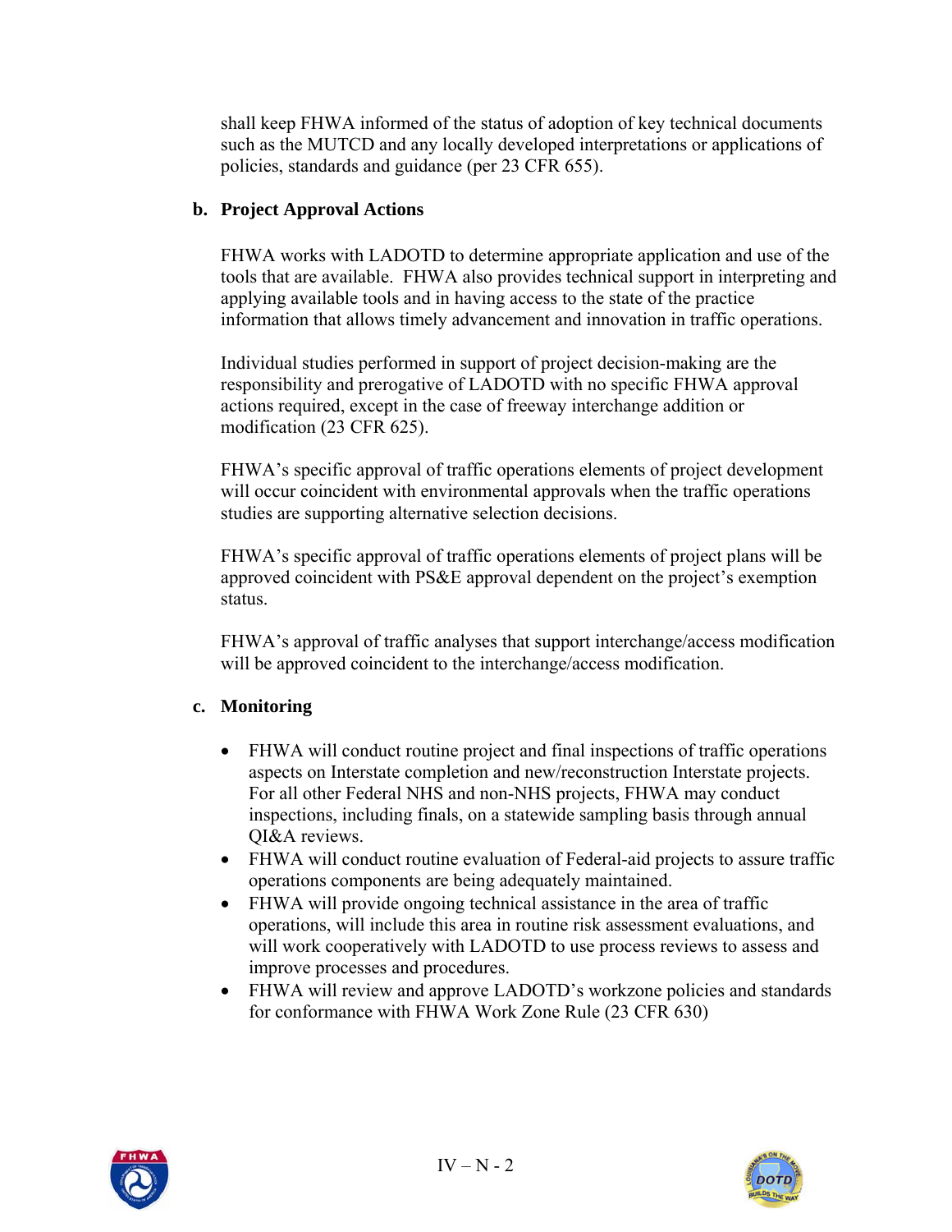shall keep FHWA informed of the status of adoption of key technical documents such as the MUTCD and any locally developed interpretations or applications of policies, standards and guidance (per 23 CFR 655).

**b. Project Approval Actions**

FHWA works with LADOTD to determine appropriate application and use of the tools that are available. FHWA also provides technical support in interpreting and applying available tools and in having access to the state of the practice information that allows timely advancement and innovation in traffic operations.

Individual studies performed in support of project decision-making are the responsibility and prerogative of LADOTD with no specific FHWA approval actions required, except in the case of freeway interchange addition or modification (23 CFR 625).

FHWA's specific approval of traffic operations elements of project development will occur coincident with environmental approvals when the traffic operations studies are supporting alternative selection decisions.

FHWA's specific approval of traffic operations elements of project plans will be approved coincident with PS&E approval dependent on the project's exemption status.

FHWA's approval of traffic analyses that support interchange/access modification will be approved coincident to the interchange/access modification.

**c. Monitoring**

- FHWA will conduct routine project and final inspections of traffic operations aspects on Interstate completion and new/reconstruction Interstate projects. For all other Federal NHS and non-NHS projects, FHWA may conduct inspections, including finals, on a statewide sampling basis through annual QI&A reviews.
- FHWA will conduct routine evaluation of Federal-aid projects to assure traffic operations components are being adequately maintained.
- FHWA will provide ongoing technical assistance in the area of traffic operations, will include this area in routine risk assessment evaluations, and will work cooperatively with LADOTD to use process reviews to assess and improve processes and procedures.
- FHWA will review and approve LADOTD's workzone policies and standards for conformance with FHWA Work Zone Rule (23 CFR 630)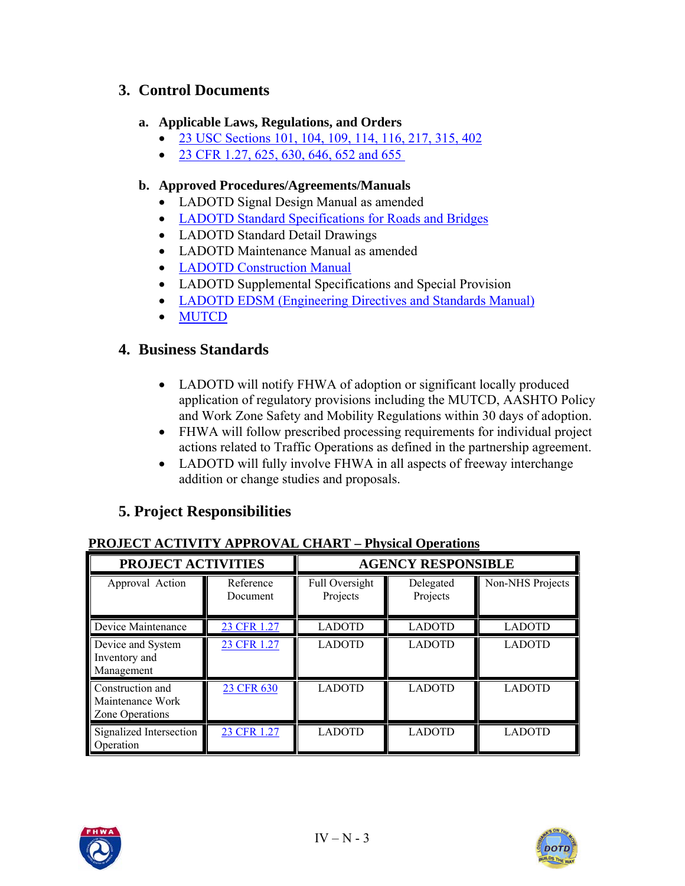## 3. Control Documents

### a. Applicable Laws, Regulations, and Orders

- 23 USC Sections 101, 104, 109, 114, 116, 217, 315, 402
- 23 CFR 1.27, 625, 630, 646, 652 and 655

### b. Approved Procedures/Agreements/Manuals

- LADOTD Signal Design Manual as amended
- LADOTD Standard Specifications for Roads and Bridges
- LADOTD Standard Detail Drawings
- LADOTD Maintenance Manual as amended
- LADOTD Construction Manual
- LADOTD Supplemental Specifications and Special Provision
- LADOTD EDSM (Engineering Directives and Standards Manual)
- MUTCD

## 4. Business Standards

- LADOTD will notify FHWA of adoption or significant locally produced application of regulatory provisions including the MUTCD, AASHTO Policy and Work Zone Safety and Mobility Regulations within 30 days of adoption.
- FHWA will follow prescribed processing requirements for individual project actions related to Traffic Operations as defined in the partnership agreement.
- LADOTD will fully involve FHWA in all aspects of freeway interchange addition or change studies and proposals.

## 5. Project Responsibilities

**PROJECT ACTIVITY APPROVAL CHART – Physical Operations**

| PROJECT ACTIVITIES | | AGENCY RESPONSIBLE | | |
|---|---|---|---|---|
| Approval Action | Reference Document | Full Oversight Projects | Delegated Projects | Non-NHS Projects |
| Device Maintenance | 23 CFR 1.27 | LADOTD | LADOTD | LADOTD |
| Device and System Inventory and Management | 23 CFR 1.27 | LADOTD | LADOTD | LADOTD |
| Construction and Maintenance Work Zone Operations | 23 CFR 630 | LADOTD | LADOTD | LADOTD |
| Signalized Intersection Operation | 23 CFR 1.27 | LADOTD | LADOTD | LADOTD |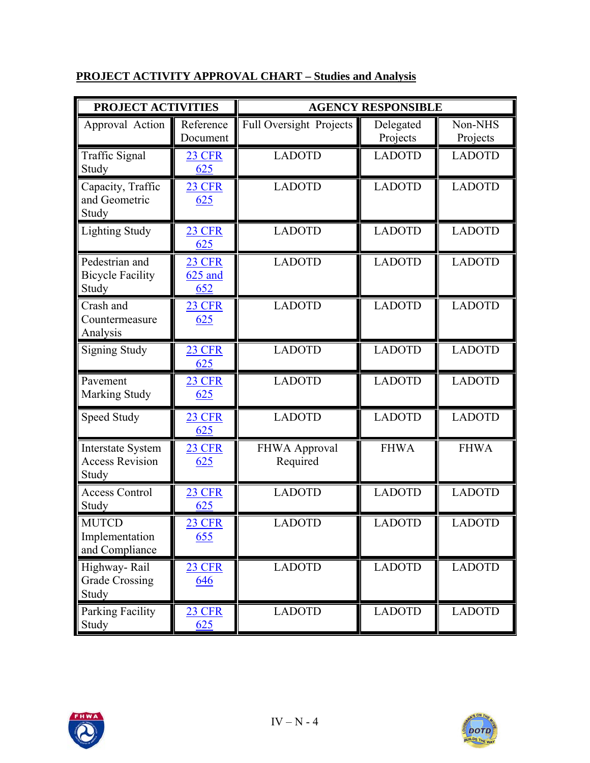**PROJECT ACTIVITY APPROVAL CHART – Studies and Analysis**

| PROJECT ACTIVITIES | | AGENCY RESPONSIBLE | | |
|---|---|---|---|---|
| Approval Action | Reference Document | Full Oversight Projects | Delegated Projects | Non-NHS Projects |
| Traffic Signal Study | 23 CFR 625 | LADOTD | LADOTD | LADOTD |
| Capacity, Traffic and Geometric Study | 23 CFR 625 | LADOTD | LADOTD | LADOTD |
| Lighting Study | 23 CFR 625 | LADOTD | LADOTD | LADOTD |
| Pedestrian and Bicycle Facility Study | 23 CFR 625 and 652 | LADOTD | LADOTD | LADOTD |
| Crash and Countermeasure Analysis | 23 CFR 625 | LADOTD | LADOTD | LADOTD |
| Signing Study | 23 CFR 625 | LADOTD | LADOTD | LADOTD |
| Pavement Marking Study | 23 CFR 625 | LADOTD | LADOTD | LADOTD |
| Speed Study | 23 CFR 625 | LADOTD | LADOTD | LADOTD |
| Interstate System Access Revision Study | 23 CFR 625 | FHWA Approval Required | FHWA | FHWA |
| Access Control Study | 23 CFR 625 | LADOTD | LADOTD | LADOTD |
| MUTCD Implementation and Compliance | 23 CFR 655 | LADOTD | LADOTD | LADOTD |
| Highway- Rail Grade Crossing Study | 23 CFR 646 | LADOTD | LADOTD | LADOTD |
| Parking Facility Study | 23 CFR 625 | LADOTD | LADOTD | LADOTD |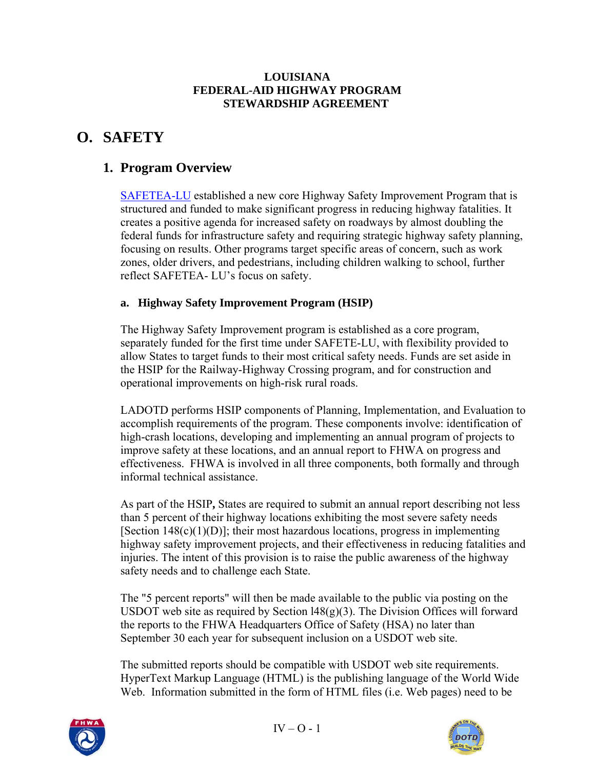**LOUISIANA**
**FEDERAL-AID HIGHWAY PROGRAM**
**STEWARDSHIP AGREEMENT**

# O. SAFETY

## 1. Program Overview

SAFETEA-LU established a new core Highway Safety Improvement Program that is structured and funded to make significant progress in reducing highway fatalities. It creates a positive agenda for increased safety on roadways by almost doubling the federal funds for infrastructure safety and requiring strategic highway safety planning, focusing on results. Other programs target specific areas of concern, such as work zones, older drivers, and pedestrians, including children walking to school, further reflect SAFETEA- LU's focus on safety.

### a. Highway Safety Improvement Program (HSIP)

The Highway Safety Improvement program is established as a core program, separately funded for the first time under SAFETE-LU, with flexibility provided to allow States to target funds to their most critical safety needs. Funds are set aside in the HSIP for the Railway-Highway Crossing program, and for construction and operational improvements on high-risk rural roads.

LADOTD performs HSIP components of Planning, Implementation, and Evaluation to accomplish requirements of the program. These components involve: identification of high-crash locations, developing and implementing an annual program of projects to improve safety at these locations, and an annual report to FHWA on progress and effectiveness. FHWA is involved in all three components, both formally and through informal technical assistance.

As part of the HSIP**,** States are required to submit an annual report describing not less than 5 percent of their highway locations exhibiting the most severe safety needs [Section 148(c)(1)(D)]; their most hazardous locations, progress in implementing highway safety improvement projects, and their effectiveness in reducing fatalities and injuries. The intent of this provision is to raise the public awareness of the highway safety needs and to challenge each State.

The "5 percent reports" will then be made available to the public via posting on the USDOT web site as required by Section l48(g)(3). The Division Offices will forward the reports to the FHWA Headquarters Office of Safety (HSA) no later than September 30 each year for subsequent inclusion on a USDOT web site.

The submitted reports should be compatible with USDOT web site requirements. HyperText Markup Language (HTML) is the publishing language of the World Wide Web. Information submitted in the form of HTML files (i.e. Web pages) need to be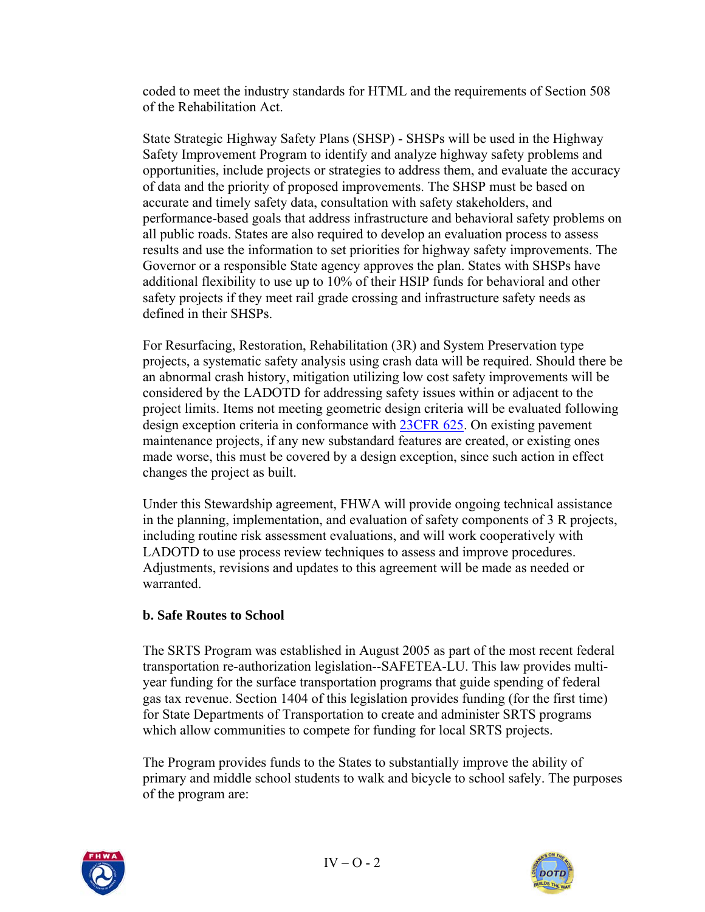coded to meet the industry standards for HTML and the requirements of Section 508 of the Rehabilitation Act.

State Strategic Highway Safety Plans (SHSP) - SHSPs will be used in the Highway Safety Improvement Program to identify and analyze highway safety problems and opportunities, include projects or strategies to address them, and evaluate the accuracy of data and the priority of proposed improvements. The SHSP must be based on accurate and timely safety data, consultation with safety stakeholders, and performance-based goals that address infrastructure and behavioral safety problems on all public roads. States are also required to develop an evaluation process to assess results and use the information to set priorities for highway safety improvements. The Governor or a responsible State agency approves the plan. States with SHSPs have additional flexibility to use up to 10% of their HSIP funds for behavioral and other safety projects if they meet rail grade crossing and infrastructure safety needs as defined in their SHSPs.

For Resurfacing, Restoration, Rehabilitation (3R) and System Preservation type projects, a systematic safety analysis using crash data will be required. Should there be an abnormal crash history, mitigation utilizing low cost safety improvements will be considered by the LADOTD for addressing safety issues within or adjacent to the project limits. Items not meeting geometric design criteria will be evaluated following design exception criteria in conformance with 23CFR 625. On existing pavement maintenance projects, if any new substandard features are created, or existing ones made worse, this must be covered by a design exception, since such action in effect changes the project as built.

Under this Stewardship agreement, FHWA will provide ongoing technical assistance in the planning, implementation, and evaluation of safety components of 3 R projects, including routine risk assessment evaluations, and will work cooperatively with LADOTD to use process review techniques to assess and improve procedures. Adjustments, revisions and updates to this agreement will be made as needed or warranted.

**b. Safe Routes to School**

The SRTS Program was established in August 2005 as part of the most recent federal transportation re-authorization legislation--SAFETEA-LU. This law provides multi-year funding for the surface transportation programs that guide spending of federal gas tax revenue. Section 1404 of this legislation provides funding (for the first time) for State Departments of Transportation to create and administer SRTS programs which allow communities to compete for funding for local SRTS projects.

The Program provides funds to the States to substantially improve the ability of primary and middle school students to walk and bicycle to school safely. The purposes of the program are: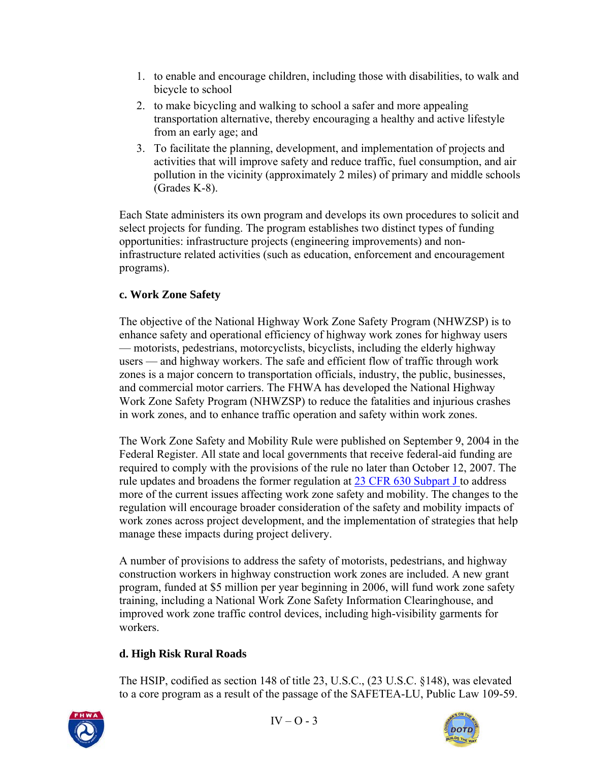1. to enable and encourage children, including those with disabilities, to walk and bicycle to school
2. to make bicycling and walking to school a safer and more appealing transportation alternative, thereby encouraging a healthy and active lifestyle from an early age; and
3. To facilitate the planning, development, and implementation of projects and activities that will improve safety and reduce traffic, fuel consumption, and air pollution in the vicinity (approximately 2 miles) of primary and middle schools (Grades K-8).

Each State administers its own program and develops its own procedures to solicit and select projects for funding. The program establishes two distinct types of funding opportunities: infrastructure projects (engineering improvements) and non-infrastructure related activities (such as education, enforcement and encouragement programs).

**c. Work Zone Safety**

The objective of the National Highway Work Zone Safety Program (NHWZSP) is to enhance safety and operational efficiency of highway work zones for highway users — motorists, pedestrians, motorcyclists, bicyclists, including the elderly highway users — and highway workers. The safe and efficient flow of traffic through work zones is a major concern to transportation officials, industry, the public, businesses, and commercial motor carriers. The FHWA has developed the National Highway Work Zone Safety Program (NHWZSP) to reduce the fatalities and injurious crashes in work zones, and to enhance traffic operation and safety within work zones.

The Work Zone Safety and Mobility Rule were published on September 9, 2004 in the Federal Register. All state and local governments that receive federal-aid funding are required to comply with the provisions of the rule no later than October 12, 2007. The rule updates and broadens the former regulation at 23 CFR 630 Subpart J to address more of the current issues affecting work zone safety and mobility. The changes to the regulation will encourage broader consideration of the safety and mobility impacts of work zones across project development, and the implementation of strategies that help manage these impacts during project delivery.

A number of provisions to address the safety of motorists, pedestrians, and highway construction workers in highway construction work zones are included. A new grant program, funded at $5 million per year beginning in 2006, will fund work zone safety training, including a National Work Zone Safety Information Clearinghouse, and improved work zone traffic control devices, including high-visibility garments for workers.

**d. High Risk Rural Roads**

The HSIP, codified as section 148 of title 23, U.S.C., (23 U.S.C. §148), was elevated to a core program as a result of the passage of the SAFETEA-LU, Public Law 109-59.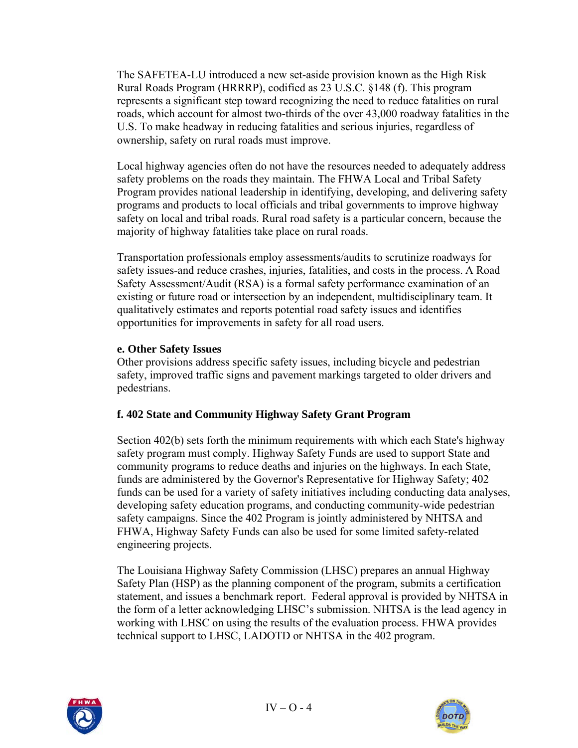The SAFETEA-LU introduced a new set-aside provision known as the High Risk Rural Roads Program (HRRRP), codified as 23 U.S.C. §148 (f). This program represents a significant step toward recognizing the need to reduce fatalities on rural roads, which account for almost two-thirds of the over 43,000 roadway fatalities in the U.S. To make headway in reducing fatalities and serious injuries, regardless of ownership, safety on rural roads must improve.

Local highway agencies often do not have the resources needed to adequately address safety problems on the roads they maintain. The FHWA Local and Tribal Safety Program provides national leadership in identifying, developing, and delivering safety programs and products to local officials and tribal governments to improve highway safety on local and tribal roads. Rural road safety is a particular concern, because the majority of highway fatalities take place on rural roads.

Transportation professionals employ assessments/audits to scrutinize roadways for safety issues-and reduce crashes, injuries, fatalities, and costs in the process. A Road Safety Assessment/Audit (RSA) is a formal safety performance examination of an existing or future road or intersection by an independent, multidisciplinary team. It qualitatively estimates and reports potential road safety issues and identifies opportunities for improvements in safety for all road users.

**e. Other Safety Issues**

Other provisions address specific safety issues, including bicycle and pedestrian safety, improved traffic signs and pavement markings targeted to older drivers and pedestrians.

**f. 402 State and Community Highway Safety Grant Program**

Section 402(b) sets forth the minimum requirements with which each State's highway safety program must comply. Highway Safety Funds are used to support State and community programs to reduce deaths and injuries on the highways. In each State, funds are administered by the Governor's Representative for Highway Safety; 402 funds can be used for a variety of safety initiatives including conducting data analyses, developing safety education programs, and conducting community-wide pedestrian safety campaigns. Since the 402 Program is jointly administered by NHTSA and FHWA, Highway Safety Funds can also be used for some limited safety-related engineering projects.

The Louisiana Highway Safety Commission (LHSC) prepares an annual Highway Safety Plan (HSP) as the planning component of the program, submits a certification statement, and issues a benchmark report. Federal approval is provided by NHTSA in the form of a letter acknowledging LHSC's submission. NHTSA is the lead agency in working with LHSC on using the results of the evaluation process. FHWA provides technical support to LHSC, LADOTD or NHTSA in the 402 program.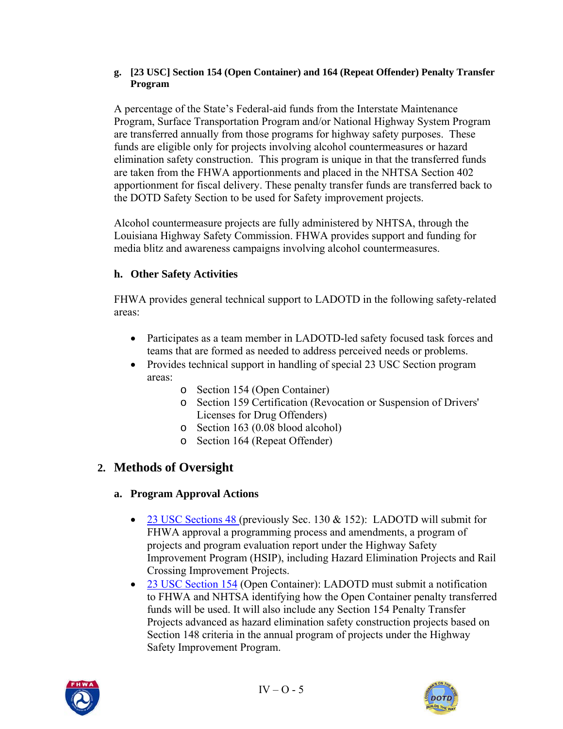**g. [23 USC] Section 154 (Open Container) and 164 (Repeat Offender) Penalty Transfer Program**

A percentage of the State's Federal-aid funds from the Interstate Maintenance Program, Surface Transportation Program and/or National Highway System Program are transferred annually from those programs for highway safety purposes. These funds are eligible only for projects involving alcohol countermeasures or hazard elimination safety construction. This program is unique in that the transferred funds are taken from the FHWA apportionments and placed in the NHTSA Section 402 apportionment for fiscal delivery. These penalty transfer funds are transferred back to the DOTD Safety Section to be used for Safety improvement projects.

Alcohol countermeasure projects are fully administered by NHTSA, through the Louisiana Highway Safety Commission. FHWA provides support and funding for media blitz and awareness campaigns involving alcohol countermeasures.

**h. Other Safety Activities**

FHWA provides general technical support to LADOTD in the following safety-related areas:

- Participates as a team member in LADOTD-led safety focused task forces and teams that are formed as needed to address perceived needs or problems.
- Provides technical support in handling of special 23 USC Section program areas:
  - Section 154 (Open Container)
  - Section 159 Certification (Revocation or Suspension of Drivers' Licenses for Drug Offenders)
  - Section 163 (0.08 blood alcohol)
  - Section 164 (Repeat Offender)

## 2. Methods of Oversight

**a. Program Approval Actions**

- 23 USC Sections 48 (previously Sec. 130 & 152): LADOTD will submit for FHWA approval a programming process and amendments, a program of projects and program evaluation report under the Highway Safety Improvement Program (HSIP), including Hazard Elimination Projects and Rail Crossing Improvement Projects.
- 23 USC Section 154 (Open Container): LADOTD must submit a notification to FHWA and NHTSA identifying how the Open Container penalty transferred funds will be used. It will also include any Section 154 Penalty Transfer Projects advanced as hazard elimination safety construction projects based on Section 148 criteria in the annual program of projects under the Highway Safety Improvement Program.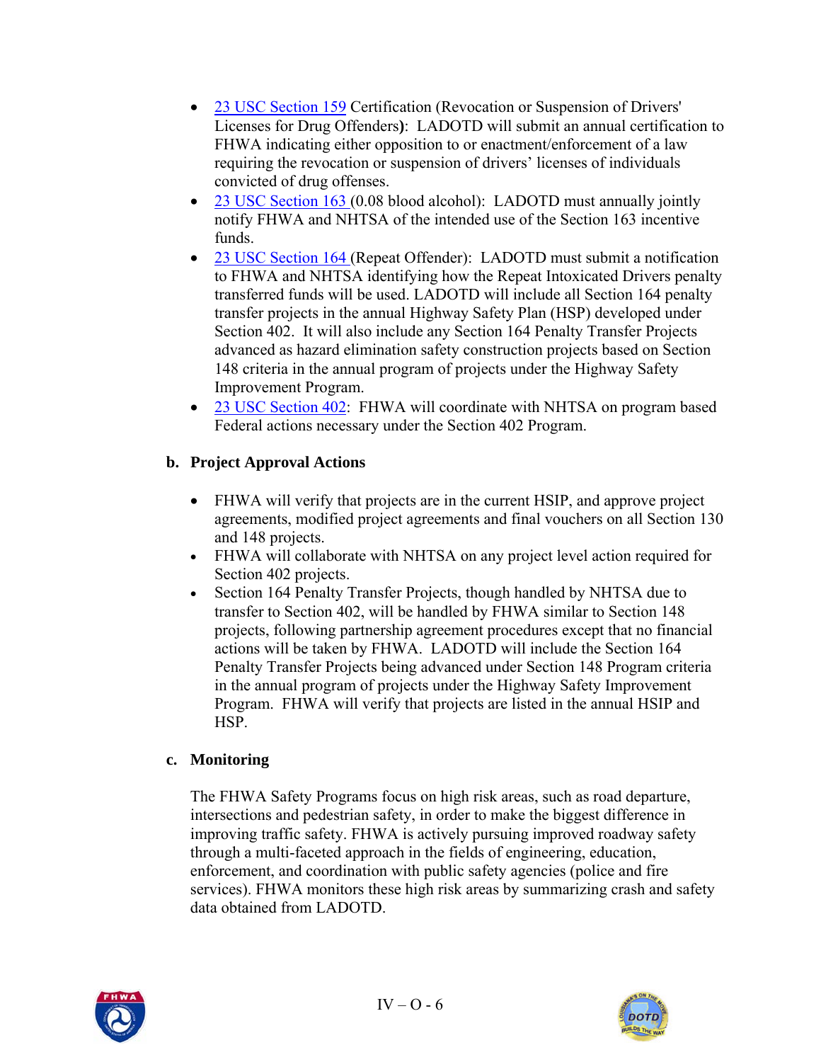- 23 USC Section 159 Certification (Revocation or Suspension of Drivers' Licenses for Drug Offenders**)**: LADOTD will submit an annual certification to FHWA indicating either opposition to or enactment/enforcement of a law requiring the revocation or suspension of drivers' licenses of individuals convicted of drug offenses.
- 23 USC Section 163 (0.08 blood alcohol): LADOTD must annually jointly notify FHWA and NHTSA of the intended use of the Section 163 incentive funds.
- 23 USC Section 164 (Repeat Offender): LADOTD must submit a notification to FHWA and NHTSA identifying how the Repeat Intoxicated Drivers penalty transferred funds will be used. LADOTD will include all Section 164 penalty transfer projects in the annual Highway Safety Plan (HSP) developed under Section 402. It will also include any Section 164 Penalty Transfer Projects advanced as hazard elimination safety construction projects based on Section 148 criteria in the annual program of projects under the Highway Safety Improvement Program.
- 23 USC Section 402: FHWA will coordinate with NHTSA on program based Federal actions necessary under the Section 402 Program.

**b. Project Approval Actions**

- FHWA will verify that projects are in the current HSIP, and approve project agreements, modified project agreements and final vouchers on all Section 130 and 148 projects.
- FHWA will collaborate with NHTSA on any project level action required for Section 402 projects.
- Section 164 Penalty Transfer Projects, though handled by NHTSA due to transfer to Section 402, will be handled by FHWA similar to Section 148 projects, following partnership agreement procedures except that no financial actions will be taken by FHWA. LADOTD will include the Section 164 Penalty Transfer Projects being advanced under Section 148 Program criteria in the annual program of projects under the Highway Safety Improvement Program. FHWA will verify that projects are listed in the annual HSIP and HSP.

**c. Monitoring**

The FHWA Safety Programs focus on high risk areas, such as road departure, intersections and pedestrian safety, in order to make the biggest difference in improving traffic safety. FHWA is actively pursuing improved roadway safety through a multi-faceted approach in the fields of engineering, education, enforcement, and coordination with public safety agencies (police and fire services). FHWA monitors these high risk areas by summarizing crash and safety data obtained from LADOTD.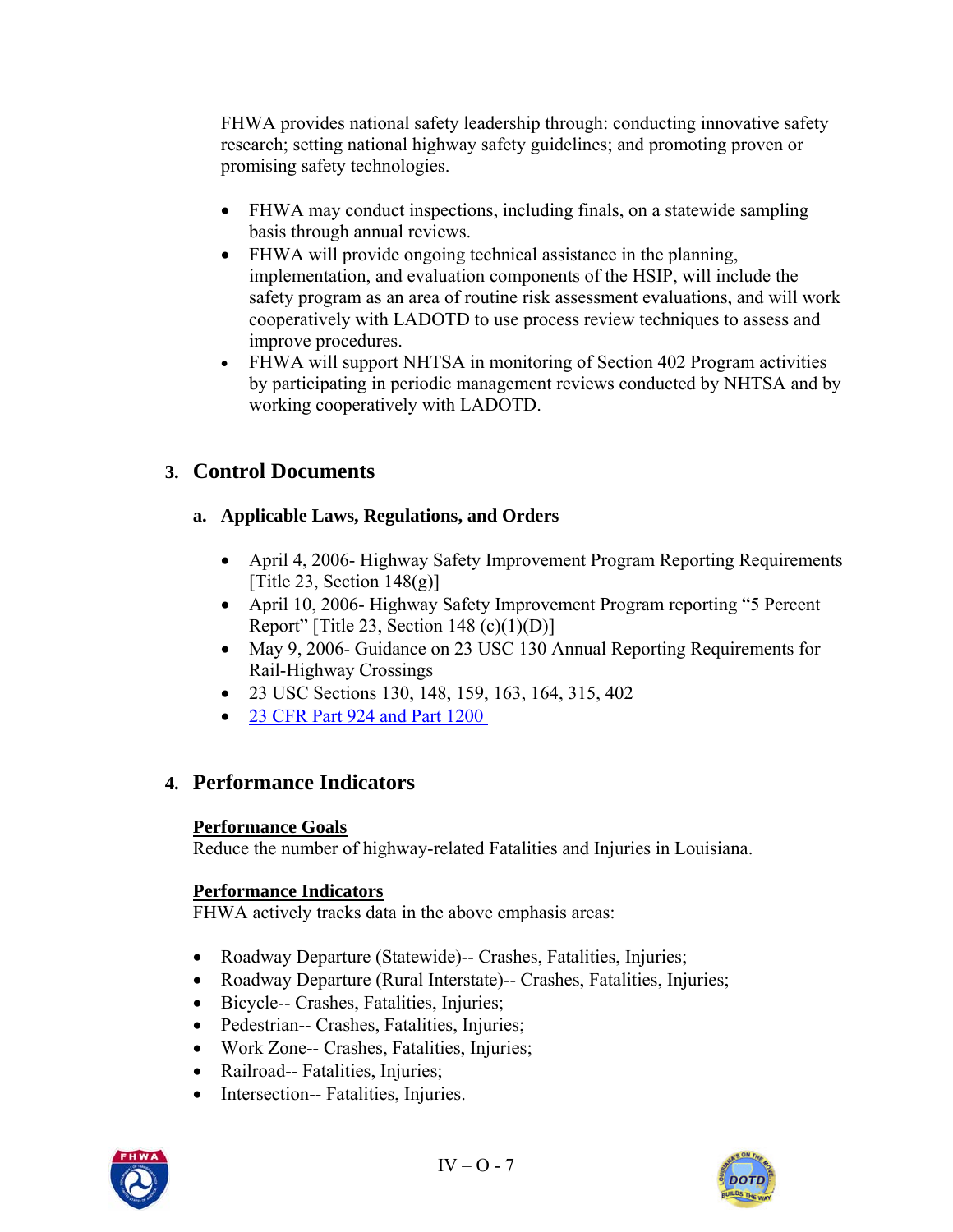FHWA provides national safety leadership through: conducting innovative safety research; setting national highway safety guidelines; and promoting proven or promising safety technologies.

- FHWA may conduct inspections, including finals, on a statewide sampling basis through annual reviews.
- FHWA will provide ongoing technical assistance in the planning, implementation, and evaluation components of the HSIP, will include the safety program as an area of routine risk assessment evaluations, and will work cooperatively with LADOTD to use process review techniques to assess and improve procedures.
- FHWA will support NHTSA in monitoring of Section 402 Program activities by participating in periodic management reviews conducted by NHTSA and by working cooperatively with LADOTD.

## 3. Control Documents

### a. Applicable Laws, Regulations, and Orders

- April 4, 2006- Highway Safety Improvement Program Reporting Requirements [Title 23, Section 148(g)]
- April 10, 2006- Highway Safety Improvement Program reporting "5 Percent Report" [Title 23, Section 148 (c)(1)(D)]
- May 9, 2006- Guidance on 23 USC 130 Annual Reporting Requirements for Rail-Highway Crossings
- 23 USC Sections 130, 148, 159, 163, 164, 315, 402
- 23 CFR Part 924 and Part 1200

## 4. Performance Indicators

**Performance Goals**
Reduce the number of highway-related Fatalities and Injuries in Louisiana.

**Performance Indicators**
FHWA actively tracks data in the above emphasis areas:

- Roadway Departure (Statewide)-- Crashes, Fatalities, Injuries;
- Roadway Departure (Rural Interstate)-- Crashes, Fatalities, Injuries;
- Bicycle-- Crashes, Fatalities, Injuries;
- Pedestrian-- Crashes, Fatalities, Injuries;
- Work Zone-- Crashes, Fatalities, Injuries;
- Railroad-- Fatalities, Injuries;
- Intersection-- Fatalities, Injuries.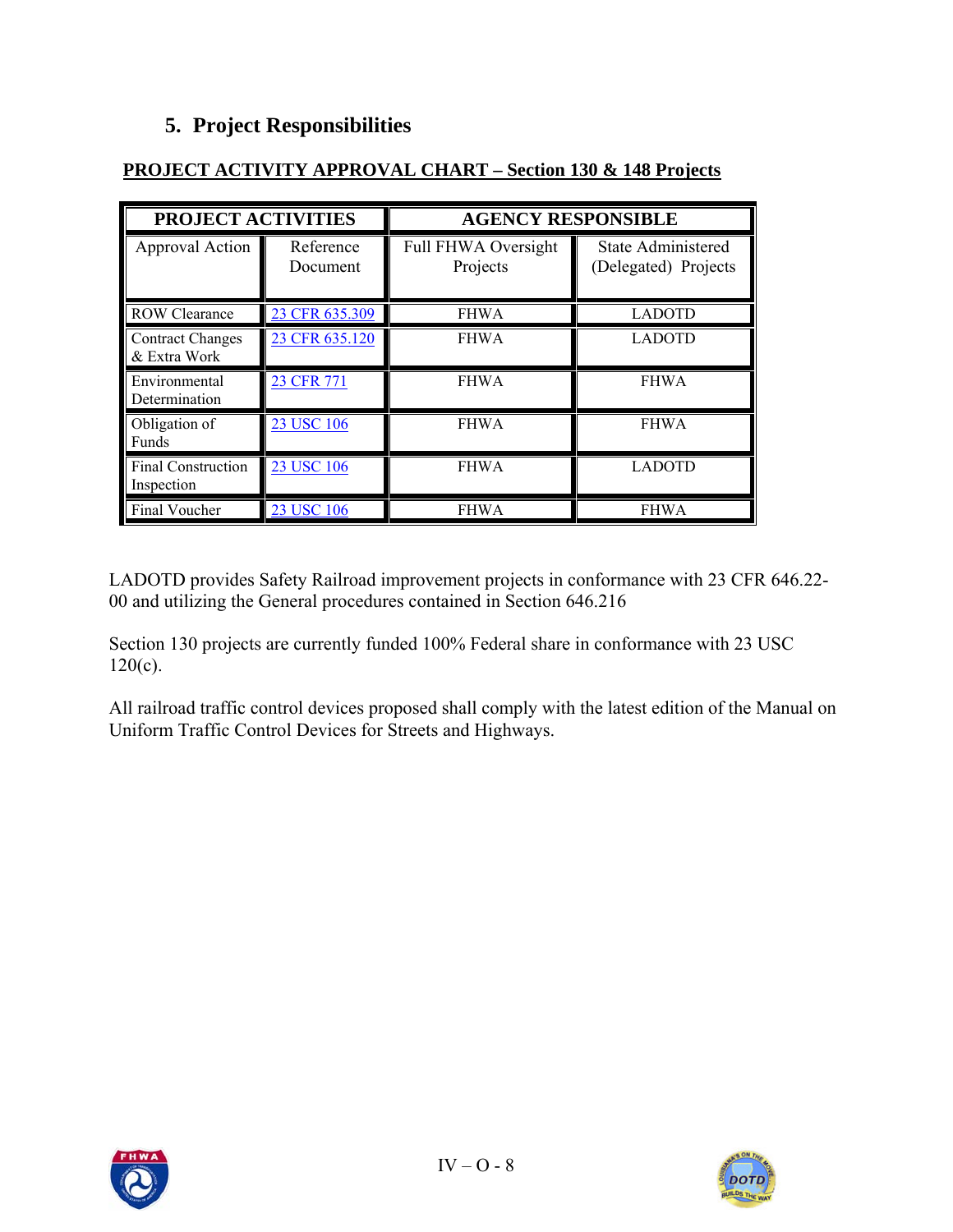## 5. Project Responsibilities

**PROJECT ACTIVITY APPROVAL CHART – Section 130 & 148 Projects**

| PROJECT ACTIVITIES | | AGENCY RESPONSIBLE | |
|---|---|---|---|
| Approval Action | Reference Document | Full FHWA Oversight Projects | State Administered (Delegated) Projects |
| ROW Clearance | 23 CFR 635.309 | FHWA | LADOTD |
| Contract Changes & Extra Work | 23 CFR 635.120 | FHWA | LADOTD |
| Environmental Determination | 23 CFR 771 | FHWA | FHWA |
| Obligation of Funds | 23 USC 106 | FHWA | FHWA |
| Final Construction Inspection | 23 USC 106 | FHWA | LADOTD |
| Final Voucher | 23 USC 106 | FHWA | FHWA |

LADOTD provides Safety Railroad improvement projects in conformance with 23 CFR 646.22-00 and utilizing the General procedures contained in Section 646.216

Section 130 projects are currently funded 100% Federal share in conformance with 23 USC 120(c).

All railroad traffic control devices proposed shall comply with the latest edition of the Manual on Uniform Traffic Control Devices for Streets and Highways.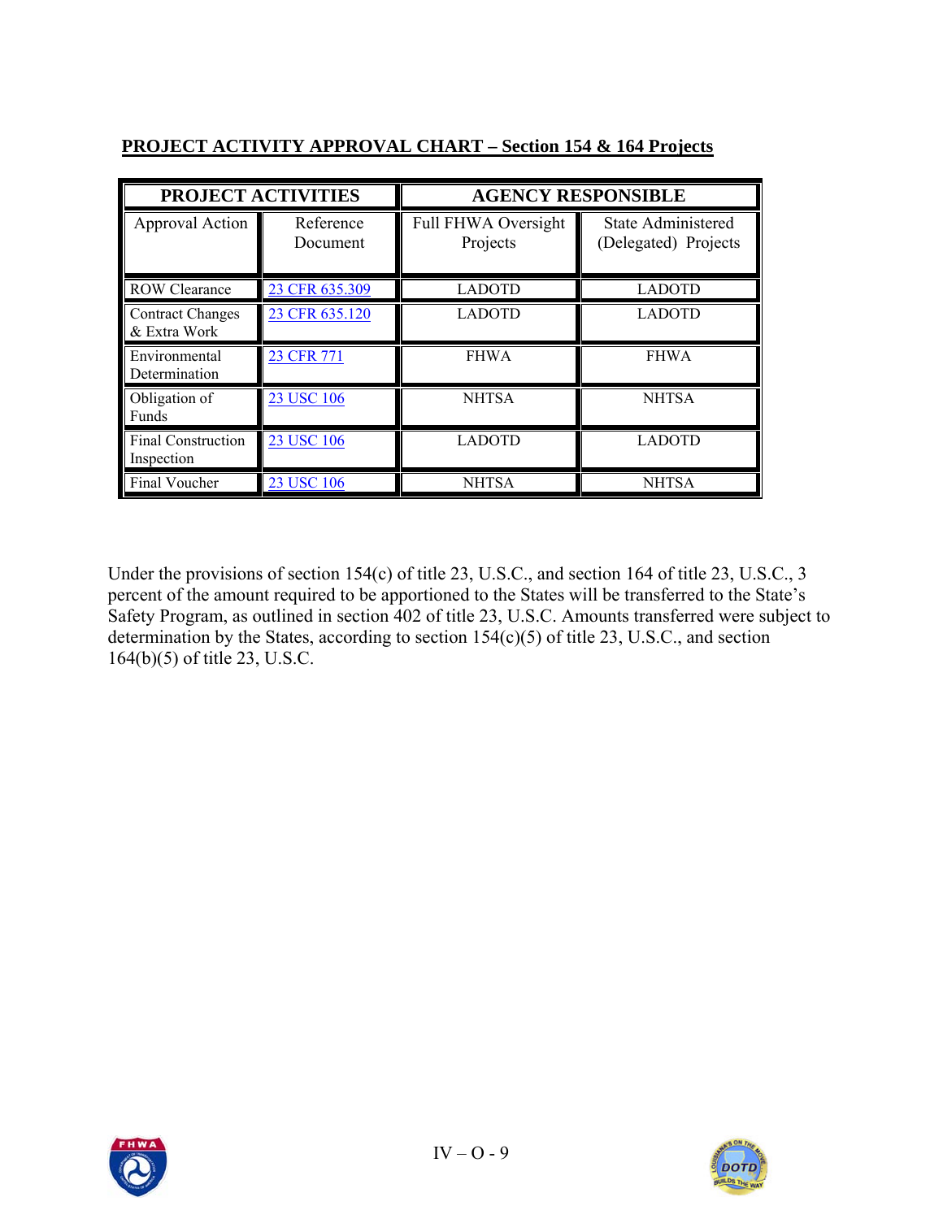**PROJECT ACTIVITY APPROVAL CHART – Section 154 & 164 Projects**

| PROJECT ACTIVITIES | | AGENCY RESPONSIBLE | |
|---|---|---|---|
| Approval Action | Reference Document | Full FHWA Oversight Projects | State Administered (Delegated) Projects |
| ROW Clearance | 23 CFR 635.309 | LADOTD | LADOTD |
| Contract Changes & Extra Work | 23 CFR 635.120 | LADOTD | LADOTD |
| Environmental Determination | 23 CFR 771 | FHWA | FHWA |
| Obligation of Funds | 23 USC 106 | NHTSA | NHTSA |
| Final Construction Inspection | 23 USC 106 | LADOTD | LADOTD |
| Final Voucher | 23 USC 106 | NHTSA | NHTSA |

Under the provisions of section 154(c) of title 23, U.S.C., and section 164 of title 23, U.S.C., 3 percent of the amount required to be apportioned to the States will be transferred to the State's Safety Program, as outlined in section 402 of title 23, U.S.C. Amounts transferred were subject to determination by the States, according to section 154(c)(5) of title 23, U.S.C., and section 164(b)(5) of title 23, U.S.C.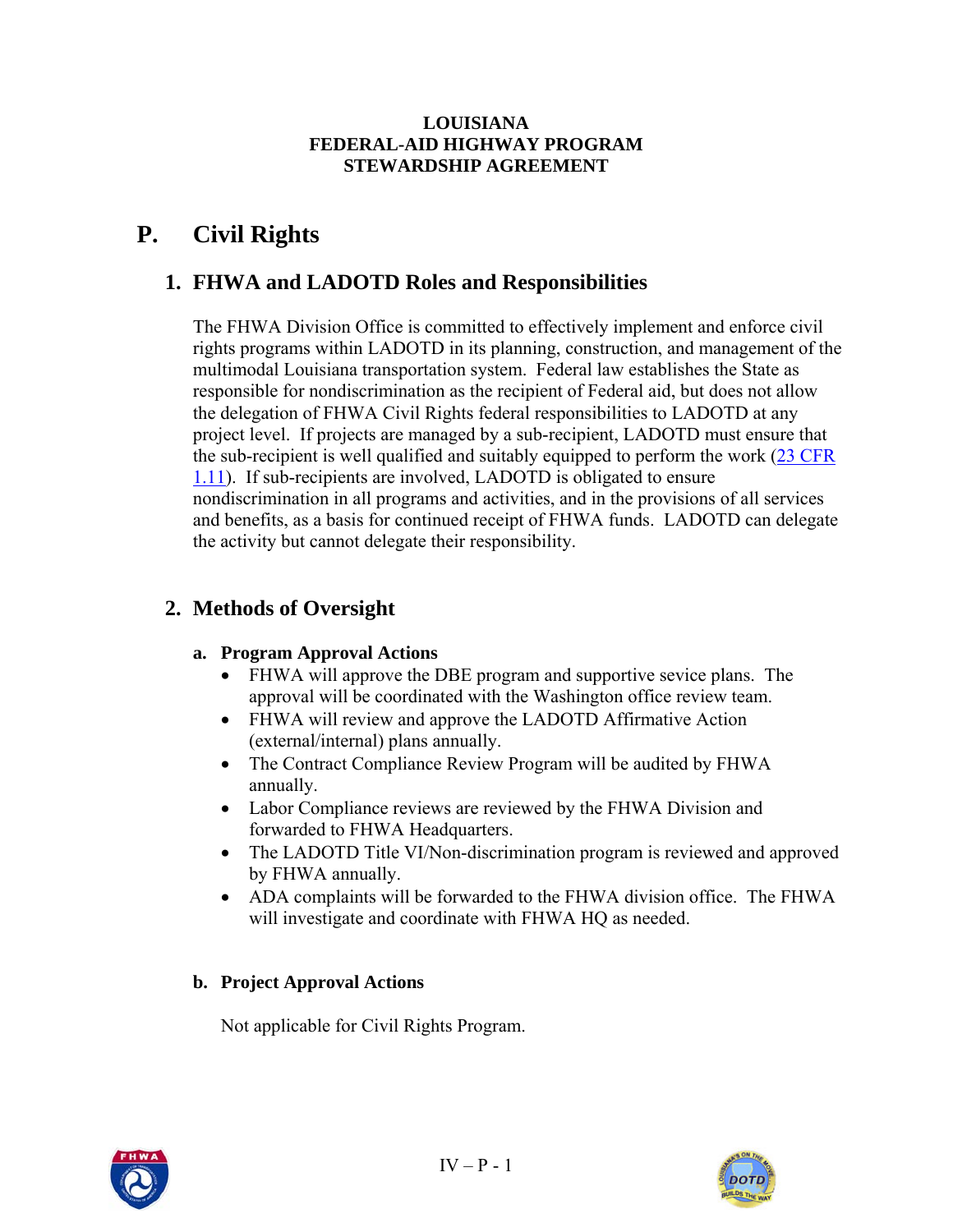# P. Civil Rights

## 1. FHWA and LADOTD Roles and Responsibilities

The FHWA Division Office is committed to effectively implement and enforce civil rights programs within LADOTD in its planning, construction, and management of the multimodal Louisiana transportation system. Federal law establishes the State as responsible for nondiscrimination as the recipient of Federal aid, but does not allow the delegation of FHWA Civil Rights federal responsibilities to LADOTD at any project level. If projects are managed by a sub-recipient, LADOTD must ensure that the sub-recipient is well qualified and suitably equipped to perform the work (23 CFR 1.11). If sub-recipients are involved, LADOTD is obligated to ensure nondiscrimination in all programs and activities, and in the provisions of all services and benefits, as a basis for continued receipt of FHWA funds. LADOTD can delegate the activity but cannot delegate their responsibility.

## 2. Methods of Oversight

### a. Program Approval Actions

- FHWA will approve the DBE program and supportive sevice plans. The approval will be coordinated with the Washington office review team.
- FHWA will review and approve the LADOTD Affirmative Action (external/internal) plans annually.
- The Contract Compliance Review Program will be audited by FHWA annually.
- Labor Compliance reviews are reviewed by the FHWA Division and forwarded to FHWA Headquarters.
- The LADOTD Title VI/Non-discrimination program is reviewed and approved by FHWA annually.
- ADA complaints will be forwarded to the FHWA division office. The FHWA will investigate and coordinate with FHWA HQ as needed.

### b. Project Approval Actions

Not applicable for Civil Rights Program.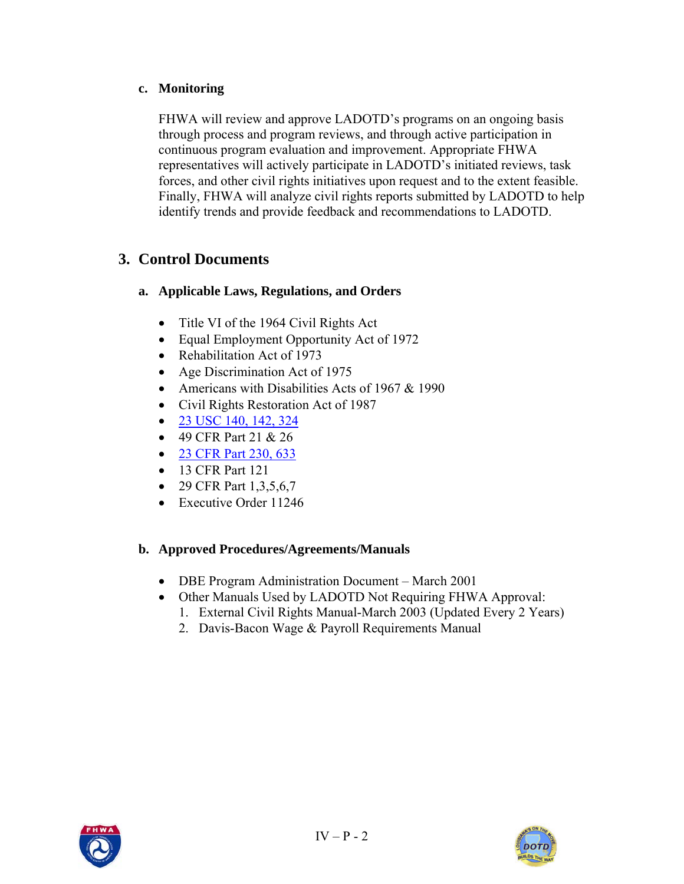#### c. Monitoring

FHWA will review and approve LADOTD's programs on an ongoing basis through process and program reviews, and through active participation in continuous program evaluation and improvement. Appropriate FHWA representatives will actively participate in LADOTD's initiated reviews, task forces, and other civil rights initiatives upon request and to the extent feasible. Finally, FHWA will analyze civil rights reports submitted by LADOTD to help identify trends and provide feedback and recommendations to LADOTD.

## 3. Control Documents

### a. Applicable Laws, Regulations, and Orders

- Title VI of the 1964 Civil Rights Act
- Equal Employment Opportunity Act of 1972
- Rehabilitation Act of 1973
- Age Discrimination Act of 1975
- Americans with Disabilities Acts of 1967 & 1990
- Civil Rights Restoration Act of 1987
- 23 USC 140, 142, 324
- 49 CFR Part 21 & 26
- 23 CFR Part 230, 633
- 13 CFR Part 121
- 29 CFR Part 1,3,5,6,7
- Executive Order 11246

### b. Approved Procedures/Agreements/Manuals

- DBE Program Administration Document – March 2001
- Other Manuals Used by LADOTD Not Requiring FHWA Approval:
  1. External Civil Rights Manual-March 2003 (Updated Every 2 Years)
  2. Davis-Bacon Wage & Payroll Requirements Manual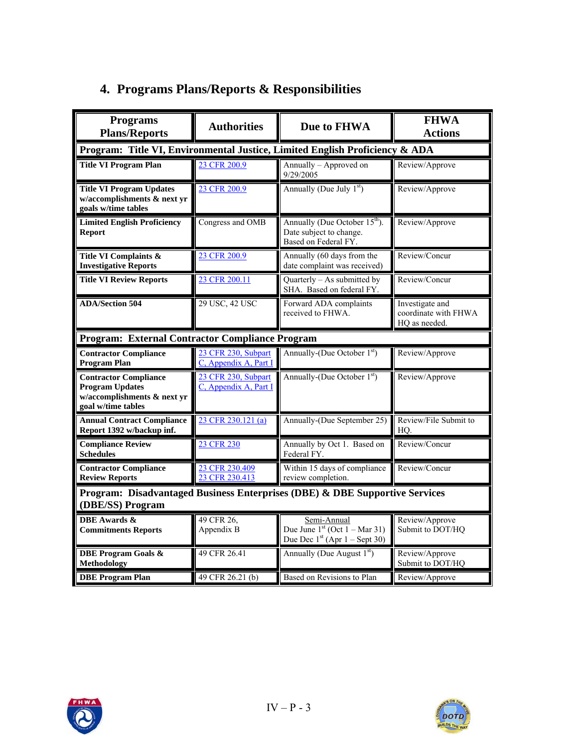## 4. Programs Plans/Reports & Responsibilities

| Programs Plans/Reports | Authorities | Due to FHWA | FHWA Actions |
|---|---|---|---|
| **Program: Title VI, Environmental Justice, Limited English Proficiency & ADA** | | | |
| **Title VI Program Plan** | 23 CFR 200.9 | Annually – Approved on 9/29/2005 | Review/Approve |
| **Title VI Program Updates w/accomplishments & next yr goals w/time tables** | 23 CFR 200.9 | Annually (Due July 1st) | Review/Approve |
| **Limited English Proficiency Report** | Congress and OMB | Annually (Due October 15th). Date subject to change. Based on Federal FY. | Review/Approve |
| **Title VI Complaints & Investigative Reports** | 23 CFR 200.9 | Annually (60 days from the date complaint was received) | Review/Concur |
| **Title VI Review Reports** | 23 CFR 200.11 | Quarterly – As submitted by SHA. Based on federal FY. | Review/Concur |
| **ADA/Section 504** | 29 USC, 42 USC | Forward ADA complaints received to FHWA. | Investigate and coordinate with FHWA HQ as needed. |
| **Program: External Contractor Compliance Program** | | | |
| **Contractor Compliance Program Plan** | 23 CFR 230, Subpart C, Appendix A, Part I | Annually-(Due October 1st) | Review/Approve |
| **Contractor Compliance Program Updates w/accomplishments & next yr goal w/time tables** | 23 CFR 230, Subpart C, Appendix A, Part I | Annually-(Due October 1st) | Review/Approve |
| **Annual Contract Compliance Report 1392 w/backup inf.** | 23 CFR 230.121 (a) | Annually-(Due September 25) | Review/File Submit to HQ. |
| **Compliance Review Schedules** | 23 CFR 230 | Annually by Oct 1. Based on Federal FY. | Review/Concur |
| **Contractor Compliance Review Reports** | 23 CFR 230.409<br>23 CFR 230.413 | Within 15 days of compliance review completion. | Review/Concur |
| **Program: Disadvantaged Business Enterprises (DBE) & DBE Supportive Services (DBE/SS) Program** | | | |
| **DBE Awards & Commitments Reports** | 49 CFR 26, Appendix B | Semi-Annual<br>Due June 1st (Oct 1 – Mar 31)<br>Due Dec 1st (Apr 1 – Sept 30) | Review/Approve Submit to DOT/HQ |
| **DBE Program Goals & Methodology** | 49 CFR 26.41 | Annually (Due August 1st) | Review/Approve Submit to DOT/HQ |
| **DBE Program Plan** | 49 CFR 26.21 (b) | Based on Revisions to Plan | Review/Approve |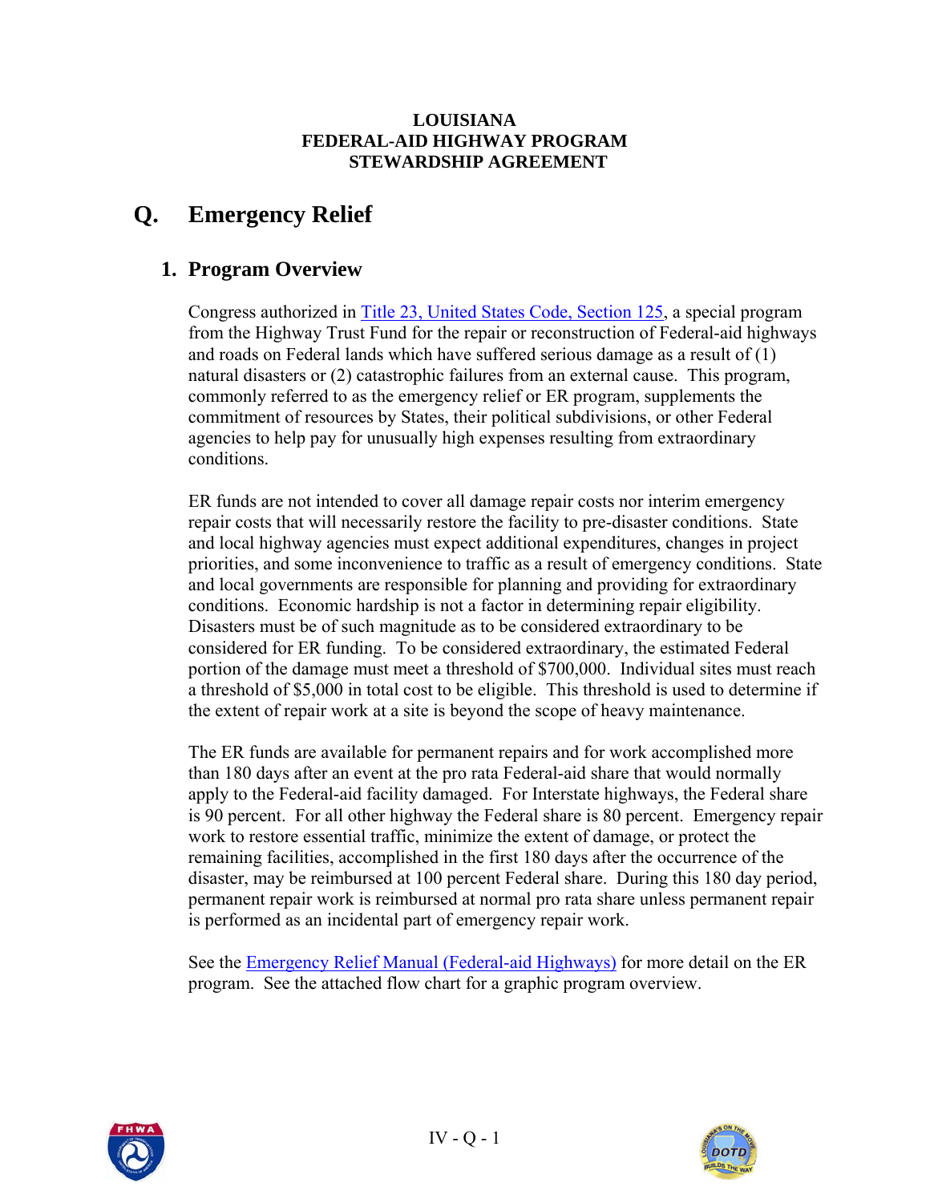**LOUISIANA**
**FEDERAL-AID HIGHWAY PROGRAM**
**STEWARDSHIP AGREEMENT**

# Q. Emergency Relief

## 1. Program Overview

Congress authorized in [Title 23, United States Code, Section 125](), a special program from the Highway Trust Fund for the repair or reconstruction of Federal-aid highways and roads on Federal lands which have suffered serious damage as a result of (1) natural disasters or (2) catastrophic failures from an external cause. This program, commonly referred to as the emergency relief or ER program, supplements the commitment of resources by States, their political subdivisions, or other Federal agencies to help pay for unusually high expenses resulting from extraordinary conditions.

ER funds are not intended to cover all damage repair costs nor interim emergency repair costs that will necessarily restore the facility to pre-disaster conditions. State and local highway agencies must expect additional expenditures, changes in project priorities, and some inconvenience to traffic as a result of emergency conditions. State and local governments are responsible for planning and providing for extraordinary conditions. Economic hardship is not a factor in determining repair eligibility. Disasters must be of such magnitude as to be considered extraordinary to be considered for ER funding. To be considered extraordinary, the estimated Federal portion of the damage must meet a threshold of $700,000. Individual sites must reach a threshold of $5,000 in total cost to be eligible. This threshold is used to determine if the extent of repair work at a site is beyond the scope of heavy maintenance.

The ER funds are available for permanent repairs and for work accomplished more than 180 days after an event at the pro rata Federal-aid share that would normally apply to the Federal-aid facility damaged. For Interstate highways, the Federal share is 90 percent. For all other highway the Federal share is 80 percent. Emergency repair work to restore essential traffic, minimize the extent of damage, or protect the remaining facilities, accomplished in the first 180 days after the occurrence of the disaster, may be reimbursed at 100 percent Federal share. During this 180 day period, permanent repair work is reimbursed at normal pro rata share unless permanent repair is performed as an incidental part of emergency repair work.

See the [Emergency Relief Manual (Federal-aid Highways)]() for more detail on the ER program. See the attached flow chart for a graphic program overview.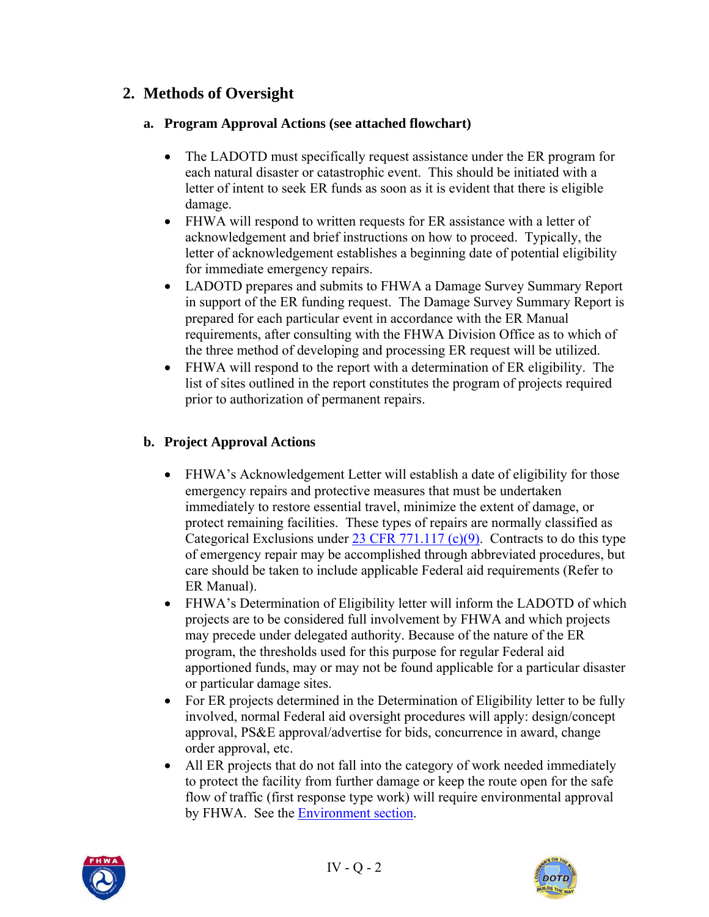## 2. Methods of Oversight

### a. Program Approval Actions (see attached flowchart)

- The LADOTD must specifically request assistance under the ER program for each natural disaster or catastrophic event. This should be initiated with a letter of intent to seek ER funds as soon as it is evident that there is eligible damage.
- FHWA will respond to written requests for ER assistance with a letter of acknowledgement and brief instructions on how to proceed. Typically, the letter of acknowledgement establishes a beginning date of potential eligibility for immediate emergency repairs.
- LADOTD prepares and submits to FHWA a Damage Survey Summary Report in support of the ER funding request. The Damage Survey Summary Report is prepared for each particular event in accordance with the ER Manual requirements, after consulting with the FHWA Division Office as to which of the three method of developing and processing ER request will be utilized.
- FHWA will respond to the report with a determination of ER eligibility. The list of sites outlined in the report constitutes the program of projects required prior to authorization of permanent repairs.

### b. Project Approval Actions

- FHWA's Acknowledgement Letter will establish a date of eligibility for those emergency repairs and protective measures that must be undertaken immediately to restore essential travel, minimize the extent of damage, or protect remaining facilities. These types of repairs are normally classified as Categorical Exclusions under [23 CFR 771.117 (c)(9)](). Contracts to do this type of emergency repair may be accomplished through abbreviated procedures, but care should be taken to include applicable Federal aid requirements (Refer to ER Manual).
- FHWA's Determination of Eligibility letter will inform the LADOTD of which projects are to be considered full involvement by FHWA and which projects may precede under delegated authority. Because of the nature of the ER program, the thresholds used for this purpose for regular Federal aid apportioned funds, may or may not be found applicable for a particular disaster or particular damage sites.
- For ER projects determined in the Determination of Eligibility letter to be fully involved, normal Federal aid oversight procedures will apply: design/concept approval, PS&E approval/advertise for bids, concurrence in award, change order approval, etc.
- All ER projects that do not fall into the category of work needed immediately to protect the facility from further damage or keep the route open for the safe flow of traffic (first response type work) will require environmental approval by FHWA. See the [Environment section]().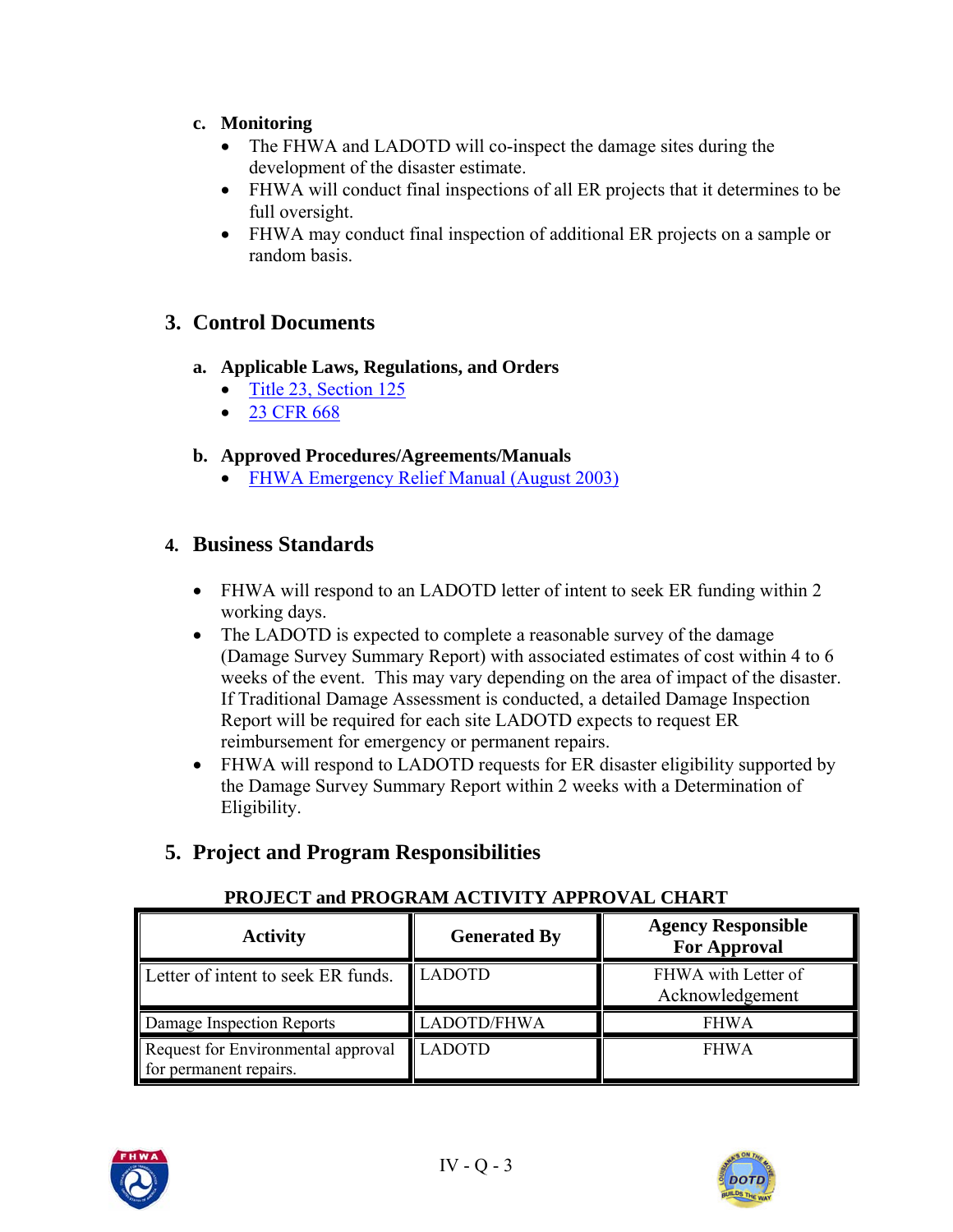**c. Monitoring**

- The FHWA and LADOTD will co-inspect the damage sites during the development of the disaster estimate.
- FHWA will conduct final inspections of all ER projects that it determines to be full oversight.
- FHWA may conduct final inspection of additional ER projects on a sample or random basis.

## 3. Control Documents

**a. Applicable Laws, Regulations, and Orders**

- Title 23, Section 125
- 23 CFR 668

**b. Approved Procedures/Agreements/Manuals**

- FHWA Emergency Relief Manual (August 2003)

## 4. Business Standards

- FHWA will respond to an LADOTD letter of intent to seek ER funding within 2 working days.
- The LADOTD is expected to complete a reasonable survey of the damage (Damage Survey Summary Report) with associated estimates of cost within 4 to 6 weeks of the event. This may vary depending on the area of impact of the disaster. If Traditional Damage Assessment is conducted, a detailed Damage Inspection Report will be required for each site LADOTD expects to request ER reimbursement for emergency or permanent repairs.
- FHWA will respond to LADOTD requests for ER disaster eligibility supported by the Damage Survey Summary Report within 2 weeks with a Determination of Eligibility.

## 5. Project and Program Responsibilities

**PROJECT and PROGRAM ACTIVITY APPROVAL CHART**

| Activity | Generated By | Agency Responsible For Approval |
|---|---|---|
| Letter of intent to seek ER funds. | LADOTD | FHWA with Letter of Acknowledgement |
| Damage Inspection Reports | LADOTD/FHWA | FHWA |
| Request for Environmental approval for permanent repairs. | LADOTD | FHWA |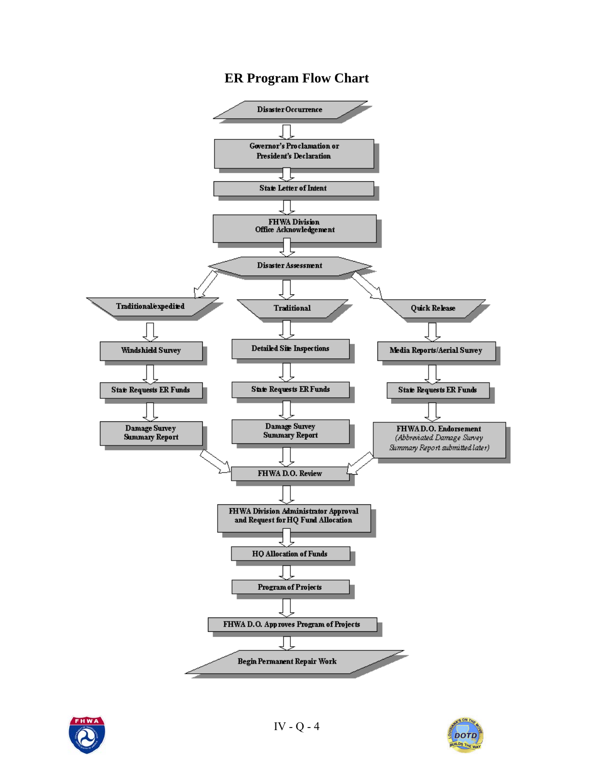# ER Program Flow Chart

Disaster Occurrence

↓

Governor's Proclamation or President's Declaration

↓

State Letter of Intent

↓

FHWA Division Office Acknowledgement

↓

Disaster Assessment

**Traditional/expedited**

- Windshield Survey
- State Requests ER Funds
- Damage Survey Summary Report

**Traditional**

- Detailed Site Inspections
- State Requests ER Funds
- Damage Survey Summary Report

**Quick Release**

- Media Reports/Aerial Survey
- State Requests ER Funds
- FHWA D.O. Endorsement *(Abbreviated Damage Survey Summary Report submitted later)*

↓

FHWA D.O. Review

↓

FHWA Division Administrator Approval and Request for HQ Fund Allocation

↓

HQ Allocation of Funds

↓

Program of Projects

↓

FHWA D.O. Approves Program of Projects

↓

Begin Permanent Repair Work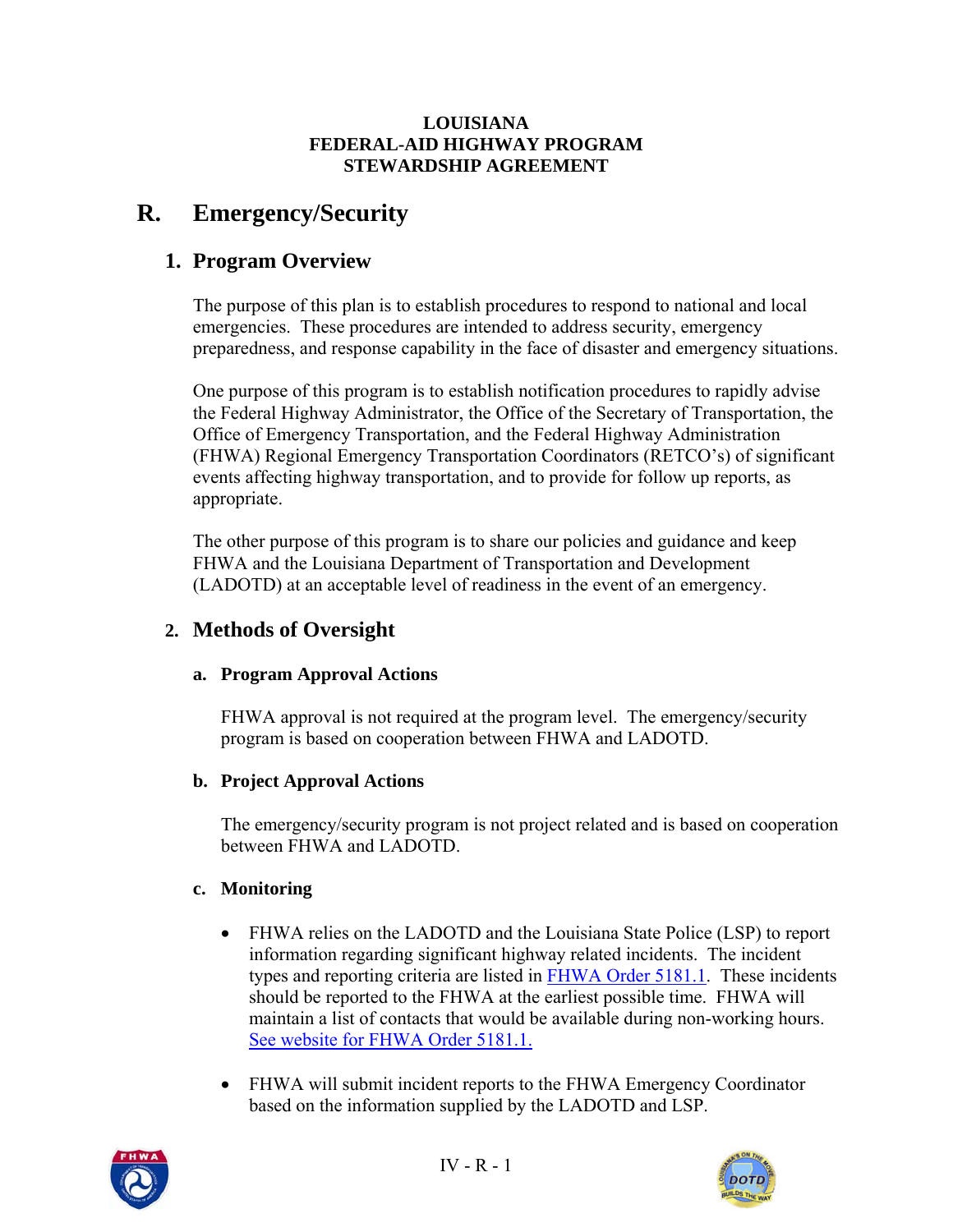**LOUISIANA**
**FEDERAL-AID HIGHWAY PROGRAM**
**STEWARDSHIP AGREEMENT**

# R. Emergency/Security

## 1. Program Overview

The purpose of this plan is to establish procedures to respond to national and local emergencies. These procedures are intended to address security, emergency preparedness, and response capability in the face of disaster and emergency situations.

One purpose of this program is to establish notification procedures to rapidly advise the Federal Highway Administrator, the Office of the Secretary of Transportation, the Office of Emergency Transportation, and the Federal Highway Administration (FHWA) Regional Emergency Transportation Coordinators (RETCO's) of significant events affecting highway transportation, and to provide for follow up reports, as appropriate.

The other purpose of this program is to share our policies and guidance and keep FHWA and the Louisiana Department of Transportation and Development (LADOTD) at an acceptable level of readiness in the event of an emergency.

## 2. Methods of Oversight

### a. Program Approval Actions

FHWA approval is not required at the program level. The emergency/security program is based on cooperation between FHWA and LADOTD.

### b. Project Approval Actions

The emergency/security program is not project related and is based on cooperation between FHWA and LADOTD.

### c. Monitoring

- FHWA relies on the LADOTD and the Louisiana State Police (LSP) to report information regarding significant highway related incidents. The incident types and reporting criteria are listed in FHWA Order 5181.1. These incidents should be reported to the FHWA at the earliest possible time. FHWA will maintain a list of contacts that would be available during non-working hours. See website for FHWA Order 5181.1.

- FHWA will submit incident reports to the FHWA Emergency Coordinator based on the information supplied by the LADOTD and LSP.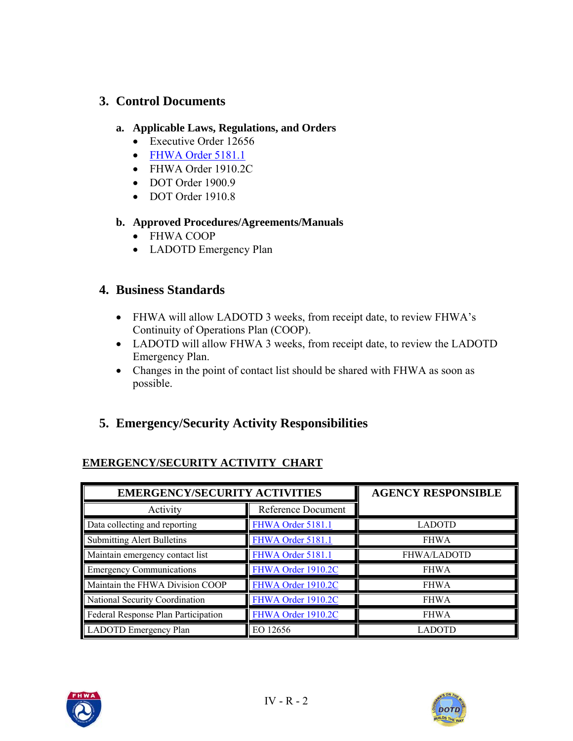## 3. Control Documents

### a. Applicable Laws, Regulations, and Orders

- Executive Order 12656
- FHWA Order 5181.1
- FHWA Order 1910.2C
- DOT Order 1900.9
- DOT Order 1910.8

### b. Approved Procedures/Agreements/Manuals

- FHWA COOP
- LADOTD Emergency Plan

## 4. Business Standards

- FHWA will allow LADOTD 3 weeks, from receipt date, to review FHWA's Continuity of Operations Plan (COOP).
- LADOTD will allow FHWA 3 weeks, from receipt date, to review the LADOTD Emergency Plan.
- Changes in the point of contact list should be shared with FHWA as soon as possible.

## 5. Emergency/Security Activity Responsibilities

**EMERGENCY/SECURITY ACTIVITY CHART**

| EMERGENCY/SECURITY ACTIVITIES | | AGENCY RESPONSIBLE |
|---|---|---|
| Activity | Reference Document | |
| Data collecting and reporting | FHWA Order 5181.1 | LADOTD |
| Submitting Alert Bulletins | FHWA Order 5181.1 | FHWA |
| Maintain emergency contact list | FHWA Order 5181.1 | FHWA/LADOTD |
| Emergency Communications | FHWA Order 1910.2C | FHWA |
| Maintain the FHWA Division COOP | FHWA Order 1910.2C | FHWA |
| National Security Coordination | FHWA Order 1910.2C | FHWA |
| Federal Response Plan Participation | FHWA Order 1910.2C | FHWA |
| LADOTD Emergency Plan | EO 12656 | LADOTD |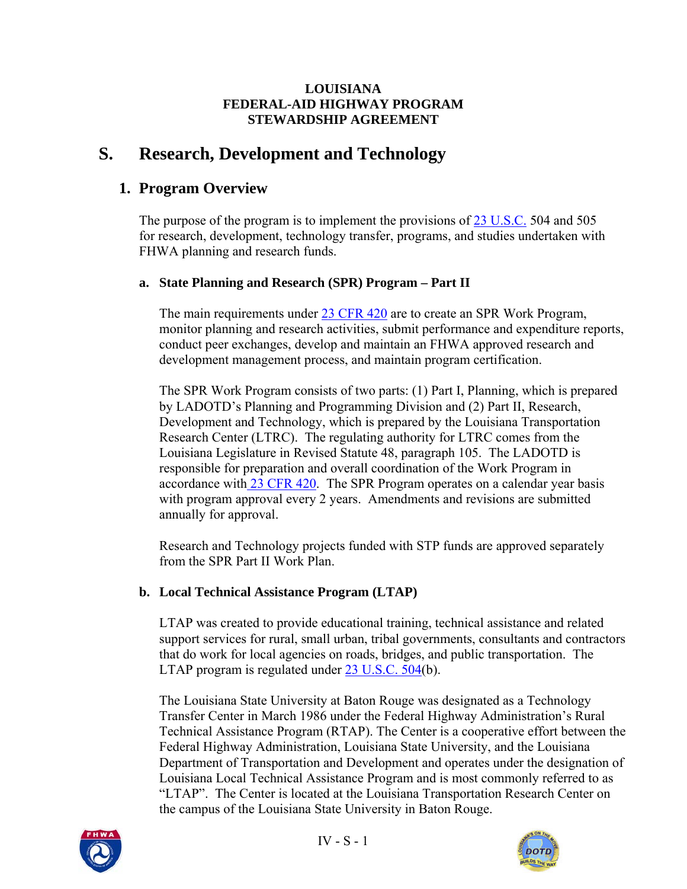**LOUISIANA**
**FEDERAL-AID HIGHWAY PROGRAM**
**STEWARDSHIP AGREEMENT**

# S. Research, Development and Technology

## 1. Program Overview

The purpose of the program is to implement the provisions of 23 U.S.C. 504 and 505 for research, development, technology transfer, programs, and studies undertaken with FHWA planning and research funds.

### a. State Planning and Research (SPR) Program – Part II

The main requirements under 23 CFR 420 are to create an SPR Work Program, monitor planning and research activities, submit performance and expenditure reports, conduct peer exchanges, develop and maintain an FHWA approved research and development management process, and maintain program certification.

The SPR Work Program consists of two parts: (1) Part I, Planning, which is prepared by LADOTD's Planning and Programming Division and (2) Part II, Research, Development and Technology, which is prepared by the Louisiana Transportation Research Center (LTRC). The regulating authority for LTRC comes from the Louisiana Legislature in Revised Statute 48, paragraph 105. The LADOTD is responsible for preparation and overall coordination of the Work Program in accordance with 23 CFR 420. The SPR Program operates on a calendar year basis with program approval every 2 years. Amendments and revisions are submitted annually for approval.

Research and Technology projects funded with STP funds are approved separately from the SPR Part II Work Plan.

### b. Local Technical Assistance Program (LTAP)

LTAP was created to provide educational training, technical assistance and related support services for rural, small urban, tribal governments, consultants and contractors that do work for local agencies on roads, bridges, and public transportation. The LTAP program is regulated under 23 U.S.C. 504(b).

The Louisiana State University at Baton Rouge was designated as a Technology Transfer Center in March 1986 under the Federal Highway Administration's Rural Technical Assistance Program (RTAP). The Center is a cooperative effort between the Federal Highway Administration, Louisiana State University, and the Louisiana Department of Transportation and Development and operates under the designation of Louisiana Local Technical Assistance Program and is most commonly referred to as "LTAP". The Center is located at the Louisiana Transportation Research Center on the campus of the Louisiana State University in Baton Rouge.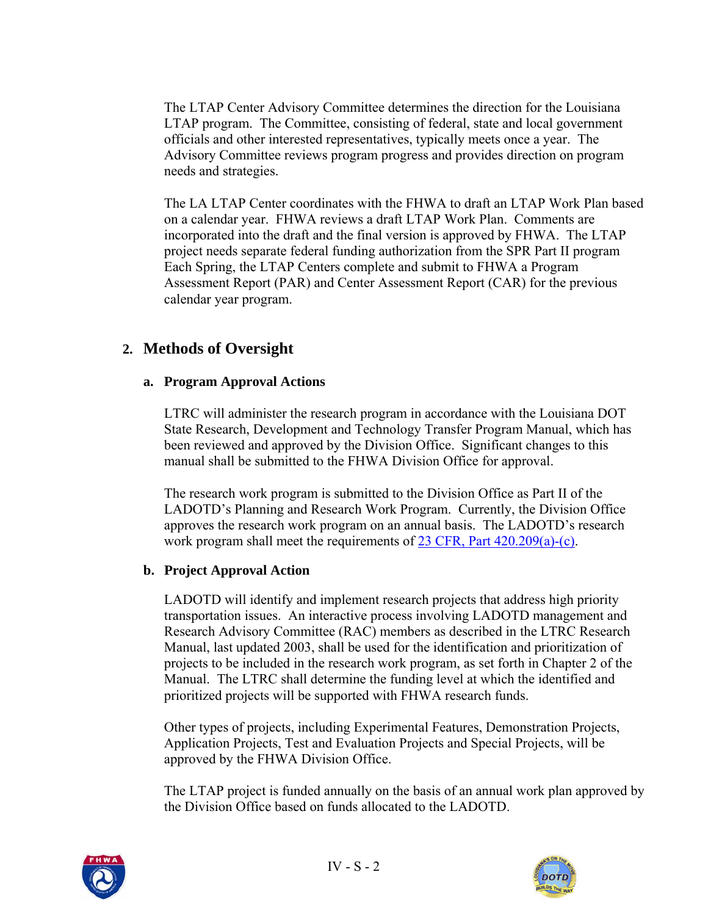The LTAP Center Advisory Committee determines the direction for the Louisiana LTAP program. The Committee, consisting of federal, state and local government officials and other interested representatives, typically meets once a year. The Advisory Committee reviews program progress and provides direction on program needs and strategies.

The LA LTAP Center coordinates with the FHWA to draft an LTAP Work Plan based on a calendar year. FHWA reviews a draft LTAP Work Plan. Comments are incorporated into the draft and the final version is approved by FHWA. The LTAP project needs separate federal funding authorization from the SPR Part II program Each Spring, the LTAP Centers complete and submit to FHWA a Program Assessment Report (PAR) and Center Assessment Report (CAR) for the previous calendar year program.

## 2. Methods of Oversight

### a. Program Approval Actions

LTRC will administer the research program in accordance with the Louisiana DOT State Research, Development and Technology Transfer Program Manual, which has been reviewed and approved by the Division Office. Significant changes to this manual shall be submitted to the FHWA Division Office for approval.

The research work program is submitted to the Division Office as Part II of the LADOTD's Planning and Research Work Program. Currently, the Division Office approves the research work program on an annual basis. The LADOTD's research work program shall meet the requirements of 23 CFR, Part 420.209(a)-(c).

### b. Project Approval Action

LADOTD will identify and implement research projects that address high priority transportation issues. An interactive process involving LADOTD management and Research Advisory Committee (RAC) members as described in the LTRC Research Manual, last updated 2003, shall be used for the identification and prioritization of projects to be included in the research work program, as set forth in Chapter 2 of the Manual. The LTRC shall determine the funding level at which the identified and prioritized projects will be supported with FHWA research funds.

Other types of projects, including Experimental Features, Demonstration Projects, Application Projects, Test and Evaluation Projects and Special Projects, will be approved by the FHWA Division Office.

The LTAP project is funded annually on the basis of an annual work plan approved by the Division Office based on funds allocated to the LADOTD.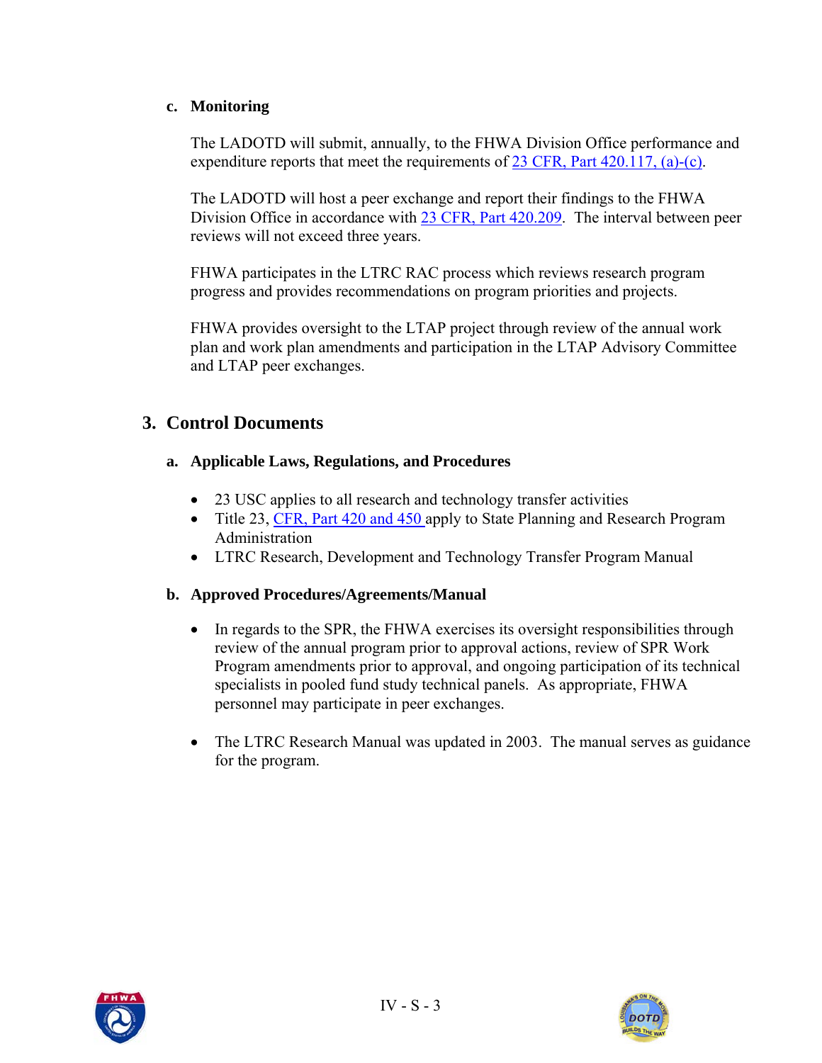### c. Monitoring

The LADOTD will submit, annually, to the FHWA Division Office performance and expenditure reports that meet the requirements of 23 CFR, Part 420.117, (a)-(c).

The LADOTD will host a peer exchange and report their findings to the FHWA Division Office in accordance with 23 CFR, Part 420.209. The interval between peer reviews will not exceed three years.

FHWA participates in the LTRC RAC process which reviews research program progress and provides recommendations on program priorities and projects.

FHWA provides oversight to the LTAP project through review of the annual work plan and work plan amendments and participation in the LTAP Advisory Committee and LTAP peer exchanges.

## 3. Control Documents

### a. Applicable Laws, Regulations, and Procedures

- 23 USC applies to all research and technology transfer activities
- Title 23, CFR, Part 420 and 450 apply to State Planning and Research Program Administration
- LTRC Research, Development and Technology Transfer Program Manual

### b. Approved Procedures/Agreements/Manual

- In regards to the SPR, the FHWA exercises its oversight responsibilities through review of the annual program prior to approval actions, review of SPR Work Program amendments prior to approval, and ongoing participation of its technical specialists in pooled fund study technical panels. As appropriate, FHWA personnel may participate in peer exchanges.

- The LTRC Research Manual was updated in 2003. The manual serves as guidance for the program.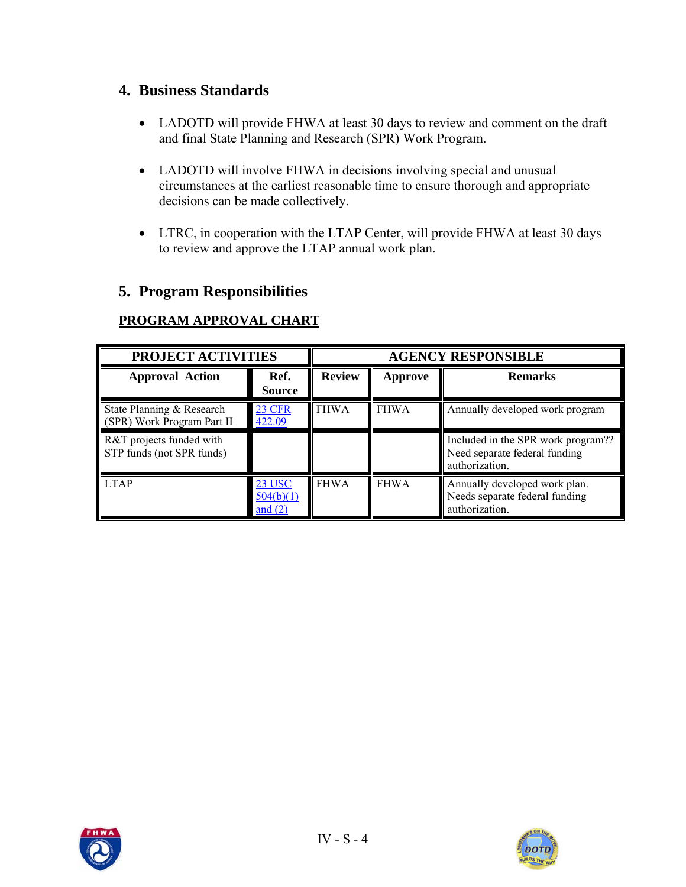## 4. Business Standards

- LADOTD will provide FHWA at least 30 days to review and comment on the draft and final State Planning and Research (SPR) Work Program.

- LADOTD will involve FHWA in decisions involving special and unusual circumstances at the earliest reasonable time to ensure thorough and appropriate decisions can be made collectively.

- LTRC, in cooperation with the LTAP Center, will provide FHWA at least 30 days to review and approve the LTAP annual work plan.

## 5. Program Responsibilities

**PROGRAM APPROVAL CHART**

| PROJECT ACTIVITIES | | AGENCY RESPONSIBLE | | |
|---|---|---|---|---|
| **Approval Action** | **Ref. Source** | **Review** | **Approve** | **Remarks** |
| State Planning & Research (SPR) Work Program Part II | 23 CFR 422.09 | FHWA | FHWA | Annually developed work program |
| R&T projects funded with STP funds (not SPR funds) | | | | Included in the SPR work program?? Need separate federal funding authorization. |
| LTAP | 23 USC 504(b)(1) and (2) | FHWA | FHWA | Annually developed work plan. Needs separate federal funding authorization. |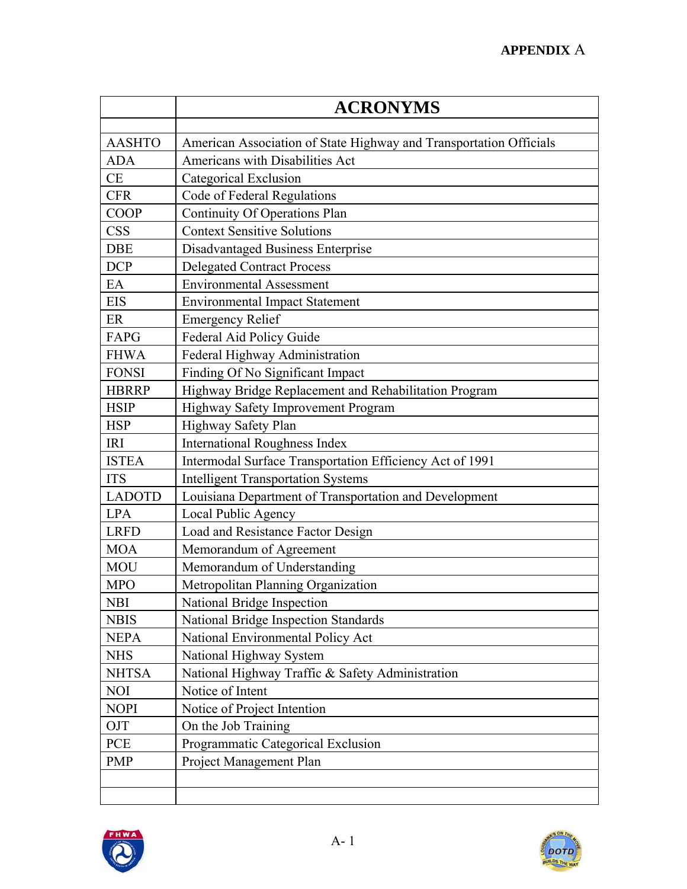# APPENDIX A

| | ACRONYMS |
|---|---|
| | |
| AASHTO | American Association of State Highway and Transportation Officials |
| ADA | Americans with Disabilities Act |
| CE | Categorical Exclusion |
| CFR | Code of Federal Regulations |
| COOP | Continuity Of Operations Plan |
| CSS | Context Sensitive Solutions |
| DBE | Disadvantaged Business Enterprise |
| DCP | Delegated Contract Process |
| EA | Environmental Assessment |
| EIS | Environmental Impact Statement |
| ER | Emergency Relief |
| FAPG | Federal Aid Policy Guide |
| FHWA | Federal Highway Administration |
| FONSI | Finding Of No Significant Impact |
| HBRRP | Highway Bridge Replacement and Rehabilitation Program |
| HSIP | Highway Safety Improvement Program |
| HSP | Highway Safety Plan |
| IRI | International Roughness Index |
| ISTEA | Intermodal Surface Transportation Efficiency Act of 1991 |
| ITS | Intelligent Transportation Systems |
| LADOTD | Louisiana Department of Transportation and Development |
| LPA | Local Public Agency |
| LRFD | Load and Resistance Factor Design |
| MOA | Memorandum of Agreement |
| MOU | Memorandum of Understanding |
| MPO | Metropolitan Planning Organization |
| NBI | National Bridge Inspection |
| NBIS | National Bridge Inspection Standards |
| NEPA | National Environmental Policy Act |
| NHS | National Highway System |
| NHTSA | National Highway Traffic & Safety Administration |
| NOI | Notice of Intent |
| NOPI | Notice of Project Intention |
| OJT | On the Job Training |
| PCE | Programmatic Categorical Exclusion |
| PMP | Project Management Plan |
| | |
| | |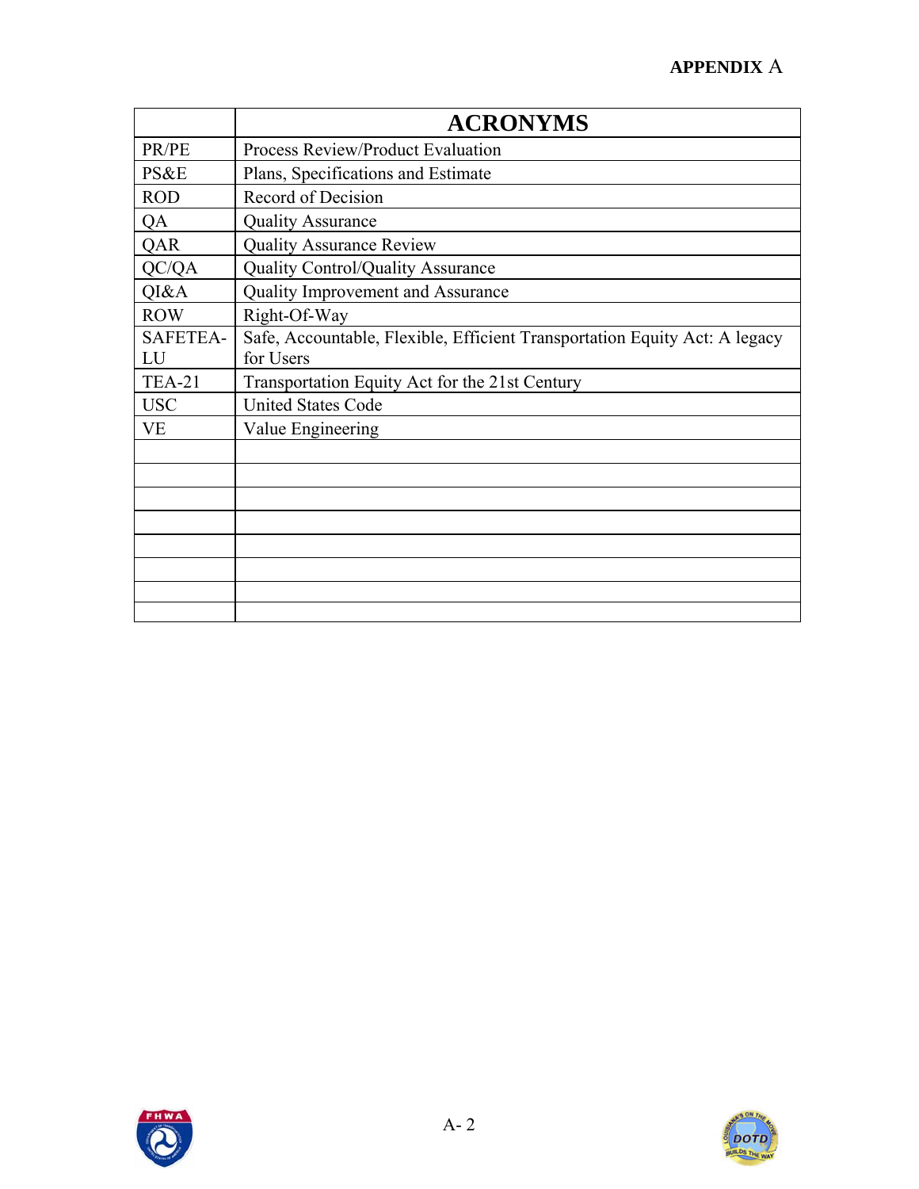| | ACRONYMS |
|---|---|
| PR/PE | Process Review/Product Evaluation |
| PS&E | Plans, Specifications and Estimate |
| ROD | Record of Decision |
| QA | Quality Assurance |
| QAR | Quality Assurance Review |
| QC/QA | Quality Control/Quality Assurance |
| QI&A | Quality Improvement and Assurance |
| ROW | Right-Of-Way |
| SAFETEA-LU | Safe, Accountable, Flexible, Efficient Transportation Equity Act: A legacy for Users |
| TEA-21 | Transportation Equity Act for the 21st Century |
| USC | United States Code |
| VE | Value Engineering |
| | |
| | |
| | |
| | |
| | |
| | |
| | |
| | |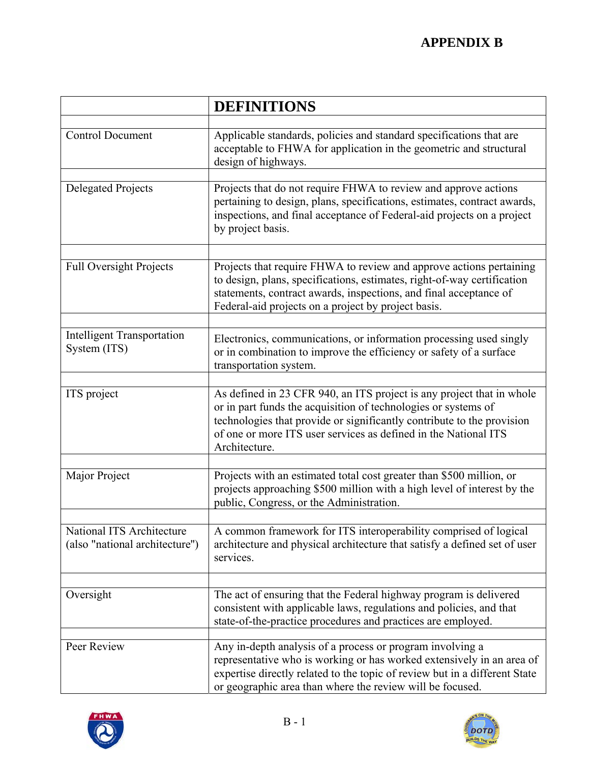# APPENDIX B

| | DEFINITIONS |
|---|---|
| Control Document | Applicable standards, policies and standard specifications that are acceptable to FHWA for application in the geometric and structural design of highways. |
| Delegated Projects | Projects that do not require FHWA to review and approve actions pertaining to design, plans, specifications, estimates, contract awards, inspections, and final acceptance of Federal-aid projects on a project by project basis. |
| Full Oversight Projects | Projects that require FHWA to review and approve actions pertaining to design, plans, specifications, estimates, right-of-way certification statements, contract awards, inspections, and final acceptance of Federal-aid projects on a project by project basis. |
| Intelligent Transportation System (ITS) | Electronics, communications, or information processing used singly or in combination to improve the efficiency or safety of a surface transportation system. |
| ITS project | As defined in 23 CFR 940, an ITS project is any project that in whole or in part funds the acquisition of technologies or systems of technologies that provide or significantly contribute to the provision of one or more ITS user services as defined in the National ITS Architecture. |
| Major Project | Projects with an estimated total cost greater than $500 million, or projects approaching $500 million with a high level of interest by the public, Congress, or the Administration. |
| National ITS Architecture (also "national architecture") | A common framework for ITS interoperability comprised of logical architecture and physical architecture that satisfy a defined set of user services. |
| Oversight | The act of ensuring that the Federal highway program is delivered consistent with applicable laws, regulations and policies, and that state-of-the-practice procedures and practices are employed. |
| Peer Review | Any in-depth analysis of a process or program involving a representative who is working or has worked extensively in an area of expertise directly related to the topic of review but in a different State or geographic area than where the review will be focused. |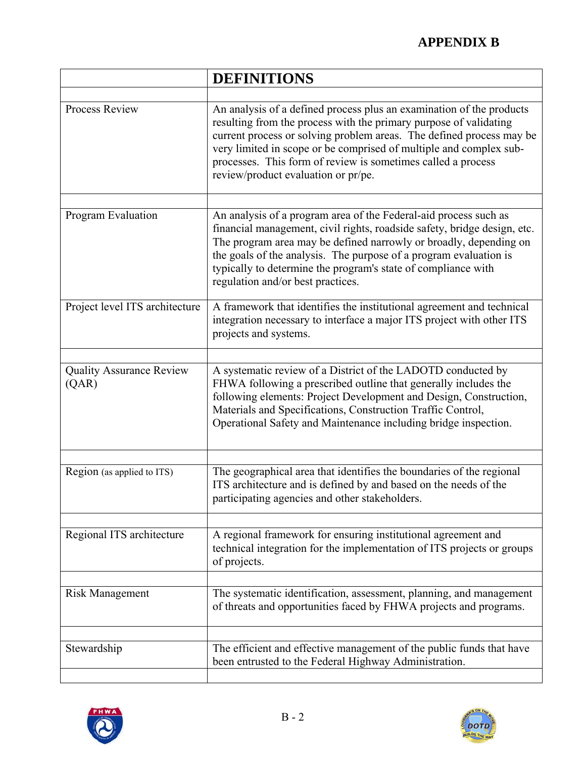## APPENDIX B

| | DEFINITIONS |
|---|---|
| Process Review | An analysis of a defined process plus an examination of the products resulting from the process with the primary purpose of validating current process or solving problem areas. The defined process may be very limited in scope or be comprised of multiple and complex sub-processes. This form of review is sometimes called a process review/product evaluation or pr/pe. |
| Program Evaluation | An analysis of a program area of the Federal-aid process such as financial management, civil rights, roadside safety, bridge design, etc. The program area may be defined narrowly or broadly, depending on the goals of the analysis. The purpose of a program evaluation is typically to determine the program's state of compliance with regulation and/or best practices. |
| Project level ITS architecture | A framework that identifies the institutional agreement and technical integration necessary to interface a major ITS project with other ITS projects and systems. |
| Quality Assurance Review (QAR) | A systematic review of a District of the LADOTD conducted by FHWA following a prescribed outline that generally includes the following elements: Project Development and Design, Construction, Materials and Specifications, Construction Traffic Control, Operational Safety and Maintenance including bridge inspection. |
| Region (as applied to ITS) | The geographical area that identifies the boundaries of the regional ITS architecture and is defined by and based on the needs of the participating agencies and other stakeholders. |
| Regional ITS architecture | A regional framework for ensuring institutional agreement and technical integration for the implementation of ITS projects or groups of projects. |
| Risk Management | The systematic identification, assessment, planning, and management of threats and opportunities faced by FHWA projects and programs. |
| Stewardship | The efficient and effective management of the public funds that have been entrusted to the Federal Highway Administration. |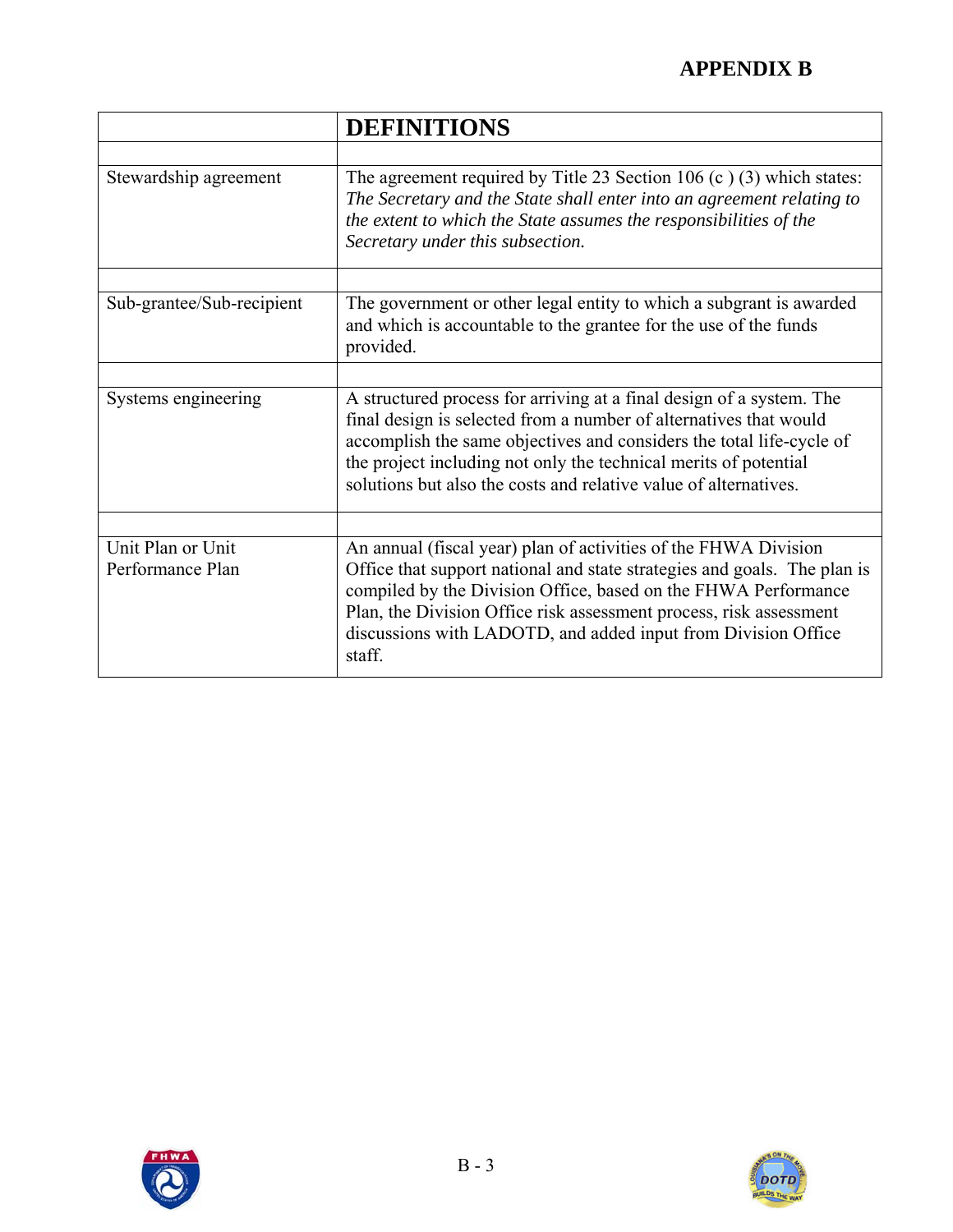## APPENDIX B

| | DEFINITIONS |
|---|---|
| | |
| Stewardship agreement | The agreement required by Title 23 Section 106 (c ) (3) which states: *The Secretary and the State shall enter into an agreement relating to the extent to which the State assumes the responsibilities of the Secretary under this subsection.* |
| | |
| Sub-grantee/Sub-recipient | The government or other legal entity to which a subgrant is awarded and which is accountable to the grantee for the use of the funds provided. |
| | |
| Systems engineering | A structured process for arriving at a final design of a system. The final design is selected from a number of alternatives that would accomplish the same objectives and considers the total life-cycle of the project including not only the technical merits of potential solutions but also the costs and relative value of alternatives. |
| | |
| Unit Plan or Unit Performance Plan | An annual (fiscal year) plan of activities of the FHWA Division Office that support national and state strategies and goals. The plan is compiled by the Division Office, based on the FHWA Performance Plan, the Division Office risk assessment process, risk assessment discussions with LADOTD, and added input from Division Office staff. |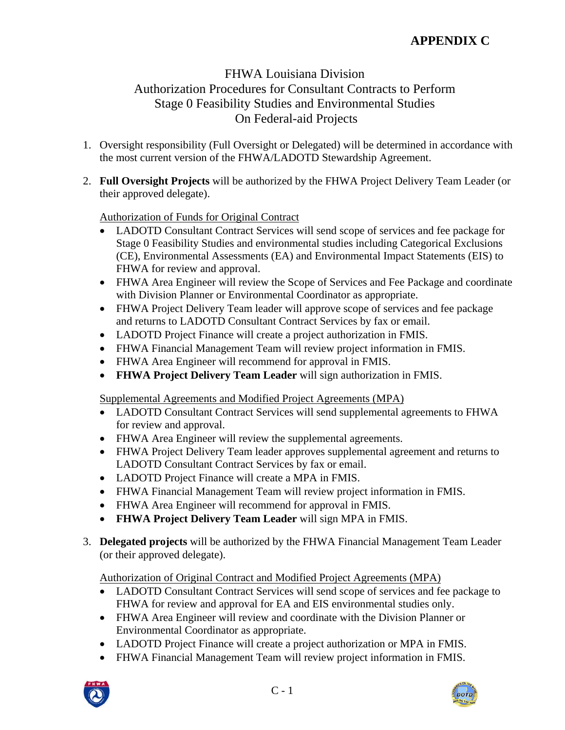# APPENDIX C

## FHWA Louisiana Division
## Authorization Procedures for Consultant Contracts to Perform Stage 0 Feasibility Studies and Environmental Studies On Federal-aid Projects

1. Oversight responsibility (Full Oversight or Delegated) will be determined in accordance with the most current version of the FHWA/LADOTD Stewardship Agreement.

2. **Full Oversight Projects** will be authorized by the FHWA Project Delivery Team Leader (or their approved delegate).

   <u>Authorization of Funds for Original Contract</u>
   - LADOTD Consultant Contract Services will send scope of services and fee package for Stage 0 Feasibility Studies and environmental studies including Categorical Exclusions (CE), Environmental Assessments (EA) and Environmental Impact Statements (EIS) to FHWA for review and approval.
   - FHWA Area Engineer will review the Scope of Services and Fee Package and coordinate with Division Planner or Environmental Coordinator as appropriate.
   - FHWA Project Delivery Team leader will approve scope of services and fee package and returns to LADOTD Consultant Contract Services by fax or email.
   - LADOTD Project Finance will create a project authorization in FMIS.
   - FHWA Financial Management Team will review project information in FMIS.
   - FHWA Area Engineer will recommend for approval in FMIS.
   - **FHWA Project Delivery Team Leader** will sign authorization in FMIS.

   <u>Supplemental Agreements and Modified Project Agreements (MPA)</u>
   - LADOTD Consultant Contract Services will send supplemental agreements to FHWA for review and approval.
   - FHWA Area Engineer will review the supplemental agreements.
   - FHWA Project Delivery Team leader approves supplemental agreement and returns to LADOTD Consultant Contract Services by fax or email.
   - LADOTD Project Finance will create a MPA in FMIS.
   - FHWA Financial Management Team will review project information in FMIS.
   - FHWA Area Engineer will recommend for approval in FMIS.
   - **FHWA Project Delivery Team Leader** will sign MPA in FMIS.

3. **Delegated projects** will be authorized by the FHWA Financial Management Team Leader (or their approved delegate).

   <u>Authorization of Original Contract and Modified Project Agreements (MPA)</u>
   - LADOTD Consultant Contract Services will send scope of services and fee package to FHWA for review and approval for EA and EIS environmental studies only.
   - FHWA Area Engineer will review and coordinate with the Division Planner or Environmental Coordinator as appropriate.
   - LADOTD Project Finance will create a project authorization or MPA in FMIS.
   - FHWA Financial Management Team will review project information in FMIS.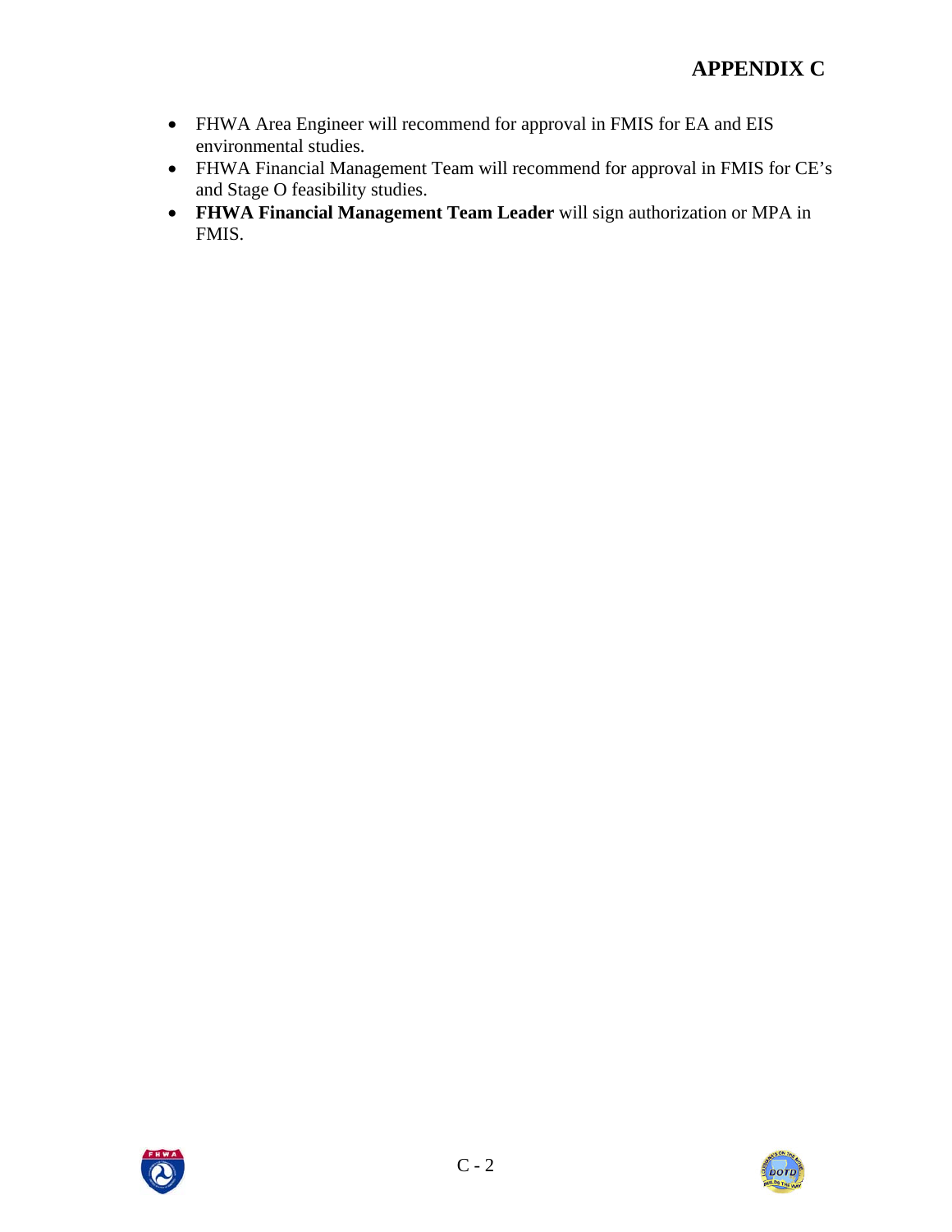- FHWA Area Engineer will recommend for approval in FMIS for EA and EIS environmental studies.
- FHWA Financial Management Team will recommend for approval in FMIS for CE's and Stage O feasibility studies.
- **FHWA Financial Management Team Leader** will sign authorization or MPA in FMIS.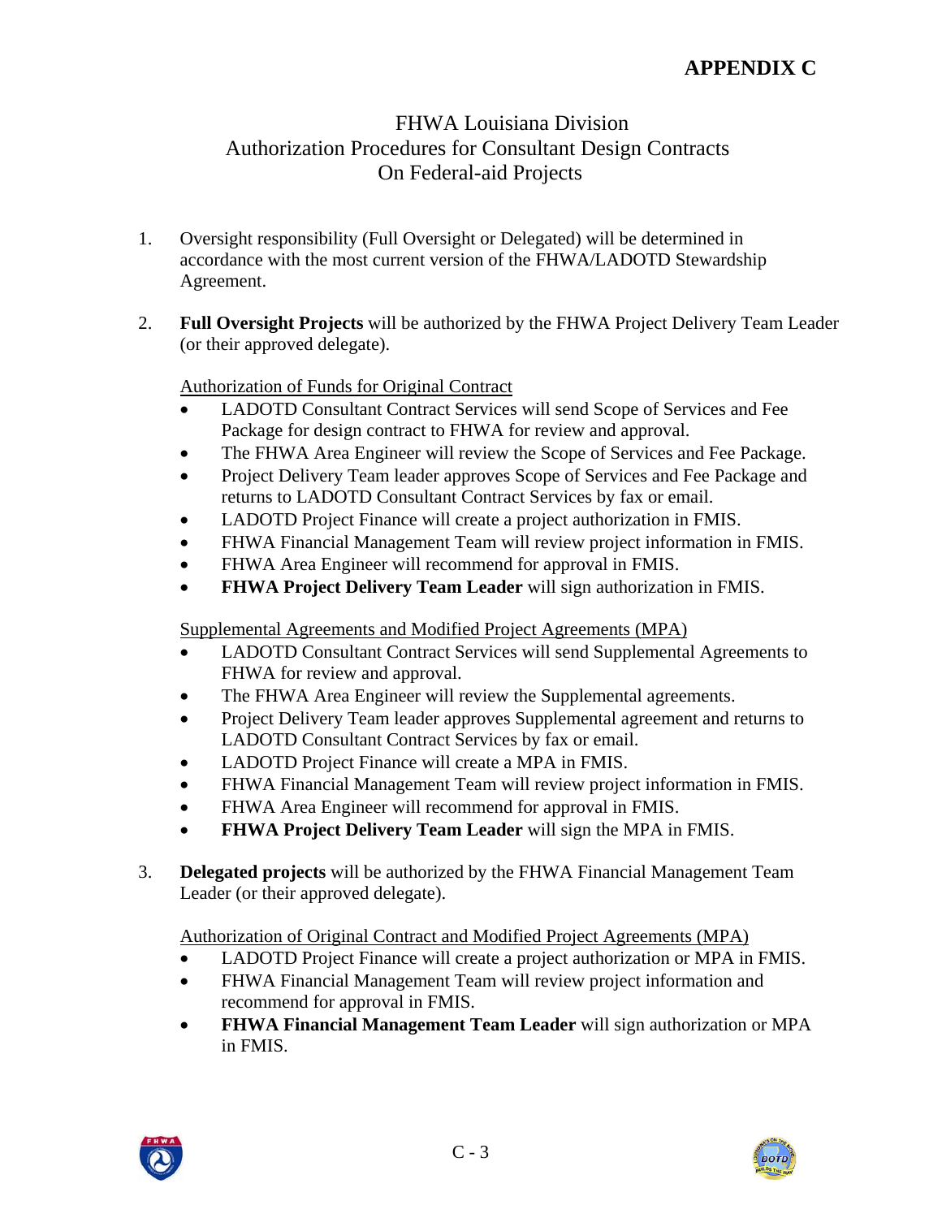# APPENDIX C

## FHWA Louisiana Division
## Authorization Procedures for Consultant Design Contracts
## On Federal-aid Projects

1. Oversight responsibility (Full Oversight or Delegated) will be determined in accordance with the most current version of the FHWA/LADOTD Stewardship Agreement.

2. **Full Oversight Projects** will be authorized by the FHWA Project Delivery Team Leader (or their approved delegate).

   Authorization of Funds for Original Contract

   - LADOTD Consultant Contract Services will send Scope of Services and Fee Package for design contract to FHWA for review and approval.
   - The FHWA Area Engineer will review the Scope of Services and Fee Package.
   - Project Delivery Team leader approves Scope of Services and Fee Package and returns to LADOTD Consultant Contract Services by fax or email.
   - LADOTD Project Finance will create a project authorization in FMIS.
   - FHWA Financial Management Team will review project information in FMIS.
   - FHWA Area Engineer will recommend for approval in FMIS.
   - **FHWA Project Delivery Team Leader** will sign authorization in FMIS.

   Supplemental Agreements and Modified Project Agreements (MPA)

   - LADOTD Consultant Contract Services will send Supplemental Agreements to FHWA for review and approval.
   - The FHWA Area Engineer will review the Supplemental agreements.
   - Project Delivery Team leader approves Supplemental agreement and returns to LADOTD Consultant Contract Services by fax or email.
   - LADOTD Project Finance will create a MPA in FMIS.
   - FHWA Financial Management Team will review project information in FMIS.
   - FHWA Area Engineer will recommend for approval in FMIS.
   - **FHWA Project Delivery Team Leader** will sign the MPA in FMIS.

3. **Delegated projects** will be authorized by the FHWA Financial Management Team Leader (or their approved delegate).

   Authorization of Original Contract and Modified Project Agreements (MPA)

   - LADOTD Project Finance will create a project authorization or MPA in FMIS.
   - FHWA Financial Management Team will review project information and recommend for approval in FMIS.
   - **FHWA Financial Management Team Leader** will sign authorization or MPA in FMIS.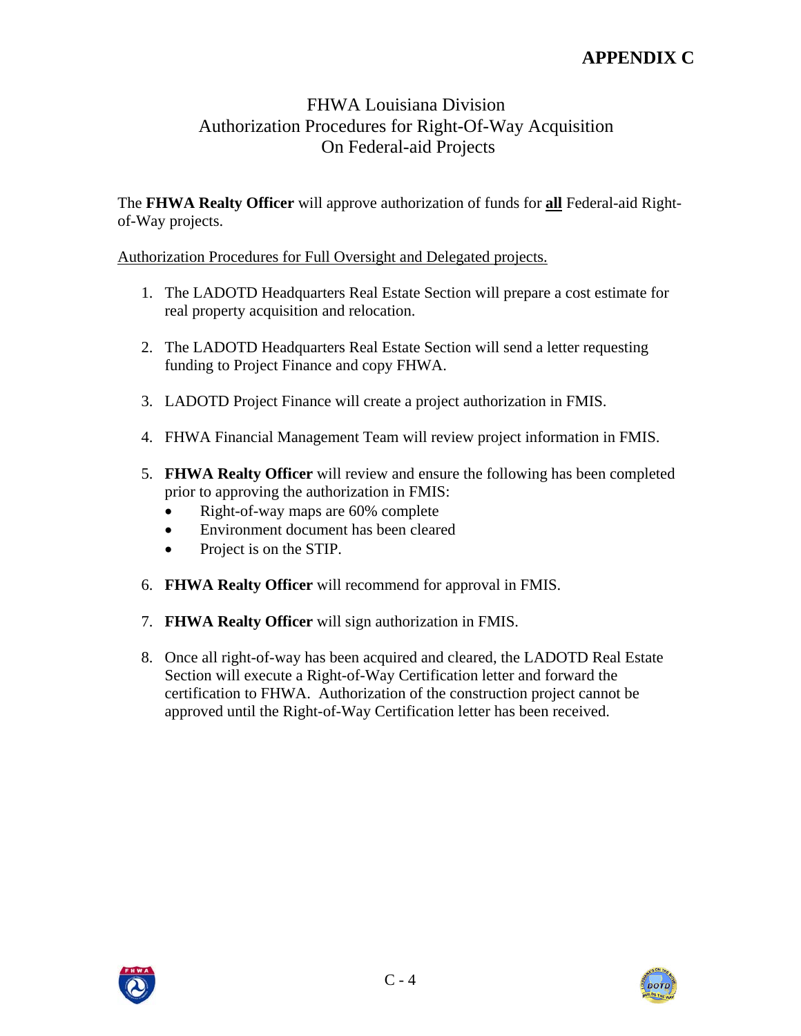# APPENDIX C

## FHWA Louisiana Division
## Authorization Procedures for Right-Of-Way Acquisition
## On Federal-aid Projects

The **FHWA Realty Officer** will approve authorization of funds for **all** Federal-aid Right-of-Way projects.

Authorization Procedures for Full Oversight and Delegated projects.

1. The LADOTD Headquarters Real Estate Section will prepare a cost estimate for real property acquisition and relocation.

2. The LADOTD Headquarters Real Estate Section will send a letter requesting funding to Project Finance and copy FHWA.

3. LADOTD Project Finance will create a project authorization in FMIS.

4. FHWA Financial Management Team will review project information in FMIS.

5. **FHWA Realty Officer** will review and ensure the following has been completed prior to approving the authorization in FMIS:
   - Right-of-way maps are 60% complete
   - Environment document has been cleared
   - Project is on the STIP.

6. **FHWA Realty Officer** will recommend for approval in FMIS.

7. **FHWA Realty Officer** will sign authorization in FMIS.

8. Once all right-of-way has been acquired and cleared, the LADOTD Real Estate Section will execute a Right-of-Way Certification letter and forward the certification to FHWA. Authorization of the construction project cannot be approved until the Right-of-Way Certification letter has been received.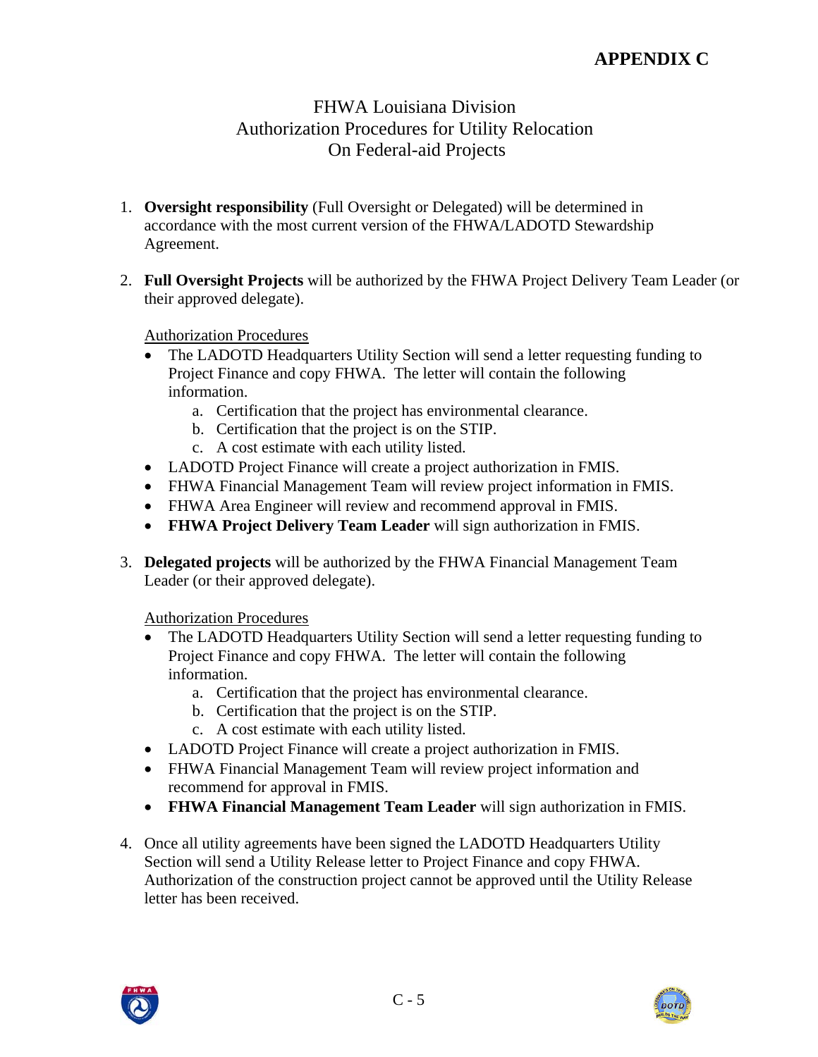# APPENDIX C

## FHWA Louisiana Division
## Authorization Procedures for Utility Relocation
## On Federal-aid Projects

1. **Oversight responsibility** (Full Oversight or Delegated) will be determined in accordance with the most current version of the FHWA/LADOTD Stewardship Agreement.

2. **Full Oversight Projects** will be authorized by the FHWA Project Delivery Team Leader (or their approved delegate).

   <u>Authorization Procedures</u>
   - The LADOTD Headquarters Utility Section will send a letter requesting funding to Project Finance and copy FHWA. The letter will contain the following information.
     a. Certification that the project has environmental clearance.
     b. Certification that the project is on the STIP.
     c. A cost estimate with each utility listed.
   - LADOTD Project Finance will create a project authorization in FMIS.
   - FHWA Financial Management Team will review project information in FMIS.
   - FHWA Area Engineer will review and recommend approval in FMIS.
   - **FHWA Project Delivery Team Leader** will sign authorization in FMIS.

3. **Delegated projects** will be authorized by the FHWA Financial Management Team Leader (or their approved delegate).

   <u>Authorization Procedures</u>
   - The LADOTD Headquarters Utility Section will send a letter requesting funding to Project Finance and copy FHWA. The letter will contain the following information.
     a. Certification that the project has environmental clearance.
     b. Certification that the project is on the STIP.
     c. A cost estimate with each utility listed.
   - LADOTD Project Finance will create a project authorization in FMIS.
   - FHWA Financial Management Team will review project information and recommend for approval in FMIS.
   - **FHWA Financial Management Team Leader** will sign authorization in FMIS.

4. Once all utility agreements have been signed the LADOTD Headquarters Utility Section will send a Utility Release letter to Project Finance and copy FHWA. Authorization of the construction project cannot be approved until the Utility Release letter has been received.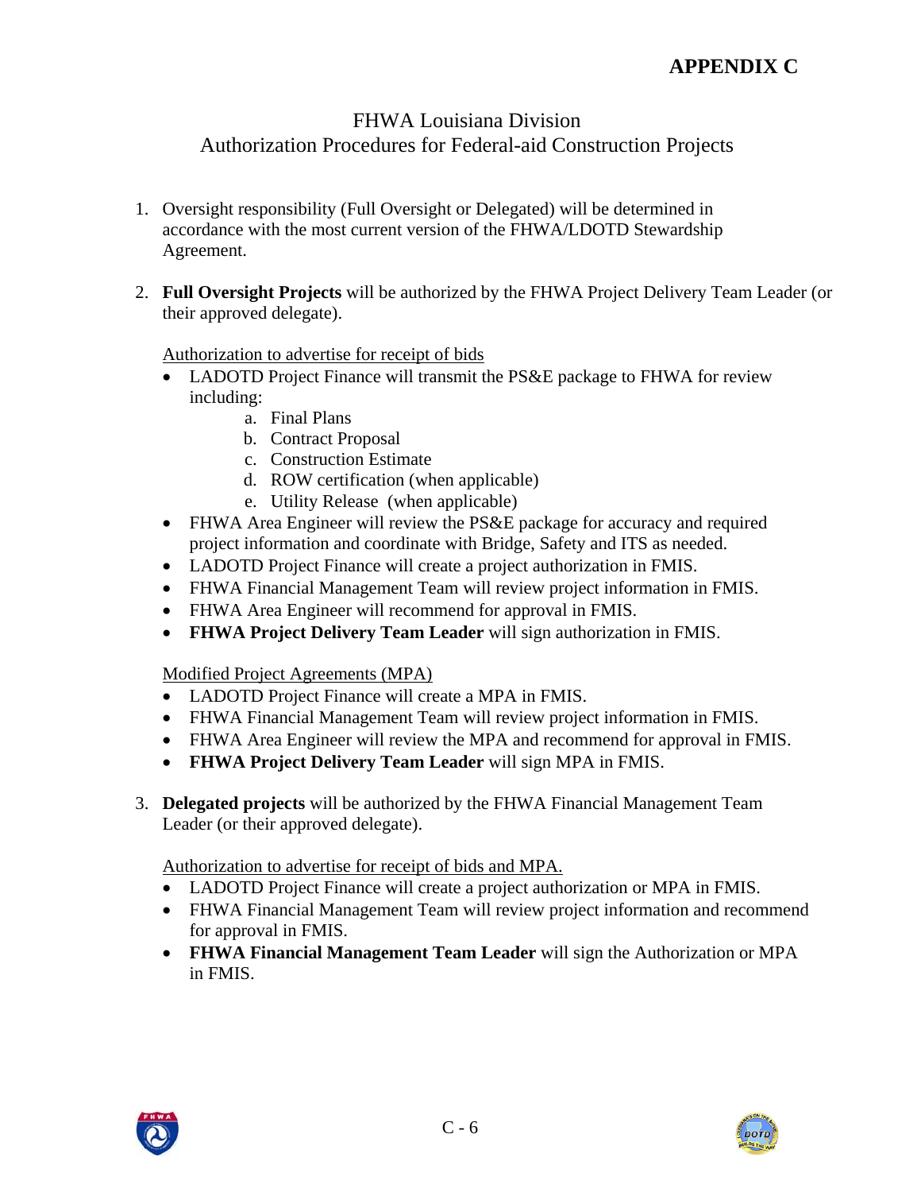# APPENDIX C

## FHWA Louisiana Division
## Authorization Procedures for Federal-aid Construction Projects

1. Oversight responsibility (Full Oversight or Delegated) will be determined in accordance with the most current version of the FHWA/LDOTD Stewardship Agreement.

2. **Full Oversight Projects** will be authorized by the FHWA Project Delivery Team Leader (or their approved delegate).

   Authorization to advertise for receipt of bids
   - LADOTD Project Finance will transmit the PS&E package to FHWA for review including:
     a. Final Plans
     b. Contract Proposal
     c. Construction Estimate
     d. ROW certification (when applicable)
     e. Utility Release (when applicable)
   - FHWA Area Engineer will review the PS&E package for accuracy and required project information and coordinate with Bridge, Safety and ITS as needed.
   - LADOTD Project Finance will create a project authorization in FMIS.
   - FHWA Financial Management Team will review project information in FMIS.
   - FHWA Area Engineer will recommend for approval in FMIS.
   - **FHWA Project Delivery Team Leader** will sign authorization in FMIS.

   Modified Project Agreements (MPA)
   - LADOTD Project Finance will create a MPA in FMIS.
   - FHWA Financial Management Team will review project information in FMIS.
   - FHWA Area Engineer will review the MPA and recommend for approval in FMIS.
   - **FHWA Project Delivery Team Leader** will sign MPA in FMIS.

3. **Delegated projects** will be authorized by the FHWA Financial Management Team Leader (or their approved delegate).

   Authorization to advertise for receipt of bids and MPA.
   - LADOTD Project Finance will create a project authorization or MPA in FMIS.
   - FHWA Financial Management Team will review project information and recommend for approval in FMIS.
   - **FHWA Financial Management Team Leader** will sign the Authorization or MPA in FMIS.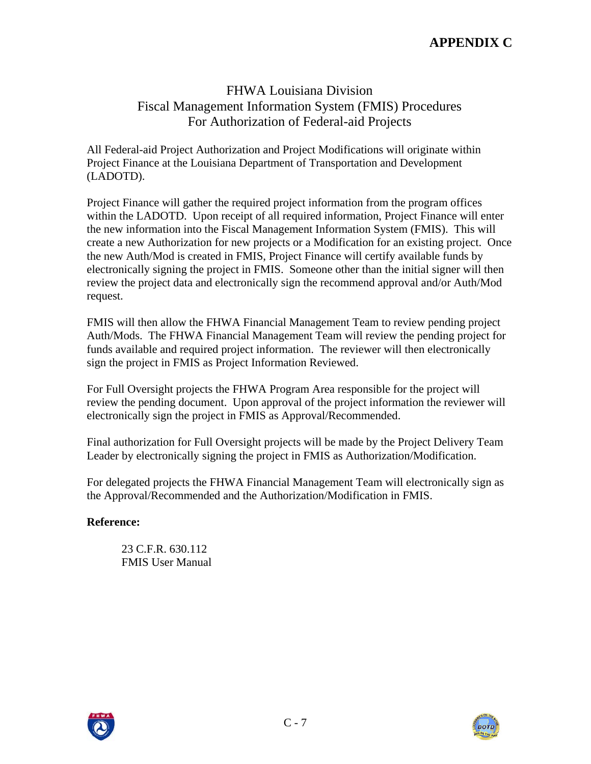# APPENDIX C

## FHWA Louisiana Division
## Fiscal Management Information System (FMIS) Procedures
## For Authorization of Federal-aid Projects

All Federal-aid Project Authorization and Project Modifications will originate within Project Finance at the Louisiana Department of Transportation and Development (LADOTD).

Project Finance will gather the required project information from the program offices within the LADOTD. Upon receipt of all required information, Project Finance will enter the new information into the Fiscal Management Information System (FMIS). This will create a new Authorization for new projects or a Modification for an existing project. Once the new Auth/Mod is created in FMIS, Project Finance will certify available funds by electronically signing the project in FMIS. Someone other than the initial signer will then review the project data and electronically sign the recommend approval and/or Auth/Mod request.

FMIS will then allow the FHWA Financial Management Team to review pending project Auth/Mods. The FHWA Financial Management Team will review the pending project for funds available and required project information. The reviewer will then electronically sign the project in FMIS as Project Information Reviewed.

For Full Oversight projects the FHWA Program Area responsible for the project will review the pending document. Upon approval of the project information the reviewer will electronically sign the project in FMIS as Approval/Recommended.

Final authorization for Full Oversight projects will be made by the Project Delivery Team Leader by electronically signing the project in FMIS as Authorization/Modification.

For delegated projects the FHWA Financial Management Team will electronically sign as the Approval/Recommended and the Authorization/Modification in FMIS.

**Reference:**

23 C.F.R. 630.112
FMIS User Manual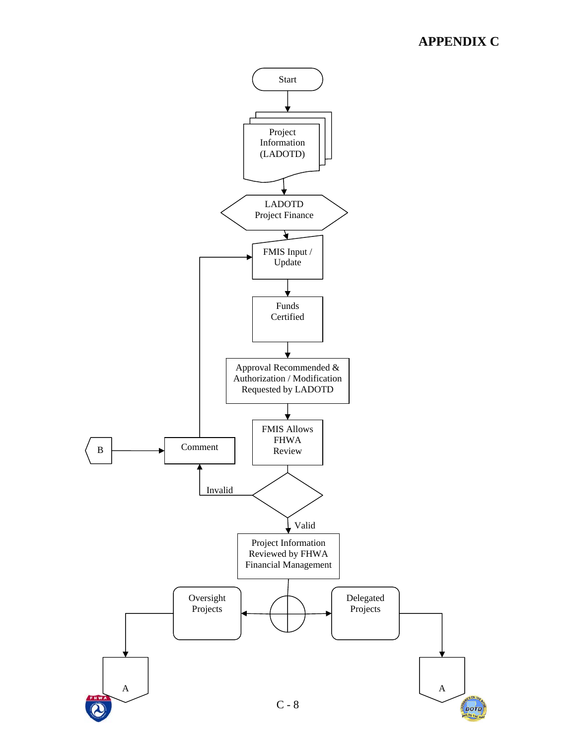# APPENDIX C

Start

Project Information (LADOTD)

LADOTD Project Finance

FMIS Input / Update

Funds Certified

Approval Recommended & Authorization / Modification Requested by LADOTD

FMIS Allows FHWA Review

B

Comment

Invalid

Valid

Project Information Reviewed by FHWA Financial Management

Oversight Projects

Delegated Projects

A

A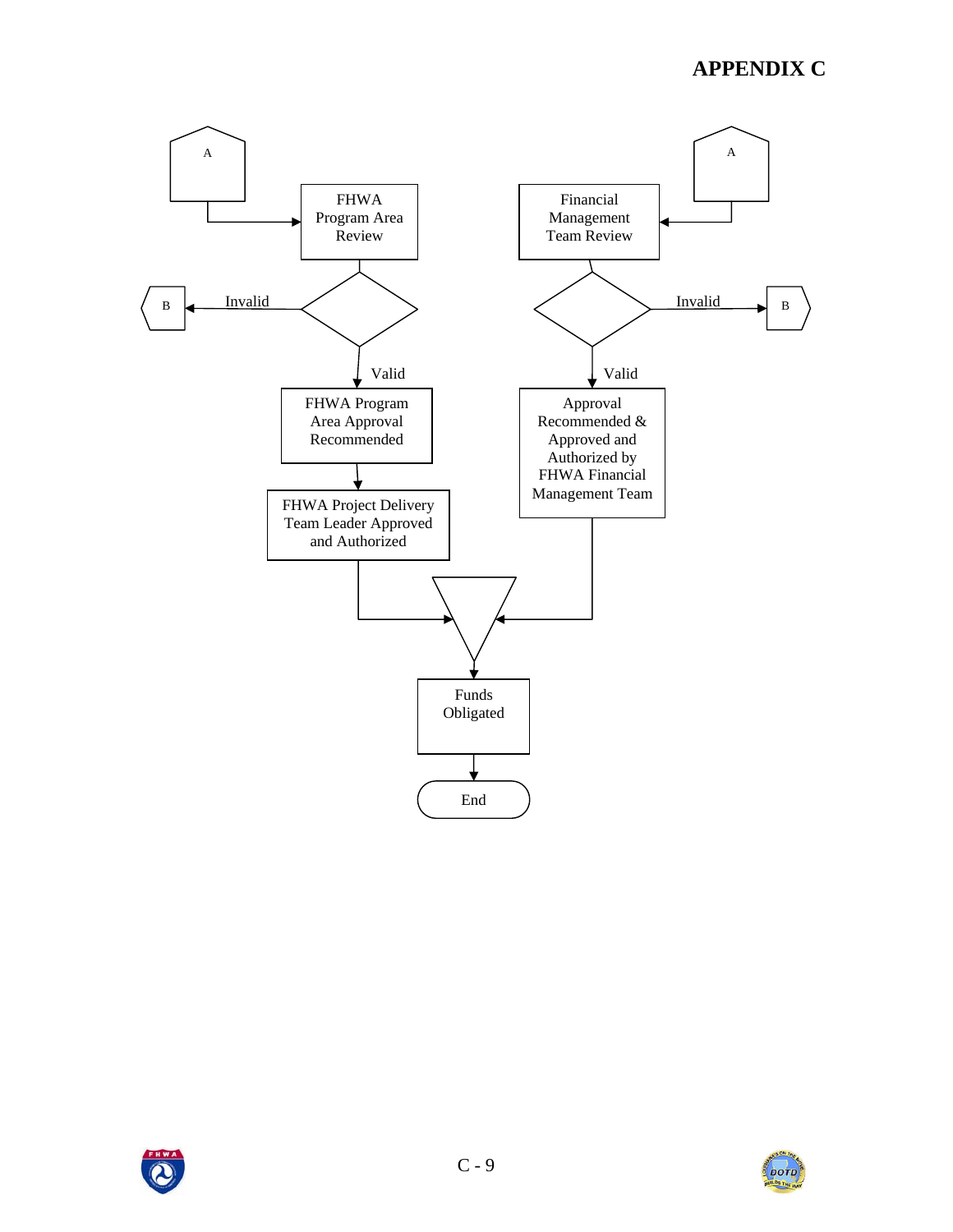# APPENDIX C

A

FHWA Program Area Review

Invalid → B

Valid

FHWA Program Area Approval Recommended

FHWA Project Delivery Team Leader Approved and Authorized

A

Financial Management Team Review

Invalid → B

Valid

Approval Recommended & Approved and Authorized by FHWA Financial Management Team

Funds Obligated

End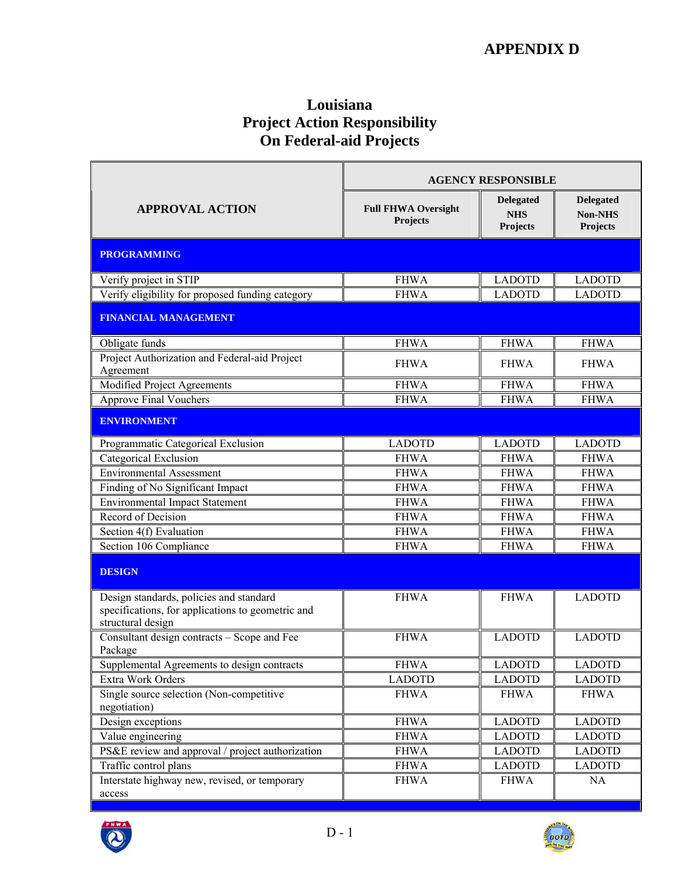# APPENDIX D

## Louisiana
## Project Action Responsibility
## On Federal-aid Projects

| APPROVAL ACTION | AGENCY RESPONSIBLE | | |
|---|---|---|---|
| | Full FHWA Oversight Projects | Delegated NHS Projects | Delegated Non-NHS Projects |
| **PROGRAMMING** | | | |
| Verify project in STIP | FHWA | LADOTD | LADOTD |
| Verify eligibility for proposed funding category | FHWA | LADOTD | LADOTD |
| **FINANCIAL MANAGEMENT** | | | |
| Obligate funds | FHWA | FHWA | FHWA |
| Project Authorization and Federal-aid Project Agreement | FHWA | FHWA | FHWA |
| Modified Project Agreements | FHWA | FHWA | FHWA |
| Approve Final Vouchers | FHWA | FHWA | FHWA |
| **ENVIRONMENT** | | | |
| Programmatic Categorical Exclusion | LADOTD | LADOTD | LADOTD |
| Categorical Exclusion | FHWA | FHWA | FHWA |
| Environmental Assessment | FHWA | FHWA | FHWA |
| Finding of No Significant Impact | FHWA | FHWA | FHWA |
| Environmental Impact Statement | FHWA | FHWA | FHWA |
| Record of Decision | FHWA | FHWA | FHWA |
| Section 4(f) Evaluation | FHWA | FHWA | FHWA |
| Section 106 Compliance | FHWA | FHWA | FHWA |
| **DESIGN** | | | |
| Design standards, policies and standard specifications, for applications to geometric and structural design | FHWA | FHWA | LADOTD |
| Consultant design contracts – Scope and Fee Package | FHWA | LADOTD | LADOTD |
| Supplemental Agreements to design contracts | FHWA | LADOTD | LADOTD |
| Extra Work Orders | LADOTD | LADOTD | LADOTD |
| Single source selection (Non-competitive negotiation) | FHWA | FHWA | FHWA |
| Design exceptions | FHWA | LADOTD | LADOTD |
| Value engineering | FHWA | LADOTD | LADOTD |
| PS&E review and approval / project authorization | FHWA | LADOTD | LADOTD |
| Traffic control plans | FHWA | LADOTD | LADOTD |
| Interstate highway new, revised, or temporary access | FHWA | FHWA | NA |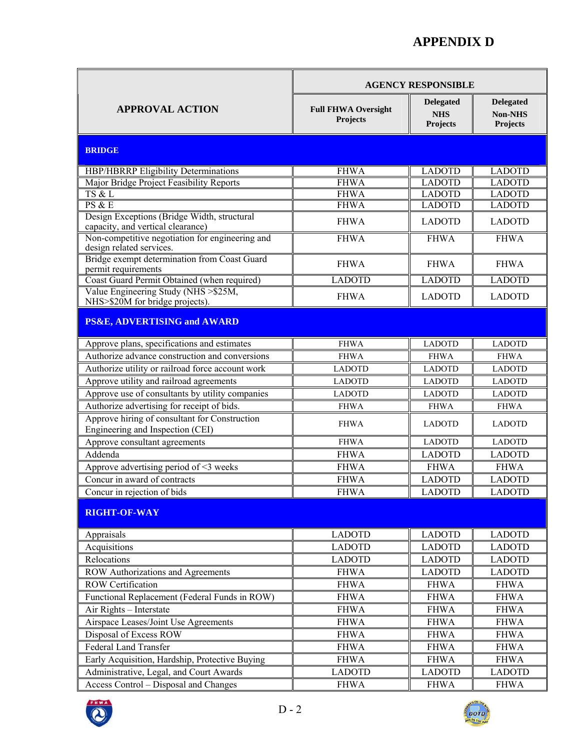# APPENDIX D

| APPROVAL ACTION | AGENCY RESPONSIBLE | | |
|---|---|---|---|
| | Full FHWA Oversight Projects | Delegated NHS Projects | Delegated Non-NHS Projects |
| **BRIDGE** | | | |
| HBP/HBRRP Eligibility Determinations | FHWA | LADOTD | LADOTD |
| Major Bridge Project Feasibility Reports | FHWA | LADOTD | LADOTD |
| TS & L | FHWA | LADOTD | LADOTD |
| PS & E | FHWA | LADOTD | LADOTD |
| Design Exceptions (Bridge Width, structural capacity, and vertical clearance) | FHWA | LADOTD | LADOTD |
| Non-competitive negotiation for engineering and design related services. | FHWA | FHWA | FHWA |
| Bridge exempt determination from Coast Guard permit requirements | FHWA | FHWA | FHWA |
| Coast Guard Permit Obtained (when required) | LADOTD | LADOTD | LADOTD |
| Value Engineering Study (NHS >$25M, NHS>$20M for bridge projects). | FHWA | LADOTD | LADOTD |
| **PS&E, ADVERTISING and AWARD** | | | |
| Approve plans, specifications and estimates | FHWA | LADOTD | LADOTD |
| Authorize advance construction and conversions | FHWA | FHWA | FHWA |
| Authorize utility or railroad force account work | LADOTD | LADOTD | LADOTD |
| Approve utility and railroad agreements | LADOTD | LADOTD | LADOTD |
| Approve use of consultants by utility companies | LADOTD | LADOTD | LADOTD |
| Authorize advertising for receipt of bids. | FHWA | FHWA | FHWA |
| Approve hiring of consultant for Construction Engineering and Inspection (CEI) | FHWA | LADOTD | LADOTD |
| Approve consultant agreements | FHWA | LADOTD | LADOTD |
| Addenda | FHWA | LADOTD | LADOTD |
| Approve advertising period of <3 weeks | FHWA | FHWA | FHWA |
| Concur in award of contracts | FHWA | LADOTD | LADOTD |
| Concur in rejection of bids | FHWA | LADOTD | LADOTD |
| **RIGHT-OF-WAY** | | | |
| Appraisals | LADOTD | LADOTD | LADOTD |
| Acquisitions | LADOTD | LADOTD | LADOTD |
| Relocations | LADOTD | LADOTD | LADOTD |
| ROW Authorizations and Agreements | FHWA | LADOTD | LADOTD |
| ROW Certification | FHWA | FHWA | FHWA |
| Functional Replacement (Federal Funds in ROW) | FHWA | FHWA | FHWA |
| Air Rights – Interstate | FHWA | FHWA | FHWA |
| Airspace Leases/Joint Use Agreements | FHWA | FHWA | FHWA |
| Disposal of Excess ROW | FHWA | FHWA | FHWA |
| Federal Land Transfer | FHWA | FHWA | FHWA |
| Early Acquisition, Hardship, Protective Buying | FHWA | FHWA | FHWA |
| Administrative, Legal, and Court Awards | LADOTD | LADOTD | LADOTD |
| Access Control – Disposal and Changes | FHWA | FHWA | FHWA |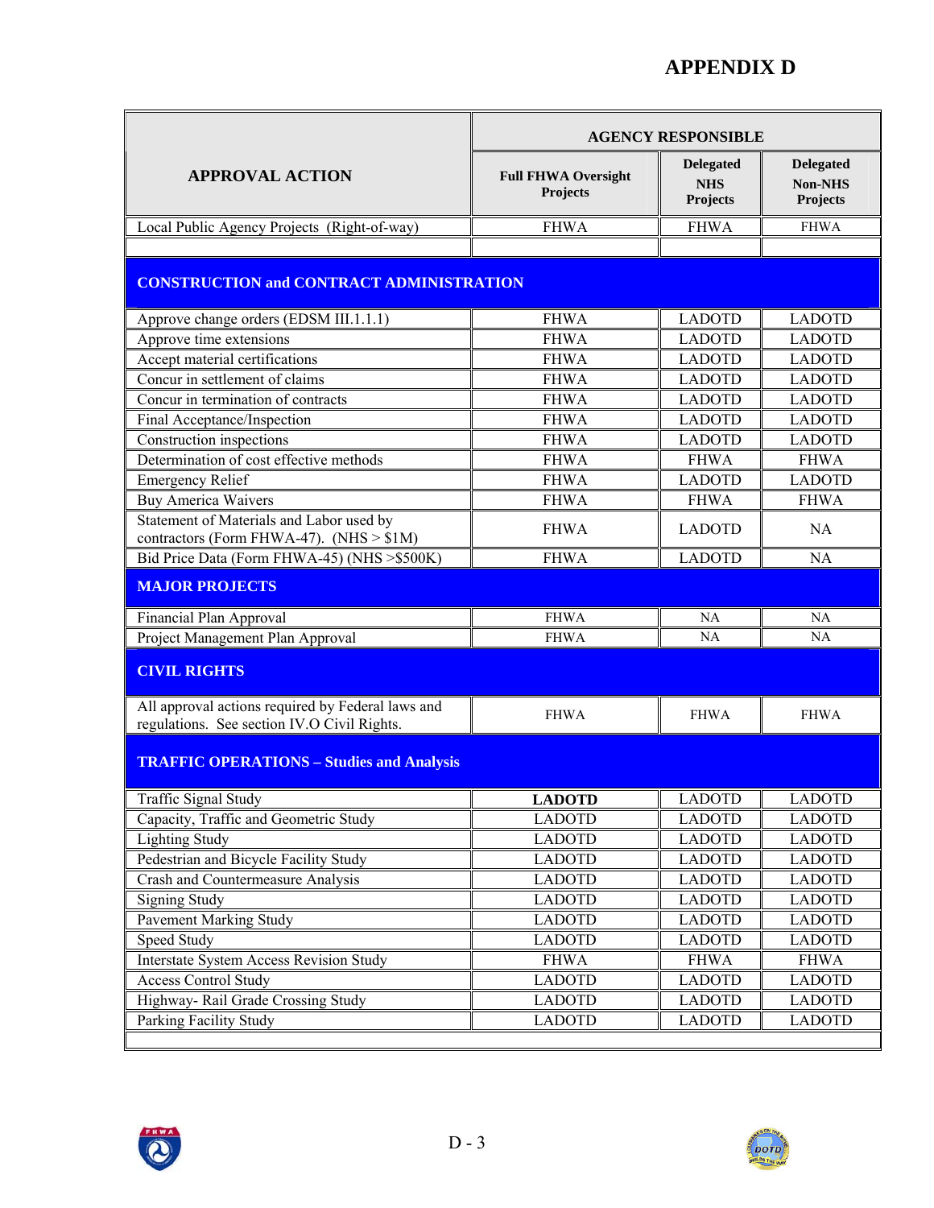# APPENDIX D

| APPROVAL ACTION | AGENCY RESPONSIBLE | | |
|---|---|---|---|
| | Full FHWA Oversight Projects | Delegated NHS Projects | Delegated Non-NHS Projects |
| Local Public Agency Projects (Right-of-way) | FHWA | FHWA | FHWA |
| | | | |
| **CONSTRUCTION and CONTRACT ADMINISTRATION** | | | |
| Approve change orders (EDSM III.1.1.1) | FHWA | LADOTD | LADOTD |
| Approve time extensions | FHWA | LADOTD | LADOTD |
| Accept material certifications | FHWA | LADOTD | LADOTD |
| Concur in settlement of claims | FHWA | LADOTD | LADOTD |
| Concur in termination of contracts | FHWA | LADOTD | LADOTD |
| Final Acceptance/Inspection | FHWA | LADOTD | LADOTD |
| Construction inspections | FHWA | LADOTD | LADOTD |
| Determination of cost effective methods | FHWA | FHWA | FHWA |
| Emergency Relief | FHWA | LADOTD | LADOTD |
| Buy America Waivers | FHWA | FHWA | FHWA |
| Statement of Materials and Labor used by contractors (Form FHWA-47). (NHS > $1M) | FHWA | LADOTD | NA |
| Bid Price Data (Form FHWA-45) (NHS >$500K) | FHWA | LADOTD | NA |
| **MAJOR PROJECTS** | | | |
| Financial Plan Approval | FHWA | NA | NA |
| Project Management Plan Approval | FHWA | NA | NA |
| **CIVIL RIGHTS** | | | |
| All approval actions required by Federal laws and regulations. See section IV.O Civil Rights. | FHWA | FHWA | FHWA |
| **TRAFFIC OPERATIONS – Studies and Analysis** | | | |
| Traffic Signal Study | **LADOTD** | LADOTD | LADOTD |
| Capacity, Traffic and Geometric Study | LADOTD | LADOTD | LADOTD |
| Lighting Study | LADOTD | LADOTD | LADOTD |
| Pedestrian and Bicycle Facility Study | LADOTD | LADOTD | LADOTD |
| Crash and Countermeasure Analysis | LADOTD | LADOTD | LADOTD |
| Signing Study | LADOTD | LADOTD | LADOTD |
| Pavement Marking Study | LADOTD | LADOTD | LADOTD |
| Speed Study | LADOTD | LADOTD | LADOTD |
| Interstate System Access Revision Study | FHWA | FHWA | FHWA |
| Access Control Study | LADOTD | LADOTD | LADOTD |
| Highway- Rail Grade Crossing Study | LADOTD | LADOTD | LADOTD |
| Parking Facility Study | LADOTD | LADOTD | LADOTD |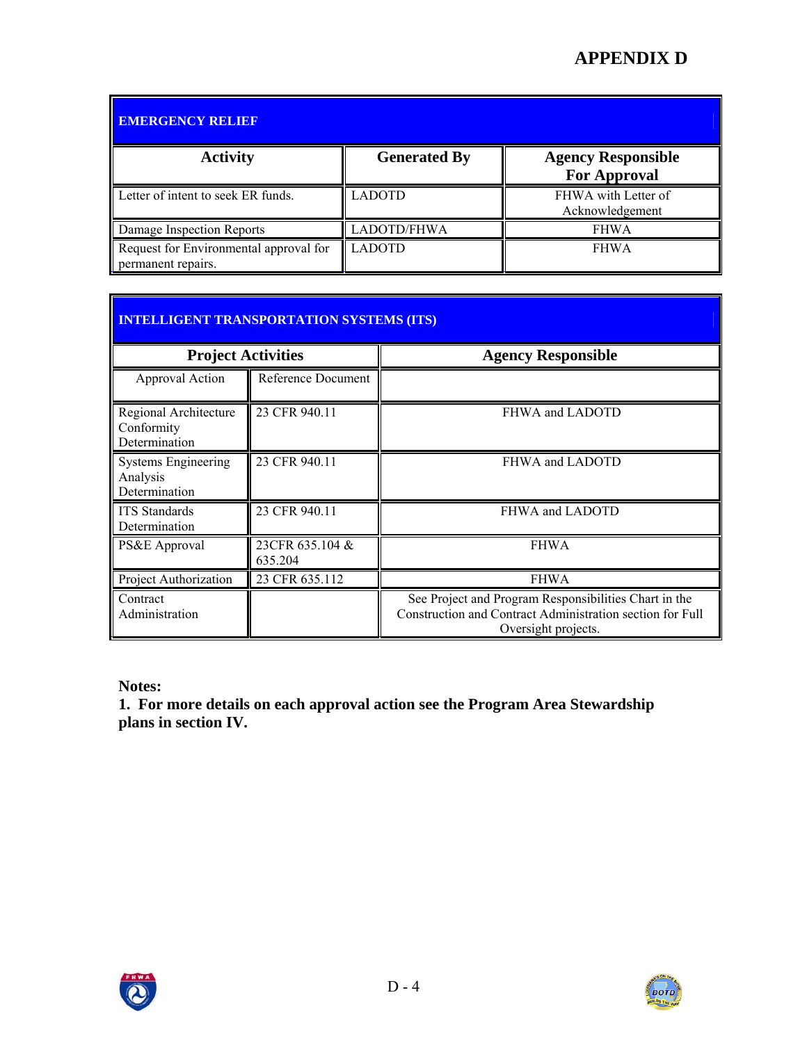# APPENDIX D

| EMERGENCY RELIEF | | |
|---|---|---|
| **Activity** | **Generated By** | **Agency Responsible For Approval** |
| Letter of intent to seek ER funds. | LADOTD | FHWA with Letter of Acknowledgement |
| Damage Inspection Reports | LADOTD/FHWA | FHWA |
| Request for Environmental approval for permanent repairs. | LADOTD | FHWA |

| INTELLIGENT TRANSPORTATION SYSTEMS (ITS) | | |
|---|---|---|
| **Project Activities** | | **Agency Responsible** |
| Approval Action | Reference Document | |
| Regional Architecture Conformity Determination | 23 CFR 940.11 | FHWA and LADOTD |
| Systems Engineering Analysis Determination | 23 CFR 940.11 | FHWA and LADOTD |
| ITS Standards Determination | 23 CFR 940.11 | FHWA and LADOTD |
| PS&E Approval | 23CFR 635.104 & 635.204 | FHWA |
| Project Authorization | 23 CFR 635.112 | FHWA |
| Contract Administration | | See Project and Program Responsibilities Chart in the Construction and Contract Administration section for Full Oversight projects. |

**Notes:**
**1. For more details on each approval action see the Program Area Stewardship plans in section IV.**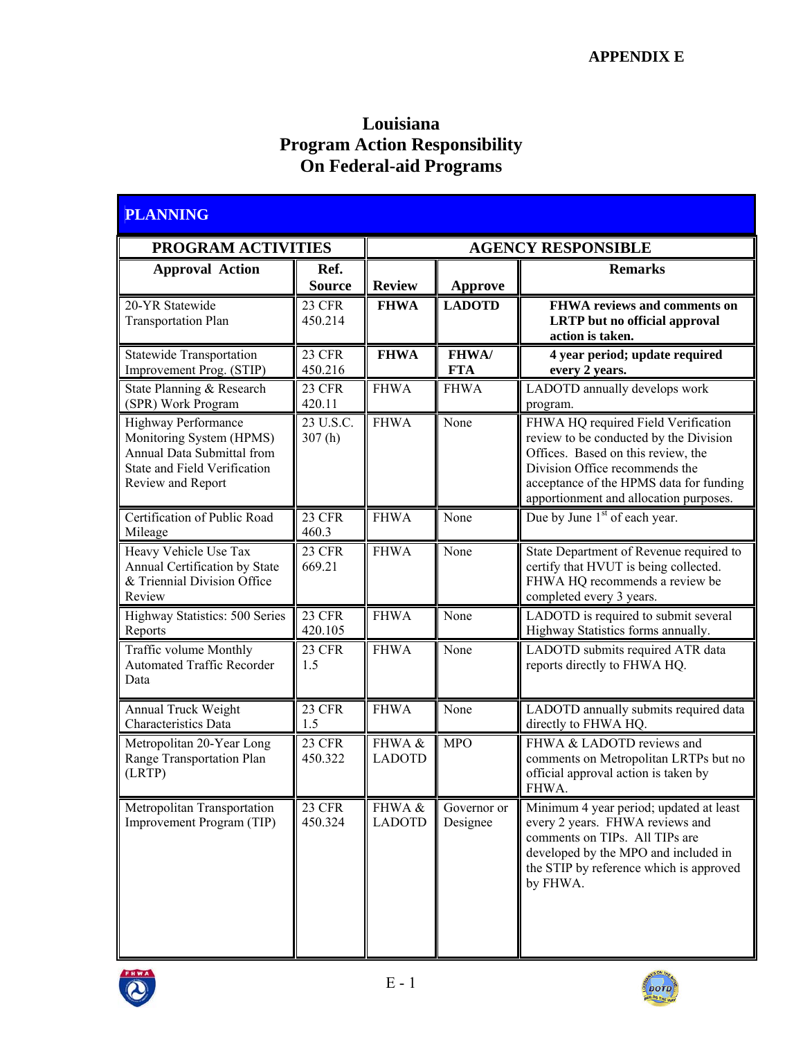**APPENDIX E**

# Louisiana
# Program Action Responsibility
# On Federal-aid Programs

## PLANNING

| PROGRAM ACTIVITIES | | AGENCY RESPONSIBLE | | |
|---|---|---|---|---|
| **Approval Action** | **Ref. Source** | **Review** | **Approve** | **Remarks** |
| 20-YR Statewide Transportation Plan | 23 CFR 450.214 | **FHWA** | **LADOTD** | **FHWA reviews and comments on LRTP but no official approval action is taken.** |
| Statewide Transportation Improvement Prog. (STIP) | 23 CFR 450.216 | **FHWA** | **FHWA/ FTA** | **4 year period; update required every 2 years.** |
| State Planning & Research (SPR) Work Program | 23 CFR 420.11 | FHWA | FHWA | LADOTD annually develops work program. |
| Highway Performance Monitoring System (HPMS) Annual Data Submittal from State and Field Verification Review and Report | 23 U.S.C. 307 (h) | FHWA | None | FHWA HQ required Field Verification review to be conducted by the Division Offices. Based on this review, the Division Office recommends the acceptance of the HPMS data for funding apportionment and allocation purposes. |
| Certification of Public Road Mileage | 23 CFR 460.3 | FHWA | None | Due by June 1st of each year. |
| Heavy Vehicle Use Tax Annual Certification by State & Triennial Division Office Review | 23 CFR 669.21 | FHWA | None | State Department of Revenue required to certify that HVUT is being collected. FHWA HQ recommends a review be completed every 3 years. |
| Highway Statistics: 500 Series Reports | 23 CFR 420.105 | FHWA | None | LADOTD is required to submit several Highway Statistics forms annually. |
| Traffic volume Monthly Automated Traffic Recorder Data | 23 CFR 1.5 | FHWA | None | LADOTD submits required ATR data reports directly to FHWA HQ. |
| Annual Truck Weight Characteristics Data | 23 CFR 1.5 | FHWA | None | LADOTD annually submits required data directly to FHWA HQ. |
| Metropolitan 20-Year Long Range Transportation Plan (LRTP) | 23 CFR 450.322 | FHWA & LADOTD | MPO | FHWA & LADOTD reviews and comments on Metropolitan LRTPs but no official approval action is taken by FHWA. |
| Metropolitan Transportation Improvement Program (TIP) | 23 CFR 450.324 | FHWA & LADOTD | Governor or Designee | Minimum 4 year period; updated at least every 2 years. FHWA reviews and comments on TIPs. All TIPs are developed by the MPO and included in the STIP by reference which is approved by FHWA. |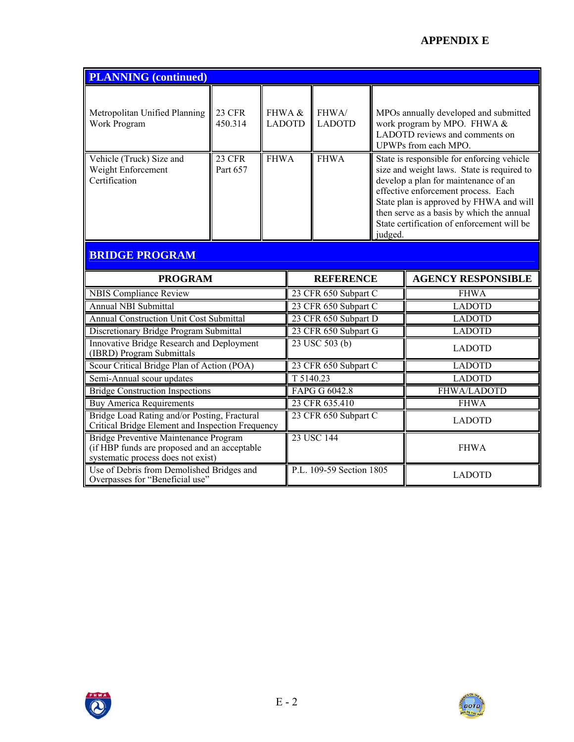## PLANNING (continued)

| | | | | |
|---|---|---|---|---|
| Metropolitan Unified Planning Work Program | 23 CFR 450.314 | FHWA & LADOTD | FHWA/ LADOTD | MPOs annually developed and submitted work program by MPO. FHWA & LADOTD reviews and comments on UPWPs from each MPO. |
| Vehicle (Truck) Size and Weight Enforcement Certification | 23 CFR Part 657 | FHWA | FHWA | State is responsible for enforcing vehicle size and weight laws. State is required to develop a plan for maintenance of an effective enforcement process. Each State plan is approved by FHWA and will then serve as a basis by which the annual State certification of enforcement will be judged. |

## BRIDGE PROGRAM

| PROGRAM | REFERENCE | AGENCY RESPONSIBLE |
|---|---|---|
| NBIS Compliance Review | 23 CFR 650 Subpart C | FHWA |
| Annual NBI Submittal | 23 CFR 650 Subpart C | LADOTD |
| Annual Construction Unit Cost Submittal | 23 CFR 650 Subpart D | LADOTD |
| Discretionary Bridge Program Submittal | 23 CFR 650 Subpart G | LADOTD |
| Innovative Bridge Research and Deployment (IBRD) Program Submittals | 23 USC 503 (b) | LADOTD |
| Scour Critical Bridge Plan of Action (POA) | 23 CFR 650 Subpart C | LADOTD |
| Semi-Annual scour updates | T 5140.23 | LADOTD |
| Bridge Construction Inspections | FAPG G 6042.8 | FHWA/LADOTD |
| Buy America Requirements | 23 CFR 635.410 | FHWA |
| Bridge Load Rating and/or Posting, Fractural Critical Bridge Element and Inspection Frequency | 23 CFR 650 Subpart C | LADOTD |
| Bridge Preventive Maintenance Program (if HBP funds are proposed and an acceptable systematic process does not exist) | 23 USC 144 | FHWA |
| Use of Debris from Demolished Bridges and Overpasses for "Beneficial use" | P.L. 109-59 Section 1805 | LADOTD |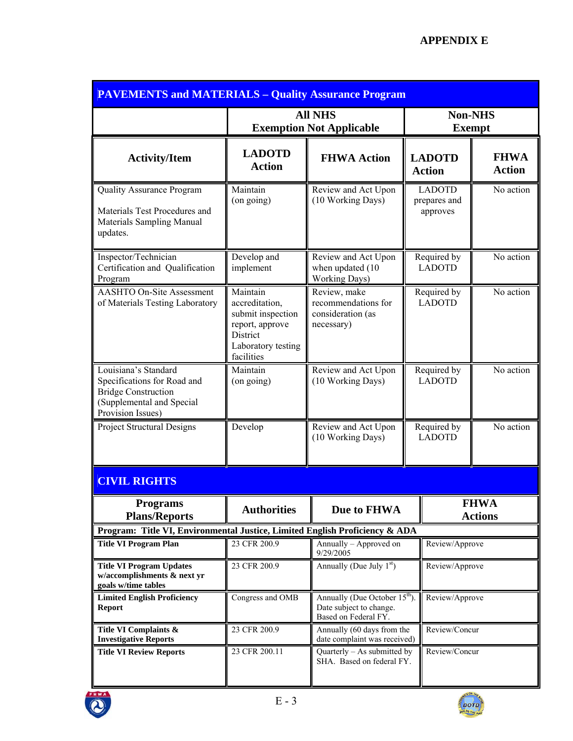## APPENDIX E

| PAVEMENTS and MATERIALS – Quality Assurance Program | | | | |
|---|---|---|---|---|
| | All NHS Exemption Not Applicable | | Non-NHS Exempt | |
| **Activity/Item** | **LADOTD Action** | **FHWA Action** | **LADOTD Action** | **FHWA Action** |
| Quality Assurance Program<br><br>Materials Test Procedures and Materials Sampling Manual updates. | Maintain (on going) | Review and Act Upon (10 Working Days) | LADOTD prepares and approves | No action |
| Inspector/Technician Certification and Qualification Program | Develop and implement | Review and Act Upon when updated (10 Working Days) | Required by LADOTD | No action |
| AASHTO On-Site Assessment of Materials Testing Laboratory | Maintain accreditation, submit inspection report, approve District Laboratory testing facilities | Review, make recommendations for consideration (as necessary) | Required by LADOTD | No action |
| Louisiana's Standard Specifications for Road and Bridge Construction (Supplemental and Special Provision Issues) | Maintain (on going) | Review and Act Upon (10 Working Days) | Required by LADOTD | No action |
| Project Structural Designs | Develop | Review and Act Upon (10 Working Days) | Required by LADOTD | No action |

| CIVIL RIGHTS | | | |
|---|---|---|---|
| **Programs Plans/Reports** | **Authorities** | **Due to FHWA** | **FHWA Actions** |
| **Program: Title VI, Environmental Justice, Limited English Proficiency & ADA** | | | |
| **Title VI Program Plan** | 23 CFR 200.9 | Annually – Approved on 9/29/2005 | Review/Approve |
| **Title VI Program Updates w/accomplishments & next yr goals w/time tables** | 23 CFR 200.9 | Annually (Due July 1st) | Review/Approve |
| **Limited English Proficiency Report** | Congress and OMB | Annually (Due October 15th). Date subject to change. Based on Federal FY. | Review/Approve |
| **Title VI Complaints & Investigative Reports** | 23 CFR 200.9 | Annually (60 days from the date complaint was received) | Review/Concur |
| **Title VI Review Reports** | 23 CFR 200.11 | Quarterly – As submitted by SHA. Based on federal FY. | Review/Concur |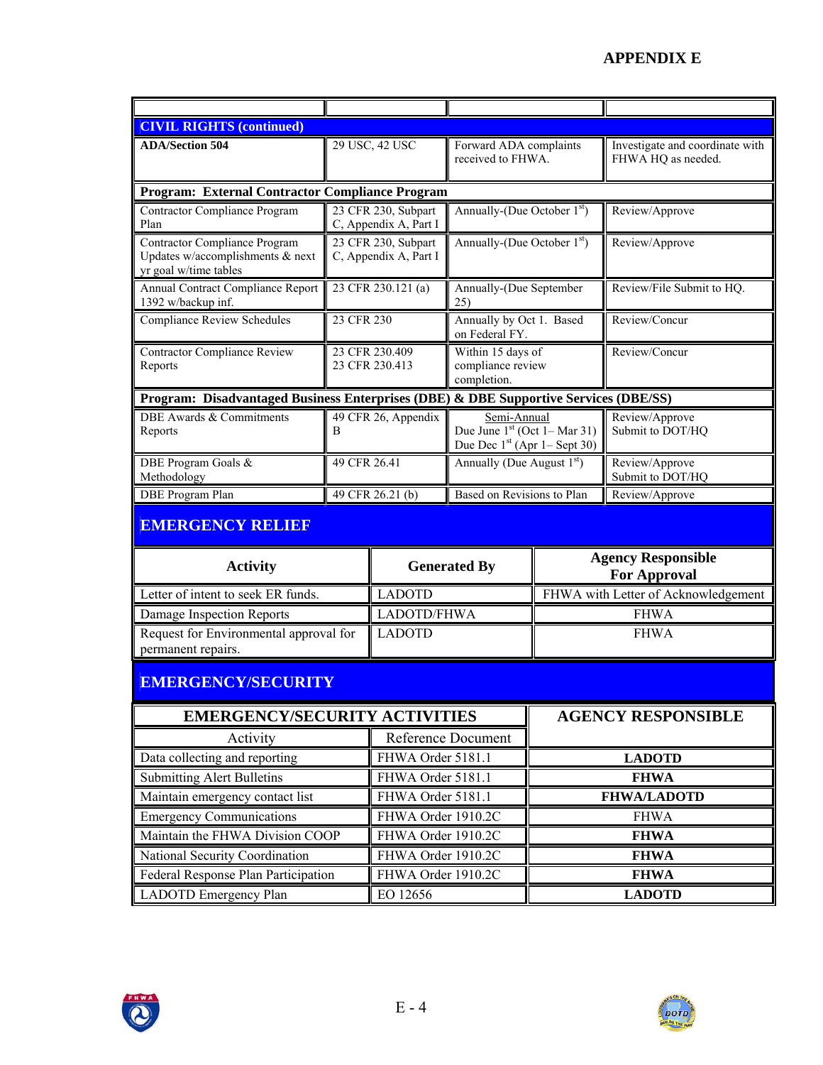# APPENDIX E

| | | | |
|---|---|---|---|
| **CIVIL RIGHTS (continued)** | | | |
| **ADA/Section 504** | 29 USC, 42 USC | Forward ADA complaints received to FHWA. | Investigate and coordinate with FHWA HQ as needed. |
| **Program: External Contractor Compliance Program** | | | |
| Contractor Compliance Program Plan | 23 CFR 230, Subpart C, Appendix A, Part I | Annually-(Due October 1st) | Review/Approve |
| Contractor Compliance Program Updates w/accomplishments & next yr goal w/time tables | 23 CFR 230, Subpart C, Appendix A, Part I | Annually-(Due October 1st) | Review/Approve |
| Annual Contract Compliance Report 1392 w/backup inf. | 23 CFR 230.121 (a) | Annually-(Due September 25) | Review/File Submit to HQ. |
| Compliance Review Schedules | 23 CFR 230 | Annually by Oct 1. Based on Federal FY. | Review/Concur |
| Contractor Compliance Review Reports | 23 CFR 230.409<br>23 CFR 230.413 | Within 15 days of compliance review completion. | Review/Concur |
| **Program: Disadvantaged Business Enterprises (DBE) & DBE Supportive Services (DBE/SS)** | | | |
| DBE Awards & Commitments Reports | 49 CFR 26, Appendix B | Semi-Annual<br>Due June 1st (Oct 1– Mar 31)<br>Due Dec 1st (Apr 1– Sept 30) | Review/Approve<br>Submit to DOT/HQ |
| DBE Program Goals & Methodology | 49 CFR 26.41 | Annually (Due August 1st) | Review/Approve<br>Submit to DOT/HQ |
| DBE Program Plan | 49 CFR 26.21 (b) | Based on Revisions to Plan | Review/Approve |

## EMERGENCY RELIEF

| Activity | Generated By | Agency Responsible For Approval |
|---|---|---|
| Letter of intent to seek ER funds. | LADOTD | FHWA with Letter of Acknowledgement |
| Damage Inspection Reports | LADOTD/FHWA | FHWA |
| Request for Environmental approval for permanent repairs. | LADOTD | FHWA |

## EMERGENCY/SECURITY

| EMERGENCY/SECURITY ACTIVITIES | | AGENCY RESPONSIBLE |
|---|---|---|
| Activity | Reference Document | |
| Data collecting and reporting | FHWA Order 5181.1 | **LADOTD** |
| Submitting Alert Bulletins | FHWA Order 5181.1 | **FHWA** |
| Maintain emergency contact list | FHWA Order 5181.1 | **FHWA/LADOTD** |
| Emergency Communications | FHWA Order 1910.2C | FHWA |
| Maintain the FHWA Division COOP | FHWA Order 1910.2C | **FHWA** |
| National Security Coordination | FHWA Order 1910.2C | **FHWA** |
| Federal Response Plan Participation | FHWA Order 1910.2C | **FHWA** |
| LADOTD Emergency Plan | EO 12656 | **LADOTD** |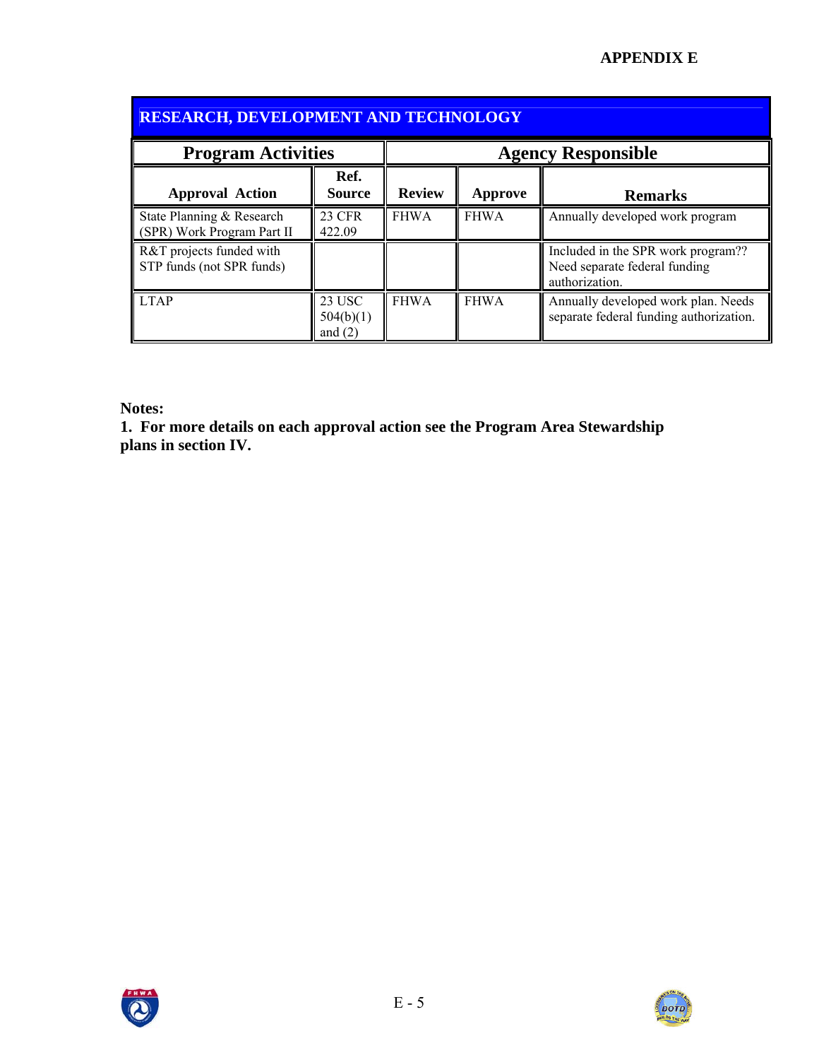## APPENDIX E

| RESEARCH, DEVELOPMENT AND TECHNOLOGY | | | | |
|---|---|---|---|---|
| **Program Activities** | | **Agency Responsible** | | |
| **Approval Action** | **Ref. Source** | **Review** | **Approve** | **Remarks** |
| State Planning & Research (SPR) Work Program Part II | 23 CFR 422.09 | FHWA | FHWA | Annually developed work program |
| R&T projects funded with STP funds (not SPR funds) | | | | Included in the SPR work program?? Need separate federal funding authorization. |
| LTAP | 23 USC 504(b)(1) and (2) | FHWA | FHWA | Annually developed work plan. Needs separate federal funding authorization. |

**Notes:**

**1. For more details on each approval action see the Program Area Stewardship plans in section IV.**